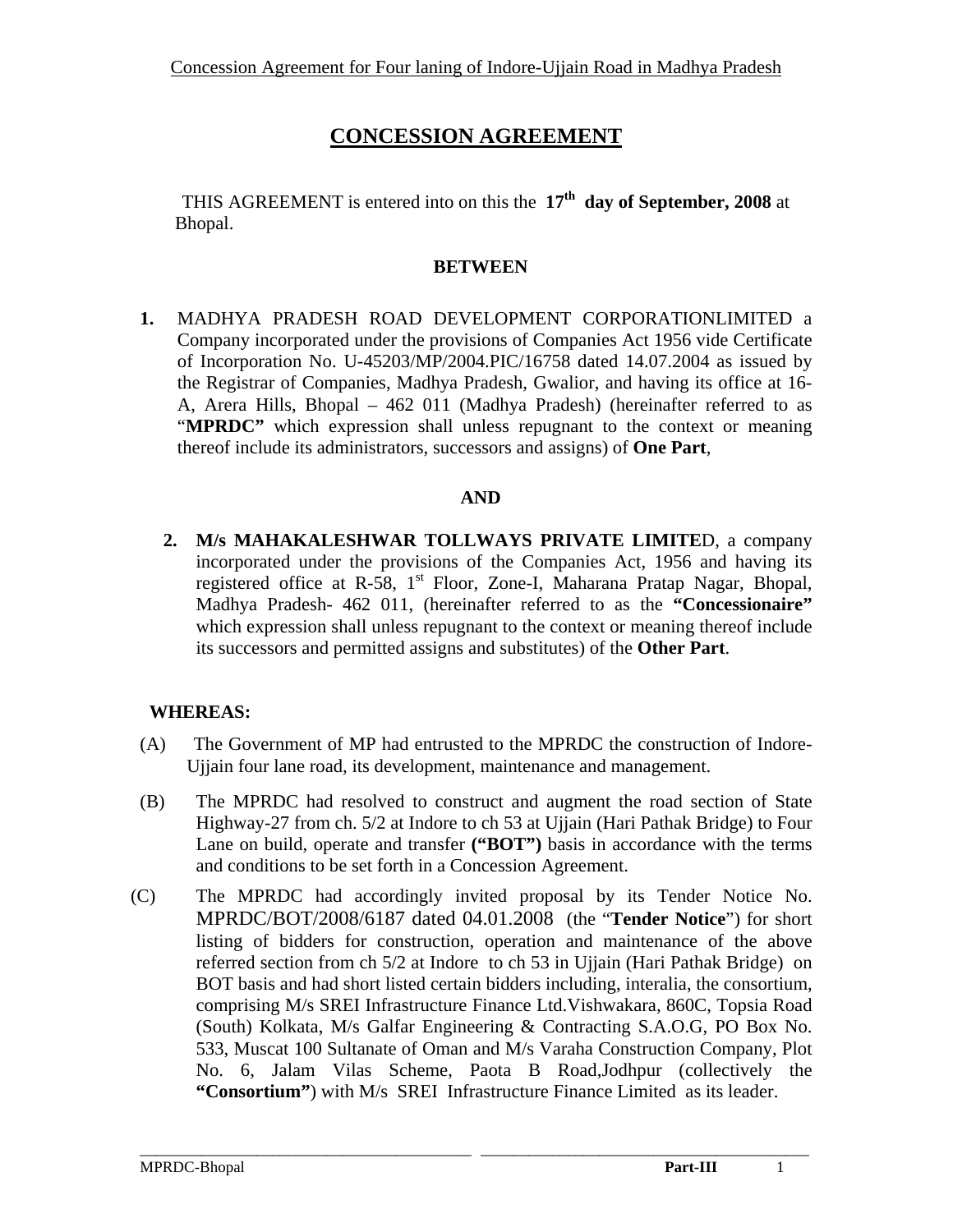# CONCESSION AGREEMENT

THIS AGREEMENT is entered into on this the **17th day of September, 2008** at Bhopal.

**BETWEEN**

1. MADHYA PRADESH ROAD DEVELOPMENT CORPORATIONLIMITED a Company incorporated under the provisions of Companies Act 1956 vide Certificate of Incorporation No. U-45203/MP/2004.PIC/16758 dated 14.07.2004 as issued by the Registrar of Companies, Madhya Pradesh, Gwalior, and having its office at 16-A, Arera Hills, Bhopal – 462 011 (Madhya Pradesh) (hereinafter referred to as "**MPRDC"** which expression shall unless repugnant to the context or meaning thereof include its administrators, successors and assigns) of **One Part**,

**AND**

2. **M/s MAHAKALESHWAR TOLLWAYS PRIVATE LIMITE**D, a company incorporated under the provisions of the Companies Act, 1956 and having its registered office at R-58, 1st Floor, Zone-I, Maharana Pratap Nagar, Bhopal, Madhya Pradesh- 462 011, (hereinafter referred to as the **"Concessionaire"** which expression shall unless repugnant to the context or meaning thereof include its successors and permitted assigns and substitutes) of the **Other Part**.

**WHEREAS:**

(A) The Government of MP had entrusted to the MPRDC the construction of Indore-Ujjain four lane road, its development, maintenance and management.

(B) The MPRDC had resolved to construct and augment the road section of State Highway-27 from ch. 5/2 at Indore to ch 53 at Ujjain (Hari Pathak Bridge) to Four Lane on build, operate and transfer **("BOT")** basis in accordance with the terms and conditions to be set forth in a Concession Agreement.

(C) The MPRDC had accordingly invited proposal by its Tender Notice No. MPRDC/BOT/2008/6187 dated 04.01.2008 (the "**Tender Notice**") for short listing of bidders for construction, operation and maintenance of the above referred section from ch 5/2 at Indore to ch 53 in Ujjain (Hari Pathak Bridge) on BOT basis and had short listed certain bidders including, interalia, the consortium, comprising M/s SREI Infrastructure Finance Ltd.Vishwakara, 860C, Topsia Road (South) Kolkata, M/s Galfar Engineering & Contracting S.A.O.G, PO Box No. 533, Muscat 100 Sultanate of Oman and M/s Varaha Construction Company, Plot No. 6, Jalam Vilas Scheme, Paota B Road,Jodhpur (collectively the **"Consortium"**) with M/s SREI Infrastructure Finance Limited as its leader.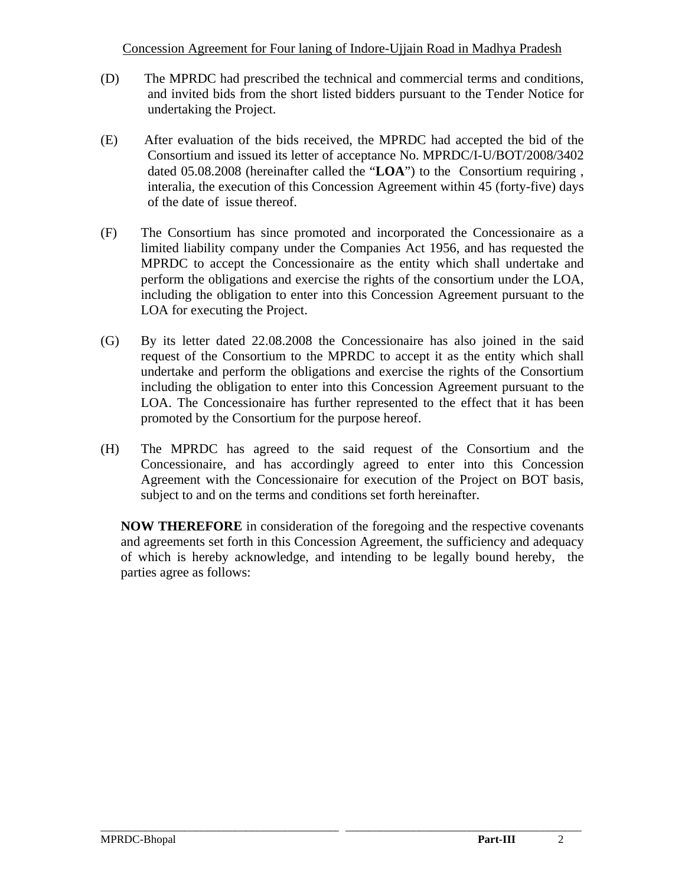(D) The MPRDC had prescribed the technical and commercial terms and conditions, and invited bids from the short listed bidders pursuant to the Tender Notice for undertaking the Project.

(E) After evaluation of the bids received, the MPRDC had accepted the bid of the Consortium and issued its letter of acceptance No. MPRDC/I-U/BOT/2008/3402 dated 05.08.2008 (hereinafter called the "**LOA**") to the Consortium requiring , interalia, the execution of this Concession Agreement within 45 (forty-five) days of the date of issue thereof.

(F) The Consortium has since promoted and incorporated the Concessionaire as a limited liability company under the Companies Act 1956, and has requested the MPRDC to accept the Concessionaire as the entity which shall undertake and perform the obligations and exercise the rights of the consortium under the LOA, including the obligation to enter into this Concession Agreement pursuant to the LOA for executing the Project.

(G) By its letter dated 22.08.2008 the Concessionaire has also joined in the said request of the Consortium to the MPRDC to accept it as the entity which shall undertake and perform the obligations and exercise the rights of the Consortium including the obligation to enter into this Concession Agreement pursuant to the LOA. The Concessionaire has further represented to the effect that it has been promoted by the Consortium for the purpose hereof.

(H) The MPRDC has agreed to the said request of the Consortium and the Concessionaire, and has accordingly agreed to enter into this Concession Agreement with the Concessionaire for execution of the Project on BOT basis, subject to and on the terms and conditions set forth hereinafter.

**NOW THEREFORE** in consideration of the foregoing and the respective covenants and agreements set forth in this Concession Agreement, the sufficiency and adequacy of which is hereby acknowledge, and intending to be legally bound hereby, the parties agree as follows: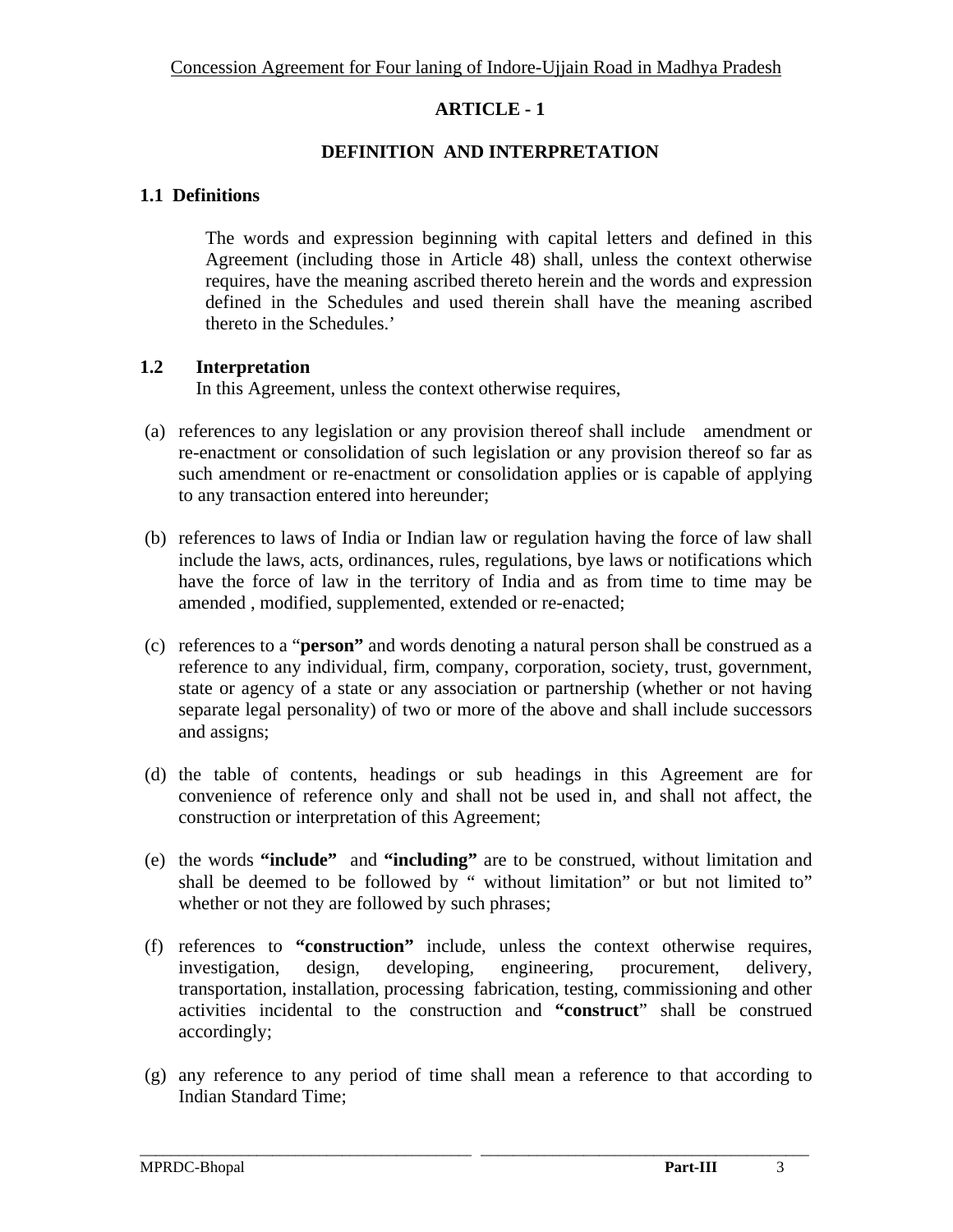# ARTICLE - 1

## DEFINITION AND INTERPRETATION

### 1.1 Definitions

The words and expression beginning with capital letters and defined in this Agreement (including those in Article 48) shall, unless the context otherwise requires, have the meaning ascribed thereto herein and the words and expression defined in the Schedules and used therein shall have the meaning ascribed thereto in the Schedules.'

### 1.2 Interpretation

In this Agreement, unless the context otherwise requires,

(a) references to any legislation or any provision thereof shall include amendment or re-enactment or consolidation of such legislation or any provision thereof so far as such amendment or re-enactment or consolidation applies or is capable of applying to any transaction entered into hereunder;

(b) references to laws of India or Indian law or regulation having the force of law shall include the laws, acts, ordinances, rules, regulations, bye laws or notifications which have the force of law in the territory of India and as from time to time may be amended , modified, supplemented, extended or re-enacted;

(c) references to a "**person"** and words denoting a natural person shall be construed as a reference to any individual, firm, company, corporation, society, trust, government, state or agency of a state or any association or partnership (whether or not having separate legal personality) of two or more of the above and shall include successors and assigns;

(d) the table of contents, headings or sub headings in this Agreement are for convenience of reference only and shall not be used in, and shall not affect, the construction or interpretation of this Agreement;

(e) the words **"include"** and **"including"** are to be construed, without limitation and shall be deemed to be followed by " without limitation" or but not limited to" whether or not they are followed by such phrases;

(f) references to **"construction"** include, unless the context otherwise requires, investigation, design, developing, engineering, procurement, delivery, transportation, installation, processing fabrication, testing, commissioning and other activities incidental to the construction and **"construct**" shall be construed accordingly;

(g) any reference to any period of time shall mean a reference to that according to Indian Standard Time;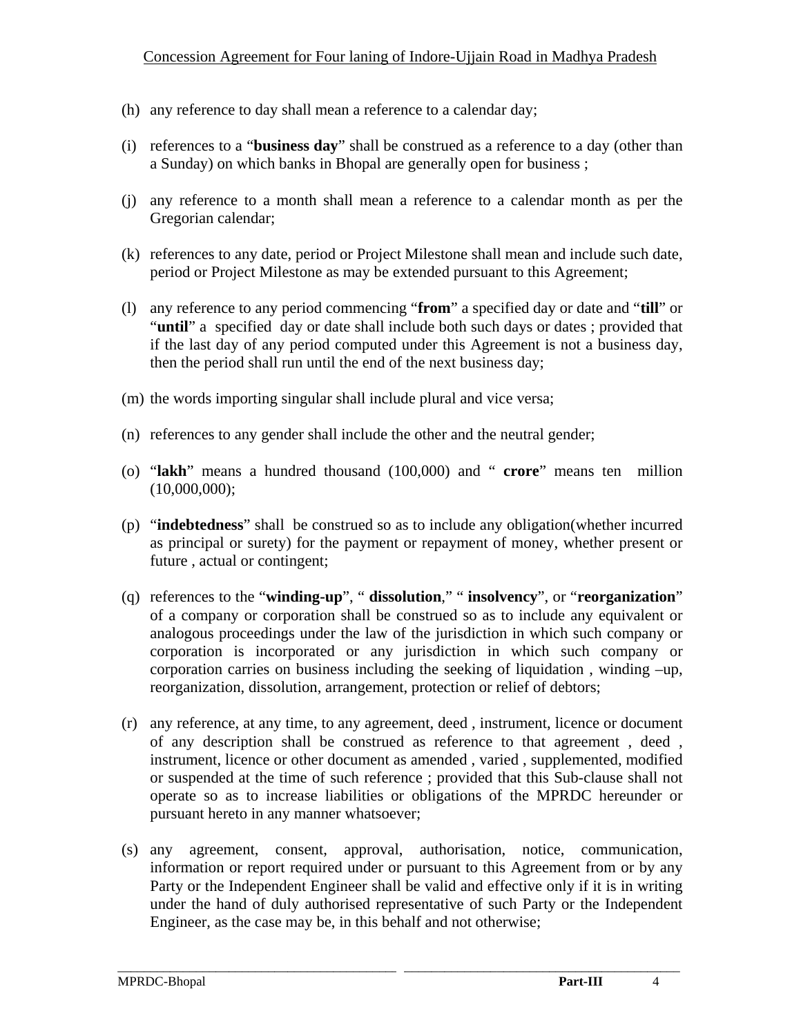(h) any reference to day shall mean a reference to a calendar day;

(i) references to a "**business day**" shall be construed as a reference to a day (other than a Sunday) on which banks in Bhopal are generally open for business ;

(j) any reference to a month shall mean a reference to a calendar month as per the Gregorian calendar;

(k) references to any date, period or Project Milestone shall mean and include such date, period or Project Milestone as may be extended pursuant to this Agreement;

(l) any reference to any period commencing "**from**" a specified day or date and "**till**" or "**until**" a specified day or date shall include both such days or dates ; provided that if the last day of any period computed under this Agreement is not a business day, then the period shall run until the end of the next business day;

(m) the words importing singular shall include plural and vice versa;

(n) references to any gender shall include the other and the neutral gender;

(o) "**lakh**" means a hundred thousand (100,000) and " **crore**" means ten million (10,000,000);

(p) "**indebtedness**" shall be construed so as to include any obligation(whether incurred as principal or surety) for the payment or repayment of money, whether present or future , actual or contingent;

(q) references to the "**winding-up**", " **dissolution**," " **insolvency**", or "**reorganization**" of a company or corporation shall be construed so as to include any equivalent or analogous proceedings under the law of the jurisdiction in which such company or corporation is incorporated or any jurisdiction in which such company or corporation carries on business including the seeking of liquidation , winding –up, reorganization, dissolution, arrangement, protection or relief of debtors;

(r) any reference, at any time, to any agreement, deed , instrument, licence or document of any description shall be construed as reference to that agreement , deed , instrument, licence or other document as amended , varied , supplemented, modified or suspended at the time of such reference ; provided that this Sub-clause shall not operate so as to increase liabilities or obligations of the MPRDC hereunder or pursuant hereto in any manner whatsoever;

(s) any agreement, consent, approval, authorisation, notice, communication, information or report required under or pursuant to this Agreement from or by any Party or the Independent Engineer shall be valid and effective only if it is in writing under the hand of duly authorised representative of such Party or the Independent Engineer, as the case may be, in this behalf and not otherwise;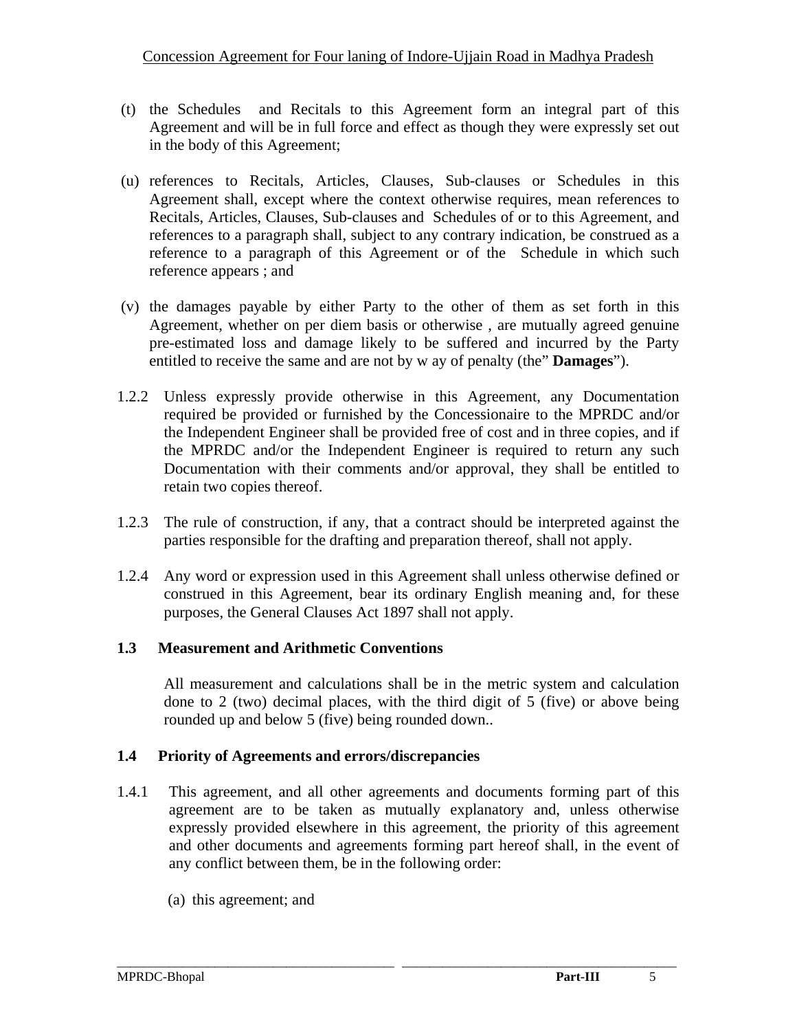(t) the Schedules and Recitals to this Agreement form an integral part of this Agreement and will be in full force and effect as though they were expressly set out in the body of this Agreement;

(u) references to Recitals, Articles, Clauses, Sub-clauses or Schedules in this Agreement shall, except where the context otherwise requires, mean references to Recitals, Articles, Clauses, Sub-clauses and Schedules of or to this Agreement, and references to a paragraph shall, subject to any contrary indication, be construed as a reference to a paragraph of this Agreement or of the Schedule in which such reference appears ; and

(v) the damages payable by either Party to the other of them as set forth in this Agreement, whether on per diem basis or otherwise , are mutually agreed genuine pre-estimated loss and damage likely to be suffered and incurred by the Party entitled to receive the same and are not by w ay of penalty (the" **Damages**").

1.2.2 Unless expressly provide otherwise in this Agreement, any Documentation required be provided or furnished by the Concessionaire to the MPRDC and/or the Independent Engineer shall be provided free of cost and in three copies, and if the MPRDC and/or the Independent Engineer is required to return any such Documentation with their comments and/or approval, they shall be entitled to retain two copies thereof.

1.2.3 The rule of construction, if any, that a contract should be interpreted against the parties responsible for the drafting and preparation thereof, shall not apply.

1.2.4 Any word or expression used in this Agreement shall unless otherwise defined or construed in this Agreement, bear its ordinary English meaning and, for these purposes, the General Clauses Act 1897 shall not apply.

**1.3 Measurement and Arithmetic Conventions**

All measurement and calculations shall be in the metric system and calculation done to 2 (two) decimal places, with the third digit of 5 (five) or above being rounded up and below 5 (five) being rounded down..

**1.4 Priority of Agreements and errors/discrepancies**

1.4.1 This agreement, and all other agreements and documents forming part of this agreement are to be taken as mutually explanatory and, unless otherwise expressly provided elsewhere in this agreement, the priority of this agreement and other documents and agreements forming part hereof shall, in the event of any conflict between them, be in the following order:

(a) this agreement; and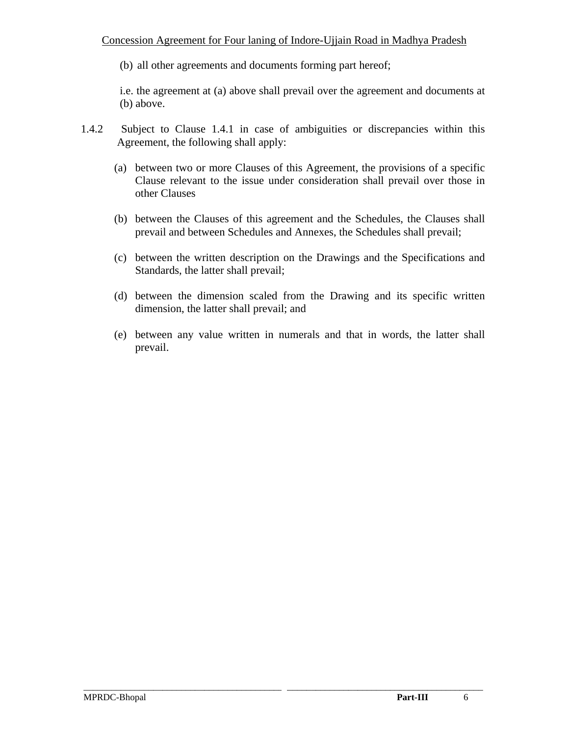(b) all other agreements and documents forming part hereof;

i.e. the agreement at (a) above shall prevail over the agreement and documents at (b) above.

1.4.2 Subject to Clause 1.4.1 in case of ambiguities or discrepancies within this Agreement, the following shall apply:

(a) between two or more Clauses of this Agreement, the provisions of a specific Clause relevant to the issue under consideration shall prevail over those in other Clauses

(b) between the Clauses of this agreement and the Schedules, the Clauses shall prevail and between Schedules and Annexes, the Schedules shall prevail;

(c) between the written description on the Drawings and the Specifications and Standards, the latter shall prevail;

(d) between the dimension scaled from the Drawing and its specific written dimension, the latter shall prevail; and

(e) between any value written in numerals and that in words, the latter shall prevail.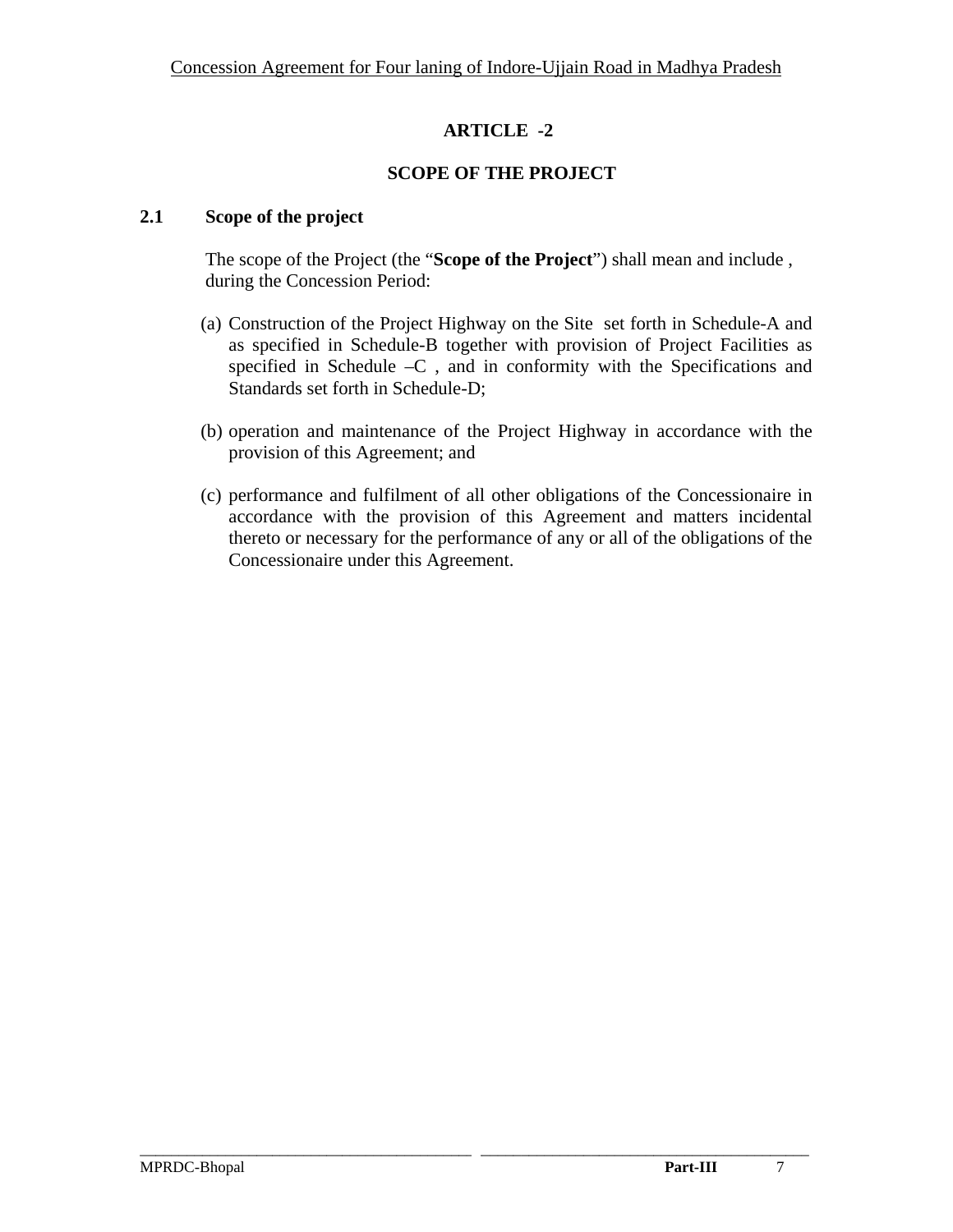# ARTICLE -2

## SCOPE OF THE PROJECT

### 2.1 Scope of the project

The scope of the Project (the "**Scope of the Project**") shall mean and include , during the Concession Period:

(a) Construction of the Project Highway on the Site set forth in Schedule-A and as specified in Schedule-B together with provision of Project Facilities as specified in Schedule –C , and in conformity with the Specifications and Standards set forth in Schedule-D;

(b) operation and maintenance of the Project Highway in accordance with the provision of this Agreement; and

(c) performance and fulfilment of all other obligations of the Concessionaire in accordance with the provision of this Agreement and matters incidental thereto or necessary for the performance of any or all of the obligations of the Concessionaire under this Agreement.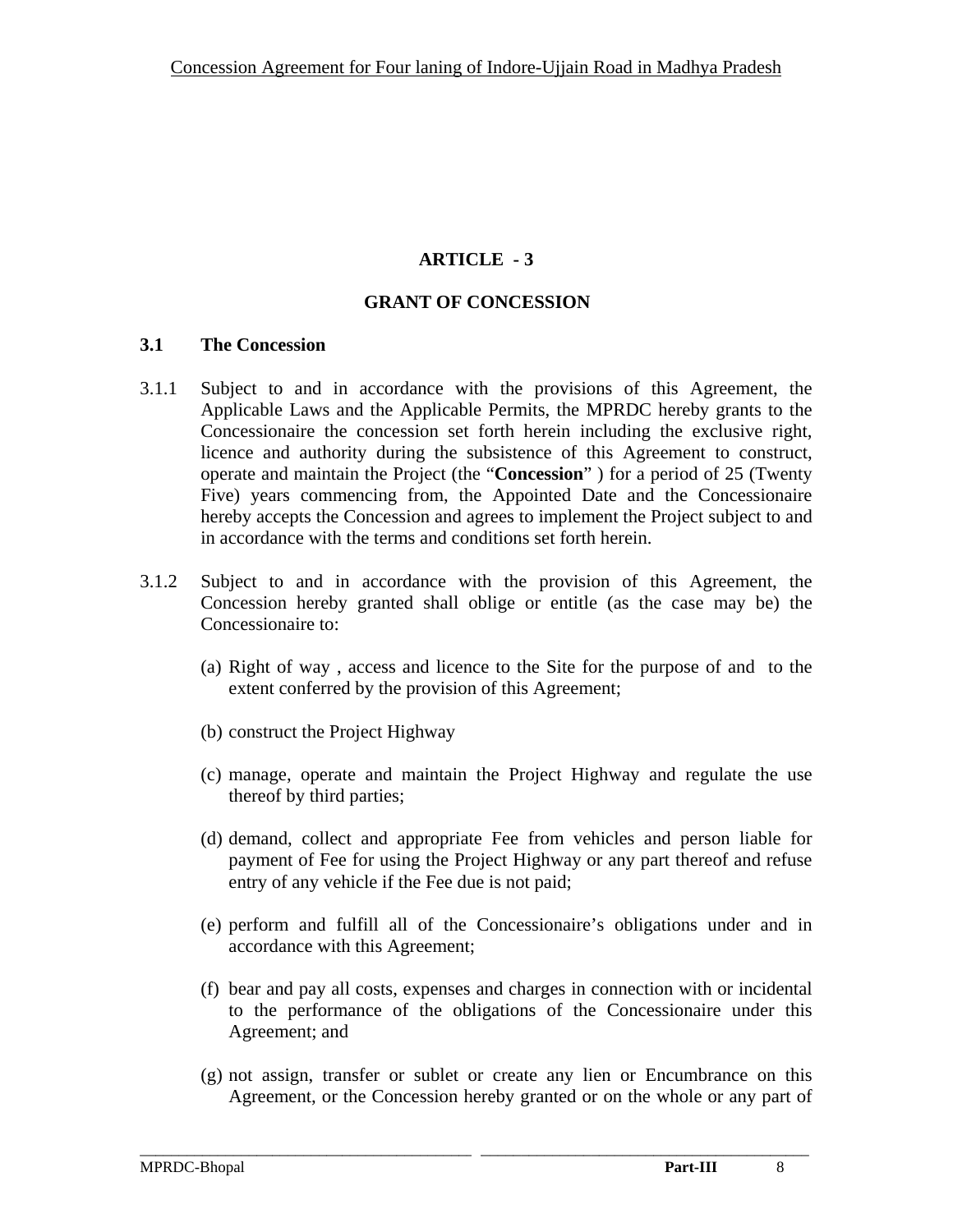# ARTICLE - 3

## GRANT OF CONCESSION

### 3.1 The Concession

3.1.1 Subject to and in accordance with the provisions of this Agreement, the Applicable Laws and the Applicable Permits, the MPRDC hereby grants to the Concessionaire the concession set forth herein including the exclusive right, licence and authority during the subsistence of this Agreement to construct, operate and maintain the Project (the "**Concession**" ) for a period of 25 (Twenty Five) years commencing from, the Appointed Date and the Concessionaire hereby accepts the Concession and agrees to implement the Project subject to and in accordance with the terms and conditions set forth herein.

3.1.2 Subject to and in accordance with the provision of this Agreement, the Concession hereby granted shall oblige or entitle (as the case may be) the Concessionaire to:

(a) Right of way , access and licence to the Site for the purpose of and to the extent conferred by the provision of this Agreement;

(b) construct the Project Highway

(c) manage, operate and maintain the Project Highway and regulate the use thereof by third parties;

(d) demand, collect and appropriate Fee from vehicles and person liable for payment of Fee for using the Project Highway or any part thereof and refuse entry of any vehicle if the Fee due is not paid;

(e) perform and fulfill all of the Concessionaire's obligations under and in accordance with this Agreement;

(f) bear and pay all costs, expenses and charges in connection with or incidental to the performance of the obligations of the Concessionaire under this Agreement; and

(g) not assign, transfer or sublet or create any lien or Encumbrance on this Agreement, or the Concession hereby granted or on the whole or any part of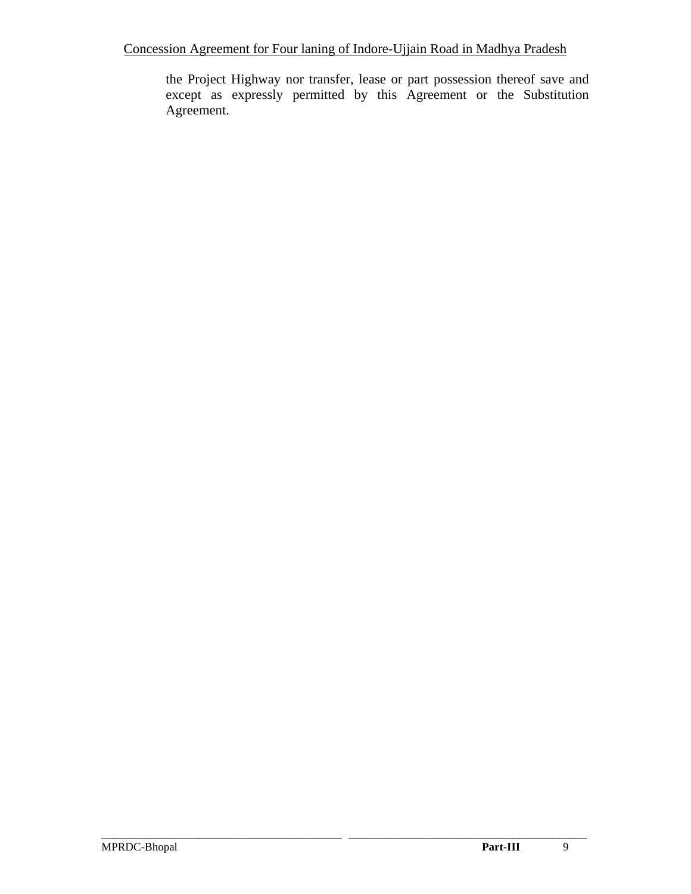the Project Highway nor transfer, lease or part possession thereof save and except as expressly permitted by this Agreement or the Substitution Agreement.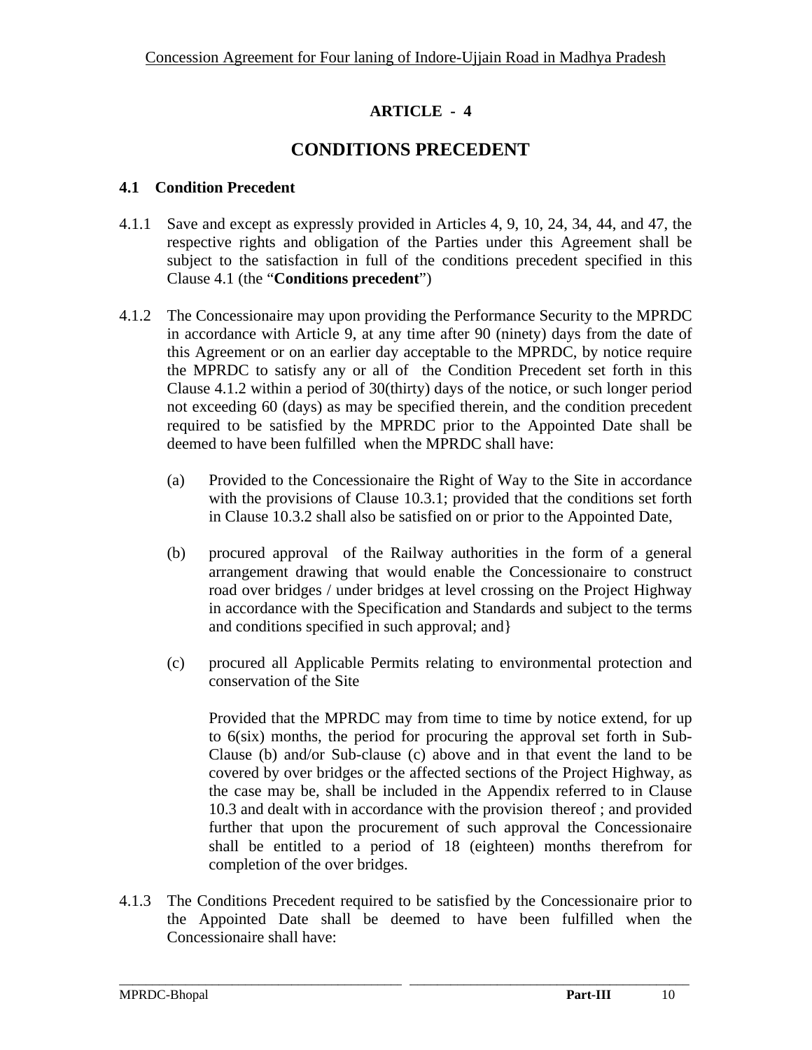# ARTICLE - 4

## CONDITIONS PRECEDENT

### 4.1 Condition Precedent

4.1.1 Save and except as expressly provided in Articles 4, 9, 10, 24, 34, 44, and 47, the respective rights and obligation of the Parties under this Agreement shall be subject to the satisfaction in full of the conditions precedent specified in this Clause 4.1 (the "**Conditions precedent**")

4.1.2 The Concessionaire may upon providing the Performance Security to the MPRDC in accordance with Article 9, at any time after 90 (ninety) days from the date of this Agreement or on an earlier day acceptable to the MPRDC, by notice require the MPRDC to satisfy any or all of the Condition Precedent set forth in this Clause 4.1.2 within a period of 30(thirty) days of the notice, or such longer period not exceeding 60 (days) as may be specified therein, and the condition precedent required to be satisfied by the MPRDC prior to the Appointed Date shall be deemed to have been fulfilled when the MPRDC shall have:

(a) Provided to the Concessionaire the Right of Way to the Site in accordance with the provisions of Clause 10.3.1; provided that the conditions set forth in Clause 10.3.2 shall also be satisfied on or prior to the Appointed Date,

(b) procured approval of the Railway authorities in the form of a general arrangement drawing that would enable the Concessionaire to construct road over bridges / under bridges at level crossing on the Project Highway in accordance with the Specification and Standards and subject to the terms and conditions specified in such approval; and}

(c) procured all Applicable Permits relating to environmental protection and conservation of the Site

Provided that the MPRDC may from time to time by notice extend, for up to 6(six) months, the period for procuring the approval set forth in Sub-Clause (b) and/or Sub-clause (c) above and in that event the land to be covered by over bridges or the affected sections of the Project Highway, as the case may be, shall be included in the Appendix referred to in Clause 10.3 and dealt with in accordance with the provision thereof ; and provided further that upon the procurement of such approval the Concessionaire shall be entitled to a period of 18 (eighteen) months therefrom for completion of the over bridges.

4.1.3 The Conditions Precedent required to be satisfied by the Concessionaire prior to the Appointed Date shall be deemed to have been fulfilled when the Concessionaire shall have: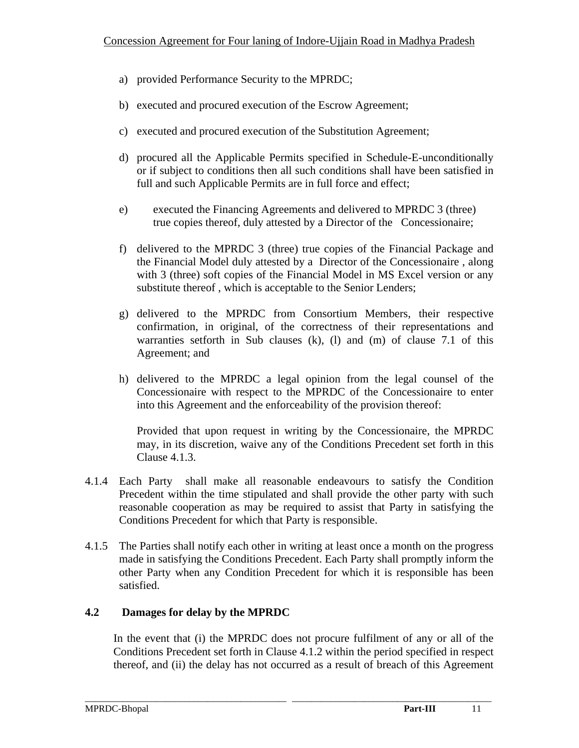a) provided Performance Security to the MPRDC;

b) executed and procured execution of the Escrow Agreement;

c) executed and procured execution of the Substitution Agreement;

d) procured all the Applicable Permits specified in Schedule-E-unconditionally or if subject to conditions then all such conditions shall have been satisfied in full and such Applicable Permits are in full force and effect;

e) executed the Financing Agreements and delivered to MPRDC 3 (three) true copies thereof, duly attested by a Director of the Concessionaire;

f) delivered to the MPRDC 3 (three) true copies of the Financial Package and the Financial Model duly attested by a Director of the Concessionaire , along with 3 (three) soft copies of the Financial Model in MS Excel version or any substitute thereof , which is acceptable to the Senior Lenders;

g) delivered to the MPRDC from Consortium Members, their respective confirmation, in original, of the correctness of their representations and warranties setforth in Sub clauses (k), (l) and (m) of clause 7.1 of this Agreement; and

h) delivered to the MPRDC a legal opinion from the legal counsel of the Concessionaire with respect to the MPRDC of the Concessionaire to enter into this Agreement and the enforceability of the provision thereof:

Provided that upon request in writing by the Concessionaire, the MPRDC may, in its discretion, waive any of the Conditions Precedent set forth in this Clause 4.1.3.

4.1.4 Each Party shall make all reasonable endeavours to satisfy the Condition Precedent within the time stipulated and shall provide the other party with such reasonable cooperation as may be required to assist that Party in satisfying the Conditions Precedent for which that Party is responsible.

4.1.5 The Parties shall notify each other in writing at least once a month on the progress made in satisfying the Conditions Precedent. Each Party shall promptly inform the other Party when any Condition Precedent for which it is responsible has been satisfied.

### 4.2 Damages for delay by the MPRDC

In the event that (i) the MPRDC does not procure fulfilment of any or all of the Conditions Precedent set forth in Clause 4.1.2 within the period specified in respect thereof, and (ii) the delay has not occurred as a result of breach of this Agreement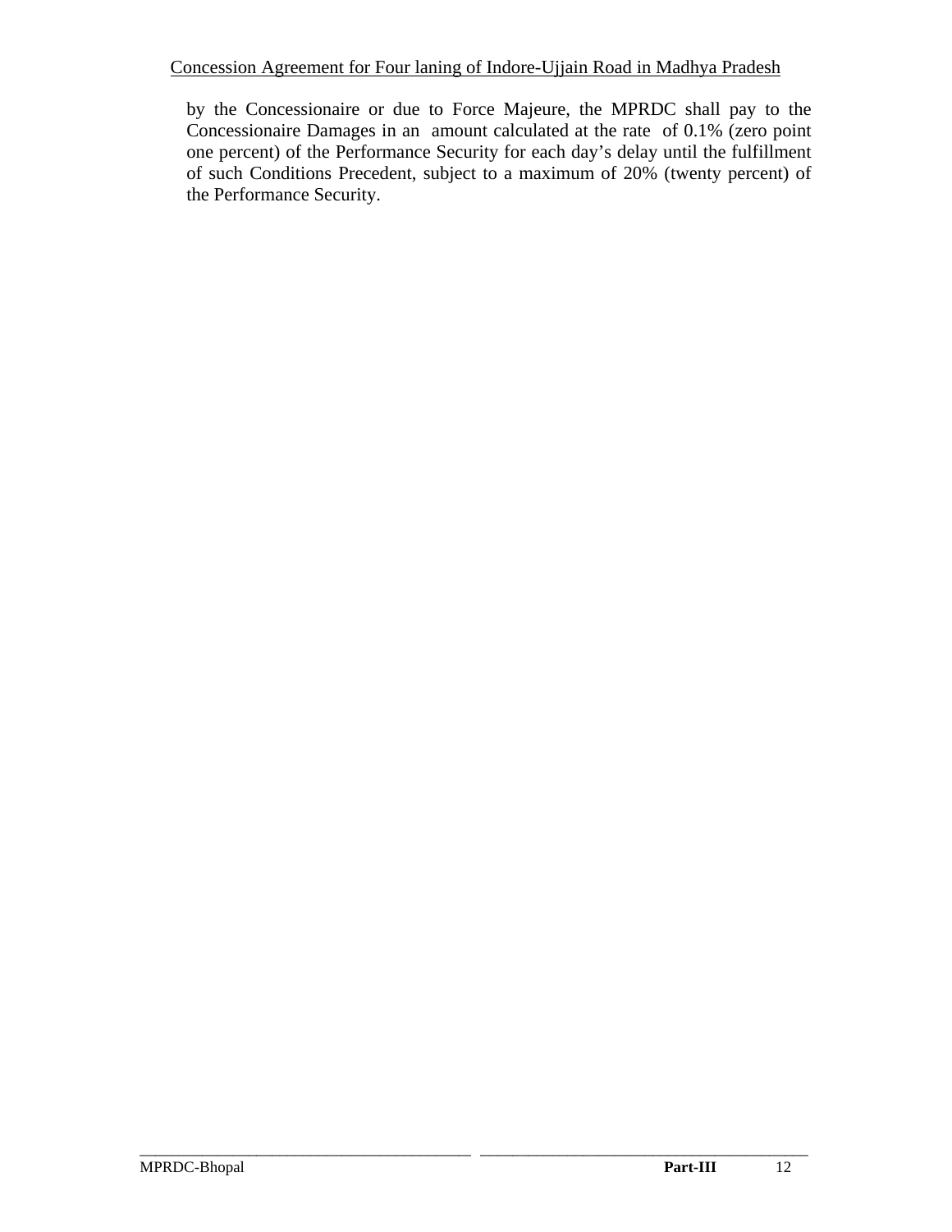by the Concessionaire or due to Force Majeure, the MPRDC shall pay to the Concessionaire Damages in an amount calculated at the rate of 0.1% (zero point one percent) of the Performance Security for each day's delay until the fulfillment of such Conditions Precedent, subject to a maximum of 20% (twenty percent) of the Performance Security.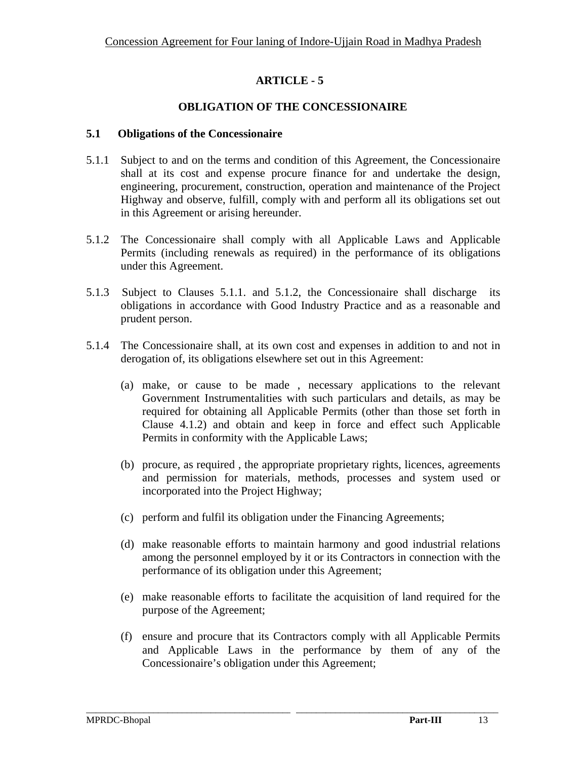# ARTICLE - 5

## OBLIGATION OF THE CONCESSIONAIRE

### 5.1 Obligations of the Concessionaire

5.1.1 Subject to and on the terms and condition of this Agreement, the Concessionaire shall at its cost and expense procure finance for and undertake the design, engineering, procurement, construction, operation and maintenance of the Project Highway and observe, fulfill, comply with and perform all its obligations set out in this Agreement or arising hereunder.

5.1.2 The Concessionaire shall comply with all Applicable Laws and Applicable Permits (including renewals as required) in the performance of its obligations under this Agreement.

5.1.3 Subject to Clauses 5.1.1. and 5.1.2, the Concessionaire shall discharge its obligations in accordance with Good Industry Practice and as a reasonable and prudent person.

5.1.4 The Concessionaire shall, at its own cost and expenses in addition to and not in derogation of, its obligations elsewhere set out in this Agreement:

(a) make, or cause to be made , necessary applications to the relevant Government Instrumentalities with such particulars and details, as may be required for obtaining all Applicable Permits (other than those set forth in Clause 4.1.2) and obtain and keep in force and effect such Applicable Permits in conformity with the Applicable Laws;

(b) procure, as required , the appropriate proprietary rights, licences, agreements and permission for materials, methods, processes and system used or incorporated into the Project Highway;

(c) perform and fulfil its obligation under the Financing Agreements;

(d) make reasonable efforts to maintain harmony and good industrial relations among the personnel employed by it or its Contractors in connection with the performance of its obligation under this Agreement;

(e) make reasonable efforts to facilitate the acquisition of land required for the purpose of the Agreement;

(f) ensure and procure that its Contractors comply with all Applicable Permits and Applicable Laws in the performance by them of any of the Concessionaire's obligation under this Agreement;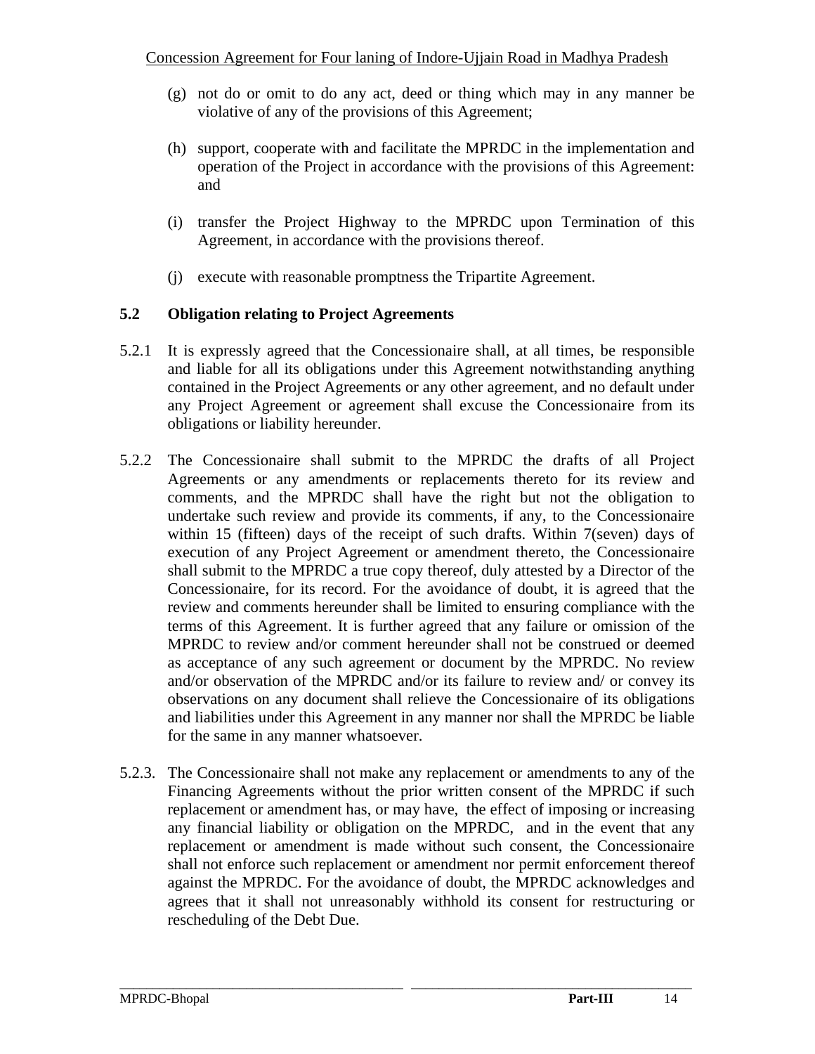(g) not do or omit to do any act, deed or thing which may in any manner be violative of any of the provisions of this Agreement;

(h) support, cooperate with and facilitate the MPRDC in the implementation and operation of the Project in accordance with the provisions of this Agreement: and

(i) transfer the Project Highway to the MPRDC upon Termination of this Agreement, in accordance with the provisions thereof.

(j) execute with reasonable promptness the Tripartite Agreement.

## 5.2 Obligation relating to Project Agreements

5.2.1 It is expressly agreed that the Concessionaire shall, at all times, be responsible and liable for all its obligations under this Agreement notwithstanding anything contained in the Project Agreements or any other agreement, and no default under any Project Agreement or agreement shall excuse the Concessionaire from its obligations or liability hereunder.

5.2.2 The Concessionaire shall submit to the MPRDC the drafts of all Project Agreements or any amendments or replacements thereto for its review and comments, and the MPRDC shall have the right but not the obligation to undertake such review and provide its comments, if any, to the Concessionaire within 15 (fifteen) days of the receipt of such drafts. Within 7(seven) days of execution of any Project Agreement or amendment thereto, the Concessionaire shall submit to the MPRDC a true copy thereof, duly attested by a Director of the Concessionaire, for its record. For the avoidance of doubt, it is agreed that the review and comments hereunder shall be limited to ensuring compliance with the terms of this Agreement. It is further agreed that any failure or omission of the MPRDC to review and/or comment hereunder shall not be construed or deemed as acceptance of any such agreement or document by the MPRDC. No review and/or observation of the MPRDC and/or its failure to review and/ or convey its observations on any document shall relieve the Concessionaire of its obligations and liabilities under this Agreement in any manner nor shall the MPRDC be liable for the same in any manner whatsoever.

5.2.3. The Concessionaire shall not make any replacement or amendments to any of the Financing Agreements without the prior written consent of the MPRDC if such replacement or amendment has, or may have, the effect of imposing or increasing any financial liability or obligation on the MPRDC, and in the event that any replacement or amendment is made without such consent, the Concessionaire shall not enforce such replacement or amendment nor permit enforcement thereof against the MPRDC. For the avoidance of doubt, the MPRDC acknowledges and agrees that it shall not unreasonably withhold its consent for restructuring or rescheduling of the Debt Due.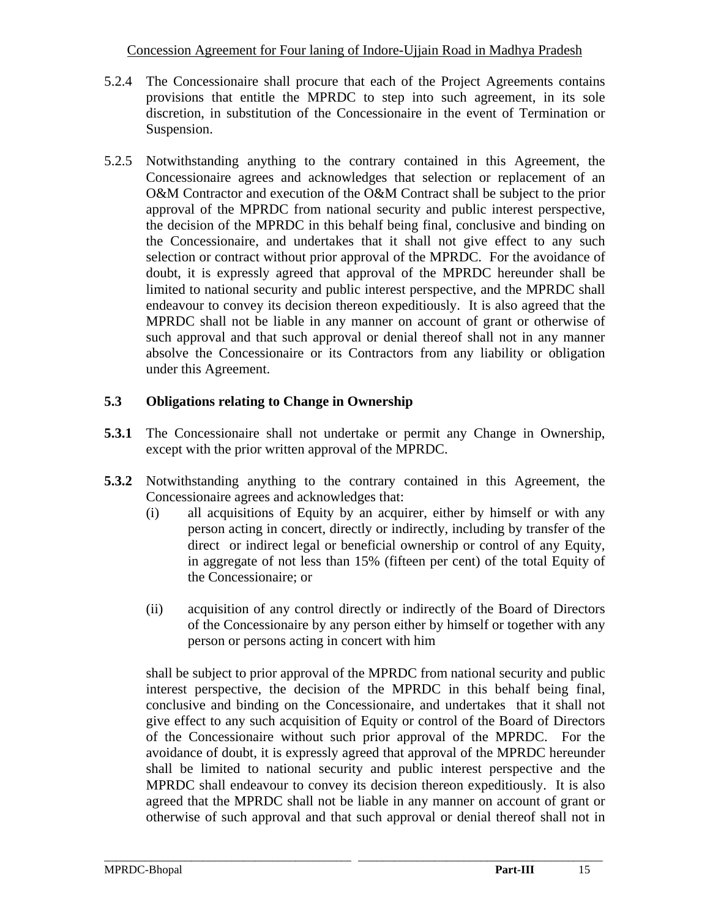5.2.4 The Concessionaire shall procure that each of the Project Agreements contains provisions that entitle the MPRDC to step into such agreement, in its sole discretion, in substitution of the Concessionaire in the event of Termination or Suspension.

5.2.5 Notwithstanding anything to the contrary contained in this Agreement, the Concessionaire agrees and acknowledges that selection or replacement of an O&M Contractor and execution of the O&M Contract shall be subject to the prior approval of the MPRDC from national security and public interest perspective, the decision of the MPRDC in this behalf being final, conclusive and binding on the Concessionaire, and undertakes that it shall not give effect to any such selection or contract without prior approval of the MPRDC. For the avoidance of doubt, it is expressly agreed that approval of the MPRDC hereunder shall be limited to national security and public interest perspective, and the MPRDC shall endeavour to convey its decision thereon expeditiously. It is also agreed that the MPRDC shall not be liable in any manner on account of grant or otherwise of such approval and that such approval or denial thereof shall not in any manner absolve the Concessionaire or its Contractors from any liability or obligation under this Agreement.

### 5.3 Obligations relating to Change in Ownership

**5.3.1** The Concessionaire shall not undertake or permit any Change in Ownership, except with the prior written approval of the MPRDC.

**5.3.2** Notwithstanding anything to the contrary contained in this Agreement, the Concessionaire agrees and acknowledges that:

(i) all acquisitions of Equity by an acquirer, either by himself or with any person acting in concert, directly or indirectly, including by transfer of the direct or indirect legal or beneficial ownership or control of any Equity, in aggregate of not less than 15% (fifteen per cent) of the total Equity of the Concessionaire; or

(ii) acquisition of any control directly or indirectly of the Board of Directors of the Concessionaire by any person either by himself or together with any person or persons acting in concert with him

shall be subject to prior approval of the MPRDC from national security and public interest perspective, the decision of the MPRDC in this behalf being final, conclusive and binding on the Concessionaire, and undertakes that it shall not give effect to any such acquisition of Equity or control of the Board of Directors of the Concessionaire without such prior approval of the MPRDC. For the avoidance of doubt, it is expressly agreed that approval of the MPRDC hereunder shall be limited to national security and public interest perspective and the MPRDC shall endeavour to convey its decision thereon expeditiously. It is also agreed that the MPRDC shall not be liable in any manner on account of grant or otherwise of such approval and that such approval or denial thereof shall not in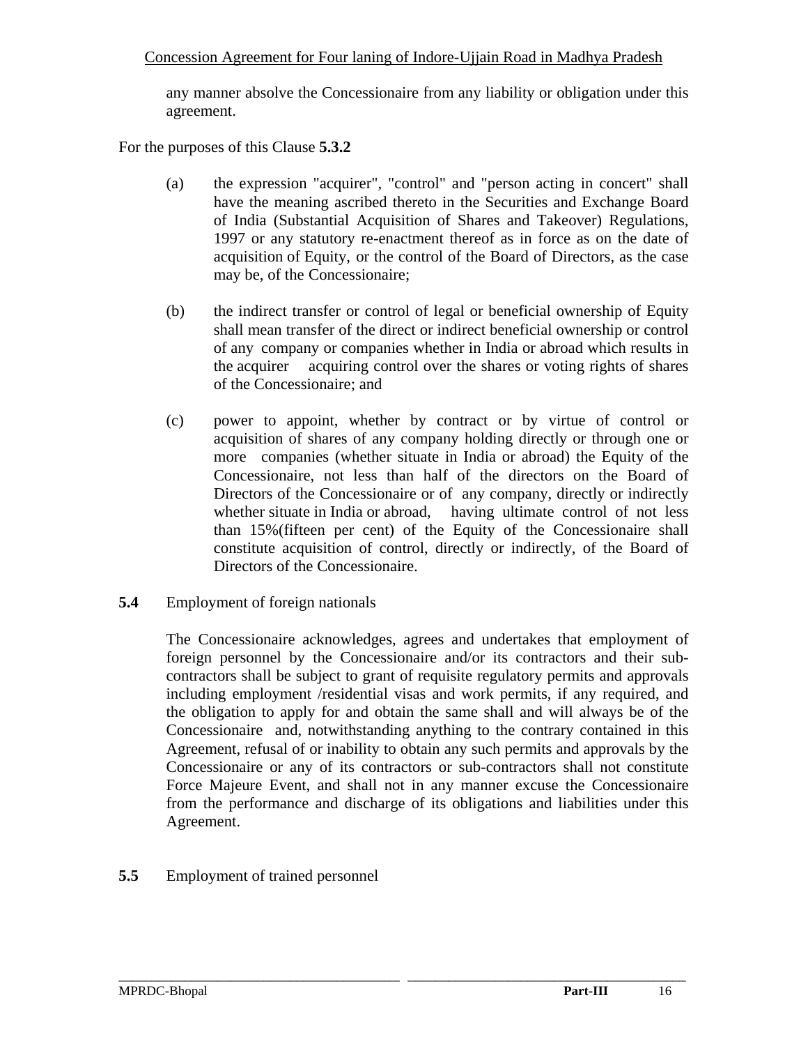any manner absolve the Concessionaire from any liability or obligation under this agreement.

For the purposes of this Clause **5.3.2**

(a) the expression "acquirer", "control" and "person acting in concert" shall have the meaning ascribed thereto in the Securities and Exchange Board of India (Substantial Acquisition of Shares and Takeover) Regulations, 1997 or any statutory re-enactment thereof as in force as on the date of acquisition of Equity, or the control of the Board of Directors, as the case may be, of the Concessionaire;

(b) the indirect transfer or control of legal or beneficial ownership of Equity shall mean transfer of the direct or indirect beneficial ownership or control of any company or companies whether in India or abroad which results in the acquirer acquiring control over the shares or voting rights of shares of the Concessionaire; and

(c) power to appoint, whether by contract or by virtue of control or acquisition of shares of any company holding directly or through one or more companies (whether situate in India or abroad) the Equity of the Concessionaire, not less than half of the directors on the Board of Directors of the Concessionaire or of any company, directly or indirectly whether situate in India or abroad, having ultimate control of not less than 15%(fifteen per cent) of the Equity of the Concessionaire shall constitute acquisition of control, directly or indirectly, of the Board of Directors of the Concessionaire.

**5.4** Employment of foreign nationals

The Concessionaire acknowledges, agrees and undertakes that employment of foreign personnel by the Concessionaire and/or its contractors and their sub-contractors shall be subject to grant of requisite regulatory permits and approvals including employment /residential visas and work permits, if any required, and the obligation to apply for and obtain the same shall and will always be of the Concessionaire and, notwithstanding anything to the contrary contained in this Agreement, refusal of or inability to obtain any such permits and approvals by the Concessionaire or any of its contractors or sub-contractors shall not constitute Force Majeure Event, and shall not in any manner excuse the Concessionaire from the performance and discharge of its obligations and liabilities under this Agreement.

**5.5** Employment of trained personnel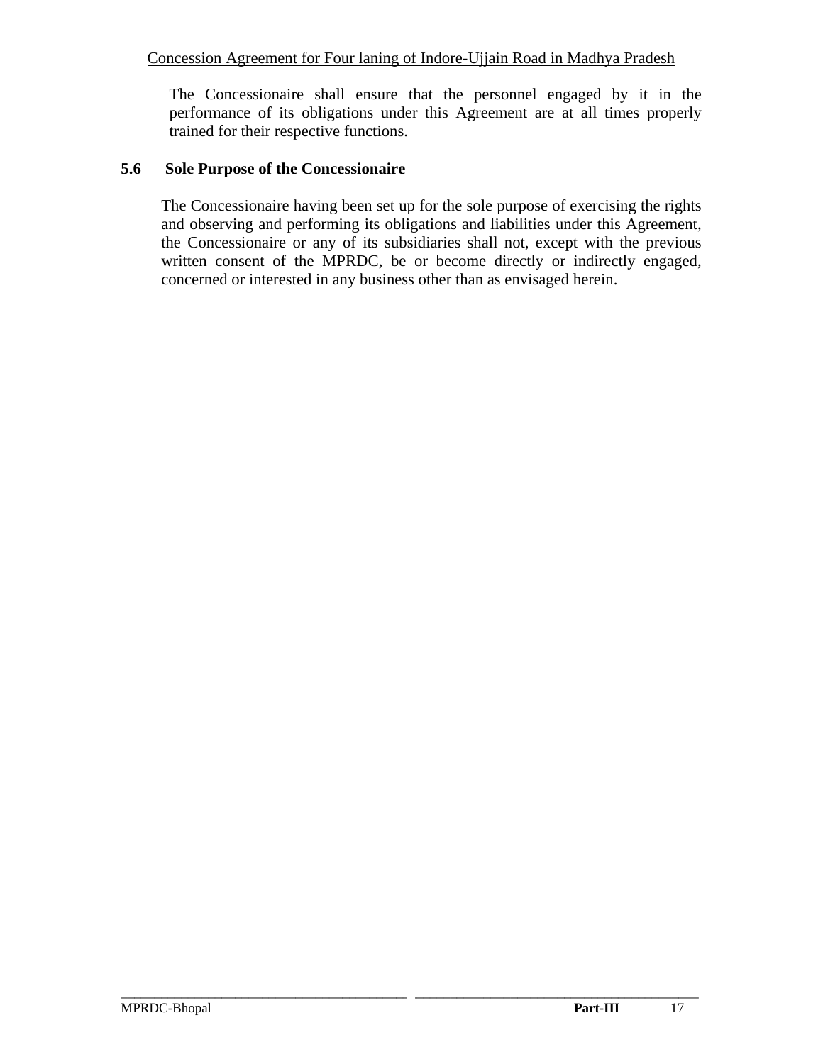The Concessionaire shall ensure that the personnel engaged by it in the performance of its obligations under this Agreement are at all times properly trained for their respective functions.

### 5.6 Sole Purpose of the Concessionaire

The Concessionaire having been set up for the sole purpose of exercising the rights and observing and performing its obligations and liabilities under this Agreement, the Concessionaire or any of its subsidiaries shall not, except with the previous written consent of the MPRDC, be or become directly or indirectly engaged, concerned or interested in any business other than as envisaged herein.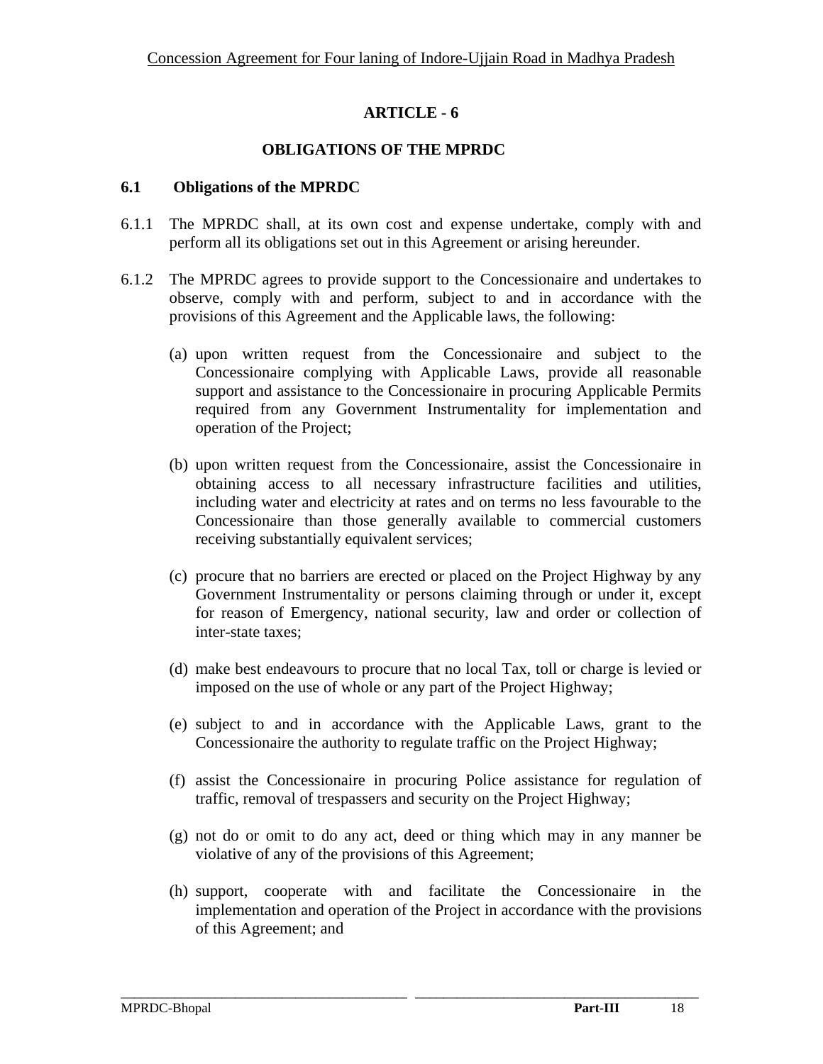# ARTICLE - 6

## OBLIGATIONS OF THE MPRDC

### 6.1 Obligations of the MPRDC

6.1.1 The MPRDC shall, at its own cost and expense undertake, comply with and perform all its obligations set out in this Agreement or arising hereunder.

6.1.2 The MPRDC agrees to provide support to the Concessionaire and undertakes to observe, comply with and perform, subject to and in accordance with the provisions of this Agreement and the Applicable laws, the following:

(a) upon written request from the Concessionaire and subject to the Concessionaire complying with Applicable Laws, provide all reasonable support and assistance to the Concessionaire in procuring Applicable Permits required from any Government Instrumentality for implementation and operation of the Project;

(b) upon written request from the Concessionaire, assist the Concessionaire in obtaining access to all necessary infrastructure facilities and utilities, including water and electricity at rates and on terms no less favourable to the Concessionaire than those generally available to commercial customers receiving substantially equivalent services;

(c) procure that no barriers are erected or placed on the Project Highway by any Government Instrumentality or persons claiming through or under it, except for reason of Emergency, national security, law and order or collection of inter-state taxes;

(d) make best endeavours to procure that no local Tax, toll or charge is levied or imposed on the use of whole or any part of the Project Highway;

(e) subject to and in accordance with the Applicable Laws, grant to the Concessionaire the authority to regulate traffic on the Project Highway;

(f) assist the Concessionaire in procuring Police assistance for regulation of traffic, removal of trespassers and security on the Project Highway;

(g) not do or omit to do any act, deed or thing which may in any manner be violative of any of the provisions of this Agreement;

(h) support, cooperate with and facilitate the Concessionaire in the implementation and operation of the Project in accordance with the provisions of this Agreement; and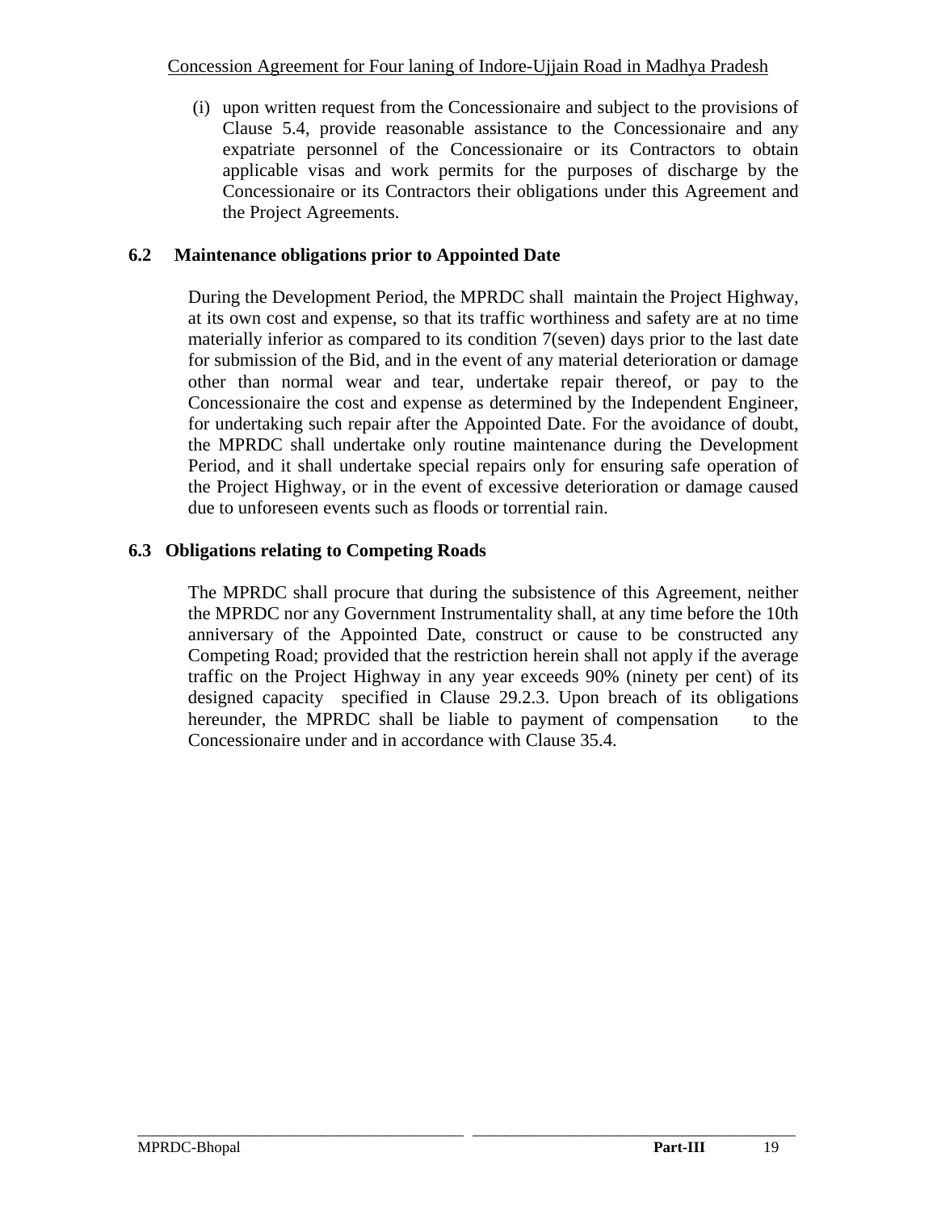(i) upon written request from the Concessionaire and subject to the provisions of Clause 5.4, provide reasonable assistance to the Concessionaire and any expatriate personnel of the Concessionaire or its Contractors to obtain applicable visas and work permits for the purposes of discharge by the Concessionaire or its Contractors their obligations under this Agreement and the Project Agreements.

**6.2 Maintenance obligations prior to Appointed Date**

During the Development Period, the MPRDC shall maintain the Project Highway, at its own cost and expense, so that its traffic worthiness and safety are at no time materially inferior as compared to its condition 7(seven) days prior to the last date for submission of the Bid, and in the event of any material deterioration or damage other than normal wear and tear, undertake repair thereof, or pay to the Concessionaire the cost and expense as determined by the Independent Engineer, for undertaking such repair after the Appointed Date. For the avoidance of doubt, the MPRDC shall undertake only routine maintenance during the Development Period, and it shall undertake special repairs only for ensuring safe operation of the Project Highway, or in the event of excessive deterioration or damage caused due to unforeseen events such as floods or torrential rain.

**6.3 Obligations relating to Competing Roads**

The MPRDC shall procure that during the subsistence of this Agreement, neither the MPRDC nor any Government Instrumentality shall, at any time before the 10th anniversary of the Appointed Date, construct or cause to be constructed any Competing Road; provided that the restriction herein shall not apply if the average traffic on the Project Highway in any year exceeds 90% (ninety per cent) of its designed capacity specified in Clause 29.2.3. Upon breach of its obligations hereunder, the MPRDC shall be liable to payment of compensation to the Concessionaire under and in accordance with Clause 35.4.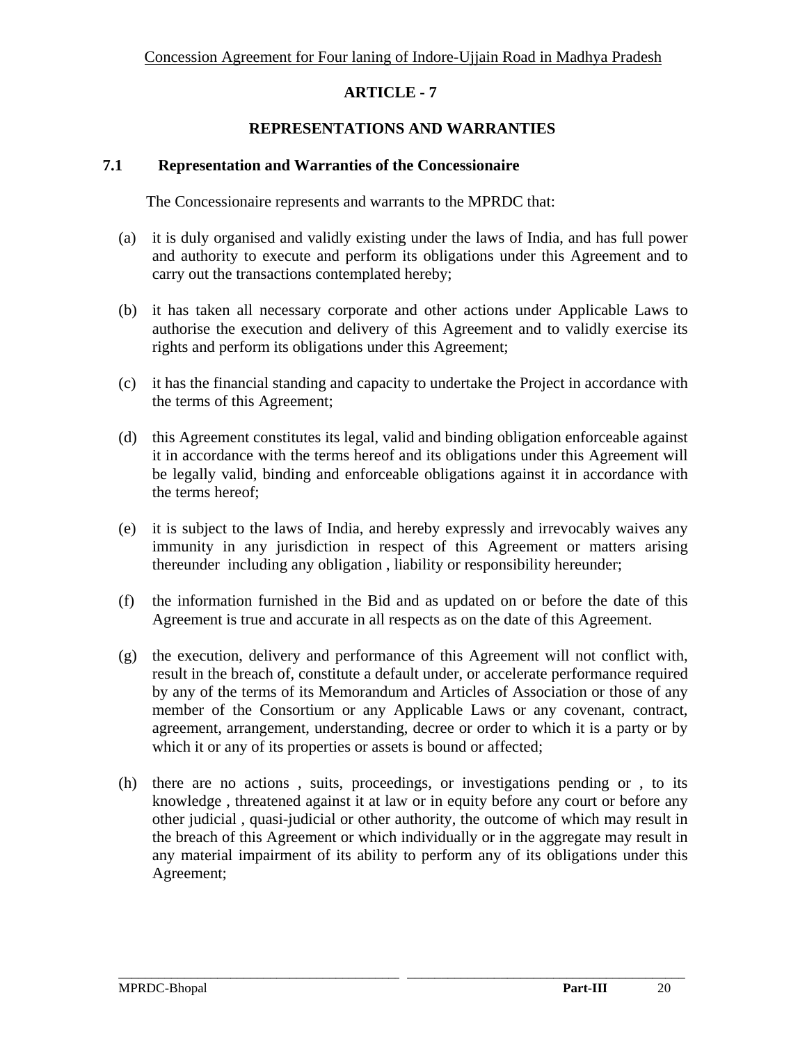# ARTICLE - 7

## REPRESENTATIONS AND WARRANTIES

### 7.1 Representation and Warranties of the Concessionaire

The Concessionaire represents and warrants to the MPRDC that:

(a) it is duly organised and validly existing under the laws of India, and has full power and authority to execute and perform its obligations under this Agreement and to carry out the transactions contemplated hereby;

(b) it has taken all necessary corporate and other actions under Applicable Laws to authorise the execution and delivery of this Agreement and to validly exercise its rights and perform its obligations under this Agreement;

(c) it has the financial standing and capacity to undertake the Project in accordance with the terms of this Agreement;

(d) this Agreement constitutes its legal, valid and binding obligation enforceable against it in accordance with the terms hereof and its obligations under this Agreement will be legally valid, binding and enforceable obligations against it in accordance with the terms hereof;

(e) it is subject to the laws of India, and hereby expressly and irrevocably waives any immunity in any jurisdiction in respect of this Agreement or matters arising thereunder including any obligation , liability or responsibility hereunder;

(f) the information furnished in the Bid and as updated on or before the date of this Agreement is true and accurate in all respects as on the date of this Agreement.

(g) the execution, delivery and performance of this Agreement will not conflict with, result in the breach of, constitute a default under, or accelerate performance required by any of the terms of its Memorandum and Articles of Association or those of any member of the Consortium or any Applicable Laws or any covenant, contract, agreement, arrangement, understanding, decree or order to which it is a party or by which it or any of its properties or assets is bound or affected;

(h) there are no actions , suits, proceedings, or investigations pending or , to its knowledge , threatened against it at law or in equity before any court or before any other judicial , quasi-judicial or other authority, the outcome of which may result in the breach of this Agreement or which individually or in the aggregate may result in any material impairment of its ability to perform any of its obligations under this Agreement;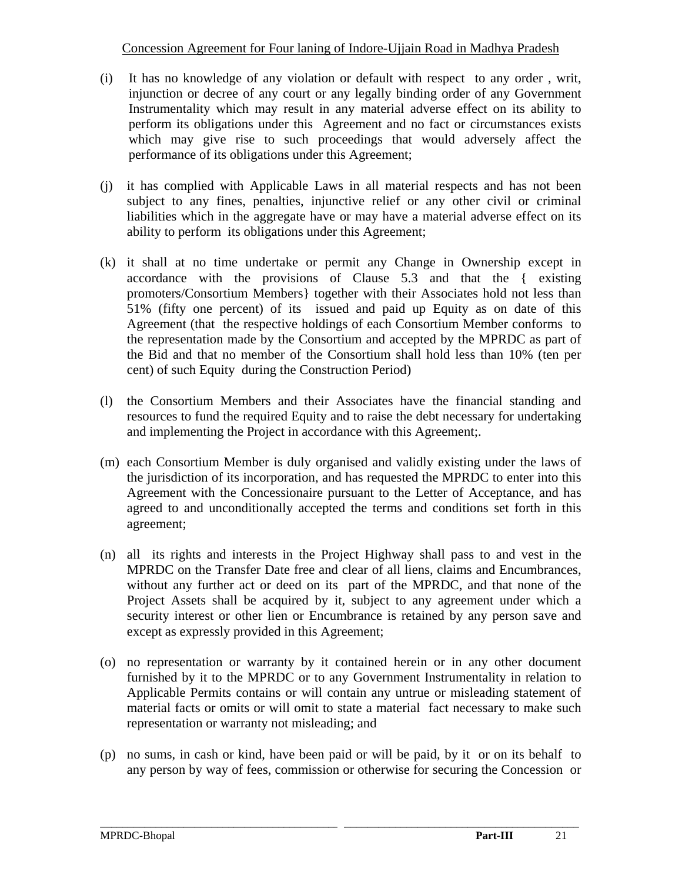(i) It has no knowledge of any violation or default with respect to any order , writ, injunction or decree of any court or any legally binding order of any Government Instrumentality which may result in any material adverse effect on its ability to perform its obligations under this Agreement and no fact or circumstances exists which may give rise to such proceedings that would adversely affect the performance of its obligations under this Agreement;

(j) it has complied with Applicable Laws in all material respects and has not been subject to any fines, penalties, injunctive relief or any other civil or criminal liabilities which in the aggregate have or may have a material adverse effect on its ability to perform its obligations under this Agreement;

(k) it shall at no time undertake or permit any Change in Ownership except in accordance with the provisions of Clause 5.3 and that the { existing promoters/Consortium Members} together with their Associates hold not less than 51% (fifty one percent) of its issued and paid up Equity as on date of this Agreement (that the respective holdings of each Consortium Member conforms to the representation made by the Consortium and accepted by the MPRDC as part of the Bid and that no member of the Consortium shall hold less than 10% (ten per cent) of such Equity during the Construction Period)

(l) the Consortium Members and their Associates have the financial standing and resources to fund the required Equity and to raise the debt necessary for undertaking and implementing the Project in accordance with this Agreement;.

(m) each Consortium Member is duly organised and validly existing under the laws of the jurisdiction of its incorporation, and has requested the MPRDC to enter into this Agreement with the Concessionaire pursuant to the Letter of Acceptance, and has agreed to and unconditionally accepted the terms and conditions set forth in this agreement;

(n) all its rights and interests in the Project Highway shall pass to and vest in the MPRDC on the Transfer Date free and clear of all liens, claims and Encumbrances, without any further act or deed on its part of the MPRDC, and that none of the Project Assets shall be acquired by it, subject to any agreement under which a security interest or other lien or Encumbrance is retained by any person save and except as expressly provided in this Agreement;

(o) no representation or warranty by it contained herein or in any other document furnished by it to the MPRDC or to any Government Instrumentality in relation to Applicable Permits contains or will contain any untrue or misleading statement of material facts or omits or will omit to state a material fact necessary to make such representation or warranty not misleading; and

(p) no sums, in cash or kind, have been paid or will be paid, by it or on its behalf to any person by way of fees, commission or otherwise for securing the Concession or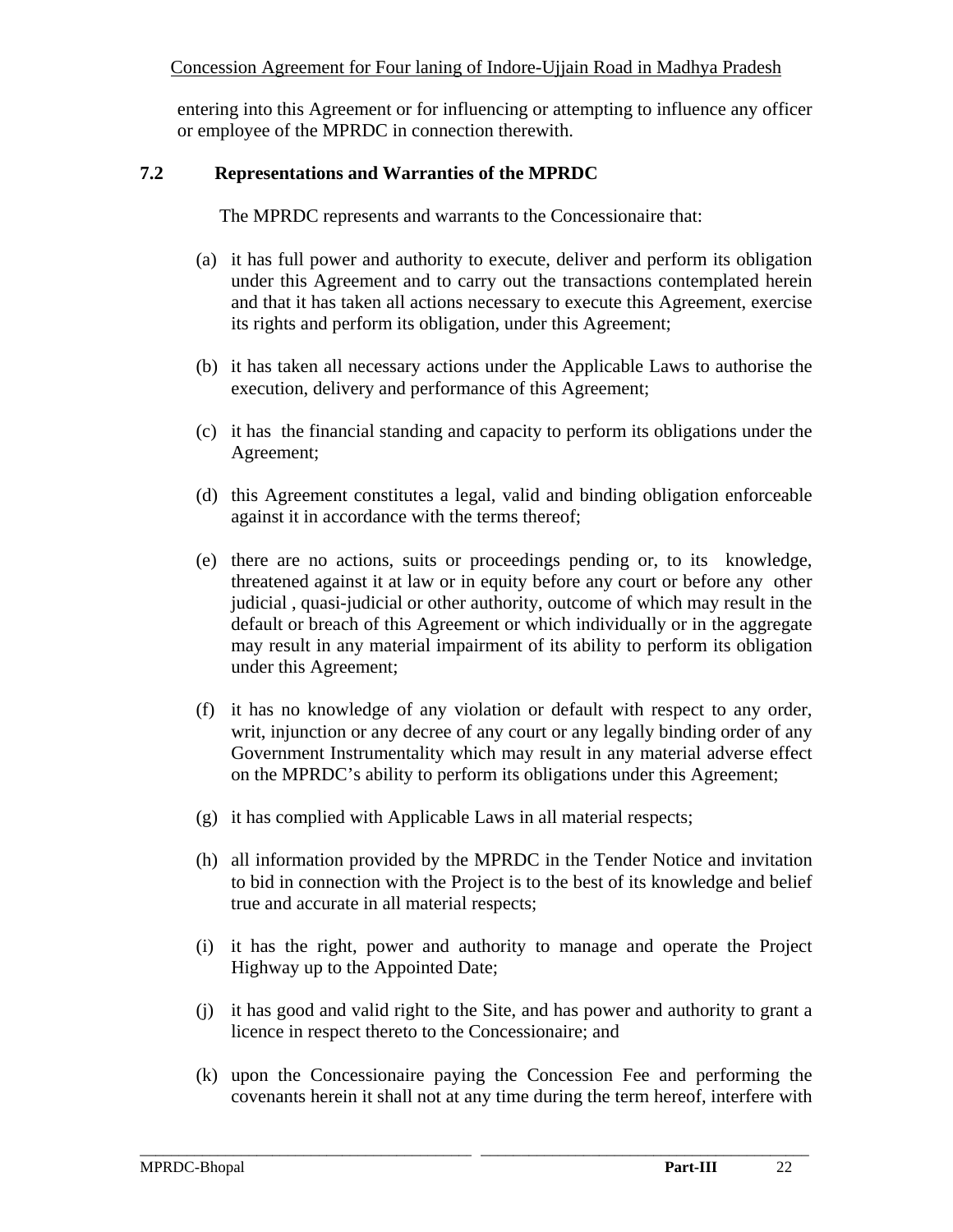entering into this Agreement or for influencing or attempting to influence any officer or employee of the MPRDC in connection therewith.

## 7.2 Representations and Warranties of the MPRDC

The MPRDC represents and warrants to the Concessionaire that:

(a) it has full power and authority to execute, deliver and perform its obligation under this Agreement and to carry out the transactions contemplated herein and that it has taken all actions necessary to execute this Agreement, exercise its rights and perform its obligation, under this Agreement;

(b) it has taken all necessary actions under the Applicable Laws to authorise the execution, delivery and performance of this Agreement;

(c) it has the financial standing and capacity to perform its obligations under the Agreement;

(d) this Agreement constitutes a legal, valid and binding obligation enforceable against it in accordance with the terms thereof;

(e) there are no actions, suits or proceedings pending or, to its knowledge, threatened against it at law or in equity before any court or before any other judicial , quasi-judicial or other authority, outcome of which may result in the default or breach of this Agreement or which individually or in the aggregate may result in any material impairment of its ability to perform its obligation under this Agreement;

(f) it has no knowledge of any violation or default with respect to any order, writ, injunction or any decree of any court or any legally binding order of any Government Instrumentality which may result in any material adverse effect on the MPRDC's ability to perform its obligations under this Agreement;

(g) it has complied with Applicable Laws in all material respects;

(h) all information provided by the MPRDC in the Tender Notice and invitation to bid in connection with the Project is to the best of its knowledge and belief true and accurate in all material respects;

(i) it has the right, power and authority to manage and operate the Project Highway up to the Appointed Date;

(j) it has good and valid right to the Site, and has power and authority to grant a licence in respect thereto to the Concessionaire; and

(k) upon the Concessionaire paying the Concession Fee and performing the covenants herein it shall not at any time during the term hereof, interfere with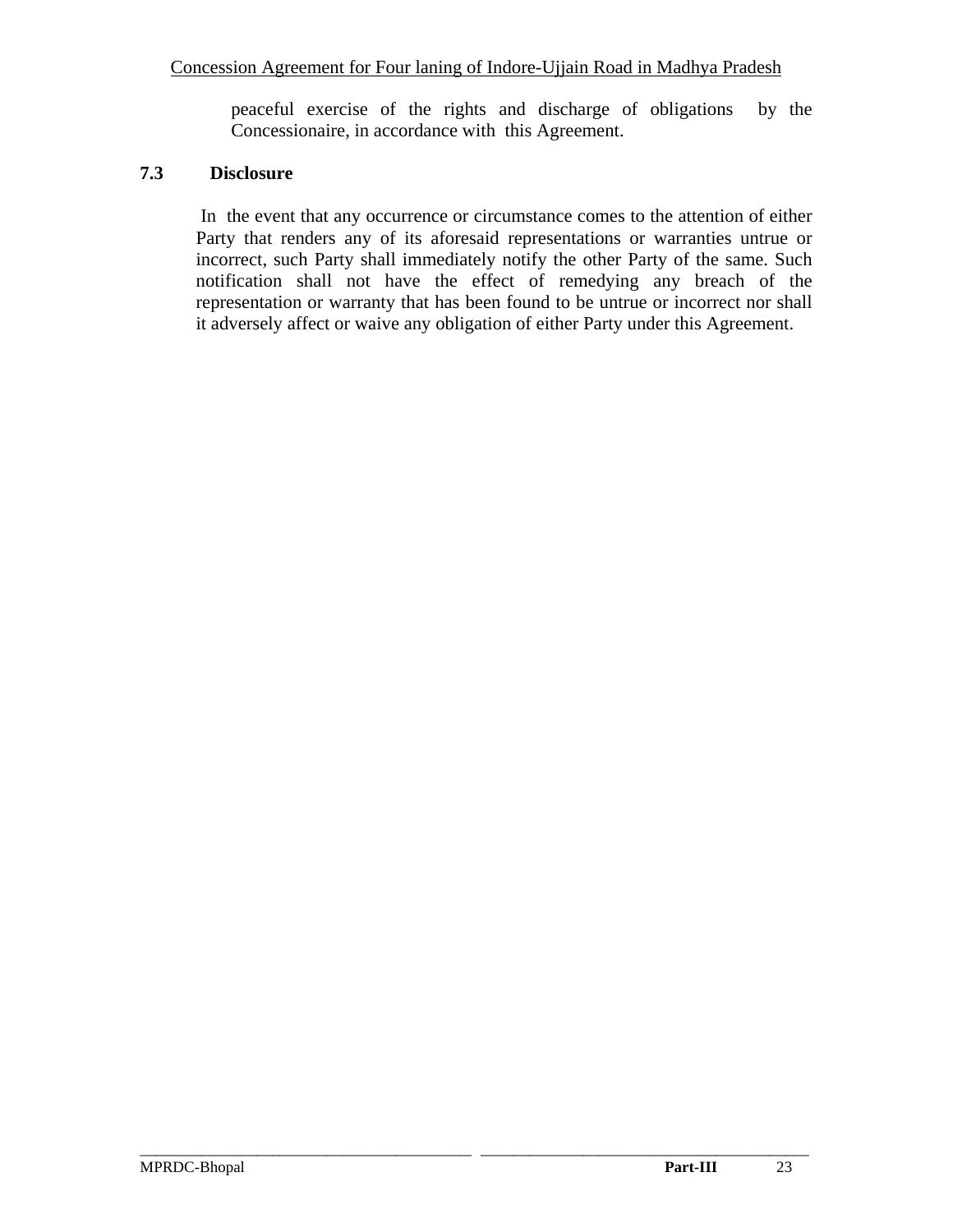peaceful exercise of the rights and discharge of obligations by the Concessionaire, in accordance with this Agreement.

### 7.3 Disclosure

In the event that any occurrence or circumstance comes to the attention of either Party that renders any of its aforesaid representations or warranties untrue or incorrect, such Party shall immediately notify the other Party of the same. Such notification shall not have the effect of remedying any breach of the representation or warranty that has been found to be untrue or incorrect nor shall it adversely affect or waive any obligation of either Party under this Agreement.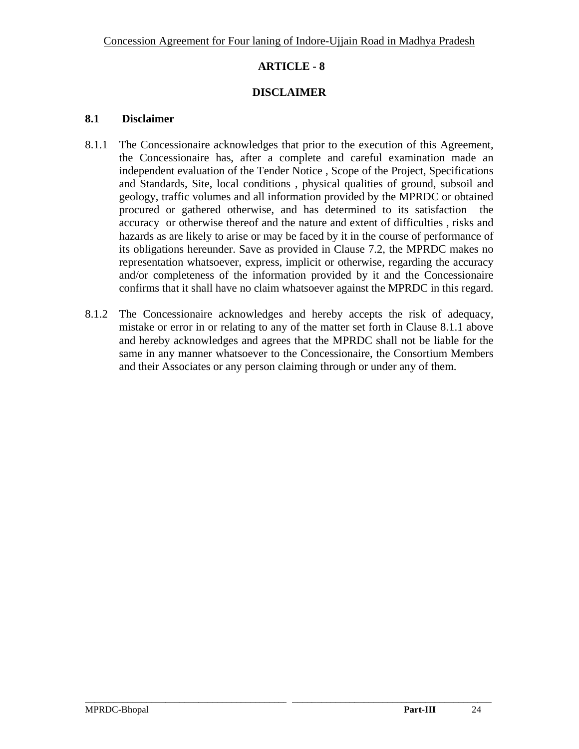# ARTICLE - 8

## DISCLAIMER

### 8.1 Disclaimer

8.1.1 The Concessionaire acknowledges that prior to the execution of this Agreement, the Concessionaire has, after a complete and careful examination made an independent evaluation of the Tender Notice , Scope of the Project, Specifications and Standards, Site, local conditions , physical qualities of ground, subsoil and geology, traffic volumes and all information provided by the MPRDC or obtained procured or gathered otherwise, and has determined to its satisfaction the accuracy or otherwise thereof and the nature and extent of difficulties , risks and hazards as are likely to arise or may be faced by it in the course of performance of its obligations hereunder. Save as provided in Clause 7.2, the MPRDC makes no representation whatsoever, express, implicit or otherwise, regarding the accuracy and/or completeness of the information provided by it and the Concessionaire confirms that it shall have no claim whatsoever against the MPRDC in this regard.

8.1.2 The Concessionaire acknowledges and hereby accepts the risk of adequacy, mistake or error in or relating to any of the matter set forth in Clause 8.1.1 above and hereby acknowledges and agrees that the MPRDC shall not be liable for the same in any manner whatsoever to the Concessionaire, the Consortium Members and their Associates or any person claiming through or under any of them.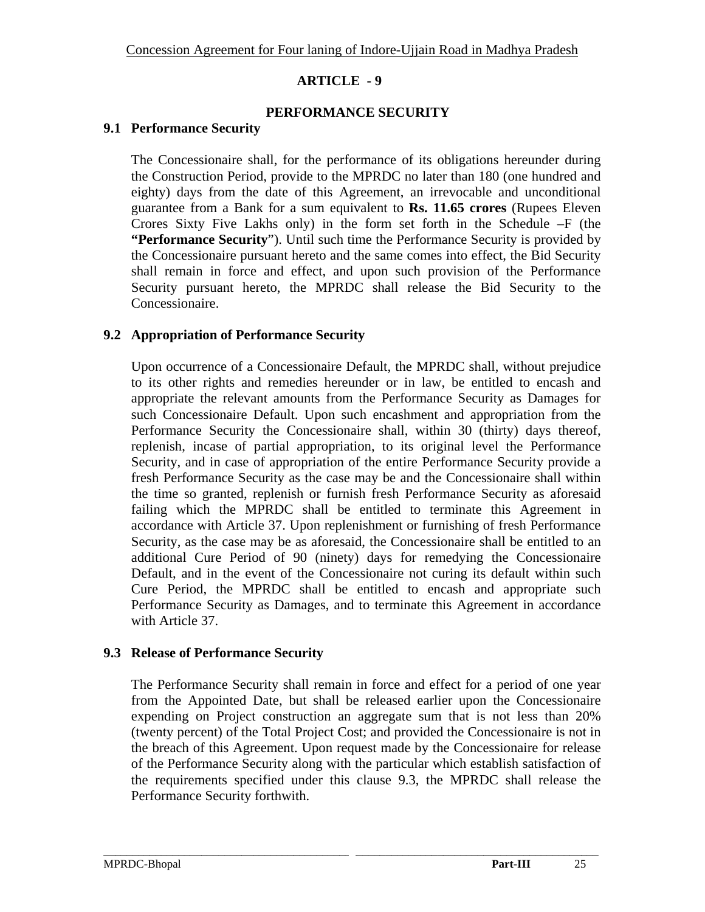# ARTICLE - 9

## PERFORMANCE SECURITY

### 9.1 Performance Security

The Concessionaire shall, for the performance of its obligations hereunder during the Construction Period, provide to the MPRDC no later than 180 (one hundred and eighty) days from the date of this Agreement, an irrevocable and unconditional guarantee from a Bank for a sum equivalent to **Rs. 11.65 crores** (Rupees Eleven Crores Sixty Five Lakhs only) in the form set forth in the Schedule –F (the **"Performance Security**"). Until such time the Performance Security is provided by the Concessionaire pursuant hereto and the same comes into effect, the Bid Security shall remain in force and effect, and upon such provision of the Performance Security pursuant hereto, the MPRDC shall release the Bid Security to the Concessionaire.

### 9.2 Appropriation of Performance Security

Upon occurrence of a Concessionaire Default, the MPRDC shall, without prejudice to its other rights and remedies hereunder or in law, be entitled to encash and appropriate the relevant amounts from the Performance Security as Damages for such Concessionaire Default. Upon such encashment and appropriation from the Performance Security the Concessionaire shall, within 30 (thirty) days thereof, replenish, incase of partial appropriation, to its original level the Performance Security, and in case of appropriation of the entire Performance Security provide a fresh Performance Security as the case may be and the Concessionaire shall within the time so granted, replenish or furnish fresh Performance Security as aforesaid failing which the MPRDC shall be entitled to terminate this Agreement in accordance with Article 37. Upon replenishment or furnishing of fresh Performance Security, as the case may be as aforesaid, the Concessionaire shall be entitled to an additional Cure Period of 90 (ninety) days for remedying the Concessionaire Default, and in the event of the Concessionaire not curing its default within such Cure Period, the MPRDC shall be entitled to encash and appropriate such Performance Security as Damages, and to terminate this Agreement in accordance with Article 37.

### 9.3 Release of Performance Security

The Performance Security shall remain in force and effect for a period of one year from the Appointed Date, but shall be released earlier upon the Concessionaire expending on Project construction an aggregate sum that is not less than 20% (twenty percent) of the Total Project Cost; and provided the Concessionaire is not in the breach of this Agreement. Upon request made by the Concessionaire for release of the Performance Security along with the particular which establish satisfaction of the requirements specified under this clause 9.3, the MPRDC shall release the Performance Security forthwith.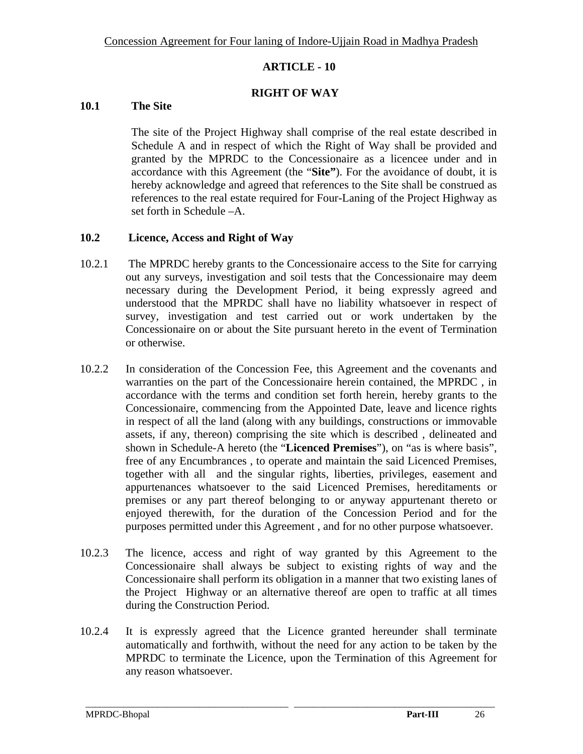# ARTICLE - 10

## RIGHT OF WAY

### 10.1 The Site

The site of the Project Highway shall comprise of the real estate described in Schedule A and in respect of which the Right of Way shall be provided and granted by the MPRDC to the Concessionaire as a licencee under and in accordance with this Agreement (the "**Site"**). For the avoidance of doubt, it is hereby acknowledge and agreed that references to the Site shall be construed as references to the real estate required for Four-Laning of the Project Highway as set forth in Schedule –A.

### 10.2 Licence, Access and Right of Way

10.2.1 The MPRDC hereby grants to the Concessionaire access to the Site for carrying out any surveys, investigation and soil tests that the Concessionaire may deem necessary during the Development Period, it being expressly agreed and understood that the MPRDC shall have no liability whatsoever in respect of survey, investigation and test carried out or work undertaken by the Concessionaire on or about the Site pursuant hereto in the event of Termination or otherwise.

10.2.2 In consideration of the Concession Fee, this Agreement and the covenants and warranties on the part of the Concessionaire herein contained, the MPRDC , in accordance with the terms and condition set forth herein, hereby grants to the Concessionaire, commencing from the Appointed Date, leave and licence rights in respect of all the land (along with any buildings, constructions or immovable assets, if any, thereon) comprising the site which is described , delineated and shown in Schedule-A hereto (the "**Licenced Premises**"), on "as is where basis", free of any Encumbrances , to operate and maintain the said Licenced Premises, together with all and the singular rights, liberties, privileges, easement and appurtenances whatsoever to the said Licenced Premises, hereditaments or premises or any part thereof belonging to or anyway appurtenant thereto or enjoyed therewith, for the duration of the Concession Period and for the purposes permitted under this Agreement , and for no other purpose whatsoever.

10.2.3 The licence, access and right of way granted by this Agreement to the Concessionaire shall always be subject to existing rights of way and the Concessionaire shall perform its obligation in a manner that two existing lanes of the Project Highway or an alternative thereof are open to traffic at all times during the Construction Period.

10.2.4 It is expressly agreed that the Licence granted hereunder shall terminate automatically and forthwith, without the need for any action to be taken by the MPRDC to terminate the Licence, upon the Termination of this Agreement for any reason whatsoever.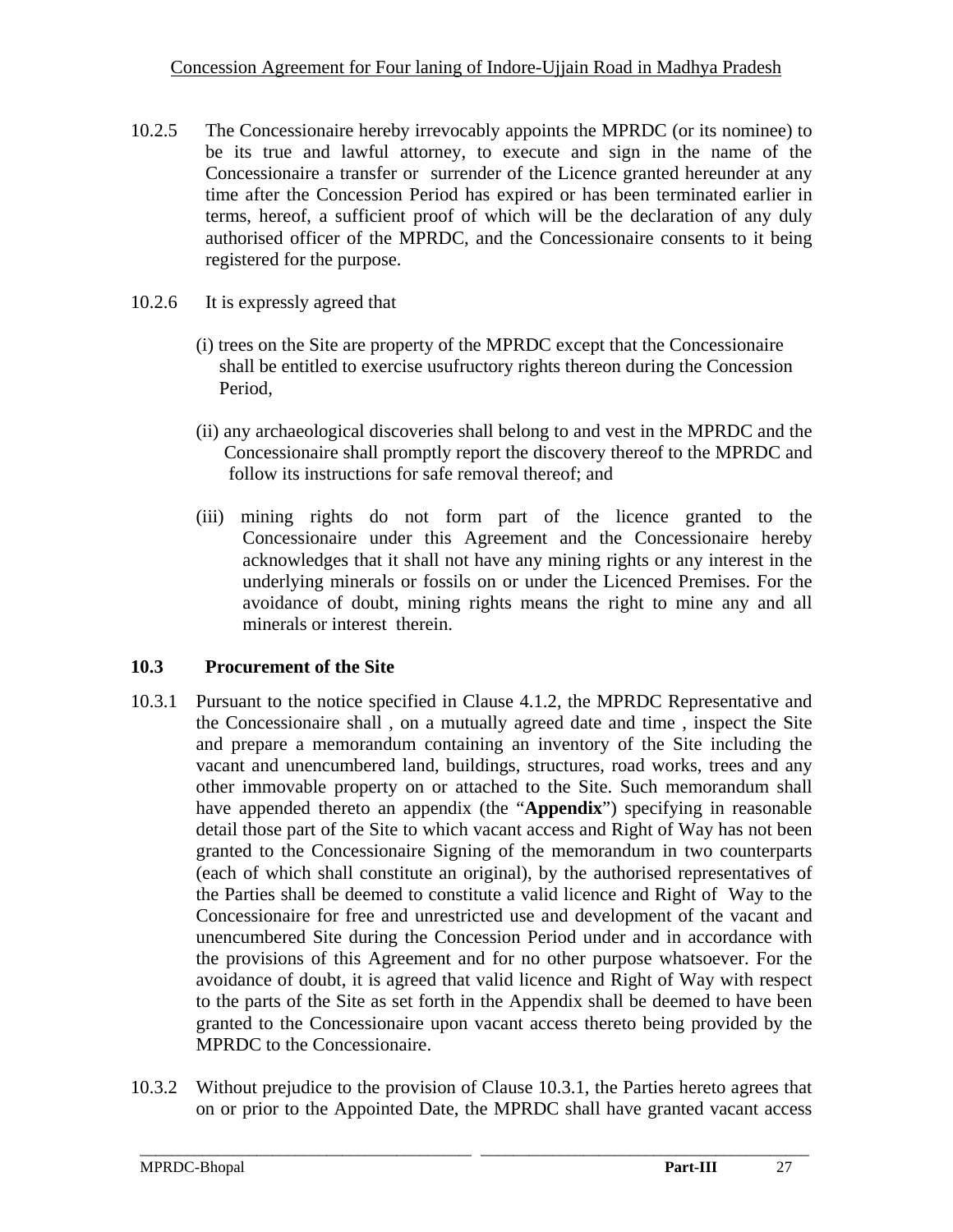10.2.5 The Concessionaire hereby irrevocably appoints the MPRDC (or its nominee) to be its true and lawful attorney, to execute and sign in the name of the Concessionaire a transfer or surrender of the Licence granted hereunder at any time after the Concession Period has expired or has been terminated earlier in terms, hereof, a sufficient proof of which will be the declaration of any duly authorised officer of the MPRDC, and the Concessionaire consents to it being registered for the purpose.

10.2.6 It is expressly agreed that

(i) trees on the Site are property of the MPRDC except that the Concessionaire shall be entitled to exercise usufructory rights thereon during the Concession Period,

(ii) any archaeological discoveries shall belong to and vest in the MPRDC and the Concessionaire shall promptly report the discovery thereof to the MPRDC and follow its instructions for safe removal thereof; and

(iii) mining rights do not form part of the licence granted to the Concessionaire under this Agreement and the Concessionaire hereby acknowledges that it shall not have any mining rights or any interest in the underlying minerals or fossils on or under the Licenced Premises. For the avoidance of doubt, mining rights means the right to mine any and all minerals or interest therein.

### 10.3 Procurement of the Site

10.3.1 Pursuant to the notice specified in Clause 4.1.2, the MPRDC Representative and the Concessionaire shall , on a mutually agreed date and time , inspect the Site and prepare a memorandum containing an inventory of the Site including the vacant and unencumbered land, buildings, structures, road works, trees and any other immovable property on or attached to the Site. Such memorandum shall have appended thereto an appendix (the "**Appendix**") specifying in reasonable detail those part of the Site to which vacant access and Right of Way has not been granted to the Concessionaire Signing of the memorandum in two counterparts (each of which shall constitute an original), by the authorised representatives of the Parties shall be deemed to constitute a valid licence and Right of Way to the Concessionaire for free and unrestricted use and development of the vacant and unencumbered Site during the Concession Period under and in accordance with the provisions of this Agreement and for no other purpose whatsoever. For the avoidance of doubt, it is agreed that valid licence and Right of Way with respect to the parts of the Site as set forth in the Appendix shall be deemed to have been granted to the Concessionaire upon vacant access thereto being provided by the MPRDC to the Concessionaire.

10.3.2 Without prejudice to the provision of Clause 10.3.1, the Parties hereto agrees that on or prior to the Appointed Date, the MPRDC shall have granted vacant access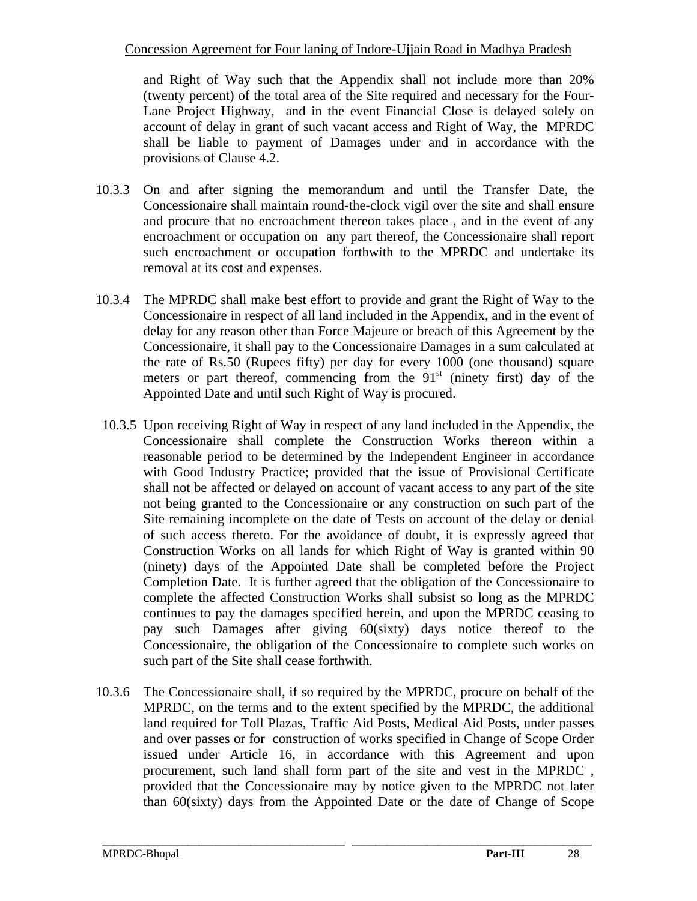and Right of Way such that the Appendix shall not include more than 20% (twenty percent) of the total area of the Site required and necessary for the Four-Lane Project Highway, and in the event Financial Close is delayed solely on account of delay in grant of such vacant access and Right of Way, the MPRDC shall be liable to payment of Damages under and in accordance with the provisions of Clause 4.2.

10.3.3 On and after signing the memorandum and until the Transfer Date, the Concessionaire shall maintain round-the-clock vigil over the site and shall ensure and procure that no encroachment thereon takes place , and in the event of any encroachment or occupation on any part thereof, the Concessionaire shall report such encroachment or occupation forthwith to the MPRDC and undertake its removal at its cost and expenses.

10.3.4 The MPRDC shall make best effort to provide and grant the Right of Way to the Concessionaire in respect of all land included in the Appendix, and in the event of delay for any reason other than Force Majeure or breach of this Agreement by the Concessionaire, it shall pay to the Concessionaire Damages in a sum calculated at the rate of Rs.50 (Rupees fifty) per day for every 1000 (one thousand) square meters or part thereof, commencing from the 91st (ninety first) day of the Appointed Date and until such Right of Way is procured.

10.3.5 Upon receiving Right of Way in respect of any land included in the Appendix, the Concessionaire shall complete the Construction Works thereon within a reasonable period to be determined by the Independent Engineer in accordance with Good Industry Practice; provided that the issue of Provisional Certificate shall not be affected or delayed on account of vacant access to any part of the site not being granted to the Concessionaire or any construction on such part of the Site remaining incomplete on the date of Tests on account of the delay or denial of such access thereto. For the avoidance of doubt, it is expressly agreed that Construction Works on all lands for which Right of Way is granted within 90 (ninety) days of the Appointed Date shall be completed before the Project Completion Date. It is further agreed that the obligation of the Concessionaire to complete the affected Construction Works shall subsist so long as the MPRDC continues to pay the damages specified herein, and upon the MPRDC ceasing to pay such Damages after giving 60(sixty) days notice thereof to the Concessionaire, the obligation of the Concessionaire to complete such works on such part of the Site shall cease forthwith.

10.3.6 The Concessionaire shall, if so required by the MPRDC, procure on behalf of the MPRDC, on the terms and to the extent specified by the MPRDC, the additional land required for Toll Plazas, Traffic Aid Posts, Medical Aid Posts, under passes and over passes or for construction of works specified in Change of Scope Order issued under Article 16, in accordance with this Agreement and upon procurement, such land shall form part of the site and vest in the MPRDC , provided that the Concessionaire may by notice given to the MPRDC not later than 60(sixty) days from the Appointed Date or the date of Change of Scope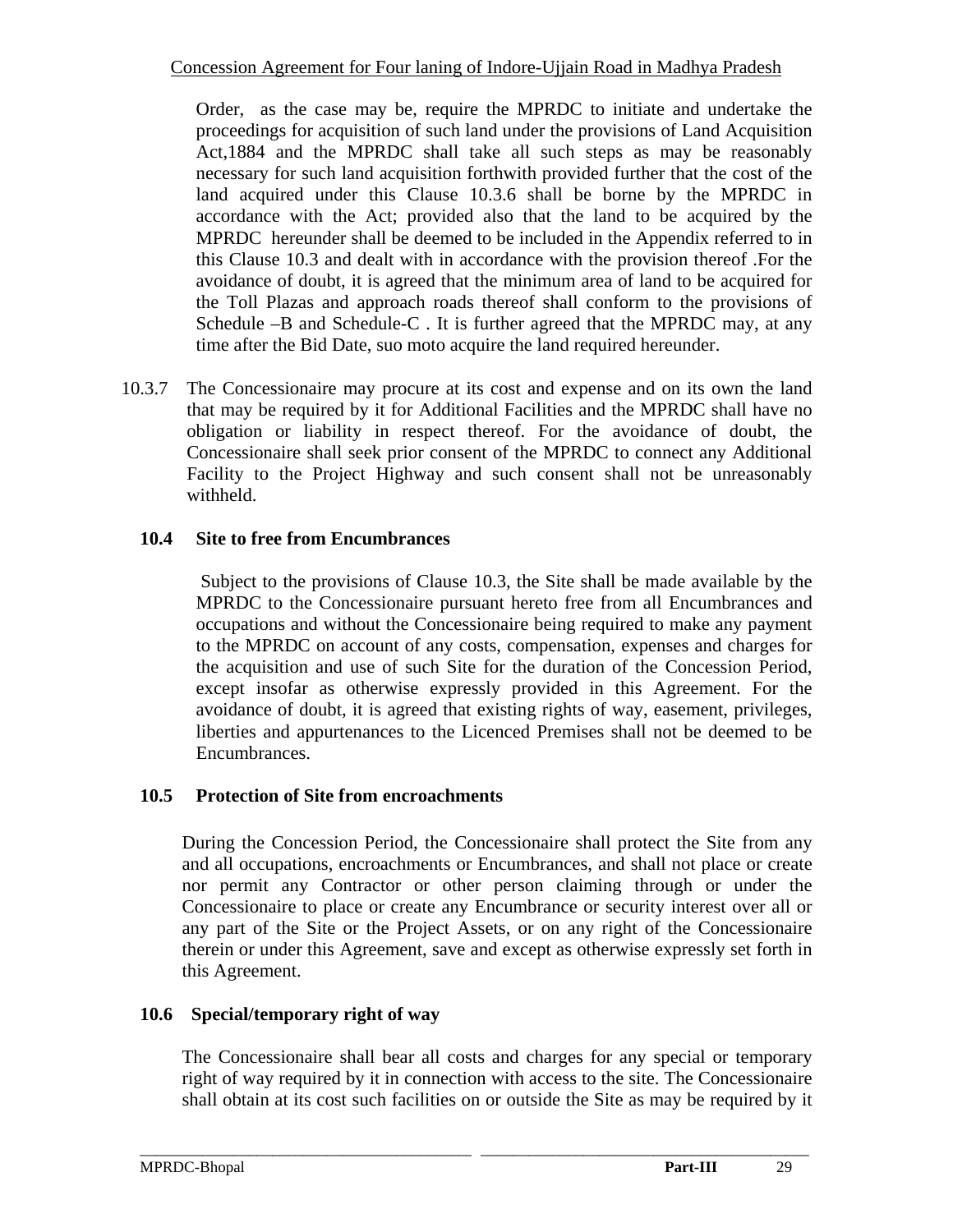Order, as the case may be, require the MPRDC to initiate and undertake the proceedings for acquisition of such land under the provisions of Land Acquisition Act,1884 and the MPRDC shall take all such steps as may be reasonably necessary for such land acquisition forthwith provided further that the cost of the land acquired under this Clause 10.3.6 shall be borne by the MPRDC in accordance with the Act; provided also that the land to be acquired by the MPRDC hereunder shall be deemed to be included in the Appendix referred to in this Clause 10.3 and dealt with in accordance with the provision thereof .For the avoidance of doubt, it is agreed that the minimum area of land to be acquired for the Toll Plazas and approach roads thereof shall conform to the provisions of Schedule –B and Schedule-C . It is further agreed that the MPRDC may, at any time after the Bid Date, suo moto acquire the land required hereunder.

10.3.7 The Concessionaire may procure at its cost and expense and on its own the land that may be required by it for Additional Facilities and the MPRDC shall have no obligation or liability in respect thereof. For the avoidance of doubt, the Concessionaire shall seek prior consent of the MPRDC to connect any Additional Facility to the Project Highway and such consent shall not be unreasonably withheld.

### 10.4 Site to free from Encumbrances

Subject to the provisions of Clause 10.3, the Site shall be made available by the MPRDC to the Concessionaire pursuant hereto free from all Encumbrances and occupations and without the Concessionaire being required to make any payment to the MPRDC on account of any costs, compensation, expenses and charges for the acquisition and use of such Site for the duration of the Concession Period, except insofar as otherwise expressly provided in this Agreement. For the avoidance of doubt, it is agreed that existing rights of way, easement, privileges, liberties and appurtenances to the Licenced Premises shall not be deemed to be Encumbrances.

### 10.5 Protection of Site from encroachments

During the Concession Period, the Concessionaire shall protect the Site from any and all occupations, encroachments or Encumbrances, and shall not place or create nor permit any Contractor or other person claiming through or under the Concessionaire to place or create any Encumbrance or security interest over all or any part of the Site or the Project Assets, or on any right of the Concessionaire therein or under this Agreement, save and except as otherwise expressly set forth in this Agreement.

### 10.6 Special/temporary right of way

The Concessionaire shall bear all costs and charges for any special or temporary right of way required by it in connection with access to the site. The Concessionaire shall obtain at its cost such facilities on or outside the Site as may be required by it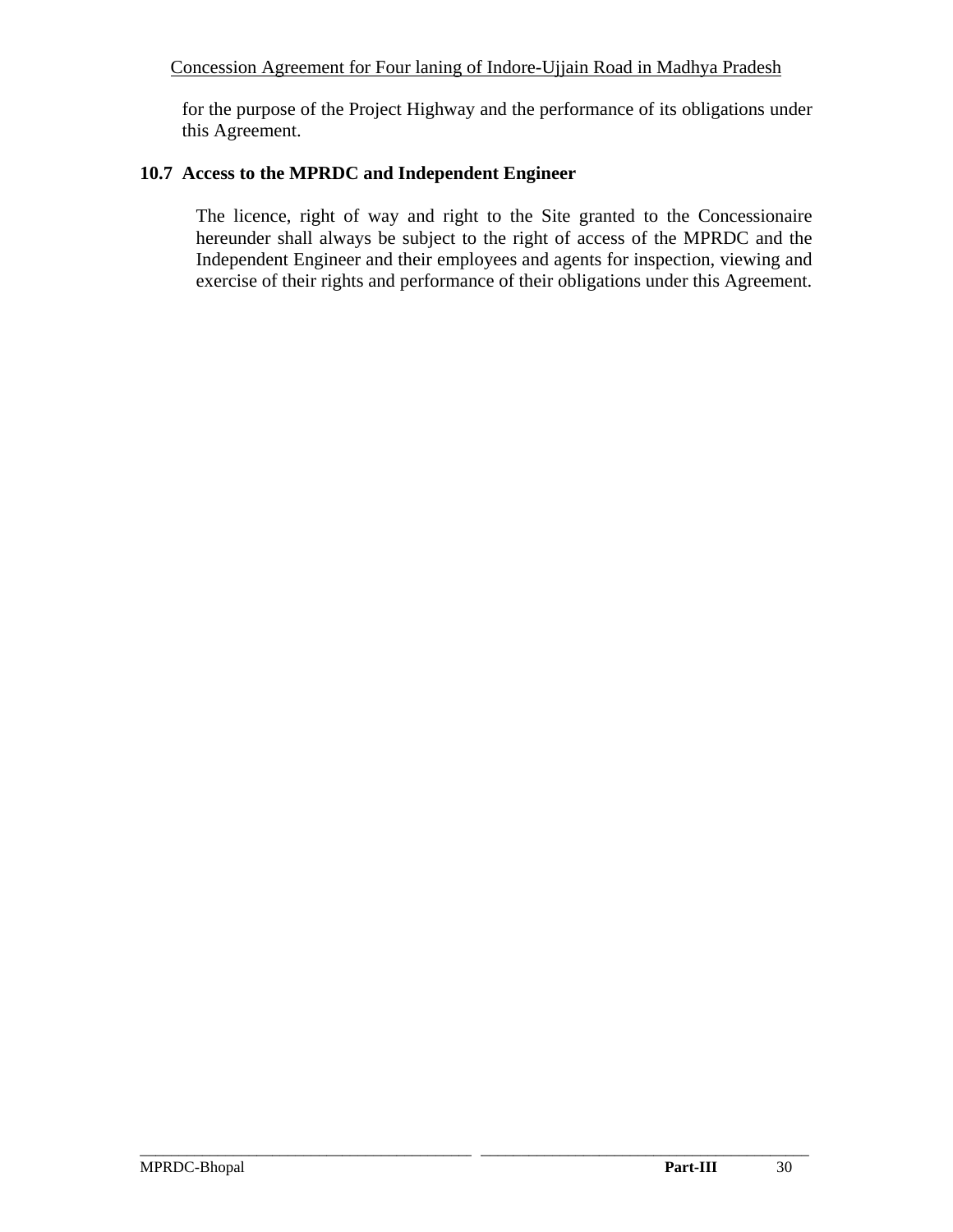for the purpose of the Project Highway and the performance of its obligations under this Agreement.

### 10.7 Access to the MPRDC and Independent Engineer

The licence, right of way and right to the Site granted to the Concessionaire hereunder shall always be subject to the right of access of the MPRDC and the Independent Engineer and their employees and agents for inspection, viewing and exercise of their rights and performance of their obligations under this Agreement.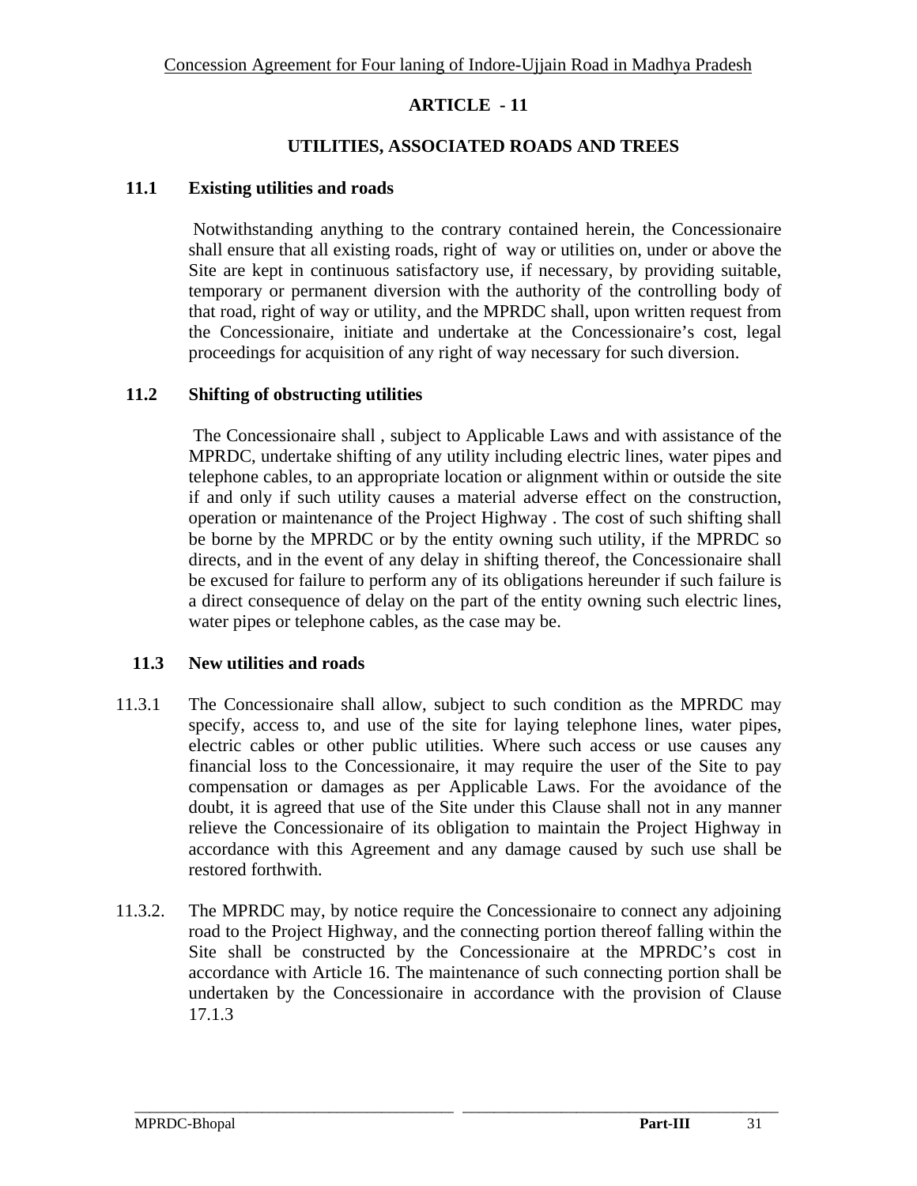# ARTICLE - 11

## UTILITIES, ASSOCIATED ROADS AND TREES

**11.1 Existing utilities and roads**

Notwithstanding anything to the contrary contained herein, the Concessionaire shall ensure that all existing roads, right of way or utilities on, under or above the Site are kept in continuous satisfactory use, if necessary, by providing suitable, temporary or permanent diversion with the authority of the controlling body of that road, right of way or utility, and the MPRDC shall, upon written request from the Concessionaire, initiate and undertake at the Concessionaire's cost, legal proceedings for acquisition of any right of way necessary for such diversion.

**11.2 Shifting of obstructing utilities**

The Concessionaire shall , subject to Applicable Laws and with assistance of the MPRDC, undertake shifting of any utility including electric lines, water pipes and telephone cables, to an appropriate location or alignment within or outside the site if and only if such utility causes a material adverse effect on the construction, operation or maintenance of the Project Highway . The cost of such shifting shall be borne by the MPRDC or by the entity owning such utility, if the MPRDC so directs, and in the event of any delay in shifting thereof, the Concessionaire shall be excused for failure to perform any of its obligations hereunder if such failure is a direct consequence of delay on the part of the entity owning such electric lines, water pipes or telephone cables, as the case may be.

**11.3 New utilities and roads**

11.3.1 The Concessionaire shall allow, subject to such condition as the MPRDC may specify, access to, and use of the site for laying telephone lines, water pipes, electric cables or other public utilities. Where such access or use causes any financial loss to the Concessionaire, it may require the user of the Site to pay compensation or damages as per Applicable Laws. For the avoidance of the doubt, it is agreed that use of the Site under this Clause shall not in any manner relieve the Concessionaire of its obligation to maintain the Project Highway in accordance with this Agreement and any damage caused by such use shall be restored forthwith.

11.3.2. The MPRDC may, by notice require the Concessionaire to connect any adjoining road to the Project Highway, and the connecting portion thereof falling within the Site shall be constructed by the Concessionaire at the MPRDC's cost in accordance with Article 16. The maintenance of such connecting portion shall be undertaken by the Concessionaire in accordance with the provision of Clause 17.1.3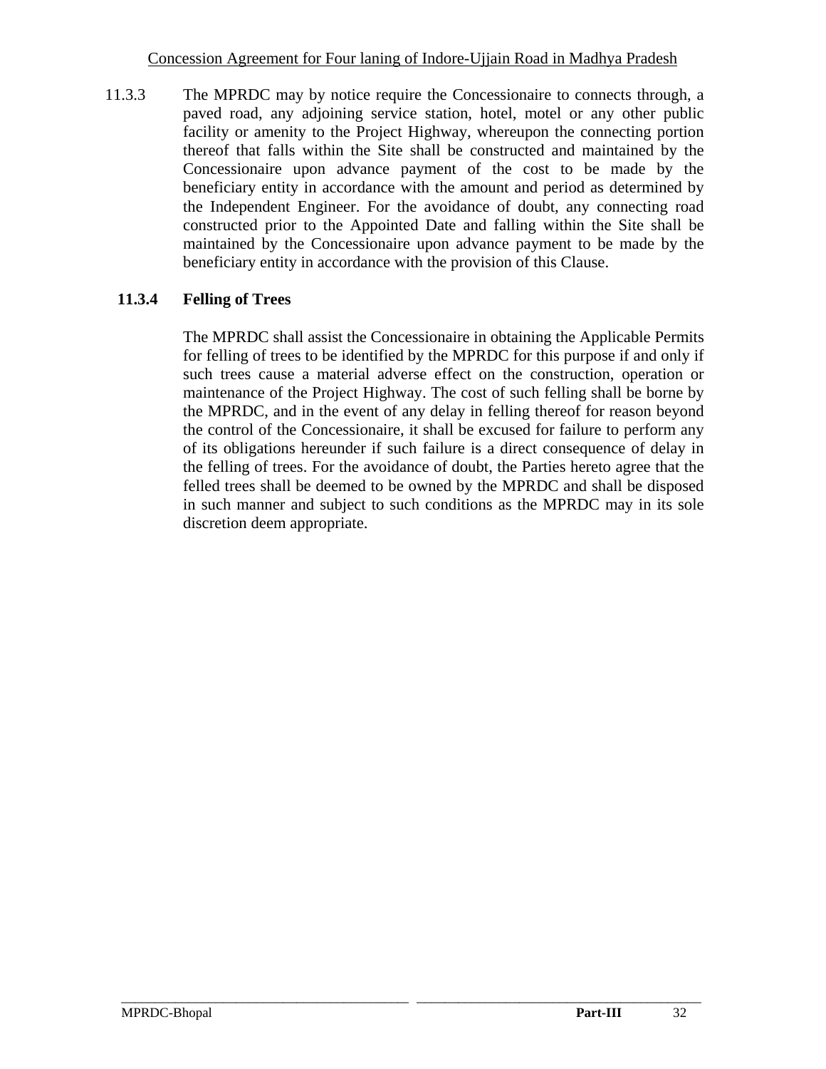11.3.3 The MPRDC may by notice require the Concessionaire to connects through, a paved road, any adjoining service station, hotel, motel or any other public facility or amenity to the Project Highway, whereupon the connecting portion thereof that falls within the Site shall be constructed and maintained by the Concessionaire upon advance payment of the cost to be made by the beneficiary entity in accordance with the amount and period as determined by the Independent Engineer. For the avoidance of doubt, any connecting road constructed prior to the Appointed Date and falling within the Site shall be maintained by the Concessionaire upon advance payment to be made by the beneficiary entity in accordance with the provision of this Clause.

**11.3.4 Felling of Trees**

The MPRDC shall assist the Concessionaire in obtaining the Applicable Permits for felling of trees to be identified by the MPRDC for this purpose if and only if such trees cause a material adverse effect on the construction, operation or maintenance of the Project Highway. The cost of such felling shall be borne by the MPRDC, and in the event of any delay in felling thereof for reason beyond the control of the Concessionaire, it shall be excused for failure to perform any of its obligations hereunder if such failure is a direct consequence of delay in the felling of trees. For the avoidance of doubt, the Parties hereto agree that the felled trees shall be deemed to be owned by the MPRDC and shall be disposed in such manner and subject to such conditions as the MPRDC may in its sole discretion deem appropriate.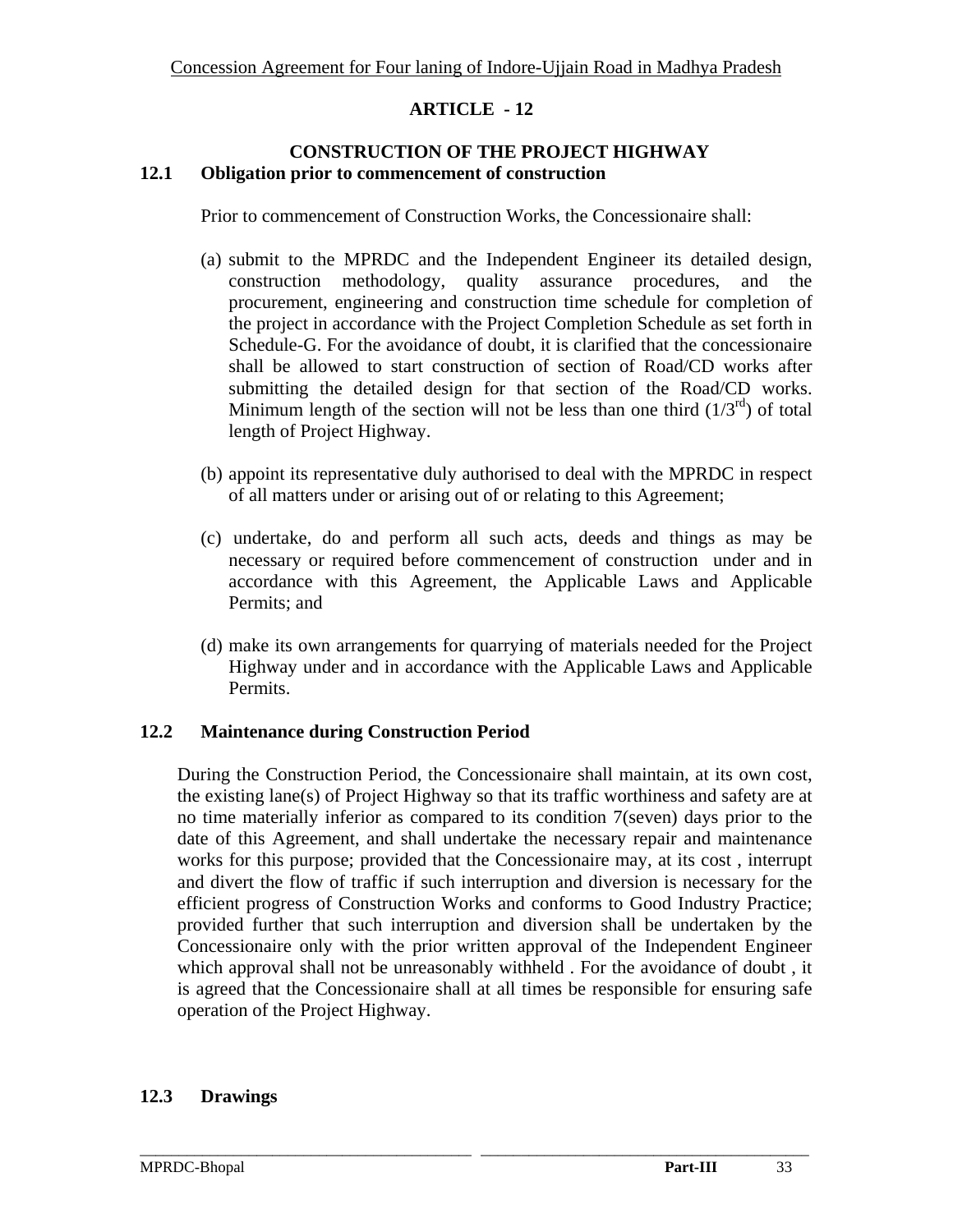# ARTICLE - 12

## CONSTRUCTION OF THE PROJECT HIGHWAY

### 12.1 Obligation prior to commencement of construction

Prior to commencement of Construction Works, the Concessionaire shall:

(a) submit to the MPRDC and the Independent Engineer its detailed design, construction methodology, quality assurance procedures, and the procurement, engineering and construction time schedule for completion of the project in accordance with the Project Completion Schedule as set forth in Schedule-G. For the avoidance of doubt, it is clarified that the concessionaire shall be allowed to start construction of section of Road/CD works after submitting the detailed design for that section of the Road/CD works. Minimum length of the section will not be less than one third ($1/3^{rd}$) of total length of Project Highway.

(b) appoint its representative duly authorised to deal with the MPRDC in respect of all matters under or arising out of or relating to this Agreement;

(c) undertake, do and perform all such acts, deeds and things as may be necessary or required before commencement of construction under and in accordance with this Agreement, the Applicable Laws and Applicable Permits; and

(d) make its own arrangements for quarrying of materials needed for the Project Highway under and in accordance with the Applicable Laws and Applicable Permits.

### 12.2 Maintenance during Construction Period

During the Construction Period, the Concessionaire shall maintain, at its own cost, the existing lane(s) of Project Highway so that its traffic worthiness and safety are at no time materially inferior as compared to its condition 7(seven) days prior to the date of this Agreement, and shall undertake the necessary repair and maintenance works for this purpose; provided that the Concessionaire may, at its cost , interrupt and divert the flow of traffic if such interruption and diversion is necessary for the efficient progress of Construction Works and conforms to Good Industry Practice; provided further that such interruption and diversion shall be undertaken by the Concessionaire only with the prior written approval of the Independent Engineer which approval shall not be unreasonably withheld . For the avoidance of doubt , it is agreed that the Concessionaire shall at all times be responsible for ensuring safe operation of the Project Highway.

### 12.3 Drawings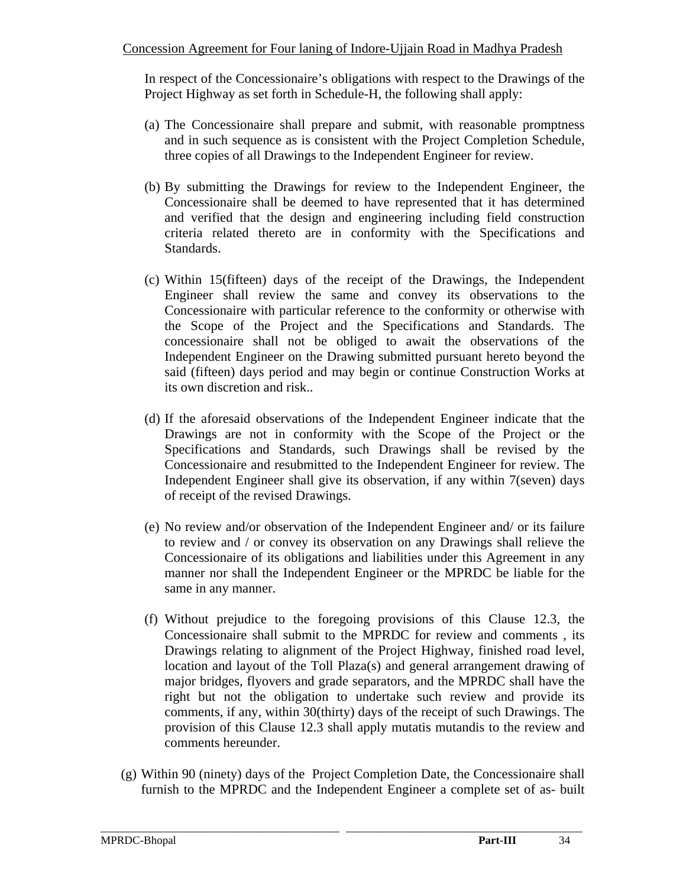In respect of the Concessionaire's obligations with respect to the Drawings of the Project Highway as set forth in Schedule-H, the following shall apply:

(a) The Concessionaire shall prepare and submit, with reasonable promptness and in such sequence as is consistent with the Project Completion Schedule, three copies of all Drawings to the Independent Engineer for review.

(b) By submitting the Drawings for review to the Independent Engineer, the Concessionaire shall be deemed to have represented that it has determined and verified that the design and engineering including field construction criteria related thereto are in conformity with the Specifications and Standards.

(c) Within 15(fifteen) days of the receipt of the Drawings, the Independent Engineer shall review the same and convey its observations to the Concessionaire with particular reference to the conformity or otherwise with the Scope of the Project and the Specifications and Standards. The concessionaire shall not be obliged to await the observations of the Independent Engineer on the Drawing submitted pursuant hereto beyond the said (fifteen) days period and may begin or continue Construction Works at its own discretion and risk..

(d) If the aforesaid observations of the Independent Engineer indicate that the Drawings are not in conformity with the Scope of the Project or the Specifications and Standards, such Drawings shall be revised by the Concessionaire and resubmitted to the Independent Engineer for review. The Independent Engineer shall give its observation, if any within 7(seven) days of receipt of the revised Drawings.

(e) No review and/or observation of the Independent Engineer and/ or its failure to review and / or convey its observation on any Drawings shall relieve the Concessionaire of its obligations and liabilities under this Agreement in any manner nor shall the Independent Engineer or the MPRDC be liable for the same in any manner.

(f) Without prejudice to the foregoing provisions of this Clause 12.3, the Concessionaire shall submit to the MPRDC for review and comments , its Drawings relating to alignment of the Project Highway, finished road level, location and layout of the Toll Plaza(s) and general arrangement drawing of major bridges, flyovers and grade separators, and the MPRDC shall have the right but not the obligation to undertake such review and provide its comments, if any, within 30(thirty) days of the receipt of such Drawings. The provision of this Clause 12.3 shall apply mutatis mutandis to the review and comments hereunder.

(g) Within 90 (ninety) days of the Project Completion Date, the Concessionaire shall furnish to the MPRDC and the Independent Engineer a complete set of as- built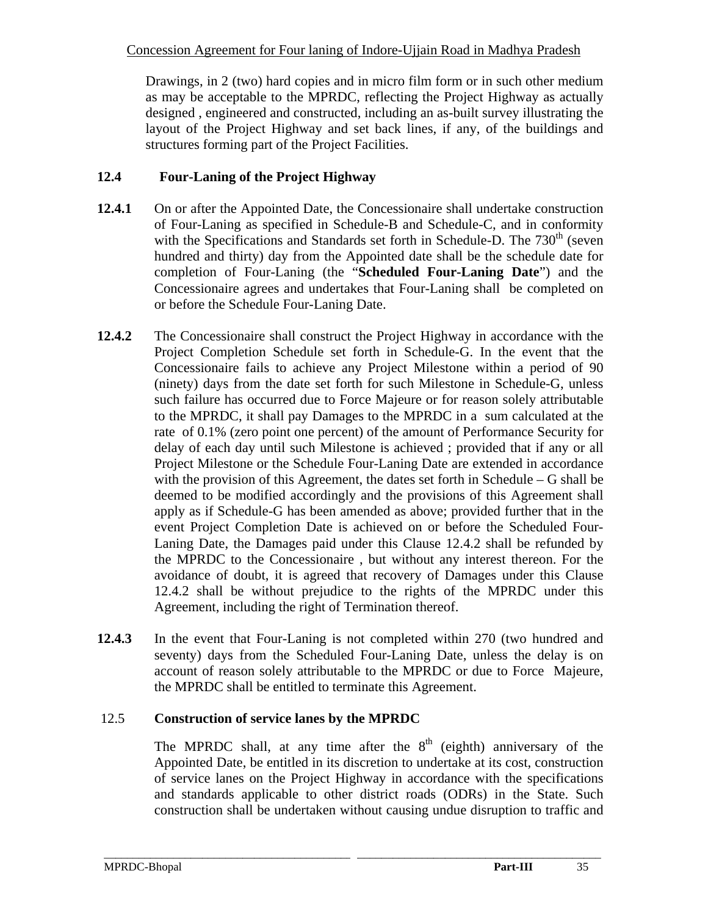Drawings, in 2 (two) hard copies and in micro film form or in such other medium as may be acceptable to the MPRDC, reflecting the Project Highway as actually designed , engineered and constructed, including an as-built survey illustrating the layout of the Project Highway and set back lines, if any, of the buildings and structures forming part of the Project Facilities.

**12.4 Four-Laning of the Project Highway**

**12.4.1** On or after the Appointed Date, the Concessionaire shall undertake construction of Four-Laning as specified in Schedule-B and Schedule-C, and in conformity with the Specifications and Standards set forth in Schedule-D. The 730th (seven hundred and thirty) day from the Appointed date shall be the schedule date for completion of Four-Laning (the "**Scheduled Four-Laning Date**") and the Concessionaire agrees and undertakes that Four-Laning shall be completed on or before the Schedule Four-Laning Date.

**12.4.2** The Concessionaire shall construct the Project Highway in accordance with the Project Completion Schedule set forth in Schedule-G. In the event that the Concessionaire fails to achieve any Project Milestone within a period of 90 (ninety) days from the date set forth for such Milestone in Schedule-G, unless such failure has occurred due to Force Majeure or for reason solely attributable to the MPRDC, it shall pay Damages to the MPRDC in a sum calculated at the rate of 0.1% (zero point one percent) of the amount of Performance Security for delay of each day until such Milestone is achieved ; provided that if any or all Project Milestone or the Schedule Four-Laning Date are extended in accordance with the provision of this Agreement, the dates set forth in Schedule – G shall be deemed to be modified accordingly and the provisions of this Agreement shall apply as if Schedule-G has been amended as above; provided further that in the event Project Completion Date is achieved on or before the Scheduled Four-Laning Date, the Damages paid under this Clause 12.4.2 shall be refunded by the MPRDC to the Concessionaire , but without any interest thereon. For the avoidance of doubt, it is agreed that recovery of Damages under this Clause 12.4.2 shall be without prejudice to the rights of the MPRDC under this Agreement, including the right of Termination thereof.

**12.4.3** In the event that Four-Laning is not completed within 270 (two hundred and seventy) days from the Scheduled Four-Laning Date, unless the delay is on account of reason solely attributable to the MPRDC or due to Force Majeure, the MPRDC shall be entitled to terminate this Agreement.

12.5 **Construction of service lanes by the MPRDC**

The MPRDC shall, at any time after the 8th (eighth) anniversary of the Appointed Date, be entitled in its discretion to undertake at its cost, construction of service lanes on the Project Highway in accordance with the specifications and standards applicable to other district roads (ODRs) in the State. Such construction shall be undertaken without causing undue disruption to traffic and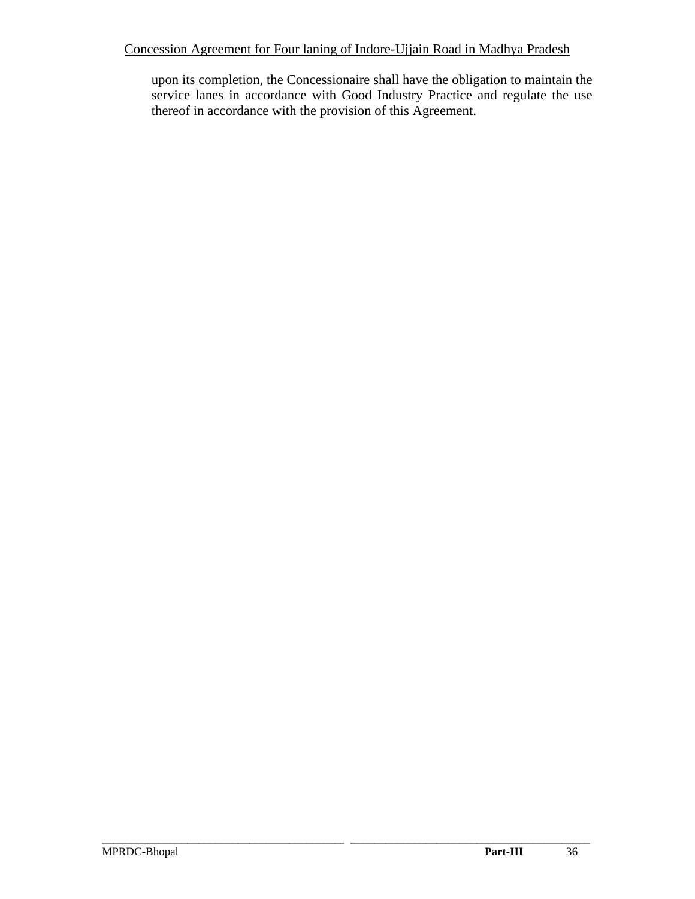upon its completion, the Concessionaire shall have the obligation to maintain the service lanes in accordance with Good Industry Practice and regulate the use thereof in accordance with the provision of this Agreement.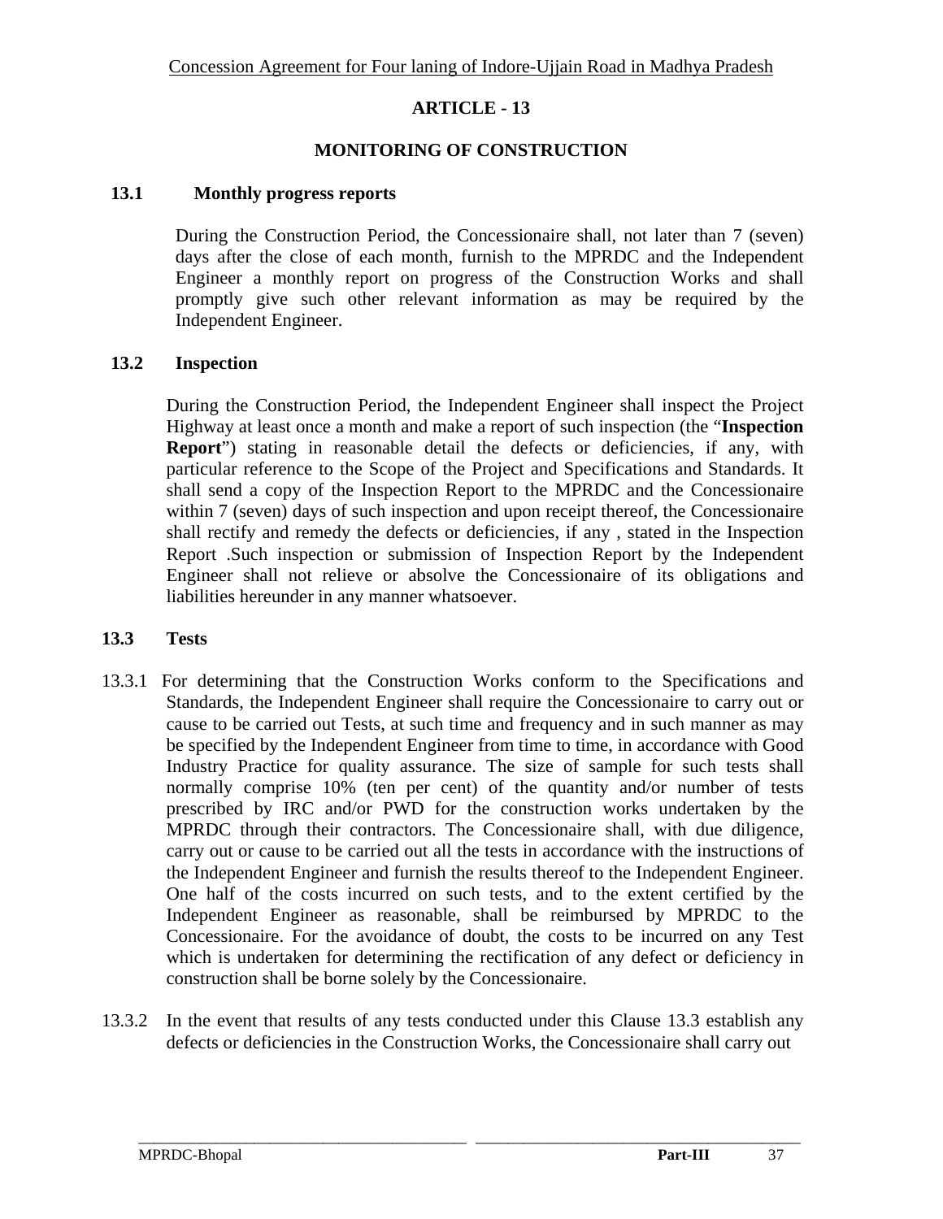# ARTICLE - 13

## MONITORING OF CONSTRUCTION

### 13.1 Monthly progress reports

During the Construction Period, the Concessionaire shall, not later than 7 (seven) days after the close of each month, furnish to the MPRDC and the Independent Engineer a monthly report on progress of the Construction Works and shall promptly give such other relevant information as may be required by the Independent Engineer.

### 13.2 Inspection

During the Construction Period, the Independent Engineer shall inspect the Project Highway at least once a month and make a report of such inspection (the "**Inspection Report**") stating in reasonable detail the defects or deficiencies, if any, with particular reference to the Scope of the Project and Specifications and Standards. It shall send a copy of the Inspection Report to the MPRDC and the Concessionaire within 7 (seven) days of such inspection and upon receipt thereof, the Concessionaire shall rectify and remedy the defects or deficiencies, if any , stated in the Inspection Report .Such inspection or submission of Inspection Report by the Independent Engineer shall not relieve or absolve the Concessionaire of its obligations and liabilities hereunder in any manner whatsoever.

### 13.3 Tests

13.3.1 For determining that the Construction Works conform to the Specifications and Standards, the Independent Engineer shall require the Concessionaire to carry out or cause to be carried out Tests, at such time and frequency and in such manner as may be specified by the Independent Engineer from time to time, in accordance with Good Industry Practice for quality assurance. The size of sample for such tests shall normally comprise 10% (ten per cent) of the quantity and/or number of tests prescribed by IRC and/or PWD for the construction works undertaken by the MPRDC through their contractors. The Concessionaire shall, with due diligence, carry out or cause to be carried out all the tests in accordance with the instructions of the Independent Engineer and furnish the results thereof to the Independent Engineer. One half of the costs incurred on such tests, and to the extent certified by the Independent Engineer as reasonable, shall be reimbursed by MPRDC to the Concessionaire. For the avoidance of doubt, the costs to be incurred on any Test which is undertaken for determining the rectification of any defect or deficiency in construction shall be borne solely by the Concessionaire.

13.3.2 In the event that results of any tests conducted under this Clause 13.3 establish any defects or deficiencies in the Construction Works, the Concessionaire shall carry out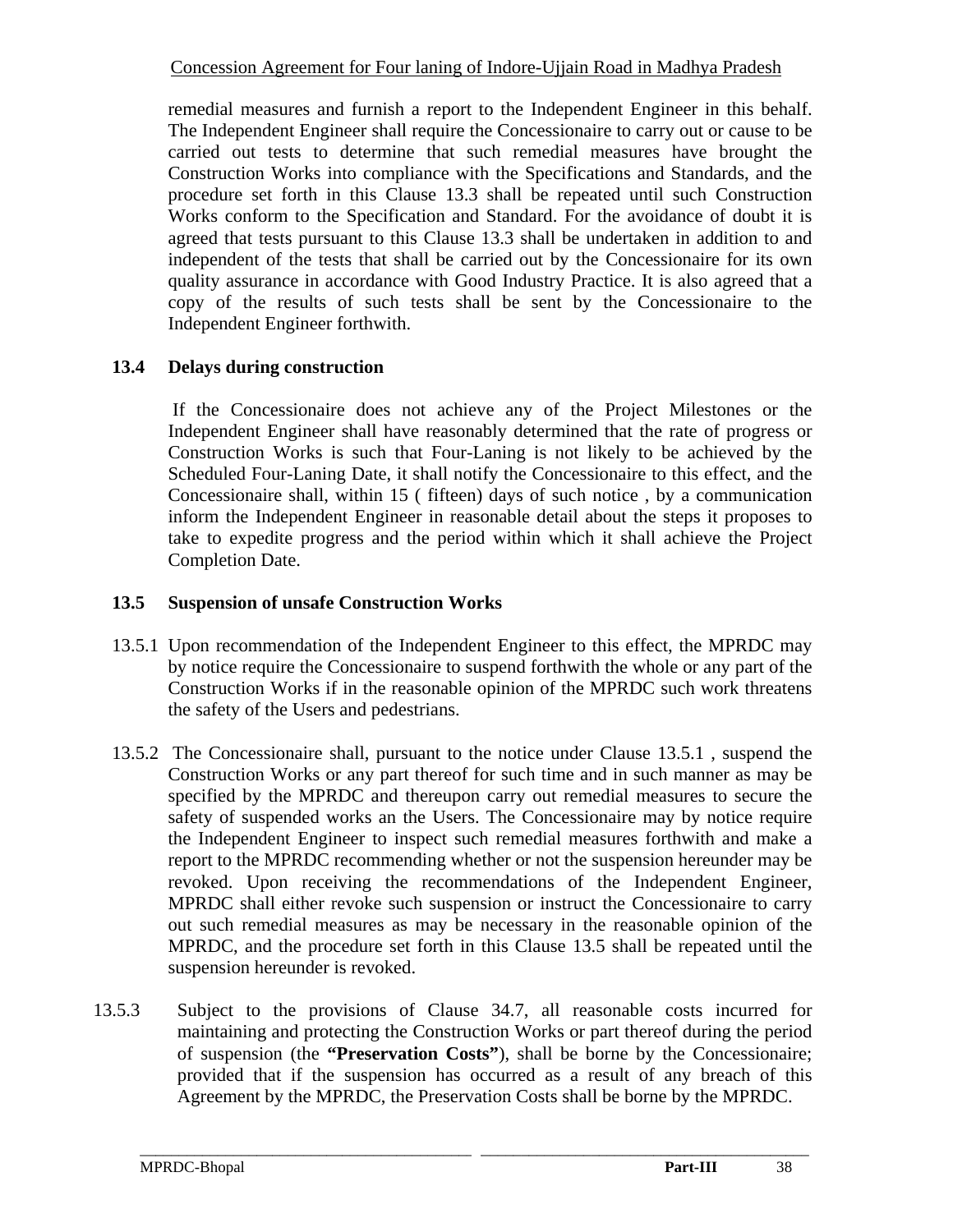remedial measures and furnish a report to the Independent Engineer in this behalf. The Independent Engineer shall require the Concessionaire to carry out or cause to be carried out tests to determine that such remedial measures have brought the Construction Works into compliance with the Specifications and Standards, and the procedure set forth in this Clause 13.3 shall be repeated until such Construction Works conform to the Specification and Standard. For the avoidance of doubt it is agreed that tests pursuant to this Clause 13.3 shall be undertaken in addition to and independent of the tests that shall be carried out by the Concessionaire for its own quality assurance in accordance with Good Industry Practice. It is also agreed that a copy of the results of such tests shall be sent by the Concessionaire to the Independent Engineer forthwith.

### 13.4 Delays during construction

If the Concessionaire does not achieve any of the Project Milestones or the Independent Engineer shall have reasonably determined that the rate of progress or Construction Works is such that Four-Laning is not likely to be achieved by the Scheduled Four-Laning Date, it shall notify the Concessionaire to this effect, and the Concessionaire shall, within 15 ( fifteen) days of such notice , by a communication inform the Independent Engineer in reasonable detail about the steps it proposes to take to expedite progress and the period within which it shall achieve the Project Completion Date.

### 13.5 Suspension of unsafe Construction Works

13.5.1 Upon recommendation of the Independent Engineer to this effect, the MPRDC may by notice require the Concessionaire to suspend forthwith the whole or any part of the Construction Works if in the reasonable opinion of the MPRDC such work threatens the safety of the Users and pedestrians.

13.5.2 The Concessionaire shall, pursuant to the notice under Clause 13.5.1 , suspend the Construction Works or any part thereof for such time and in such manner as may be specified by the MPRDC and thereupon carry out remedial measures to secure the safety of suspended works an the Users. The Concessionaire may by notice require the Independent Engineer to inspect such remedial measures forthwith and make a report to the MPRDC recommending whether or not the suspension hereunder may be revoked. Upon receiving the recommendations of the Independent Engineer, MPRDC shall either revoke such suspension or instruct the Concessionaire to carry out such remedial measures as may be necessary in the reasonable opinion of the MPRDC, and the procedure set forth in this Clause 13.5 shall be repeated until the suspension hereunder is revoked.

13.5.3 Subject to the provisions of Clause 34.7, all reasonable costs incurred for maintaining and protecting the Construction Works or part thereof during the period of suspension (the **"Preservation Costs"**), shall be borne by the Concessionaire; provided that if the suspension has occurred as a result of any breach of this Agreement by the MPRDC, the Preservation Costs shall be borne by the MPRDC.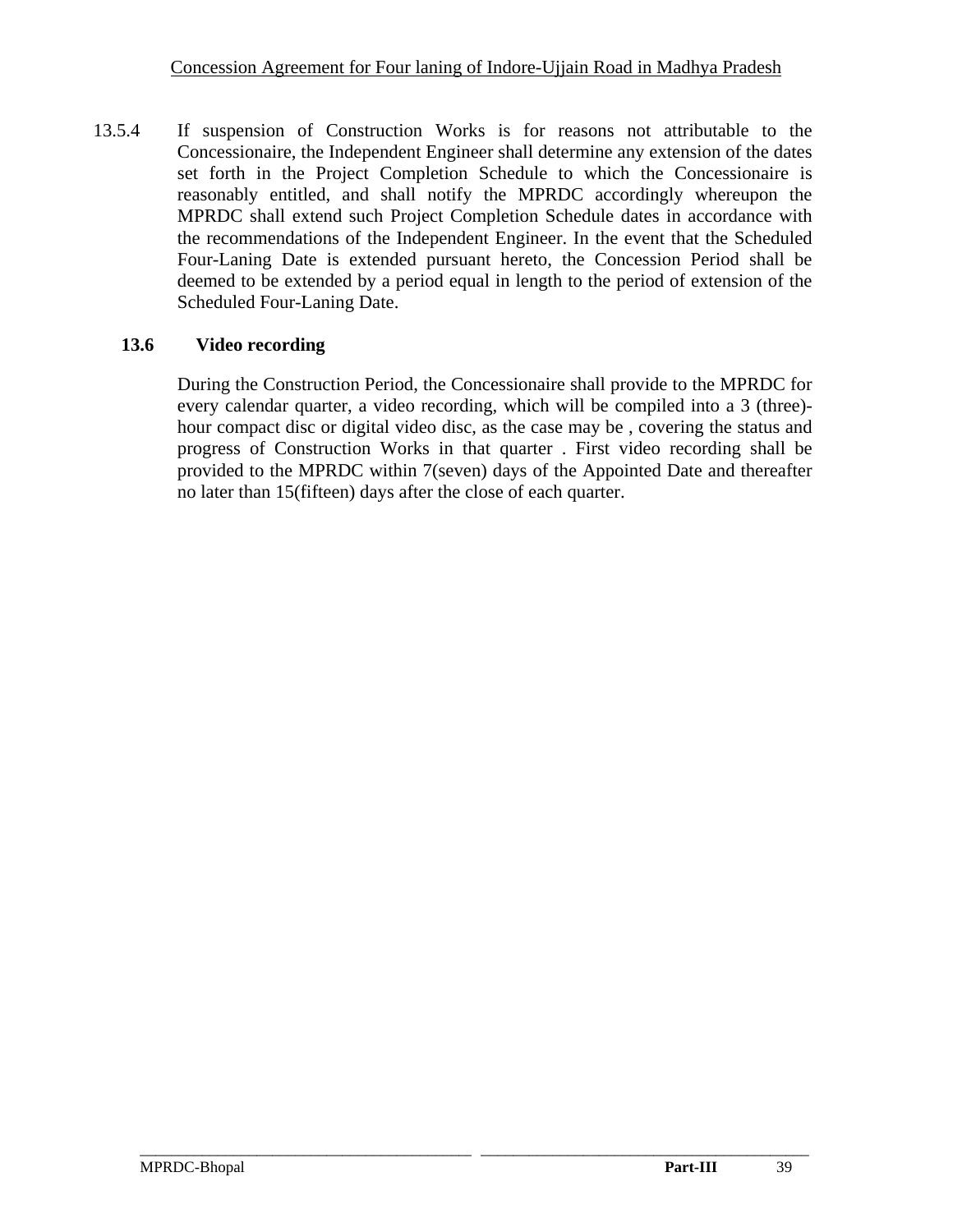13.5.4 If suspension of Construction Works is for reasons not attributable to the Concessionaire, the Independent Engineer shall determine any extension of the dates set forth in the Project Completion Schedule to which the Concessionaire is reasonably entitled, and shall notify the MPRDC accordingly whereupon the MPRDC shall extend such Project Completion Schedule dates in accordance with the recommendations of the Independent Engineer. In the event that the Scheduled Four-Laning Date is extended pursuant hereto, the Concession Period shall be deemed to be extended by a period equal in length to the period of extension of the Scheduled Four-Laning Date.

### 13.6 Video recording

During the Construction Period, the Concessionaire shall provide to the MPRDC for every calendar quarter, a video recording, which will be compiled into a 3 (three)-hour compact disc or digital video disc, as the case may be , covering the status and progress of Construction Works in that quarter . First video recording shall be provided to the MPRDC within 7(seven) days of the Appointed Date and thereafter no later than 15(fifteen) days after the close of each quarter.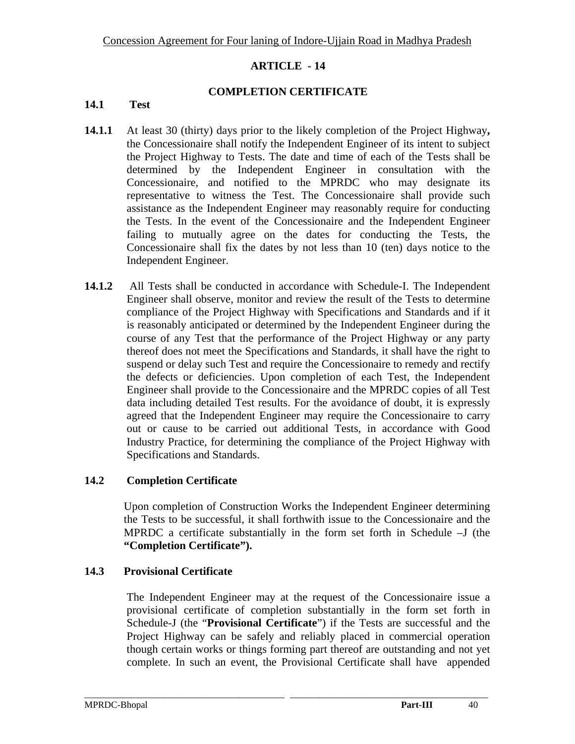## ARTICLE - 14

## COMPLETION CERTIFICATE

### 14.1 Test

**14.1.1** At least 30 (thirty) days prior to the likely completion of the Project Highway**,** the Concessionaire shall notify the Independent Engineer of its intent to subject the Project Highway to Tests. The date and time of each of the Tests shall be determined by the Independent Engineer in consultation with the Concessionaire, and notified to the MPRDC who may designate its representative to witness the Test. The Concessionaire shall provide such assistance as the Independent Engineer may reasonably require for conducting the Tests. In the event of the Concessionaire and the Independent Engineer failing to mutually agree on the dates for conducting the Tests, the Concessionaire shall fix the dates by not less than 10 (ten) days notice to the Independent Engineer.

**14.1.2** All Tests shall be conducted in accordance with Schedule-I. The Independent Engineer shall observe, monitor and review the result of the Tests to determine compliance of the Project Highway with Specifications and Standards and if it is reasonably anticipated or determined by the Independent Engineer during the course of any Test that the performance of the Project Highway or any party thereof does not meet the Specifications and Standards, it shall have the right to suspend or delay such Test and require the Concessionaire to remedy and rectify the defects or deficiencies. Upon completion of each Test, the Independent Engineer shall provide to the Concessionaire and the MPRDC copies of all Test data including detailed Test results. For the avoidance of doubt, it is expressly agreed that the Independent Engineer may require the Concessionaire to carry out or cause to be carried out additional Tests, in accordance with Good Industry Practice, for determining the compliance of the Project Highway with Specifications and Standards.

### 14.2 Completion Certificate

Upon completion of Construction Works the Independent Engineer determining the Tests to be successful, it shall forthwith issue to the Concessionaire and the MPRDC a certificate substantially in the form set forth in Schedule –J (the **"Completion Certificate").**

### 14.3 Provisional Certificate

The Independent Engineer may at the request of the Concessionaire issue a provisional certificate of completion substantially in the form set forth in Schedule-J (the "**Provisional Certificate**") if the Tests are successful and the Project Highway can be safely and reliably placed in commercial operation though certain works or things forming part thereof are outstanding and not yet complete. In such an event, the Provisional Certificate shall have appended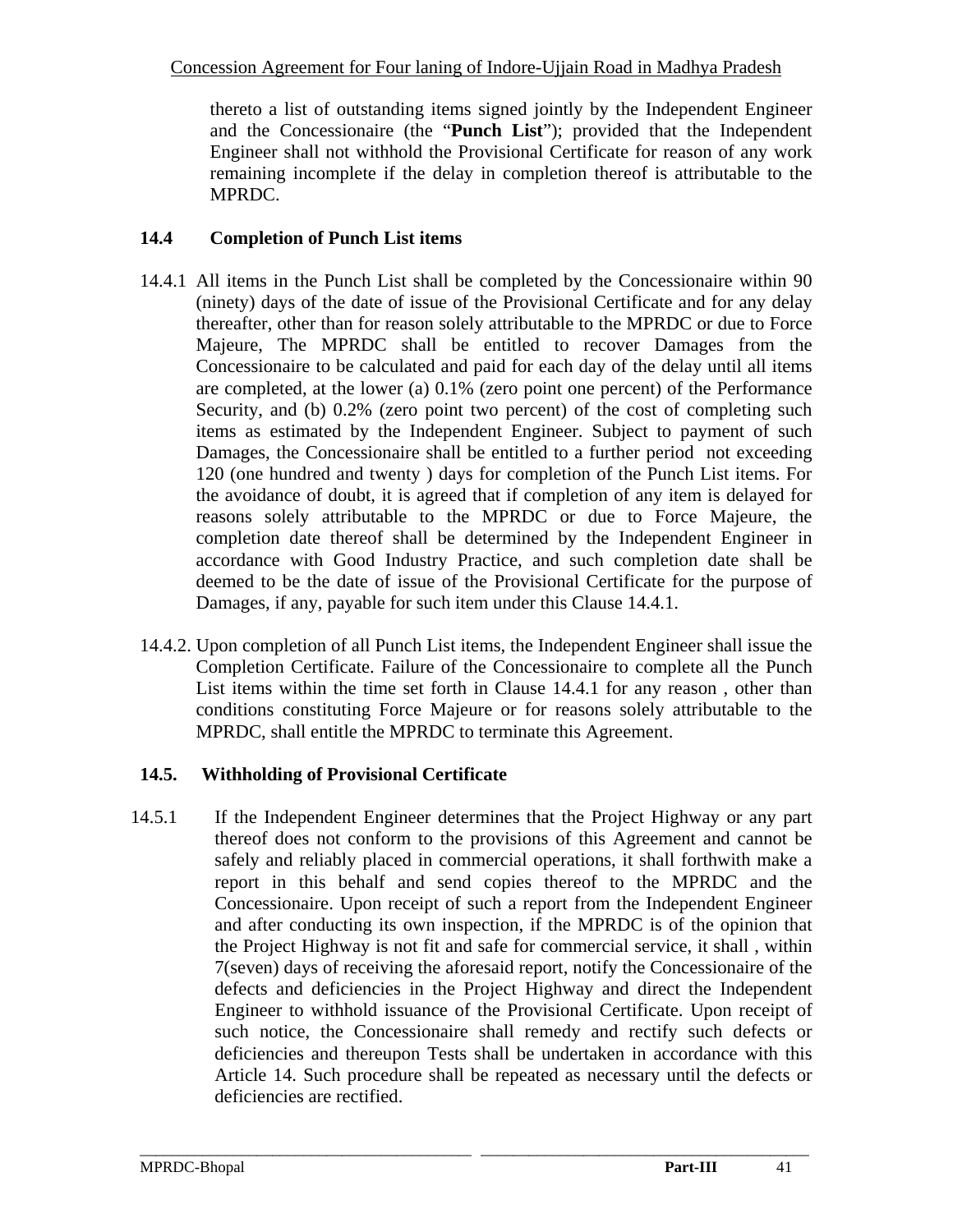thereto a list of outstanding items signed jointly by the Independent Engineer and the Concessionaire (the "**Punch List**"); provided that the Independent Engineer shall not withhold the Provisional Certificate for reason of any work remaining incomplete if the delay in completion thereof is attributable to the MPRDC.

### 14.4 Completion of Punch List items

14.4.1 All items in the Punch List shall be completed by the Concessionaire within 90 (ninety) days of the date of issue of the Provisional Certificate and for any delay thereafter, other than for reason solely attributable to the MPRDC or due to Force Majeure, The MPRDC shall be entitled to recover Damages from the Concessionaire to be calculated and paid for each day of the delay until all items are completed, at the lower (a) 0.1% (zero point one percent) of the Performance Security, and (b) 0.2% (zero point two percent) of the cost of completing such items as estimated by the Independent Engineer. Subject to payment of such Damages, the Concessionaire shall be entitled to a further period not exceeding 120 (one hundred and twenty ) days for completion of the Punch List items. For the avoidance of doubt, it is agreed that if completion of any item is delayed for reasons solely attributable to the MPRDC or due to Force Majeure, the completion date thereof shall be determined by the Independent Engineer in accordance with Good Industry Practice, and such completion date shall be deemed to be the date of issue of the Provisional Certificate for the purpose of Damages, if any, payable for such item under this Clause 14.4.1.

14.4.2. Upon completion of all Punch List items, the Independent Engineer shall issue the Completion Certificate. Failure of the Concessionaire to complete all the Punch List items within the time set forth in Clause 14.4.1 for any reason , other than conditions constituting Force Majeure or for reasons solely attributable to the MPRDC, shall entitle the MPRDC to terminate this Agreement.

### 14.5. Withholding of Provisional Certificate

14.5.1 If the Independent Engineer determines that the Project Highway or any part thereof does not conform to the provisions of this Agreement and cannot be safely and reliably placed in commercial operations, it shall forthwith make a report in this behalf and send copies thereof to the MPRDC and the Concessionaire. Upon receipt of such a report from the Independent Engineer and after conducting its own inspection, if the MPRDC is of the opinion that the Project Highway is not fit and safe for commercial service, it shall , within 7(seven) days of receiving the aforesaid report, notify the Concessionaire of the defects and deficiencies in the Project Highway and direct the Independent Engineer to withhold issuance of the Provisional Certificate. Upon receipt of such notice, the Concessionaire shall remedy and rectify such defects or deficiencies and thereupon Tests shall be undertaken in accordance with this Article 14. Such procedure shall be repeated as necessary until the defects or deficiencies are rectified.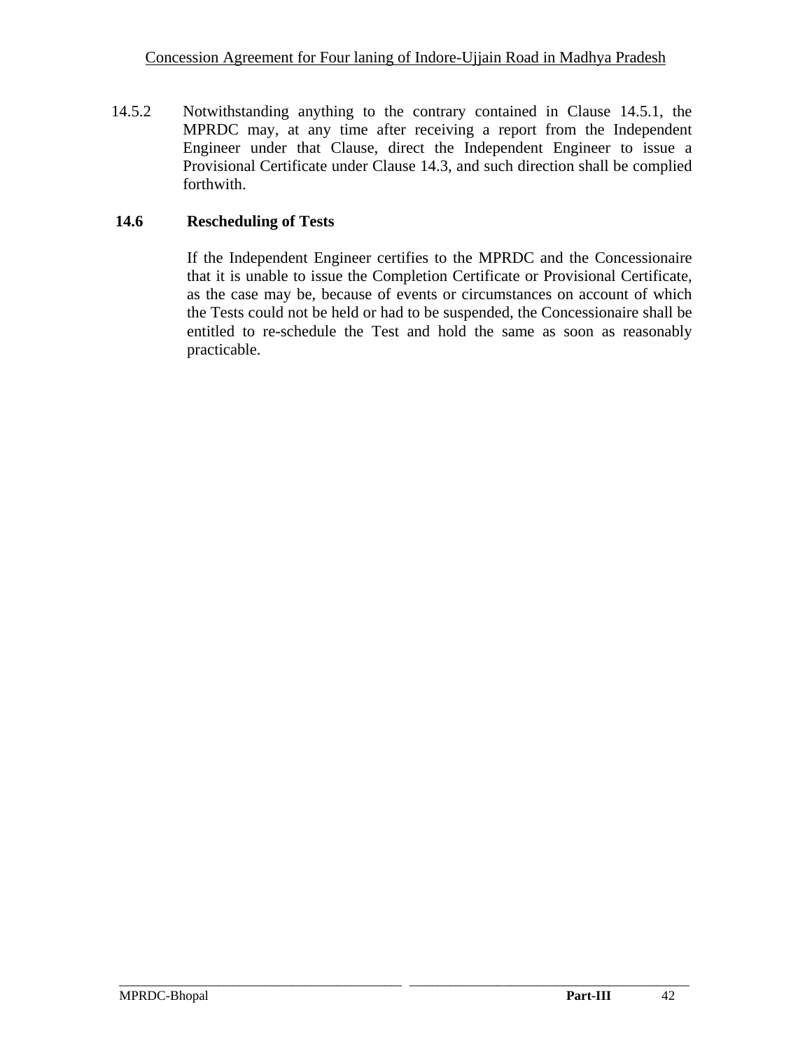14.5.2 Notwithstanding anything to the contrary contained in Clause 14.5.1, the MPRDC may, at any time after receiving a report from the Independent Engineer under that Clause, direct the Independent Engineer to issue a Provisional Certificate under Clause 14.3, and such direction shall be complied forthwith.

## 14.6 Rescheduling of Tests

If the Independent Engineer certifies to the MPRDC and the Concessionaire that it is unable to issue the Completion Certificate or Provisional Certificate, as the case may be, because of events or circumstances on account of which the Tests could not be held or had to be suspended, the Concessionaire shall be entitled to re-schedule the Test and hold the same as soon as reasonably practicable.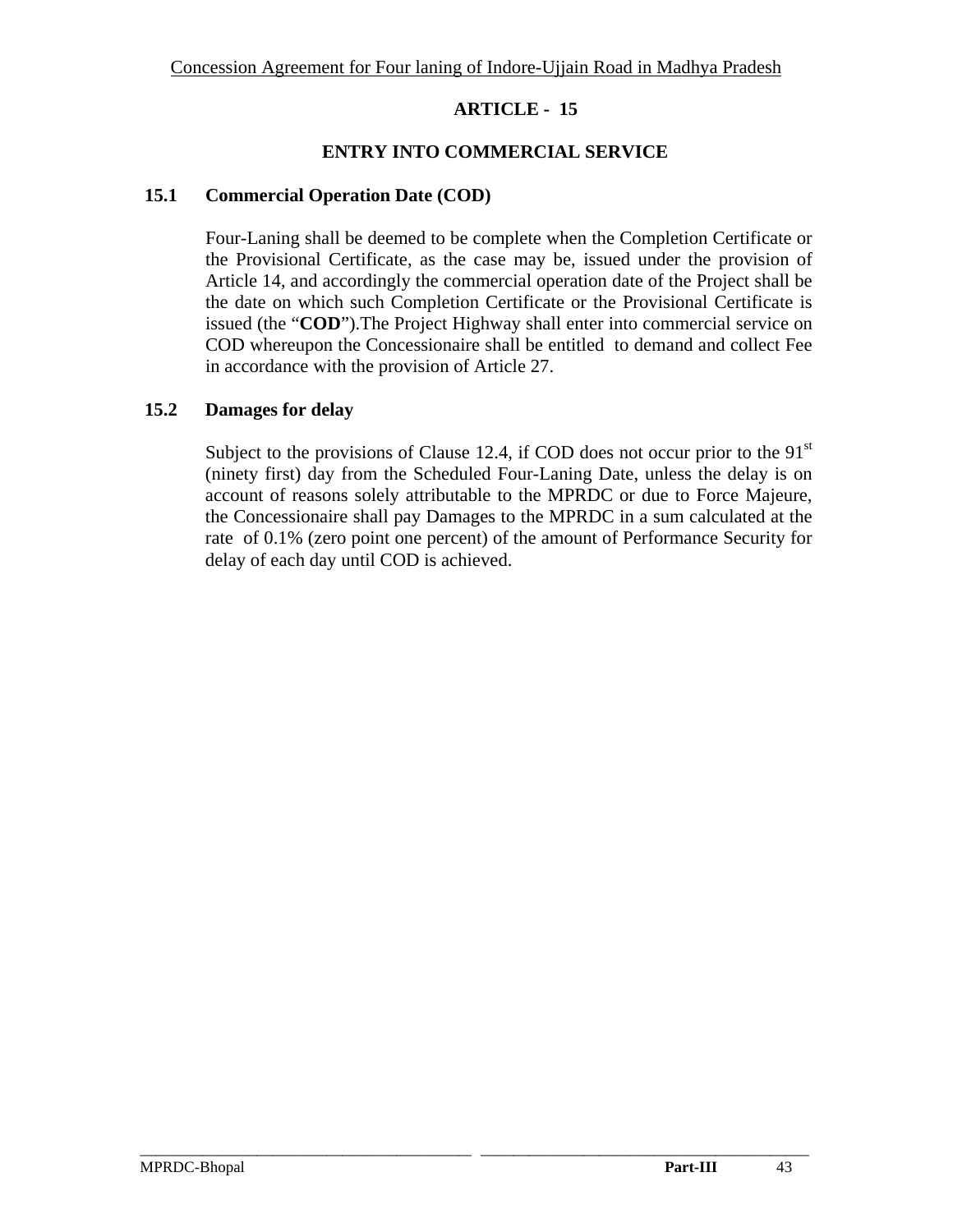# ARTICLE - 15

## ENTRY INTO COMMERCIAL SERVICE

### 15.1 Commercial Operation Date (COD)

Four-Laning shall be deemed to be complete when the Completion Certificate or the Provisional Certificate, as the case may be, issued under the provision of Article 14, and accordingly the commercial operation date of the Project shall be the date on which such Completion Certificate or the Provisional Certificate is issued (the "**COD**").The Project Highway shall enter into commercial service on COD whereupon the Concessionaire shall be entitled to demand and collect Fee in accordance with the provision of Article 27.

### 15.2 Damages for delay

Subject to the provisions of Clause 12.4, if COD does not occur prior to the 91st (ninety first) day from the Scheduled Four-Laning Date, unless the delay is on account of reasons solely attributable to the MPRDC or due to Force Majeure, the Concessionaire shall pay Damages to the MPRDC in a sum calculated at the rate of 0.1% (zero point one percent) of the amount of Performance Security for delay of each day until COD is achieved.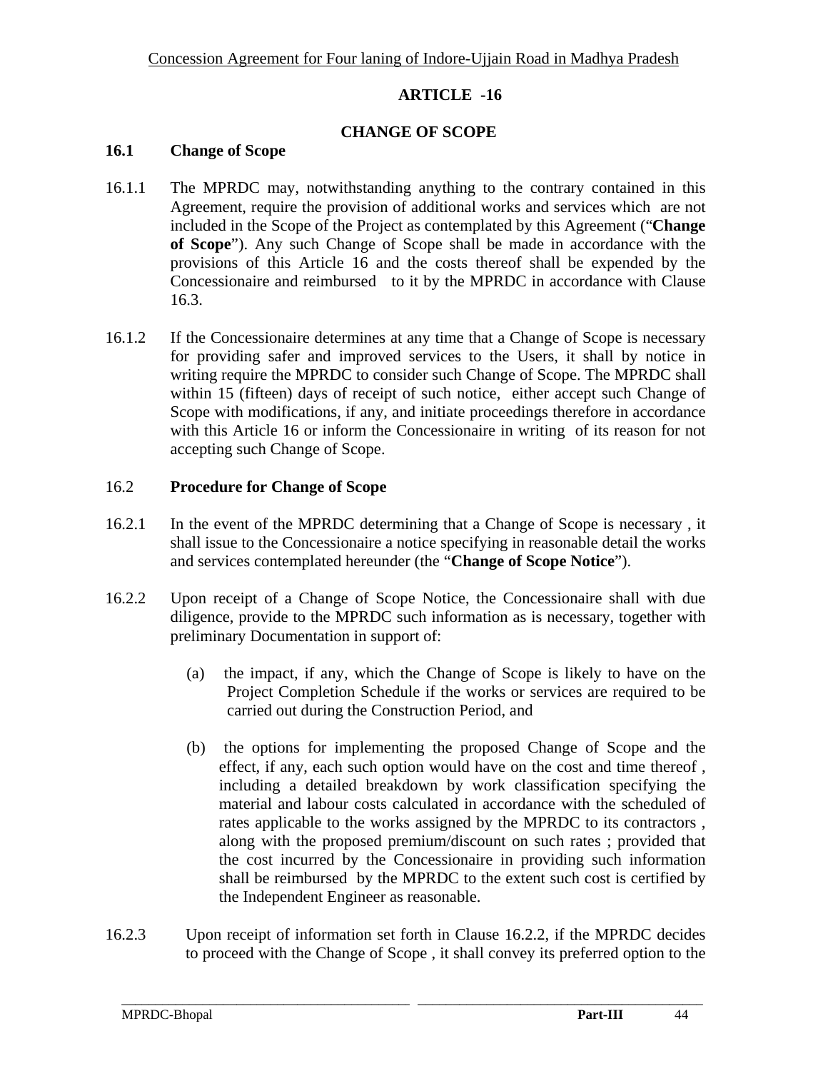## ARTICLE -16

## CHANGE OF SCOPE

### 16.1 Change of Scope

16.1.1 The MPRDC may, notwithstanding anything to the contrary contained in this Agreement, require the provision of additional works and services which are not included in the Scope of the Project as contemplated by this Agreement ("**Change of Scope**"). Any such Change of Scope shall be made in accordance with the provisions of this Article 16 and the costs thereof shall be expended by the Concessionaire and reimbursed to it by the MPRDC in accordance with Clause 16.3.

16.1.2 If the Concessionaire determines at any time that a Change of Scope is necessary for providing safer and improved services to the Users, it shall by notice in writing require the MPRDC to consider such Change of Scope. The MPRDC shall within 15 (fifteen) days of receipt of such notice, either accept such Change of Scope with modifications, if any, and initiate proceedings therefore in accordance with this Article 16 or inform the Concessionaire in writing of its reason for not accepting such Change of Scope.

### 16.2 Procedure for Change of Scope

16.2.1 In the event of the MPRDC determining that a Change of Scope is necessary , it shall issue to the Concessionaire a notice specifying in reasonable detail the works and services contemplated hereunder (the "**Change of Scope Notice**").

16.2.2 Upon receipt of a Change of Scope Notice, the Concessionaire shall with due diligence, provide to the MPRDC such information as is necessary, together with preliminary Documentation in support of:

(a) the impact, if any, which the Change of Scope is likely to have on the Project Completion Schedule if the works or services are required to be carried out during the Construction Period, and

(b) the options for implementing the proposed Change of Scope and the effect, if any, each such option would have on the cost and time thereof , including a detailed breakdown by work classification specifying the material and labour costs calculated in accordance with the scheduled of rates applicable to the works assigned by the MPRDC to its contractors , along with the proposed premium/discount on such rates ; provided that the cost incurred by the Concessionaire in providing such information shall be reimbursed by the MPRDC to the extent such cost is certified by the Independent Engineer as reasonable.

16.2.3 Upon receipt of information set forth in Clause 16.2.2, if the MPRDC decides to proceed with the Change of Scope , it shall convey its preferred option to the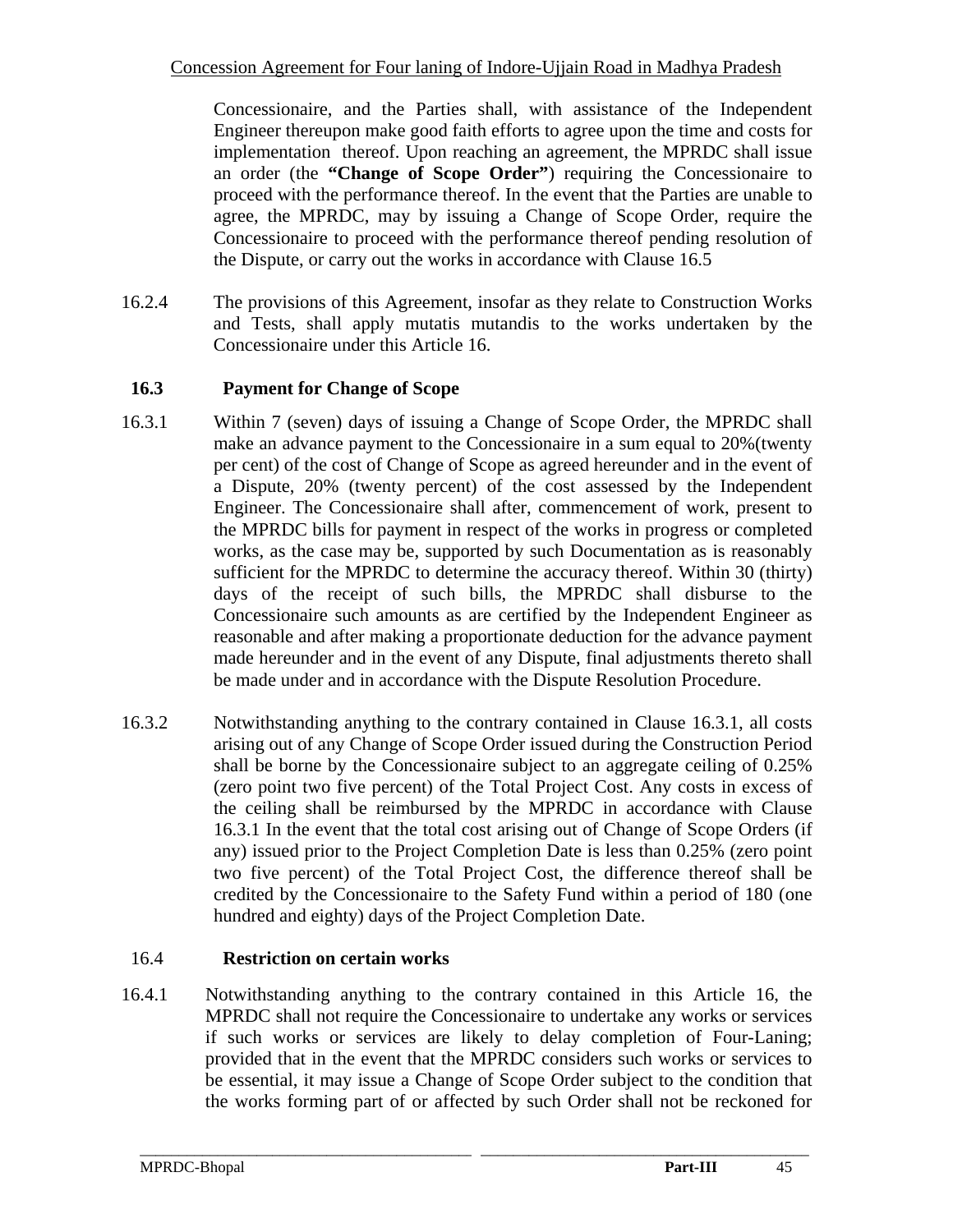Concessionaire, and the Parties shall, with assistance of the Independent Engineer thereupon make good faith efforts to agree upon the time and costs for implementation thereof. Upon reaching an agreement, the MPRDC shall issue an order (the **"Change of Scope Order"**) requiring the Concessionaire to proceed with the performance thereof. In the event that the Parties are unable to agree, the MPRDC, may by issuing a Change of Scope Order, require the Concessionaire to proceed with the performance thereof pending resolution of the Dispute, or carry out the works in accordance with Clause 16.5

16.2.4 The provisions of this Agreement, insofar as they relate to Construction Works and Tests, shall apply mutatis mutandis to the works undertaken by the Concessionaire under this Article 16.

### 16.3 Payment for Change of Scope

16.3.1 Within 7 (seven) days of issuing a Change of Scope Order, the MPRDC shall make an advance payment to the Concessionaire in a sum equal to 20%(twenty per cent) of the cost of Change of Scope as agreed hereunder and in the event of a Dispute, 20% (twenty percent) of the cost assessed by the Independent Engineer. The Concessionaire shall after, commencement of work, present to the MPRDC bills for payment in respect of the works in progress or completed works, as the case may be, supported by such Documentation as is reasonably sufficient for the MPRDC to determine the accuracy thereof. Within 30 (thirty) days of the receipt of such bills, the MPRDC shall disburse to the Concessionaire such amounts as are certified by the Independent Engineer as reasonable and after making a proportionate deduction for the advance payment made hereunder and in the event of any Dispute, final adjustments thereto shall be made under and in accordance with the Dispute Resolution Procedure.

16.3.2 Notwithstanding anything to the contrary contained in Clause 16.3.1, all costs arising out of any Change of Scope Order issued during the Construction Period shall be borne by the Concessionaire subject to an aggregate ceiling of 0.25% (zero point two five percent) of the Total Project Cost. Any costs in excess of the ceiling shall be reimbursed by the MPRDC in accordance with Clause 16.3.1 In the event that the total cost arising out of Change of Scope Orders (if any) issued prior to the Project Completion Date is less than 0.25% (zero point two five percent) of the Total Project Cost, the difference thereof shall be credited by the Concessionaire to the Safety Fund within a period of 180 (one hundred and eighty) days of the Project Completion Date.

### 16.4 Restriction on certain works

16.4.1 Notwithstanding anything to the contrary contained in this Article 16, the MPRDC shall not require the Concessionaire to undertake any works or services if such works or services are likely to delay completion of Four-Laning; provided that in the event that the MPRDC considers such works or services to be essential, it may issue a Change of Scope Order subject to the condition that the works forming part of or affected by such Order shall not be reckoned for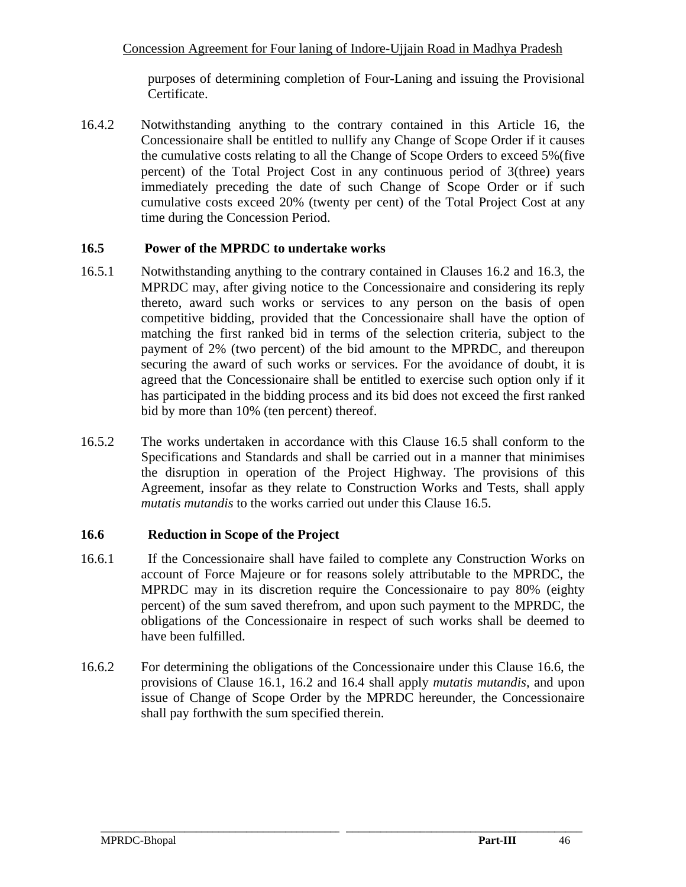purposes of determining completion of Four-Laning and issuing the Provisional Certificate.

16.4.2 Notwithstanding anything to the contrary contained in this Article 16, the Concessionaire shall be entitled to nullify any Change of Scope Order if it causes the cumulative costs relating to all the Change of Scope Orders to exceed 5%(five percent) of the Total Project Cost in any continuous period of 3(three) years immediately preceding the date of such Change of Scope Order or if such cumulative costs exceed 20% (twenty per cent) of the Total Project Cost at any time during the Concession Period.

### 16.5 Power of the MPRDC to undertake works

16.5.1 Notwithstanding anything to the contrary contained in Clauses 16.2 and 16.3, the MPRDC may, after giving notice to the Concessionaire and considering its reply thereto, award such works or services to any person on the basis of open competitive bidding, provided that the Concessionaire shall have the option of matching the first ranked bid in terms of the selection criteria, subject to the payment of 2% (two percent) of the bid amount to the MPRDC, and thereupon securing the award of such works or services. For the avoidance of doubt, it is agreed that the Concessionaire shall be entitled to exercise such option only if it has participated in the bidding process and its bid does not exceed the first ranked bid by more than 10% (ten percent) thereof.

16.5.2 The works undertaken in accordance with this Clause 16.5 shall conform to the Specifications and Standards and shall be carried out in a manner that minimises the disruption in operation of the Project Highway. The provisions of this Agreement, insofar as they relate to Construction Works and Tests, shall apply *mutatis mutandis* to the works carried out under this Clause 16.5.

### 16.6 Reduction in Scope of the Project

16.6.1 If the Concessionaire shall have failed to complete any Construction Works on account of Force Majeure or for reasons solely attributable to the MPRDC, the MPRDC may in its discretion require the Concessionaire to pay 80% (eighty percent) of the sum saved therefrom, and upon such payment to the MPRDC, the obligations of the Concessionaire in respect of such works shall be deemed to have been fulfilled.

16.6.2 For determining the obligations of the Concessionaire under this Clause 16.6, the provisions of Clause 16.1, 16.2 and 16.4 shall apply *mutatis mutandis*, and upon issue of Change of Scope Order by the MPRDC hereunder, the Concessionaire shall pay forthwith the sum specified therein.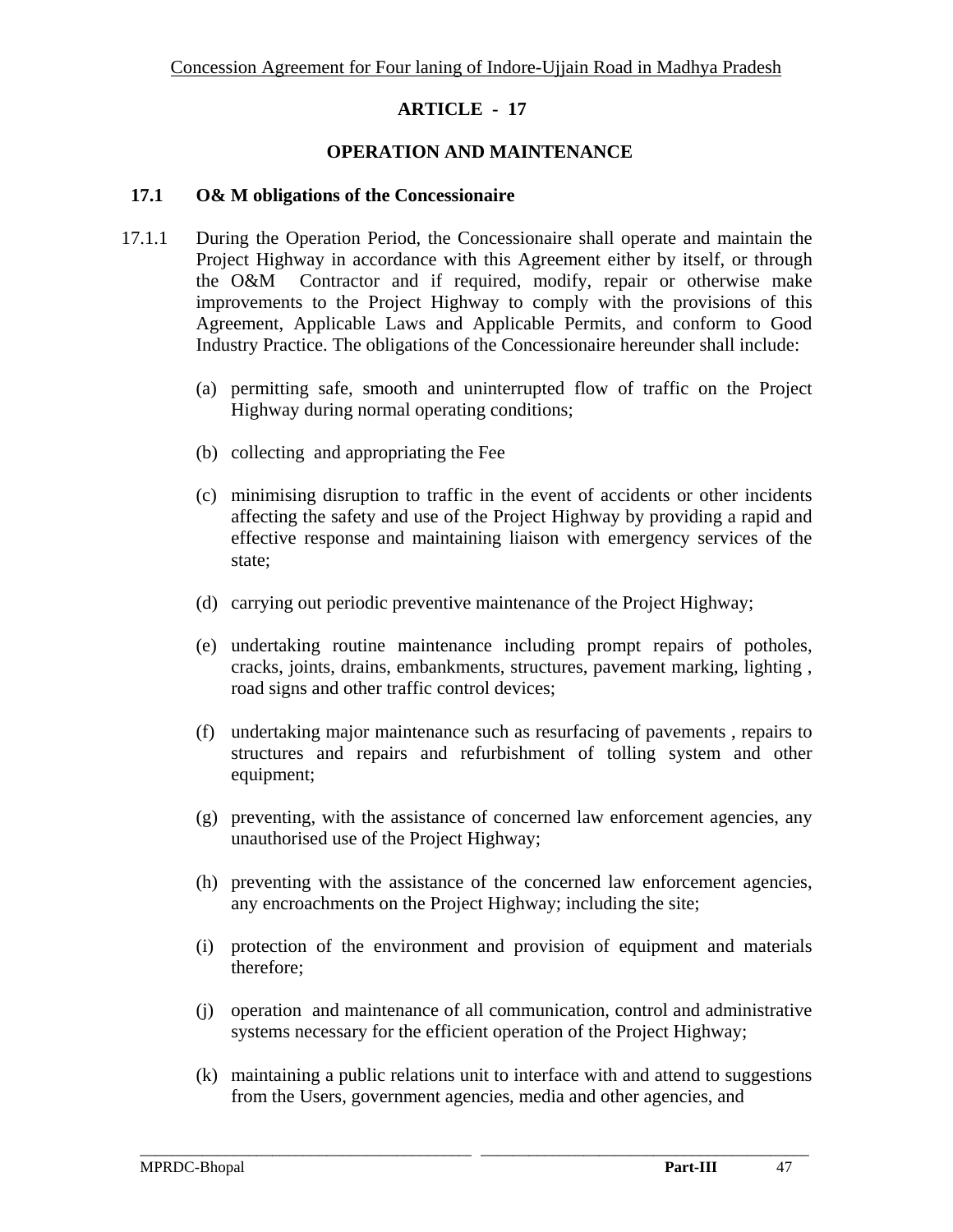# ARTICLE - 17

## OPERATION AND MAINTENANCE

### 17.1 O& M obligations of the Concessionaire

17.1.1 During the Operation Period, the Concessionaire shall operate and maintain the Project Highway in accordance with this Agreement either by itself, or through the O&M Contractor and if required, modify, repair or otherwise make improvements to the Project Highway to comply with the provisions of this Agreement, Applicable Laws and Applicable Permits, and conform to Good Industry Practice. The obligations of the Concessionaire hereunder shall include:

(a) permitting safe, smooth and uninterrupted flow of traffic on the Project Highway during normal operating conditions;

(b) collecting and appropriating the Fee

(c) minimising disruption to traffic in the event of accidents or other incidents affecting the safety and use of the Project Highway by providing a rapid and effective response and maintaining liaison with emergency services of the state;

(d) carrying out periodic preventive maintenance of the Project Highway;

(e) undertaking routine maintenance including prompt repairs of potholes, cracks, joints, drains, embankments, structures, pavement marking, lighting , road signs and other traffic control devices;

(f) undertaking major maintenance such as resurfacing of pavements , repairs to structures and repairs and refurbishment of tolling system and other equipment;

(g) preventing, with the assistance of concerned law enforcement agencies, any unauthorised use of the Project Highway;

(h) preventing with the assistance of the concerned law enforcement agencies, any encroachments on the Project Highway; including the site;

(i) protection of the environment and provision of equipment and materials therefore;

(j) operation and maintenance of all communication, control and administrative systems necessary for the efficient operation of the Project Highway;

(k) maintaining a public relations unit to interface with and attend to suggestions from the Users, government agencies, media and other agencies, and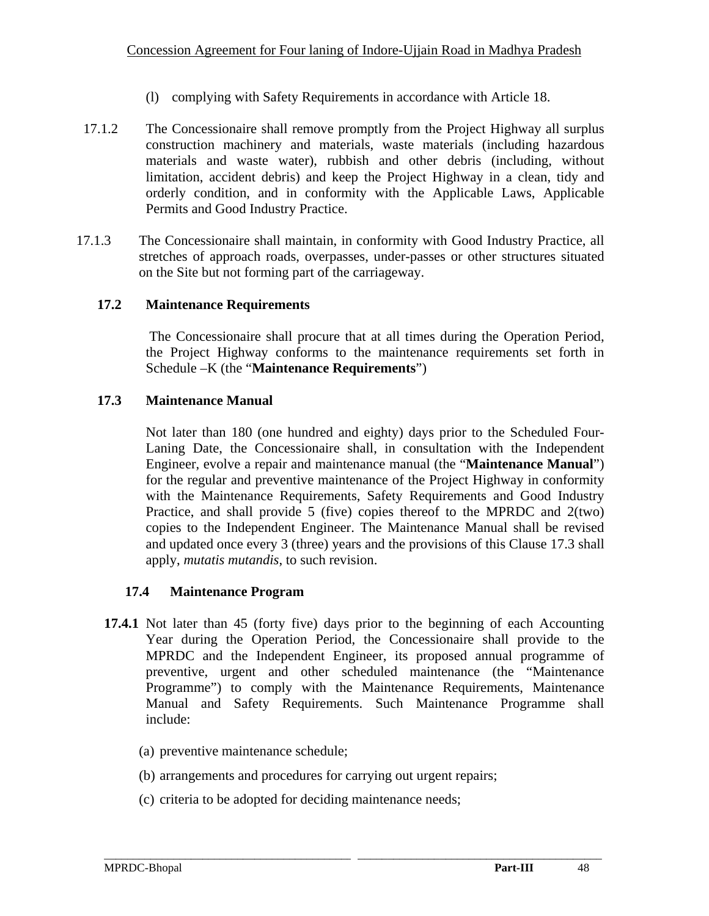(l) complying with Safety Requirements in accordance with Article 18.

17.1.2 The Concessionaire shall remove promptly from the Project Highway all surplus construction machinery and materials, waste materials (including hazardous materials and waste water), rubbish and other debris (including, without limitation, accident debris) and keep the Project Highway in a clean, tidy and orderly condition, and in conformity with the Applicable Laws, Applicable Permits and Good Industry Practice.

17.1.3 The Concessionaire shall maintain, in conformity with Good Industry Practice, all stretches of approach roads, overpasses, under-passes or other structures situated on the Site but not forming part of the carriageway.

**17.2 Maintenance Requirements**

The Concessionaire shall procure that at all times during the Operation Period, the Project Highway conforms to the maintenance requirements set forth in Schedule –K (the "**Maintenance Requirements**")

**17.3 Maintenance Manual**

Not later than 180 (one hundred and eighty) days prior to the Scheduled Four-Laning Date, the Concessionaire shall, in consultation with the Independent Engineer, evolve a repair and maintenance manual (the "**Maintenance Manual**") for the regular and preventive maintenance of the Project Highway in conformity with the Maintenance Requirements, Safety Requirements and Good Industry Practice, and shall provide 5 (five) copies thereof to the MPRDC and 2(two) copies to the Independent Engineer. The Maintenance Manual shall be revised and updated once every 3 (three) years and the provisions of this Clause 17.3 shall apply, *mutatis mutandis*, to such revision.

**17.4 Maintenance Program**

**17.4.1** Not later than 45 (forty five) days prior to the beginning of each Accounting Year during the Operation Period, the Concessionaire shall provide to the MPRDC and the Independent Engineer, its proposed annual programme of preventive, urgent and other scheduled maintenance (the "Maintenance Programme") to comply with the Maintenance Requirements, Maintenance Manual and Safety Requirements. Such Maintenance Programme shall include:

(a) preventive maintenance schedule;

(b) arrangements and procedures for carrying out urgent repairs;

(c) criteria to be adopted for deciding maintenance needs;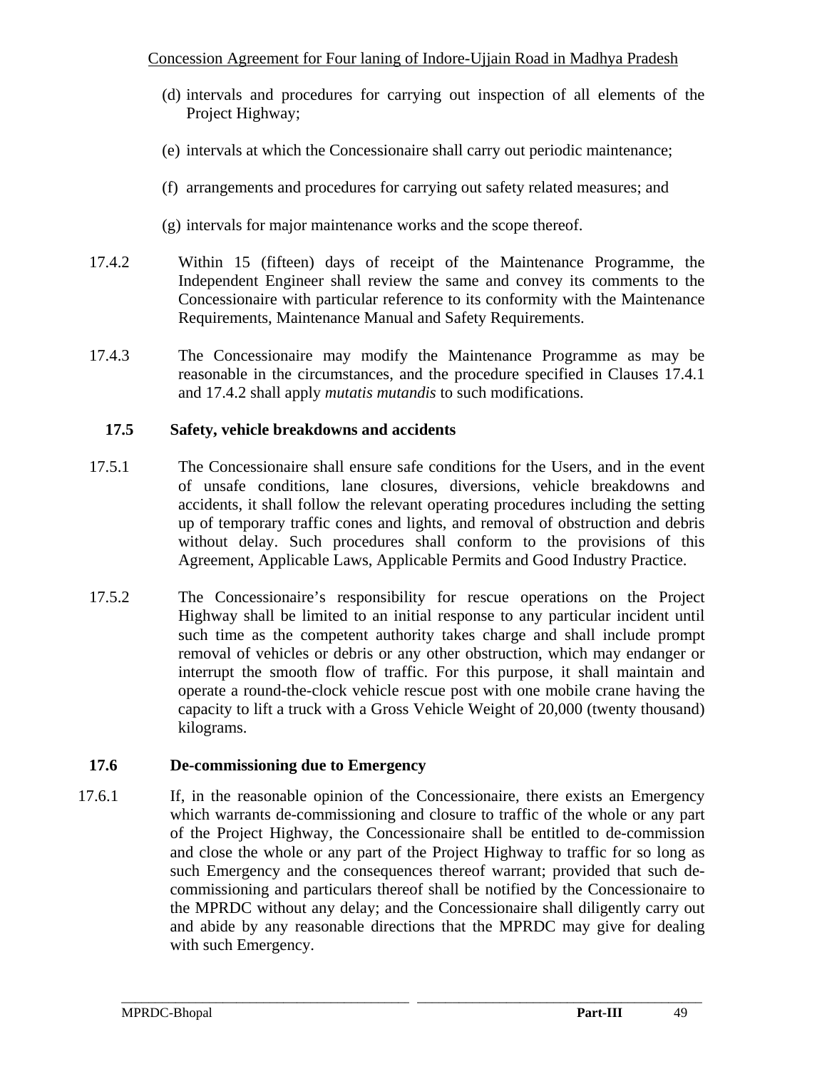(d) intervals and procedures for carrying out inspection of all elements of the Project Highway;

(e) intervals at which the Concessionaire shall carry out periodic maintenance;

(f) arrangements and procedures for carrying out safety related measures; and

(g) intervals for major maintenance works and the scope thereof.

17.4.2 Within 15 (fifteen) days of receipt of the Maintenance Programme, the Independent Engineer shall review the same and convey its comments to the Concessionaire with particular reference to its conformity with the Maintenance Requirements, Maintenance Manual and Safety Requirements.

17.4.3 The Concessionaire may modify the Maintenance Programme as may be reasonable in the circumstances, and the procedure specified in Clauses 17.4.1 and 17.4.2 shall apply *mutatis mutandis* to such modifications.

**17.5 Safety, vehicle breakdowns and accidents**

17.5.1 The Concessionaire shall ensure safe conditions for the Users, and in the event of unsafe conditions, lane closures, diversions, vehicle breakdowns and accidents, it shall follow the relevant operating procedures including the setting up of temporary traffic cones and lights, and removal of obstruction and debris without delay. Such procedures shall conform to the provisions of this Agreement, Applicable Laws, Applicable Permits and Good Industry Practice.

17.5.2 The Concessionaire's responsibility for rescue operations on the Project Highway shall be limited to an initial response to any particular incident until such time as the competent authority takes charge and shall include prompt removal of vehicles or debris or any other obstruction, which may endanger or interrupt the smooth flow of traffic. For this purpose, it shall maintain and operate a round-the-clock vehicle rescue post with one mobile crane having the capacity to lift a truck with a Gross Vehicle Weight of 20,000 (twenty thousand) kilograms.

**17.6 De-commissioning due to Emergency**

17.6.1 If, in the reasonable opinion of the Concessionaire, there exists an Emergency which warrants de-commissioning and closure to traffic of the whole or any part of the Project Highway, the Concessionaire shall be entitled to de-commission and close the whole or any part of the Project Highway to traffic for so long as such Emergency and the consequences thereof warrant; provided that such de-commissioning and particulars thereof shall be notified by the Concessionaire to the MPRDC without any delay; and the Concessionaire shall diligently carry out and abide by any reasonable directions that the MPRDC may give for dealing with such Emergency.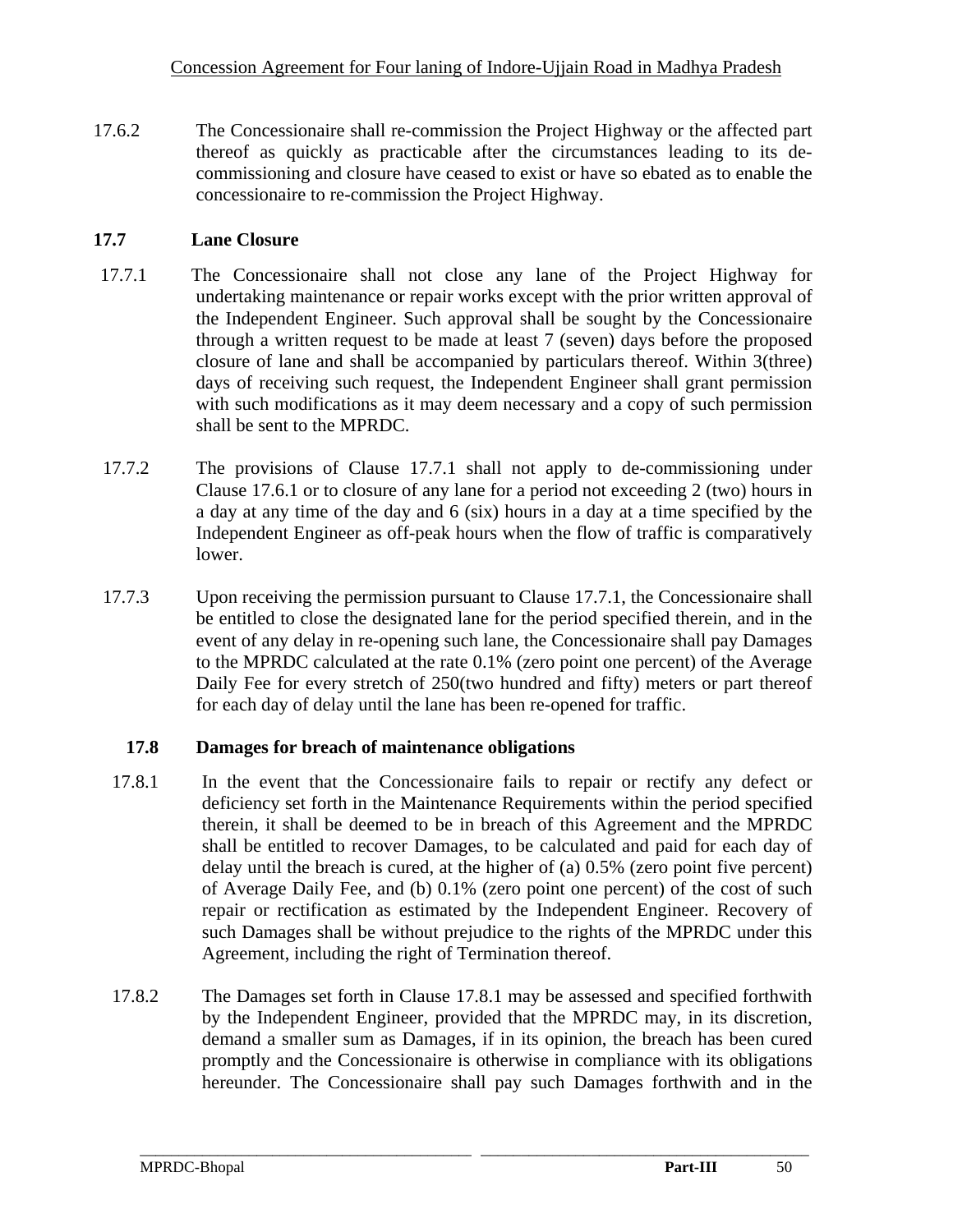17.6.2 The Concessionaire shall re-commission the Project Highway or the affected part thereof as quickly as practicable after the circumstances leading to its de-commissioning and closure have ceased to exist or have so ebated as to enable the concessionaire to re-commission the Project Highway.

## 17.7 Lane Closure

17.7.1 The Concessionaire shall not close any lane of the Project Highway for undertaking maintenance or repair works except with the prior written approval of the Independent Engineer. Such approval shall be sought by the Concessionaire through a written request to be made at least 7 (seven) days before the proposed closure of lane and shall be accompanied by particulars thereof. Within 3(three) days of receiving such request, the Independent Engineer shall grant permission with such modifications as it may deem necessary and a copy of such permission shall be sent to the MPRDC.

17.7.2 The provisions of Clause 17.7.1 shall not apply to de-commissioning under Clause 17.6.1 or to closure of any lane for a period not exceeding 2 (two) hours in a day at any time of the day and 6 (six) hours in a day at a time specified by the Independent Engineer as off-peak hours when the flow of traffic is comparatively lower.

17.7.3 Upon receiving the permission pursuant to Clause 17.7.1, the Concessionaire shall be entitled to close the designated lane for the period specified therein, and in the event of any delay in re-opening such lane, the Concessionaire shall pay Damages to the MPRDC calculated at the rate 0.1% (zero point one percent) of the Average Daily Fee for every stretch of 250(two hundred and fifty) meters or part thereof for each day of delay until the lane has been re-opened for traffic.

## 17.8 Damages for breach of maintenance obligations

17.8.1 In the event that the Concessionaire fails to repair or rectify any defect or deficiency set forth in the Maintenance Requirements within the period specified therein, it shall be deemed to be in breach of this Agreement and the MPRDC shall be entitled to recover Damages, to be calculated and paid for each day of delay until the breach is cured, at the higher of (a) 0.5% (zero point five percent) of Average Daily Fee, and (b) 0.1% (zero point one percent) of the cost of such repair or rectification as estimated by the Independent Engineer. Recovery of such Damages shall be without prejudice to the rights of the MPRDC under this Agreement, including the right of Termination thereof.

17.8.2 The Damages set forth in Clause 17.8.1 may be assessed and specified forthwith by the Independent Engineer, provided that the MPRDC may, in its discretion, demand a smaller sum as Damages, if in its opinion, the breach has been cured promptly and the Concessionaire is otherwise in compliance with its obligations hereunder. The Concessionaire shall pay such Damages forthwith and in the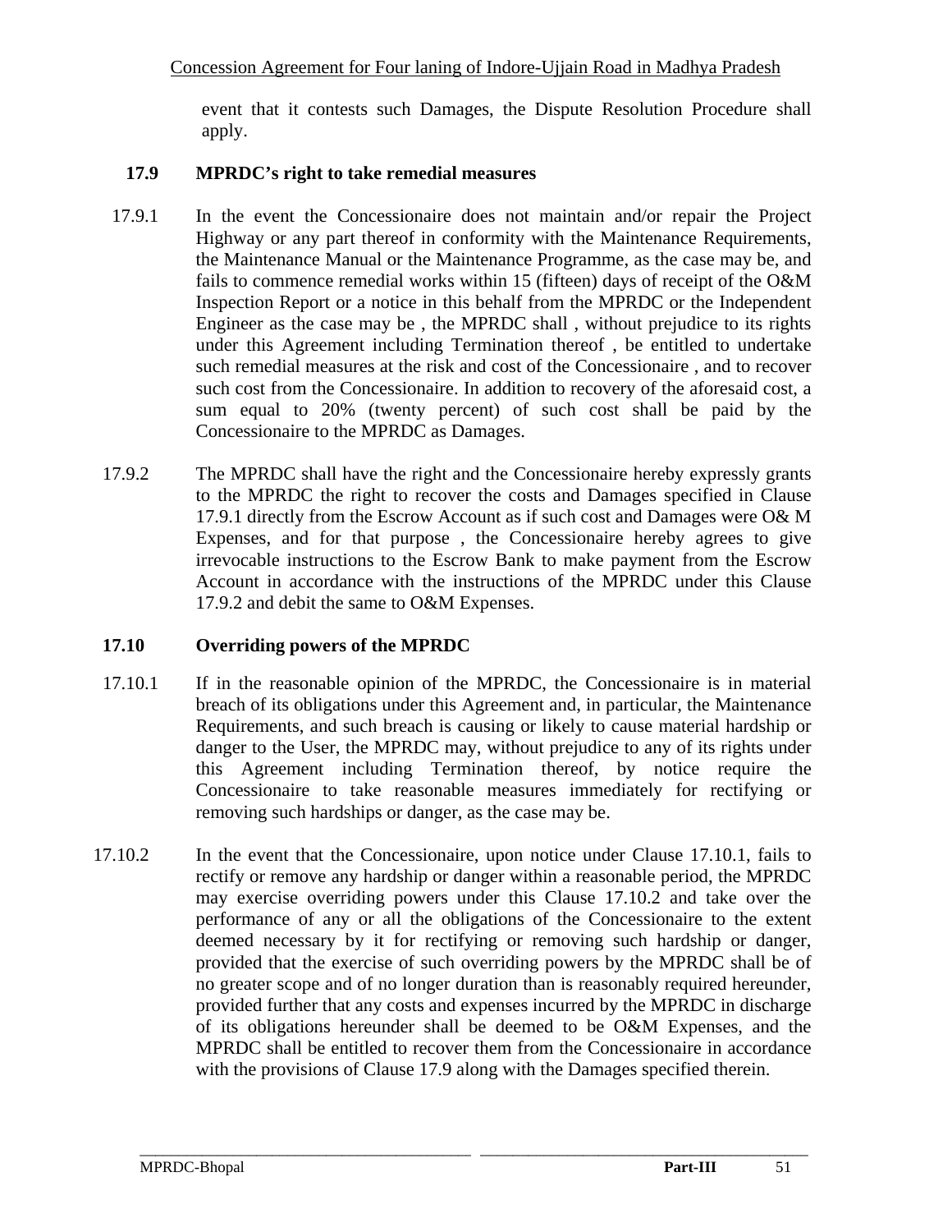event that it contests such Damages, the Dispute Resolution Procedure shall apply.

**17.9 MPRDC's right to take remedial measures**

17.9.1 In the event the Concessionaire does not maintain and/or repair the Project Highway or any part thereof in conformity with the Maintenance Requirements, the Maintenance Manual or the Maintenance Programme, as the case may be, and fails to commence remedial works within 15 (fifteen) days of receipt of the O&M Inspection Report or a notice in this behalf from the MPRDC or the Independent Engineer as the case may be , the MPRDC shall , without prejudice to its rights under this Agreement including Termination thereof , be entitled to undertake such remedial measures at the risk and cost of the Concessionaire , and to recover such cost from the Concessionaire. In addition to recovery of the aforesaid cost, a sum equal to 20% (twenty percent) of such cost shall be paid by the Concessionaire to the MPRDC as Damages.

17.9.2 The MPRDC shall have the right and the Concessionaire hereby expressly grants to the MPRDC the right to recover the costs and Damages specified in Clause 17.9.1 directly from the Escrow Account as if such cost and Damages were O& M Expenses, and for that purpose , the Concessionaire hereby agrees to give irrevocable instructions to the Escrow Bank to make payment from the Escrow Account in accordance with the instructions of the MPRDC under this Clause 17.9.2 and debit the same to O&M Expenses.

**17.10 Overriding powers of the MPRDC**

17.10.1 If in the reasonable opinion of the MPRDC, the Concessionaire is in material breach of its obligations under this Agreement and, in particular, the Maintenance Requirements, and such breach is causing or likely to cause material hardship or danger to the User, the MPRDC may, without prejudice to any of its rights under this Agreement including Termination thereof, by notice require the Concessionaire to take reasonable measures immediately for rectifying or removing such hardships or danger, as the case may be.

17.10.2 In the event that the Concessionaire, upon notice under Clause 17.10.1, fails to rectify or remove any hardship or danger within a reasonable period, the MPRDC may exercise overriding powers under this Clause 17.10.2 and take over the performance of any or all the obligations of the Concessionaire to the extent deemed necessary by it for rectifying or removing such hardship or danger, provided that the exercise of such overriding powers by the MPRDC shall be of no greater scope and of no longer duration than is reasonably required hereunder, provided further that any costs and expenses incurred by the MPRDC in discharge of its obligations hereunder shall be deemed to be O&M Expenses, and the MPRDC shall be entitled to recover them from the Concessionaire in accordance with the provisions of Clause 17.9 along with the Damages specified therein.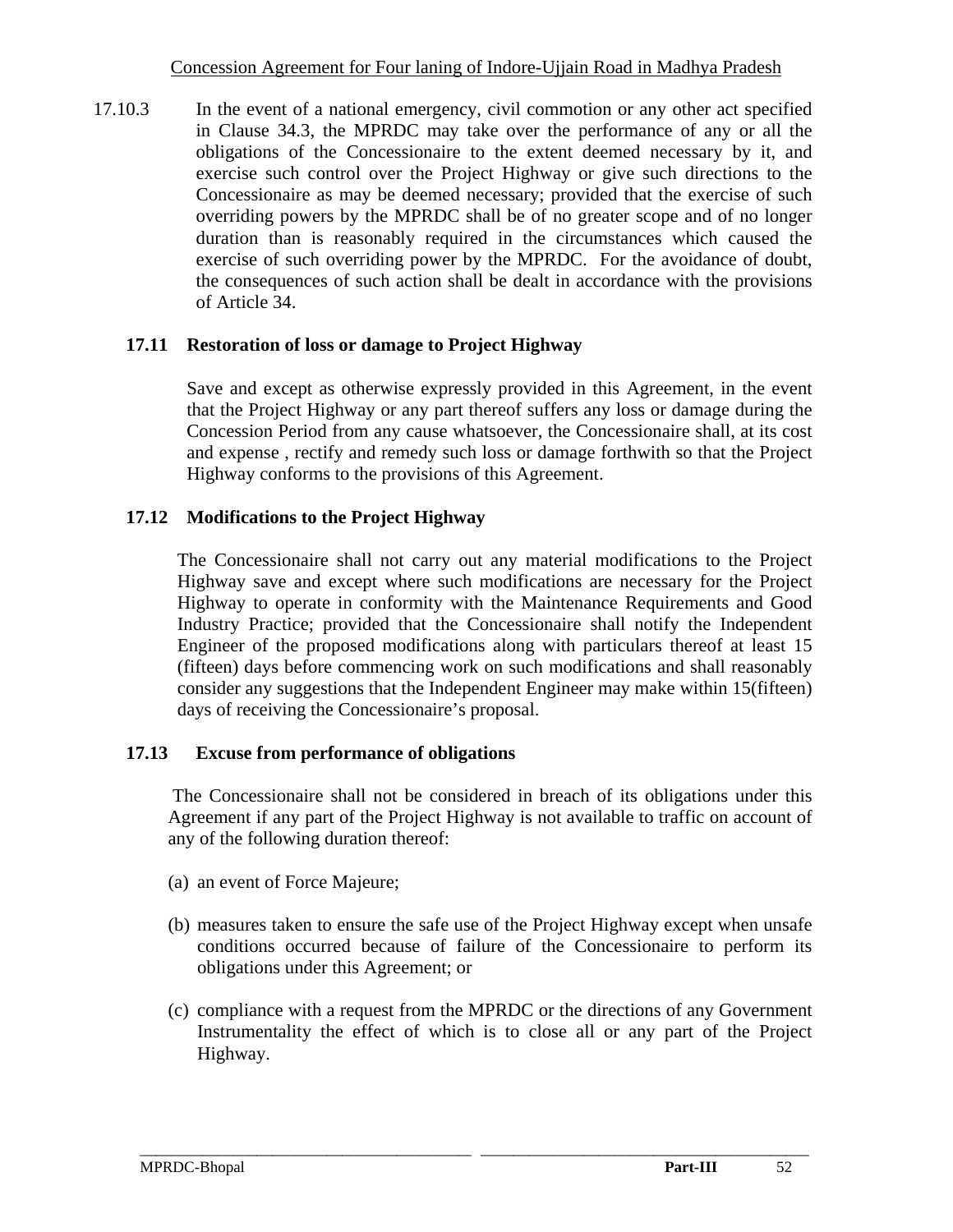17.10.3 In the event of a national emergency, civil commotion or any other act specified in Clause 34.3, the MPRDC may take over the performance of any or all the obligations of the Concessionaire to the extent deemed necessary by it, and exercise such control over the Project Highway or give such directions to the Concessionaire as may be deemed necessary; provided that the exercise of such overriding powers by the MPRDC shall be of no greater scope and of no longer duration than is reasonably required in the circumstances which caused the exercise of such overriding power by the MPRDC. For the avoidance of doubt, the consequences of such action shall be dealt in accordance with the provisions of Article 34.

### 17.11 Restoration of loss or damage to Project Highway

Save and except as otherwise expressly provided in this Agreement, in the event that the Project Highway or any part thereof suffers any loss or damage during the Concession Period from any cause whatsoever, the Concessionaire shall, at its cost and expense , rectify and remedy such loss or damage forthwith so that the Project Highway conforms to the provisions of this Agreement.

### 17.12 Modifications to the Project Highway

The Concessionaire shall not carry out any material modifications to the Project Highway save and except where such modifications are necessary for the Project Highway to operate in conformity with the Maintenance Requirements and Good Industry Practice; provided that the Concessionaire shall notify the Independent Engineer of the proposed modifications along with particulars thereof at least 15 (fifteen) days before commencing work on such modifications and shall reasonably consider any suggestions that the Independent Engineer may make within 15(fifteen) days of receiving the Concessionaire's proposal.

### 17.13 Excuse from performance of obligations

The Concessionaire shall not be considered in breach of its obligations under this Agreement if any part of the Project Highway is not available to traffic on account of any of the following duration thereof:

(a) an event of Force Majeure;

(b) measures taken to ensure the safe use of the Project Highway except when unsafe conditions occurred because of failure of the Concessionaire to perform its obligations under this Agreement; or

(c) compliance with a request from the MPRDC or the directions of any Government Instrumentality the effect of which is to close all or any part of the Project Highway.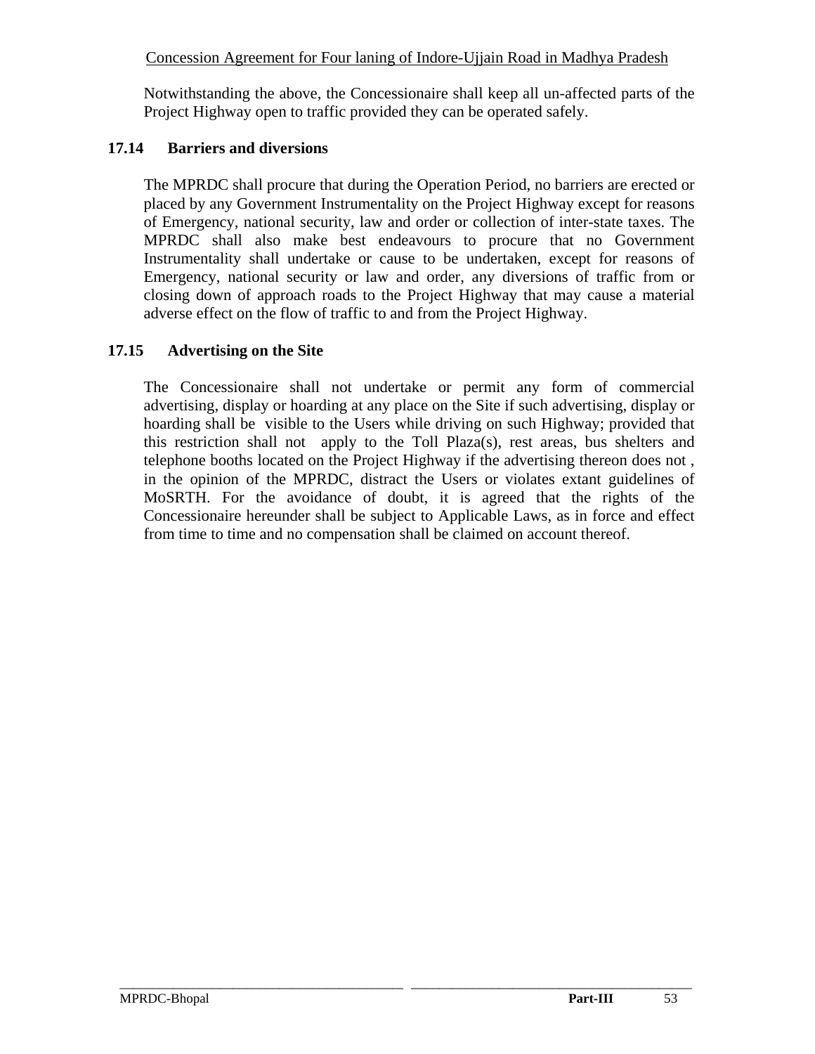Notwithstanding the above, the Concessionaire shall keep all un-affected parts of the Project Highway open to traffic provided they can be operated safely.

### 17.14 Barriers and diversions

The MPRDC shall procure that during the Operation Period, no barriers are erected or placed by any Government Instrumentality on the Project Highway except for reasons of Emergency, national security, law and order or collection of inter-state taxes. The MPRDC shall also make best endeavours to procure that no Government Instrumentality shall undertake or cause to be undertaken, except for reasons of Emergency, national security or law and order, any diversions of traffic from or closing down of approach roads to the Project Highway that may cause a material adverse effect on the flow of traffic to and from the Project Highway.

### 17.15 Advertising on the Site

The Concessionaire shall not undertake or permit any form of commercial advertising, display or hoarding at any place on the Site if such advertising, display or hoarding shall be visible to the Users while driving on such Highway; provided that this restriction shall not apply to the Toll Plaza(s), rest areas, bus shelters and telephone booths located on the Project Highway if the advertising thereon does not , in the opinion of the MPRDC, distract the Users or violates extant guidelines of MoSRTH. For the avoidance of doubt, it is agreed that the rights of the Concessionaire hereunder shall be subject to Applicable Laws, as in force and effect from time to time and no compensation shall be claimed on account thereof.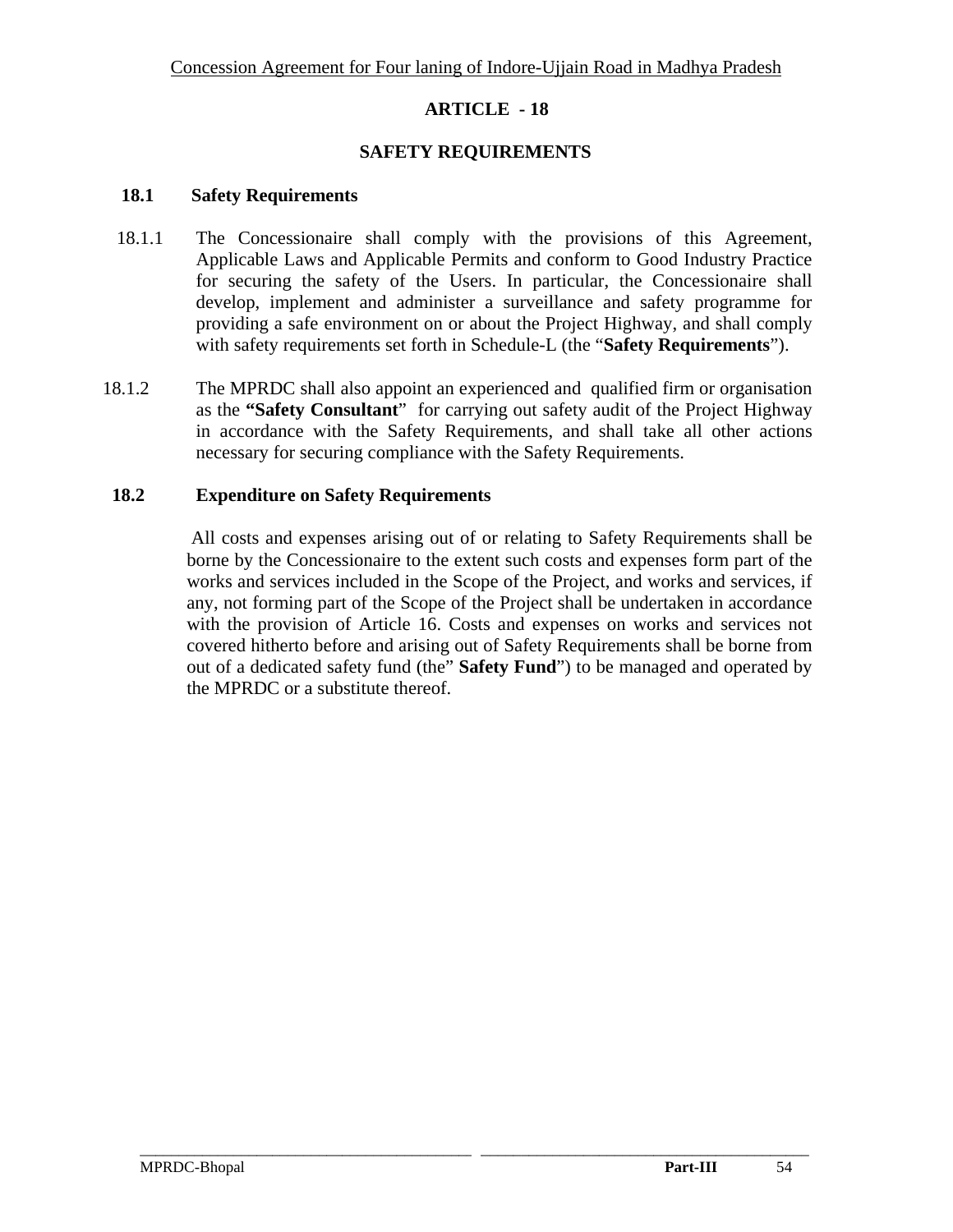## ARTICLE - 18

## SAFETY REQUIREMENTS

### 18.1 Safety Requirements

18.1.1 The Concessionaire shall comply with the provisions of this Agreement, Applicable Laws and Applicable Permits and conform to Good Industry Practice for securing the safety of the Users. In particular, the Concessionaire shall develop, implement and administer a surveillance and safety programme for providing a safe environment on or about the Project Highway, and shall comply with safety requirements set forth in Schedule-L (the "**Safety Requirements**").

18.1.2 The MPRDC shall also appoint an experienced and qualified firm or organisation as the **"Safety Consultant"** for carrying out safety audit of the Project Highway in accordance with the Safety Requirements, and shall take all other actions necessary for securing compliance with the Safety Requirements.

### 18.2 Expenditure on Safety Requirements

All costs and expenses arising out of or relating to Safety Requirements shall be borne by the Concessionaire to the extent such costs and expenses form part of the works and services included in the Scope of the Project, and works and services, if any, not forming part of the Scope of the Project shall be undertaken in accordance with the provision of Article 16. Costs and expenses on works and services not covered hitherto before and arising out of Safety Requirements shall be borne from out of a dedicated safety fund (the" **Safety Fund**") to be managed and operated by the MPRDC or a substitute thereof.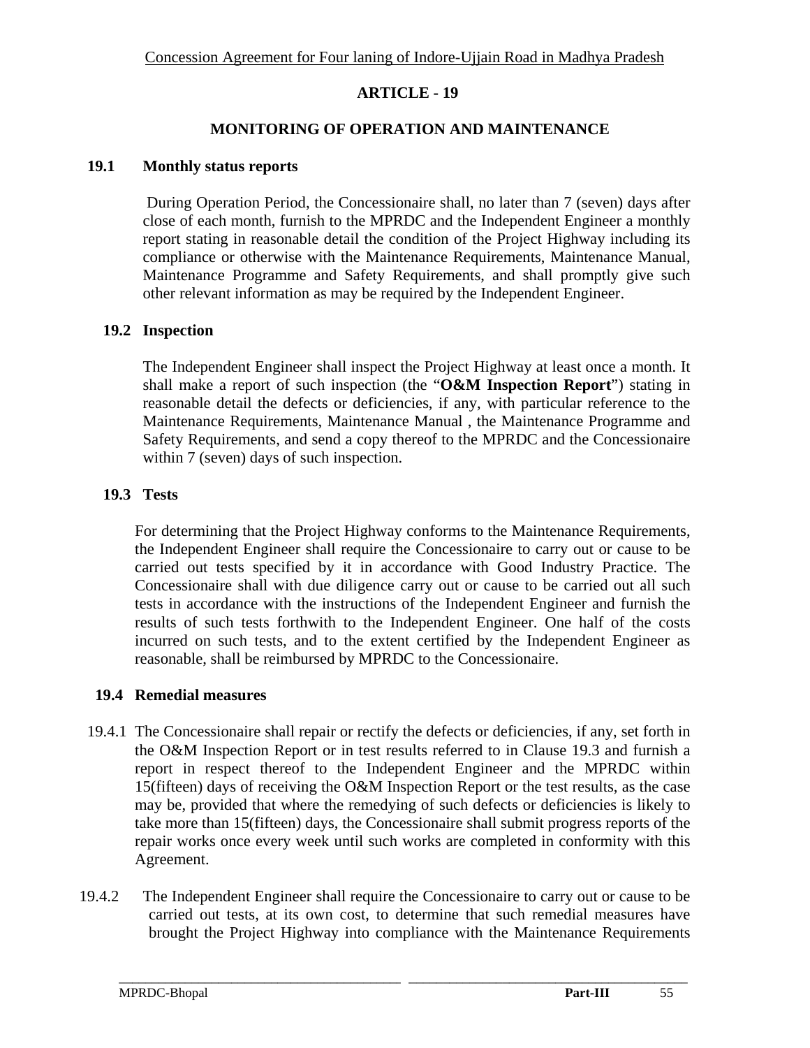# ARTICLE - 19

## MONITORING OF OPERATION AND MAINTENANCE

### 19.1 Monthly status reports

During Operation Period, the Concessionaire shall, no later than 7 (seven) days after close of each month, furnish to the MPRDC and the Independent Engineer a monthly report stating in reasonable detail the condition of the Project Highway including its compliance or otherwise with the Maintenance Requirements, Maintenance Manual, Maintenance Programme and Safety Requirements, and shall promptly give such other relevant information as may be required by the Independent Engineer.

### 19.2 Inspection

The Independent Engineer shall inspect the Project Highway at least once a month. It shall make a report of such inspection (the "**O&M Inspection Report**") stating in reasonable detail the defects or deficiencies, if any, with particular reference to the Maintenance Requirements, Maintenance Manual , the Maintenance Programme and Safety Requirements, and send a copy thereof to the MPRDC and the Concessionaire within 7 (seven) days of such inspection.

### 19.3 Tests

For determining that the Project Highway conforms to the Maintenance Requirements, the Independent Engineer shall require the Concessionaire to carry out or cause to be carried out tests specified by it in accordance with Good Industry Practice. The Concessionaire shall with due diligence carry out or cause to be carried out all such tests in accordance with the instructions of the Independent Engineer and furnish the results of such tests forthwith to the Independent Engineer. One half of the costs incurred on such tests, and to the extent certified by the Independent Engineer as reasonable, shall be reimbursed by MPRDC to the Concessionaire.

### 19.4 Remedial measures

19.4.1 The Concessionaire shall repair or rectify the defects or deficiencies, if any, set forth in the O&M Inspection Report or in test results referred to in Clause 19.3 and furnish a report in respect thereof to the Independent Engineer and the MPRDC within 15(fifteen) days of receiving the O&M Inspection Report or the test results, as the case may be, provided that where the remedying of such defects or deficiencies is likely to take more than 15(fifteen) days, the Concessionaire shall submit progress reports of the repair works once every week until such works are completed in conformity with this Agreement.

19.4.2 The Independent Engineer shall require the Concessionaire to carry out or cause to be carried out tests, at its own cost, to determine that such remedial measures have brought the Project Highway into compliance with the Maintenance Requirements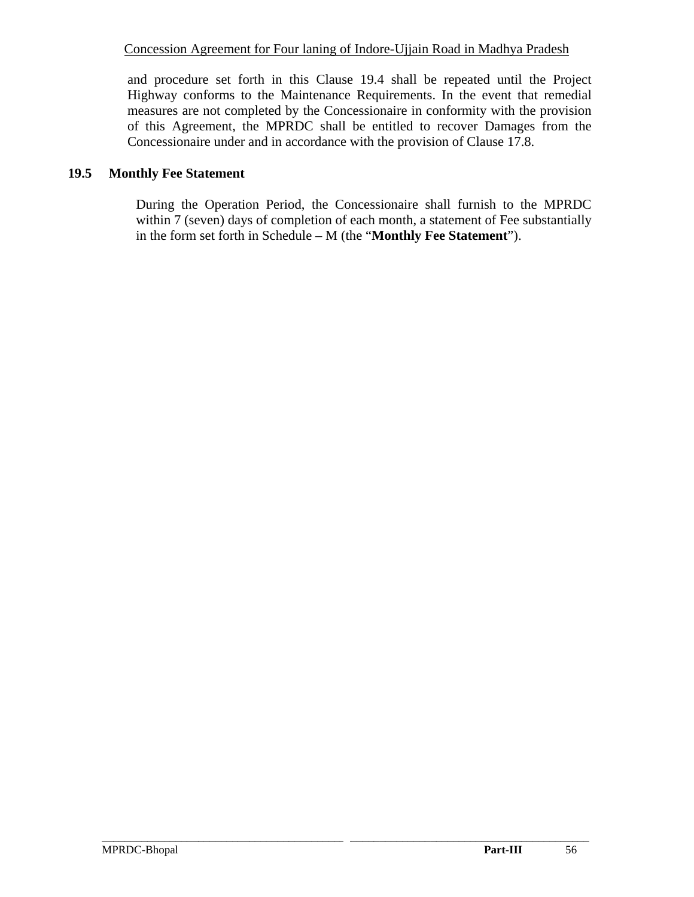and procedure set forth in this Clause 19.4 shall be repeated until the Project Highway conforms to the Maintenance Requirements. In the event that remedial measures are not completed by the Concessionaire in conformity with the provision of this Agreement, the MPRDC shall be entitled to recover Damages from the Concessionaire under and in accordance with the provision of Clause 17.8.

### 19.5 Monthly Fee Statement

During the Operation Period, the Concessionaire shall furnish to the MPRDC within 7 (seven) days of completion of each month, a statement of Fee substantially in the form set forth in Schedule – M (the "**Monthly Fee Statement**").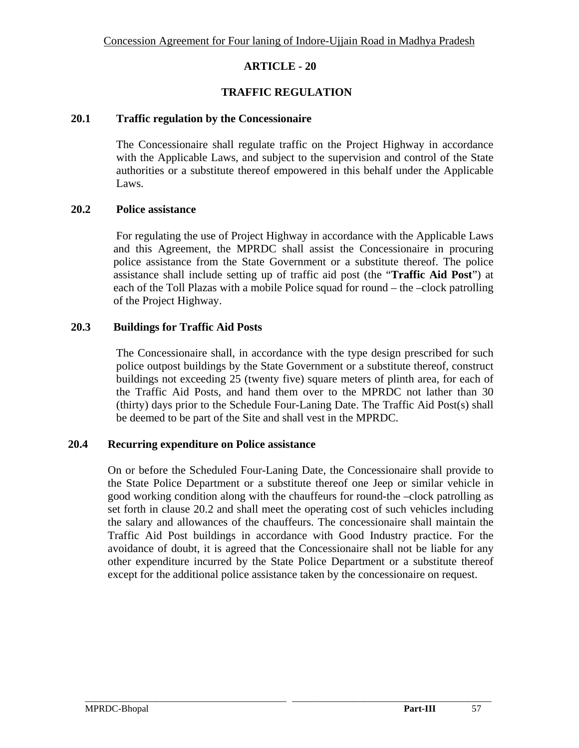# ARTICLE - 20

## TRAFFIC REGULATION

### 20.1 Traffic regulation by the Concessionaire

The Concessionaire shall regulate traffic on the Project Highway in accordance with the Applicable Laws, and subject to the supervision and control of the State authorities or a substitute thereof empowered in this behalf under the Applicable Laws.

### 20.2 Police assistance

For regulating the use of Project Highway in accordance with the Applicable Laws and this Agreement, the MPRDC shall assist the Concessionaire in procuring police assistance from the State Government or a substitute thereof. The police assistance shall include setting up of traffic aid post (the "**Traffic Aid Post**") at each of the Toll Plazas with a mobile Police squad for round – the –clock patrolling of the Project Highway.

### 20.3 Buildings for Traffic Aid Posts

The Concessionaire shall, in accordance with the type design prescribed for such police outpost buildings by the State Government or a substitute thereof, construct buildings not exceeding 25 (twenty five) square meters of plinth area, for each of the Traffic Aid Posts, and hand them over to the MPRDC not lather than 30 (thirty) days prior to the Schedule Four-Laning Date. The Traffic Aid Post(s) shall be deemed to be part of the Site and shall vest in the MPRDC.

### 20.4 Recurring expenditure on Police assistance

On or before the Scheduled Four-Laning Date, the Concessionaire shall provide to the State Police Department or a substitute thereof one Jeep or similar vehicle in good working condition along with the chauffeurs for round-the –clock patrolling as set forth in clause 20.2 and shall meet the operating cost of such vehicles including the salary and allowances of the chauffeurs. The concessionaire shall maintain the Traffic Aid Post buildings in accordance with Good Industry practice. For the avoidance of doubt, it is agreed that the Concessionaire shall not be liable for any other expenditure incurred by the State Police Department or a substitute thereof except for the additional police assistance taken by the concessionaire on request.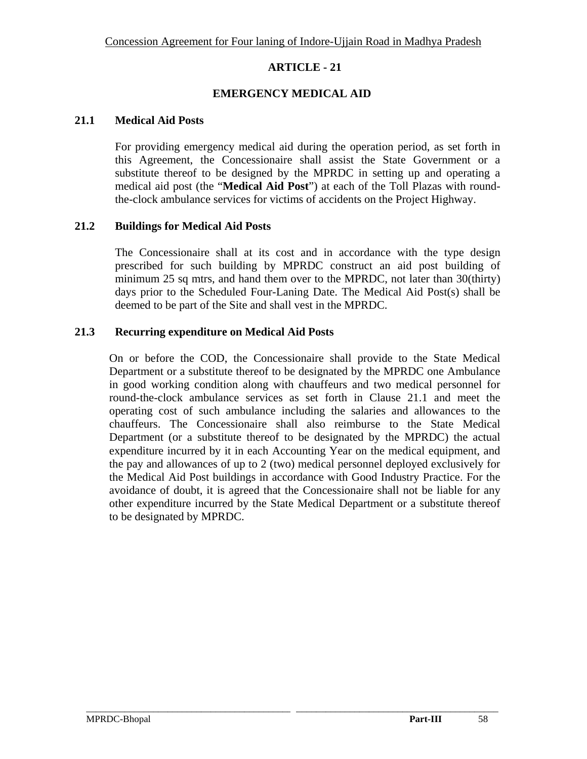# ARTICLE - 21

## EMERGENCY MEDICAL AID

### 21.1 Medical Aid Posts

For providing emergency medical aid during the operation period, as set forth in this Agreement, the Concessionaire shall assist the State Government or a substitute thereof to be designed by the MPRDC in setting up and operating a medical aid post (the "**Medical Aid Post**") at each of the Toll Plazas with round-the-clock ambulance services for victims of accidents on the Project Highway.

### 21.2 Buildings for Medical Aid Posts

The Concessionaire shall at its cost and in accordance with the type design prescribed for such building by MPRDC construct an aid post building of minimum 25 sq mtrs, and hand them over to the MPRDC, not later than 30(thirty) days prior to the Scheduled Four-Laning Date. The Medical Aid Post(s) shall be deemed to be part of the Site and shall vest in the MPRDC.

### 21.3 Recurring expenditure on Medical Aid Posts

On or before the COD, the Concessionaire shall provide to the State Medical Department or a substitute thereof to be designated by the MPRDC one Ambulance in good working condition along with chauffeurs and two medical personnel for round-the-clock ambulance services as set forth in Clause 21.1 and meet the operating cost of such ambulance including the salaries and allowances to the chauffeurs. The Concessionaire shall also reimburse to the State Medical Department (or a substitute thereof to be designated by the MPRDC) the actual expenditure incurred by it in each Accounting Year on the medical equipment, and the pay and allowances of up to 2 (two) medical personnel deployed exclusively for the Medical Aid Post buildings in accordance with Good Industry Practice. For the avoidance of doubt, it is agreed that the Concessionaire shall not be liable for any other expenditure incurred by the State Medical Department or a substitute thereof to be designated by MPRDC.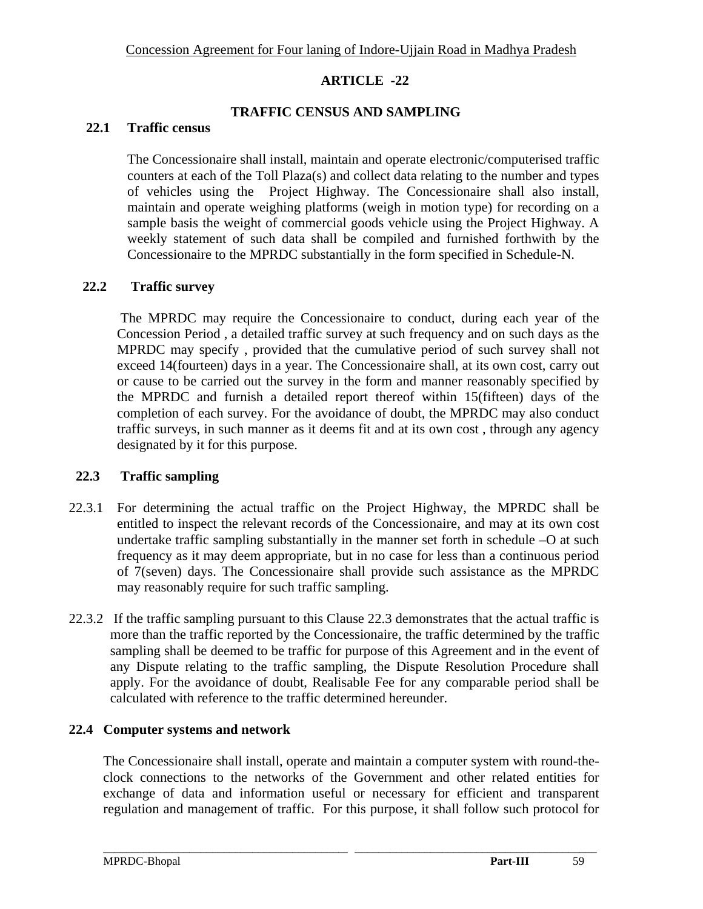## ARTICLE -22

### TRAFFIC CENSUS AND SAMPLING

**22.1 Traffic census**

The Concessionaire shall install, maintain and operate electronic/computerised traffic counters at each of the Toll Plaza(s) and collect data relating to the number and types of vehicles using the Project Highway. The Concessionaire shall also install, maintain and operate weighing platforms (weigh in motion type) for recording on a sample basis the weight of commercial goods vehicle using the Project Highway. A weekly statement of such data shall be compiled and furnished forthwith by the Concessionaire to the MPRDC substantially in the form specified in Schedule-N.

**22.2 Traffic survey**

The MPRDC may require the Concessionaire to conduct, during each year of the Concession Period , a detailed traffic survey at such frequency and on such days as the MPRDC may specify , provided that the cumulative period of such survey shall not exceed 14(fourteen) days in a year. The Concessionaire shall, at its own cost, carry out or cause to be carried out the survey in the form and manner reasonably specified by the MPRDC and furnish a detailed report thereof within 15(fifteen) days of the completion of each survey. For the avoidance of doubt, the MPRDC may also conduct traffic surveys, in such manner as it deems fit and at its own cost , through any agency designated by it for this purpose.

**22.3 Traffic sampling**

22.3.1 For determining the actual traffic on the Project Highway, the MPRDC shall be entitled to inspect the relevant records of the Concessionaire, and may at its own cost undertake traffic sampling substantially in the manner set forth in schedule –O at such frequency as it may deem appropriate, but in no case for less than a continuous period of 7(seven) days. The Concessionaire shall provide such assistance as the MPRDC may reasonably require for such traffic sampling.

22.3.2 If the traffic sampling pursuant to this Clause 22.3 demonstrates that the actual traffic is more than the traffic reported by the Concessionaire, the traffic determined by the traffic sampling shall be deemed to be traffic for purpose of this Agreement and in the event of any Dispute relating to the traffic sampling, the Dispute Resolution Procedure shall apply. For the avoidance of doubt, Realisable Fee for any comparable period shall be calculated with reference to the traffic determined hereunder.

**22.4 Computer systems and network**

The Concessionaire shall install, operate and maintain a computer system with round-the-clock connections to the networks of the Government and other related entities for exchange of data and information useful or necessary for efficient and transparent regulation and management of traffic. For this purpose, it shall follow such protocol for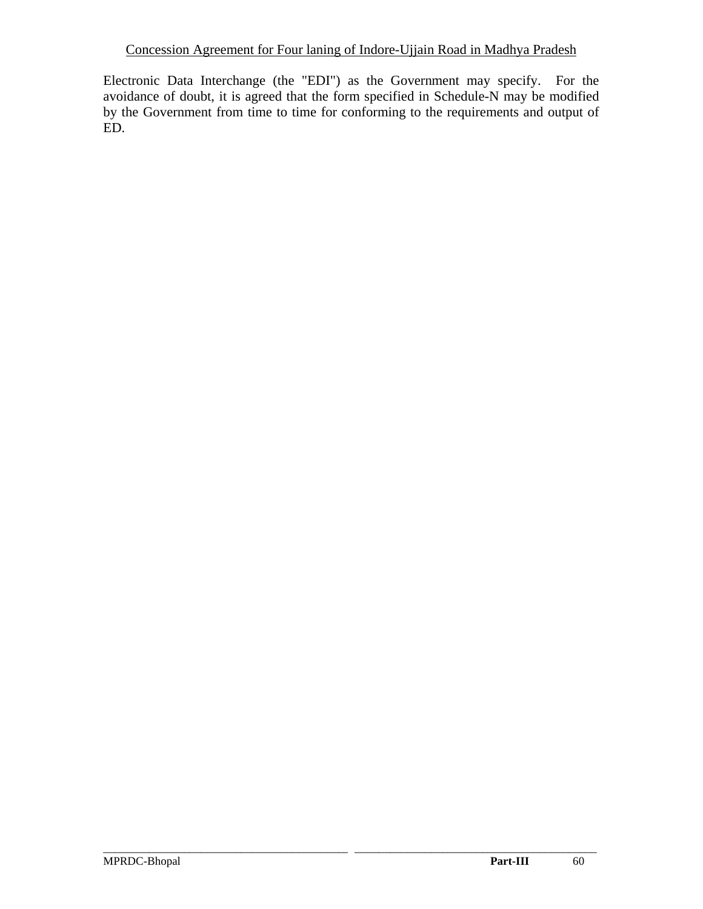Electronic Data Interchange (the "EDI") as the Government may specify. For the avoidance of doubt, it is agreed that the form specified in Schedule-N may be modified by the Government from time to time for conforming to the requirements and output of ED.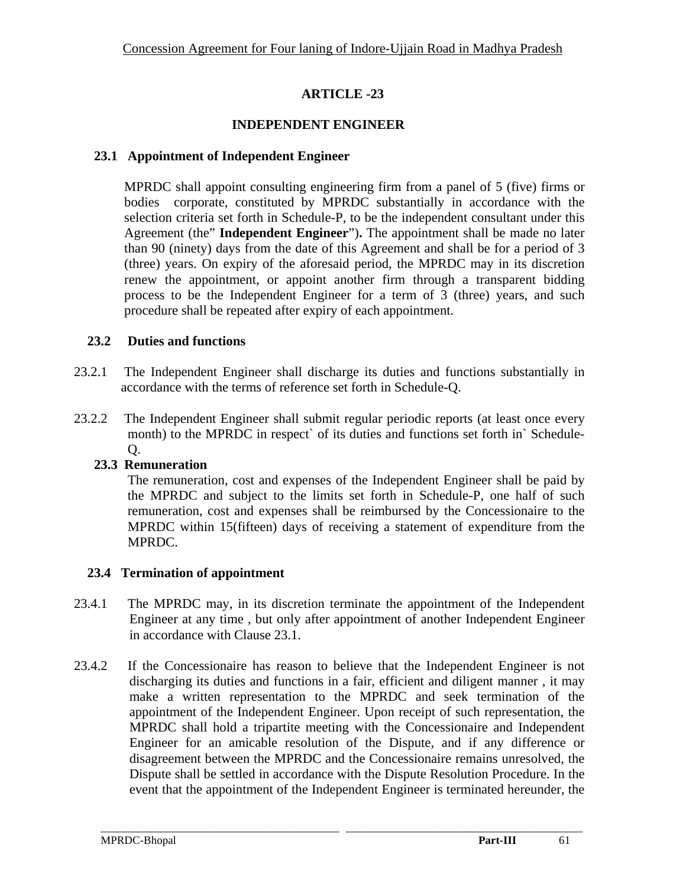# ARTICLE -23

## INDEPENDENT ENGINEER

### 23.1 Appointment of Independent Engineer

MPRDC shall appoint consulting engineering firm from a panel of 5 (five) firms or bodies corporate, constituted by MPRDC substantially in accordance with the selection criteria set forth in Schedule-P, to be the independent consultant under this Agreement (the" **Independent Engineer**")**.** The appointment shall be made no later than 90 (ninety) days from the date of this Agreement and shall be for a period of 3 (three) years. On expiry of the aforesaid period, the MPRDC may in its discretion renew the appointment, or appoint another firm through a transparent bidding process to be the Independent Engineer for a term of 3 (three) years, and such procedure shall be repeated after expiry of each appointment.

### 23.2 Duties and functions

23.2.1 The Independent Engineer shall discharge its duties and functions substantially in accordance with the terms of reference set forth in Schedule-Q.

23.2.2 The Independent Engineer shall submit regular periodic reports (at least once every month) to the MPRDC in respect` of its duties and functions set forth in` Schedule-Q.

### 23.3 Remuneration

The remuneration, cost and expenses of the Independent Engineer shall be paid by the MPRDC and subject to the limits set forth in Schedule-P, one half of such remuneration, cost and expenses shall be reimbursed by the Concessionaire to the MPRDC within 15(fifteen) days of receiving a statement of expenditure from the MPRDC.

### 23.4 Termination of appointment

23.4.1 The MPRDC may, in its discretion terminate the appointment of the Independent Engineer at any time , but only after appointment of another Independent Engineer in accordance with Clause 23.1.

23.4.2 If the Concessionaire has reason to believe that the Independent Engineer is not discharging its duties and functions in a fair, efficient and diligent manner , it may make a written representation to the MPRDC and seek termination of the appointment of the Independent Engineer. Upon receipt of such representation, the MPRDC shall hold a tripartite meeting with the Concessionaire and Independent Engineer for an amicable resolution of the Dispute, and if any difference or disagreement between the MPRDC and the Concessionaire remains unresolved, the Dispute shall be settled in accordance with the Dispute Resolution Procedure. In the event that the appointment of the Independent Engineer is terminated hereunder, the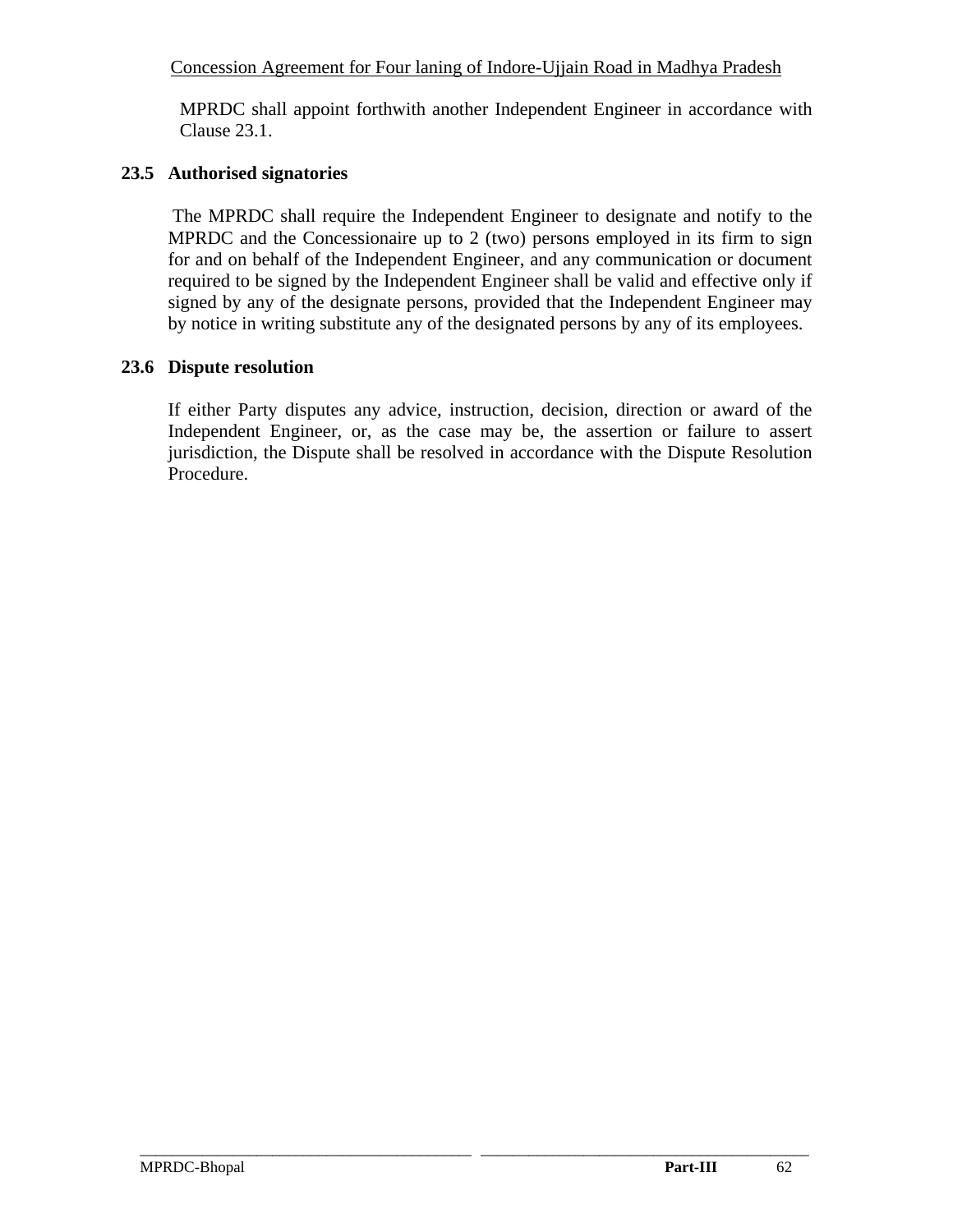MPRDC shall appoint forthwith another Independent Engineer in accordance with Clause 23.1.

### 23.5 Authorised signatories

The MPRDC shall require the Independent Engineer to designate and notify to the MPRDC and the Concessionaire up to 2 (two) persons employed in its firm to sign for and on behalf of the Independent Engineer, and any communication or document required to be signed by the Independent Engineer shall be valid and effective only if signed by any of the designate persons, provided that the Independent Engineer may by notice in writing substitute any of the designated persons by any of its employees.

### 23.6 Dispute resolution

If either Party disputes any advice, instruction, decision, direction or award of the Independent Engineer, or, as the case may be, the assertion or failure to assert jurisdiction, the Dispute shall be resolved in accordance with the Dispute Resolution Procedure.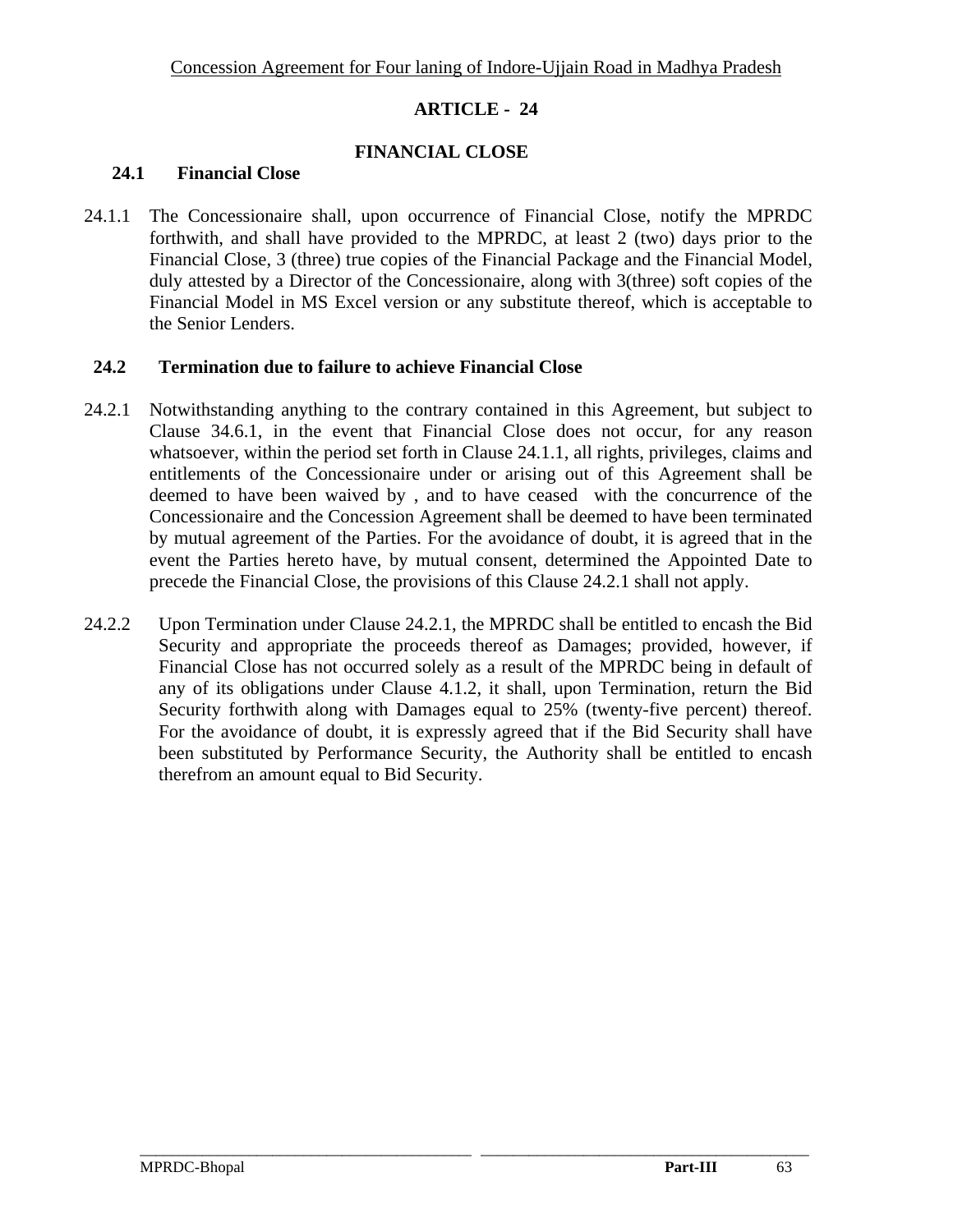# ARTICLE - 24

## FINANCIAL CLOSE

### 24.1 Financial Close

24.1.1 The Concessionaire shall, upon occurrence of Financial Close, notify the MPRDC forthwith, and shall have provided to the MPRDC, at least 2 (two) days prior to the Financial Close, 3 (three) true copies of the Financial Package and the Financial Model, duly attested by a Director of the Concessionaire, along with 3(three) soft copies of the Financial Model in MS Excel version or any substitute thereof, which is acceptable to the Senior Lenders.

### 24.2 Termination due to failure to achieve Financial Close

24.2.1 Notwithstanding anything to the contrary contained in this Agreement, but subject to Clause 34.6.1, in the event that Financial Close does not occur, for any reason whatsoever, within the period set forth in Clause 24.1.1, all rights, privileges, claims and entitlements of the Concessionaire under or arising out of this Agreement shall be deemed to have been waived by , and to have ceased with the concurrence of the Concessionaire and the Concession Agreement shall be deemed to have been terminated by mutual agreement of the Parties. For the avoidance of doubt, it is agreed that in the event the Parties hereto have, by mutual consent, determined the Appointed Date to precede the Financial Close, the provisions of this Clause 24.2.1 shall not apply.

24.2.2 Upon Termination under Clause 24.2.1, the MPRDC shall be entitled to encash the Bid Security and appropriate the proceeds thereof as Damages; provided, however, if Financial Close has not occurred solely as a result of the MPRDC being in default of any of its obligations under Clause 4.1.2, it shall, upon Termination, return the Bid Security forthwith along with Damages equal to 25% (twenty-five percent) thereof. For the avoidance of doubt, it is expressly agreed that if the Bid Security shall have been substituted by Performance Security, the Authority shall be entitled to encash therefrom an amount equal to Bid Security.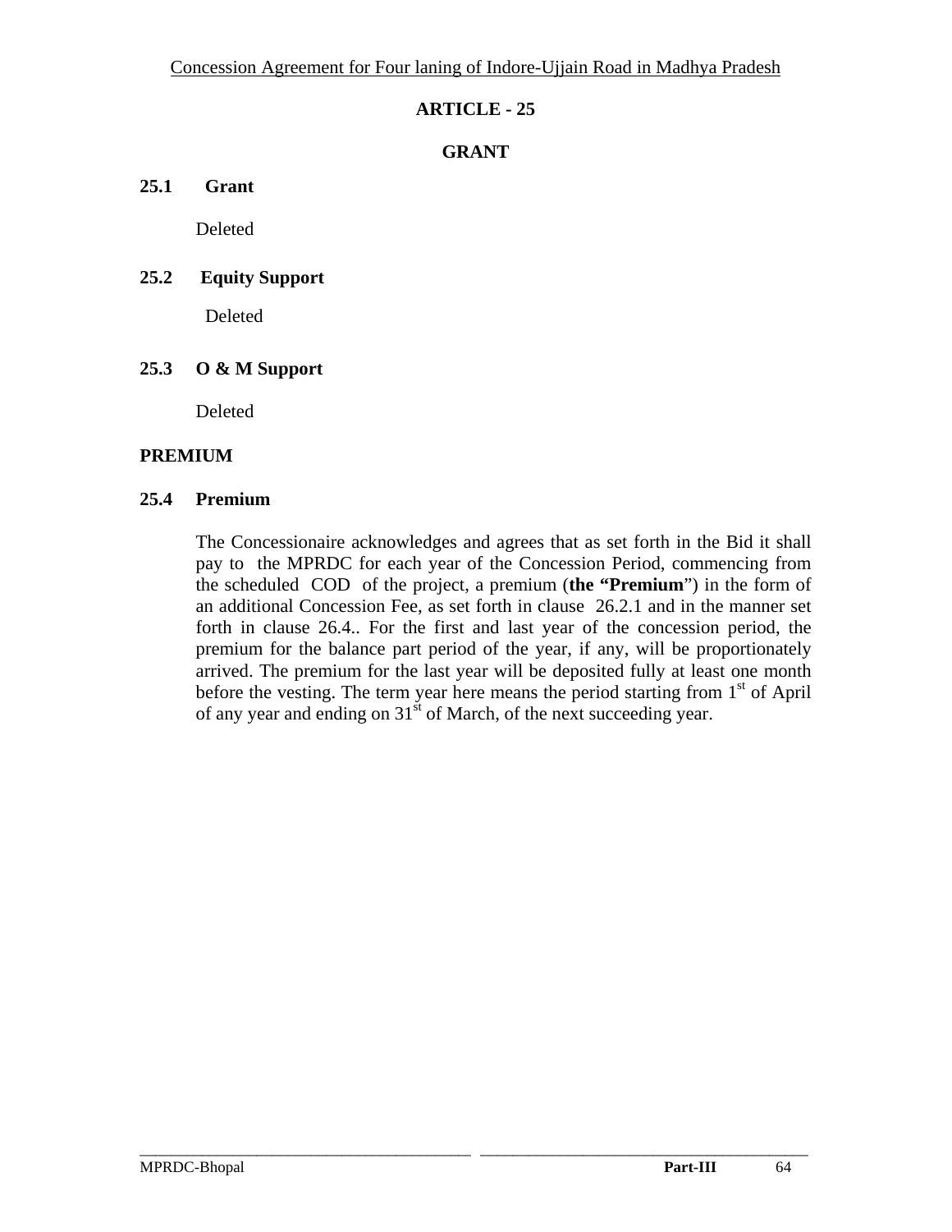# ARTICLE - 25

## GRANT

### 25.1 Grant

Deleted

### 25.2 Equity Support

Deleted

### 25.3 O & M Support

Deleted

**PREMIUM**

### 25.4 Premium

The Concessionaire acknowledges and agrees that as set forth in the Bid it shall pay to the MPRDC for each year of the Concession Period, commencing from the scheduled COD of the project, a premium (**the "Premium**") in the form of an additional Concession Fee, as set forth in clause 26.2.1 and in the manner set forth in clause 26.4.. For the first and last year of the concession period, the premium for the balance part period of the year, if any, will be proportionately arrived. The premium for the last year will be deposited fully at least one month before the vesting. The term year here means the period starting from 1st of April of any year and ending on 31st of March, of the next succeeding year.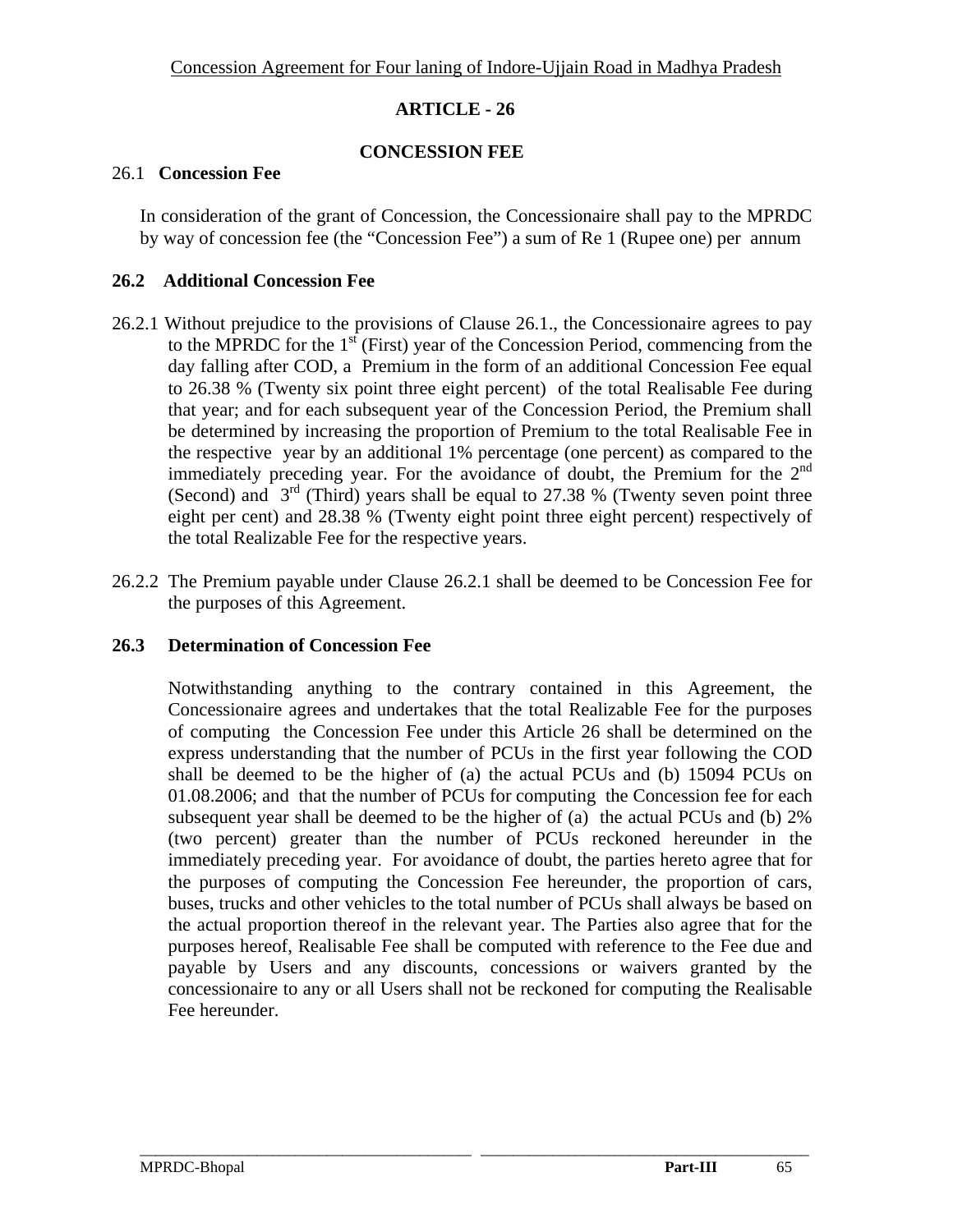# ARTICLE - 26

## CONCESSION FEE

### 26.1 Concession Fee

In consideration of the grant of Concession, the Concessionaire shall pay to the MPRDC by way of concession fee (the "Concession Fee") a sum of Re 1 (Rupee one) per annum

### 26.2 Additional Concession Fee

26.2.1 Without prejudice to the provisions of Clause 26.1., the Concessionaire agrees to pay to the MPRDC for the 1st (First) year of the Concession Period, commencing from the day falling after COD, a Premium in the form of an additional Concession Fee equal to 26.38 % (Twenty six point three eight percent) of the total Realisable Fee during that year; and for each subsequent year of the Concession Period, the Premium shall be determined by increasing the proportion of Premium to the total Realisable Fee in the respective year by an additional 1% percentage (one percent) as compared to the immediately preceding year. For the avoidance of doubt, the Premium for the 2nd (Second) and 3rd (Third) years shall be equal to 27.38 % (Twenty seven point three eight per cent) and 28.38 % (Twenty eight point three eight percent) respectively of the total Realizable Fee for the respective years.

26.2.2 The Premium payable under Clause 26.2.1 shall be deemed to be Concession Fee for the purposes of this Agreement.

### 26.3 Determination of Concession Fee

Notwithstanding anything to the contrary contained in this Agreement, the Concessionaire agrees and undertakes that the total Realizable Fee for the purposes of computing the Concession Fee under this Article 26 shall be determined on the express understanding that the number of PCUs in the first year following the COD shall be deemed to be the higher of (a) the actual PCUs and (b) 15094 PCUs on 01.08.2006; and that the number of PCUs for computing the Concession fee for each subsequent year shall be deemed to be the higher of (a) the actual PCUs and (b) 2% (two percent) greater than the number of PCUs reckoned hereunder in the immediately preceding year. For avoidance of doubt, the parties hereto agree that for the purposes of computing the Concession Fee hereunder, the proportion of cars, buses, trucks and other vehicles to the total number of PCUs shall always be based on the actual proportion thereof in the relevant year. The Parties also agree that for the purposes hereof, Realisable Fee shall be computed with reference to the Fee due and payable by Users and any discounts, concessions or waivers granted by the concessionaire to any or all Users shall not be reckoned for computing the Realisable Fee hereunder.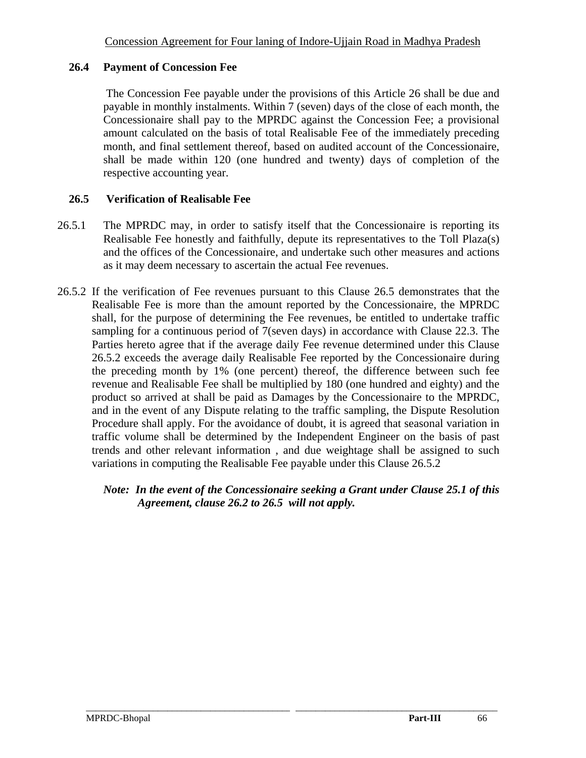### 26.4 Payment of Concession Fee

The Concession Fee payable under the provisions of this Article 26 shall be due and payable in monthly instalments. Within 7 (seven) days of the close of each month, the Concessionaire shall pay to the MPRDC against the Concession Fee; a provisional amount calculated on the basis of total Realisable Fee of the immediately preceding month, and final settlement thereof, based on audited account of the Concessionaire, shall be made within 120 (one hundred and twenty) days of completion of the respective accounting year.

### 26.5 Verification of Realisable Fee

26.5.1 The MPRDC may, in order to satisfy itself that the Concessionaire is reporting its Realisable Fee honestly and faithfully, depute its representatives to the Toll Plaza(s) and the offices of the Concessionaire, and undertake such other measures and actions as it may deem necessary to ascertain the actual Fee revenues.

26.5.2 If the verification of Fee revenues pursuant to this Clause 26.5 demonstrates that the Realisable Fee is more than the amount reported by the Concessionaire, the MPRDC shall, for the purpose of determining the Fee revenues, be entitled to undertake traffic sampling for a continuous period of 7(seven days) in accordance with Clause 22.3. The Parties hereto agree that if the average daily Fee revenue determined under this Clause 26.5.2 exceeds the average daily Realisable Fee reported by the Concessionaire during the preceding month by 1% (one percent) thereof, the difference between such fee revenue and Realisable Fee shall be multiplied by 180 (one hundred and eighty) and the product so arrived at shall be paid as Damages by the Concessionaire to the MPRDC, and in the event of any Dispute relating to the traffic sampling, the Dispute Resolution Procedure shall apply. For the avoidance of doubt, it is agreed that seasonal variation in traffic volume shall be determined by the Independent Engineer on the basis of past trends and other relevant information , and due weightage shall be assigned to such variations in computing the Realisable Fee payable under this Clause 26.5.2

***Note: In the event of the Concessionaire seeking a Grant under Clause 25.1 of this Agreement, clause 26.2 to 26.5 will not apply.***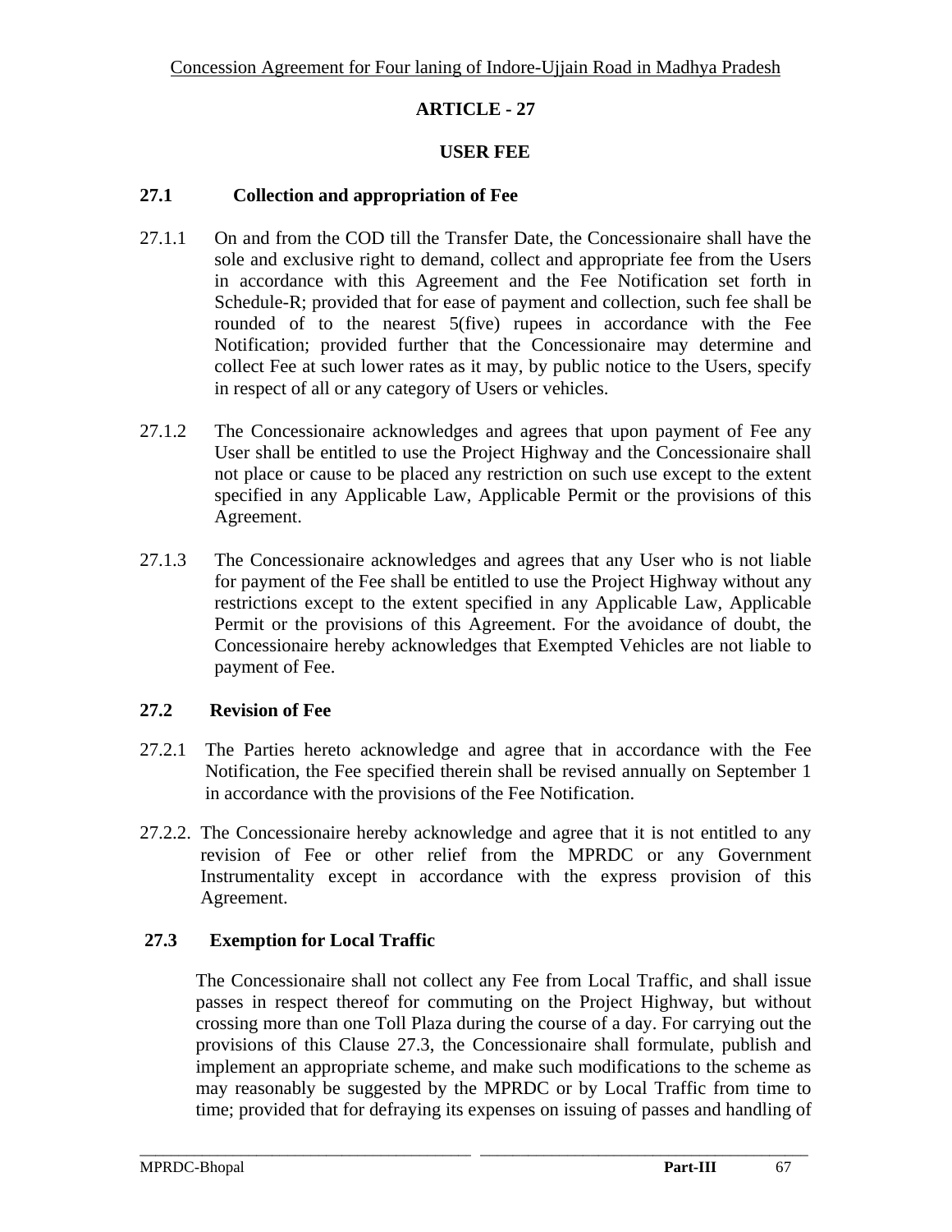# ARTICLE - 27

## USER FEE

### 27.1 Collection and appropriation of Fee

27.1.1 On and from the COD till the Transfer Date, the Concessionaire shall have the sole and exclusive right to demand, collect and appropriate fee from the Users in accordance with this Agreement and the Fee Notification set forth in Schedule-R; provided that for ease of payment and collection, such fee shall be rounded of to the nearest 5(five) rupees in accordance with the Fee Notification; provided further that the Concessionaire may determine and collect Fee at such lower rates as it may, by public notice to the Users, specify in respect of all or any category of Users or vehicles.

27.1.2 The Concessionaire acknowledges and agrees that upon payment of Fee any User shall be entitled to use the Project Highway and the Concessionaire shall not place or cause to be placed any restriction on such use except to the extent specified in any Applicable Law, Applicable Permit or the provisions of this Agreement.

27.1.3 The Concessionaire acknowledges and agrees that any User who is not liable for payment of the Fee shall be entitled to use the Project Highway without any restrictions except to the extent specified in any Applicable Law, Applicable Permit or the provisions of this Agreement. For the avoidance of doubt, the Concessionaire hereby acknowledges that Exempted Vehicles are not liable to payment of Fee.

### 27.2 Revision of Fee

27.2.1 The Parties hereto acknowledge and agree that in accordance with the Fee Notification, the Fee specified therein shall be revised annually on September 1 in accordance with the provisions of the Fee Notification.

27.2.2. The Concessionaire hereby acknowledge and agree that it is not entitled to any revision of Fee or other relief from the MPRDC or any Government Instrumentality except in accordance with the express provision of this Agreement.

### 27.3 Exemption for Local Traffic

The Concessionaire shall not collect any Fee from Local Traffic, and shall issue passes in respect thereof for commuting on the Project Highway, but without crossing more than one Toll Plaza during the course of a day. For carrying out the provisions of this Clause 27.3, the Concessionaire shall formulate, publish and implement an appropriate scheme, and make such modifications to the scheme as may reasonably be suggested by the MPRDC or by Local Traffic from time to time; provided that for defraying its expenses on issuing of passes and handling of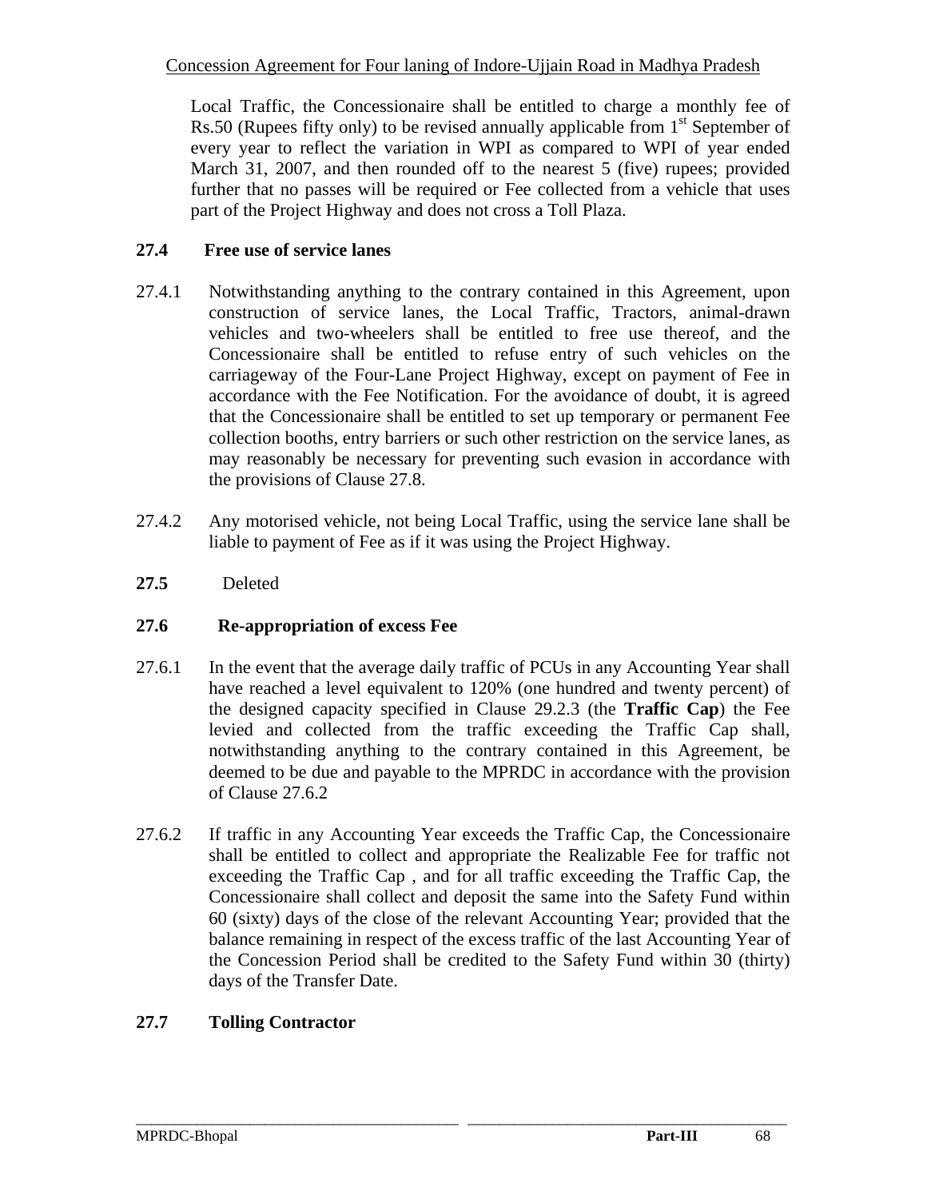Local Traffic, the Concessionaire shall be entitled to charge a monthly fee of Rs.50 (Rupees fifty only) to be revised annually applicable from 1st September of every year to reflect the variation in WPI as compared to WPI of year ended March 31, 2007, and then rounded off to the nearest 5 (five) rupees; provided further that no passes will be required or Fee collected from a vehicle that uses part of the Project Highway and does not cross a Toll Plaza.

**27.4 Free use of service lanes**

27.4.1 Notwithstanding anything to the contrary contained in this Agreement, upon construction of service lanes, the Local Traffic, Tractors, animal-drawn vehicles and two-wheelers shall be entitled to free use thereof, and the Concessionaire shall be entitled to refuse entry of such vehicles on the carriageway of the Four-Lane Project Highway, except on payment of Fee in accordance with the Fee Notification. For the avoidance of doubt, it is agreed that the Concessionaire shall be entitled to set up temporary or permanent Fee collection booths, entry barriers or such other restriction on the service lanes, as may reasonably be necessary for preventing such evasion in accordance with the provisions of Clause 27.8.

27.4.2 Any motorised vehicle, not being Local Traffic, using the service lane shall be liable to payment of Fee as if it was using the Project Highway.

**27.5** Deleted

**27.6 Re-appropriation of excess Fee**

27.6.1 In the event that the average daily traffic of PCUs in any Accounting Year shall have reached a level equivalent to 120% (one hundred and twenty percent) of the designed capacity specified in Clause 29.2.3 (the **Traffic Cap**) the Fee levied and collected from the traffic exceeding the Traffic Cap shall, notwithstanding anything to the contrary contained in this Agreement, be deemed to be due and payable to the MPRDC in accordance with the provision of Clause 27.6.2

27.6.2 If traffic in any Accounting Year exceeds the Traffic Cap, the Concessionaire shall be entitled to collect and appropriate the Realizable Fee for traffic not exceeding the Traffic Cap , and for all traffic exceeding the Traffic Cap, the Concessionaire shall collect and deposit the same into the Safety Fund within 60 (sixty) days of the close of the relevant Accounting Year; provided that the balance remaining in respect of the excess traffic of the last Accounting Year of the Concession Period shall be credited to the Safety Fund within 30 (thirty) days of the Transfer Date.

**27.7 Tolling Contractor**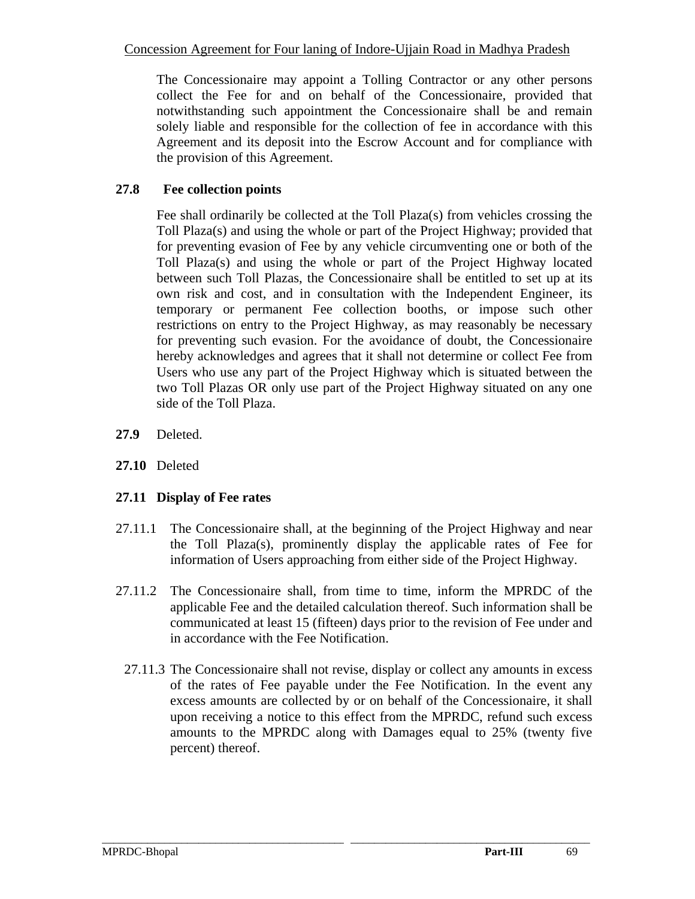The Concessionaire may appoint a Tolling Contractor or any other persons collect the Fee for and on behalf of the Concessionaire, provided that notwithstanding such appointment the Concessionaire shall be and remain solely liable and responsible for the collection of fee in accordance with this Agreement and its deposit into the Escrow Account and for compliance with the provision of this Agreement.

**27.8 Fee collection points**

Fee shall ordinarily be collected at the Toll Plaza(s) from vehicles crossing the Toll Plaza(s) and using the whole or part of the Project Highway; provided that for preventing evasion of Fee by any vehicle circumventing one or both of the Toll Plaza(s) and using the whole or part of the Project Highway located between such Toll Plazas, the Concessionaire shall be entitled to set up at its own risk and cost, and in consultation with the Independent Engineer, its temporary or permanent Fee collection booths, or impose such other restrictions on entry to the Project Highway, as may reasonably be necessary for preventing such evasion. For the avoidance of doubt, the Concessionaire hereby acknowledges and agrees that it shall not determine or collect Fee from Users who use any part of the Project Highway which is situated between the two Toll Plazas OR only use part of the Project Highway situated on any one side of the Toll Plaza.

**27.9** Deleted.

**27.10** Deleted

**27.11 Display of Fee rates**

27.11.1 The Concessionaire shall, at the beginning of the Project Highway and near the Toll Plaza(s), prominently display the applicable rates of Fee for information of Users approaching from either side of the Project Highway.

27.11.2 The Concessionaire shall, from time to time, inform the MPRDC of the applicable Fee and the detailed calculation thereof. Such information shall be communicated at least 15 (fifteen) days prior to the revision of Fee under and in accordance with the Fee Notification.

27.11.3 The Concessionaire shall not revise, display or collect any amounts in excess of the rates of Fee payable under the Fee Notification. In the event any excess amounts are collected by or on behalf of the Concessionaire, it shall upon receiving a notice to this effect from the MPRDC, refund such excess amounts to the MPRDC along with Damages equal to 25% (twenty five percent) thereof.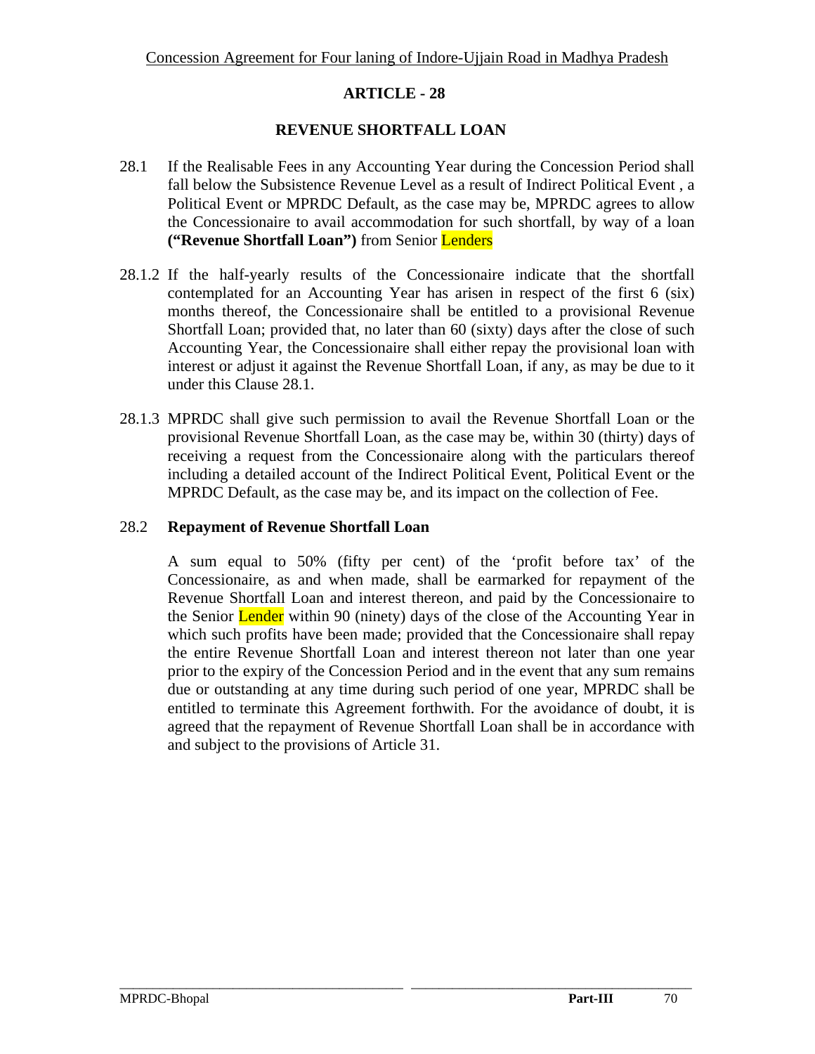# ARTICLE - 28

## REVENUE SHORTFALL LOAN

28.1 If the Realisable Fees in any Accounting Year during the Concession Period shall fall below the Subsistence Revenue Level as a result of Indirect Political Event , a Political Event or MPRDC Default, as the case may be, MPRDC agrees to allow the Concessionaire to avail accommodation for such shortfall, by way of a loan **("Revenue Shortfall Loan")** from Senior Lenders

28.1.2 If the half-yearly results of the Concessionaire indicate that the shortfall contemplated for an Accounting Year has arisen in respect of the first 6 (six) months thereof, the Concessionaire shall be entitled to a provisional Revenue Shortfall Loan; provided that, no later than 60 (sixty) days after the close of such Accounting Year, the Concessionaire shall either repay the provisional loan with interest or adjust it against the Revenue Shortfall Loan, if any, as may be due to it under this Clause 28.1.

28.1.3 MPRDC shall give such permission to avail the Revenue Shortfall Loan or the provisional Revenue Shortfall Loan, as the case may be, within 30 (thirty) days of receiving a request from the Concessionaire along with the particulars thereof including a detailed account of the Indirect Political Event, Political Event or the MPRDC Default, as the case may be, and its impact on the collection of Fee.

28.2 **Repayment of Revenue Shortfall Loan**

A sum equal to 50% (fifty per cent) of the 'profit before tax' of the Concessionaire, as and when made, shall be earmarked for repayment of the Revenue Shortfall Loan and interest thereon, and paid by the Concessionaire to the Senior Lender within 90 (ninety) days of the close of the Accounting Year in which such profits have been made; provided that the Concessionaire shall repay the entire Revenue Shortfall Loan and interest thereon not later than one year prior to the expiry of the Concession Period and in the event that any sum remains due or outstanding at any time during such period of one year, MPRDC shall be entitled to terminate this Agreement forthwith. For the avoidance of doubt, it is agreed that the repayment of Revenue Shortfall Loan shall be in accordance with and subject to the provisions of Article 31.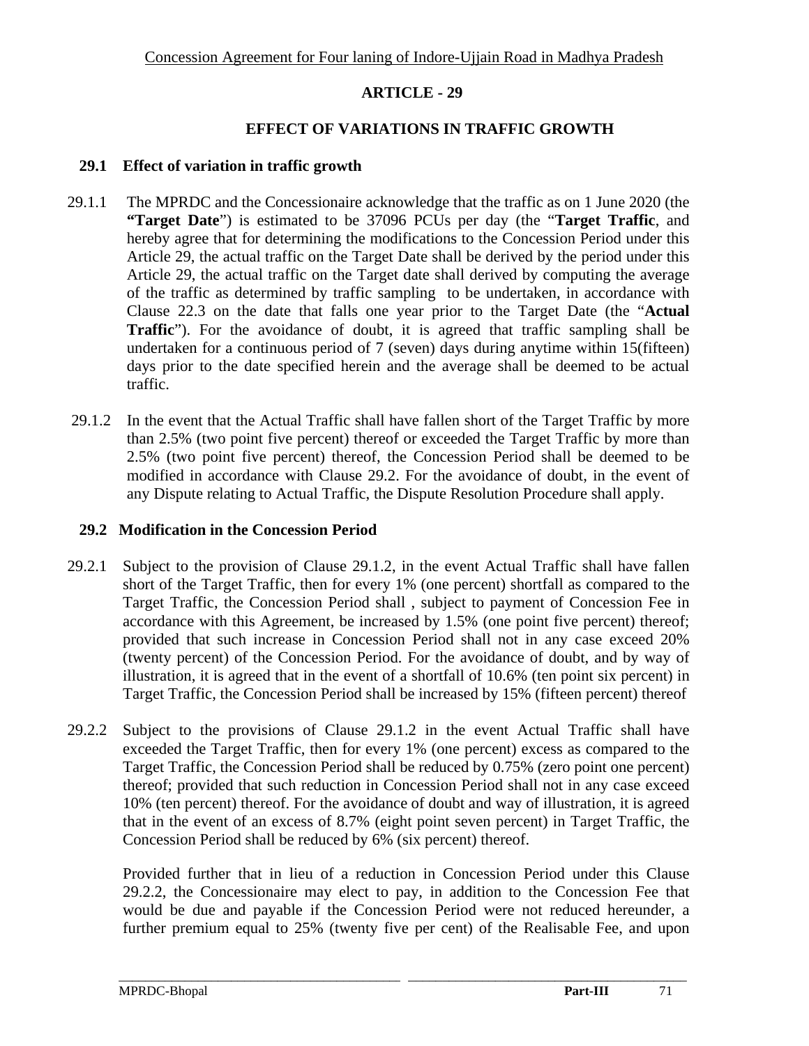# ARTICLE - 29

## EFFECT OF VARIATIONS IN TRAFFIC GROWTH

### 29.1 Effect of variation in traffic growth

29.1.1 The MPRDC and the Concessionaire acknowledge that the traffic as on 1 June 2020 (the **"Target Date**") is estimated to be 37096 PCUs per day (the "**Target Traffic**, and hereby agree that for determining the modifications to the Concession Period under this Article 29, the actual traffic on the Target Date shall be derived by the period under this Article 29, the actual traffic on the Target date shall derived by computing the average of the traffic as determined by traffic sampling to be undertaken, in accordance with Clause 22.3 on the date that falls one year prior to the Target Date (the "**Actual Traffic**"). For the avoidance of doubt, it is agreed that traffic sampling shall be undertaken for a continuous period of 7 (seven) days during anytime within 15(fifteen) days prior to the date specified herein and the average shall be deemed to be actual traffic.

29.1.2 In the event that the Actual Traffic shall have fallen short of the Target Traffic by more than 2.5% (two point five percent) thereof or exceeded the Target Traffic by more than 2.5% (two point five percent) thereof, the Concession Period shall be deemed to be modified in accordance with Clause 29.2. For the avoidance of doubt, in the event of any Dispute relating to Actual Traffic, the Dispute Resolution Procedure shall apply.

### 29.2 Modification in the Concession Period

29.2.1 Subject to the provision of Clause 29.1.2, in the event Actual Traffic shall have fallen short of the Target Traffic, then for every 1% (one percent) shortfall as compared to the Target Traffic, the Concession Period shall , subject to payment of Concession Fee in accordance with this Agreement, be increased by 1.5% (one point five percent) thereof; provided that such increase in Concession Period shall not in any case exceed 20% (twenty percent) of the Concession Period. For the avoidance of doubt, and by way of illustration, it is agreed that in the event of a shortfall of 10.6% (ten point six percent) in Target Traffic, the Concession Period shall be increased by 15% (fifteen percent) thereof

29.2.2 Subject to the provisions of Clause 29.1.2 in the event Actual Traffic shall have exceeded the Target Traffic, then for every 1% (one percent) excess as compared to the Target Traffic, the Concession Period shall be reduced by 0.75% (zero point one percent) thereof; provided that such reduction in Concession Period shall not in any case exceed 10% (ten percent) thereof. For the avoidance of doubt and way of illustration, it is agreed that in the event of an excess of 8.7% (eight point seven percent) in Target Traffic, the Concession Period shall be reduced by 6% (six percent) thereof.

Provided further that in lieu of a reduction in Concession Period under this Clause 29.2.2, the Concessionaire may elect to pay, in addition to the Concession Fee that would be due and payable if the Concession Period were not reduced hereunder, a further premium equal to 25% (twenty five per cent) of the Realisable Fee, and upon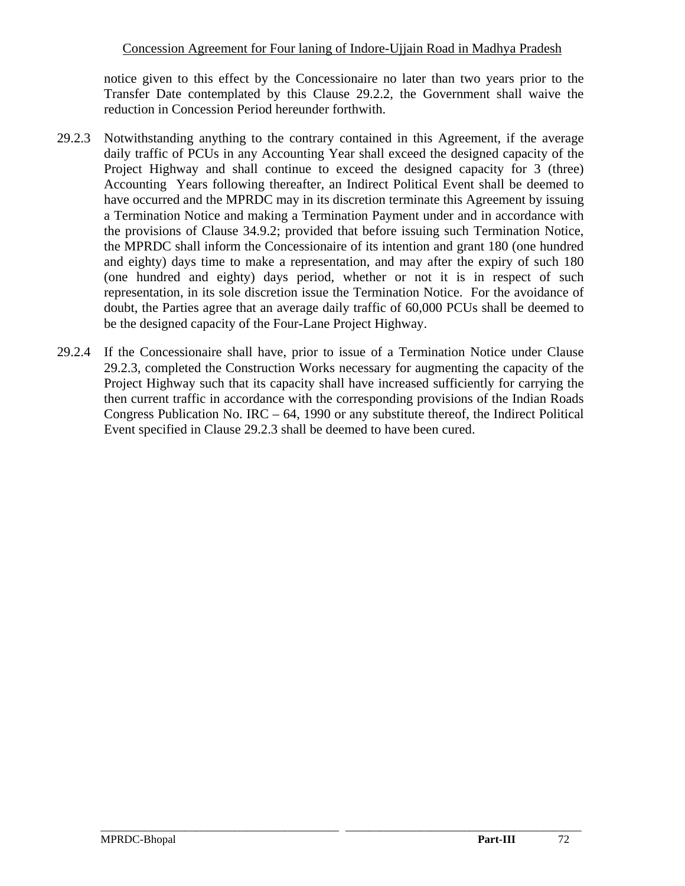notice given to this effect by the Concessionaire no later than two years prior to the Transfer Date contemplated by this Clause 29.2.2, the Government shall waive the reduction in Concession Period hereunder forthwith.

29.2.3 Notwithstanding anything to the contrary contained in this Agreement, if the average daily traffic of PCUs in any Accounting Year shall exceed the designed capacity of the Project Highway and shall continue to exceed the designed capacity for 3 (three) Accounting Years following thereafter, an Indirect Political Event shall be deemed to have occurred and the MPRDC may in its discretion terminate this Agreement by issuing a Termination Notice and making a Termination Payment under and in accordance with the provisions of Clause 34.9.2; provided that before issuing such Termination Notice, the MPRDC shall inform the Concessionaire of its intention and grant 180 (one hundred and eighty) days time to make a representation, and may after the expiry of such 180 (one hundred and eighty) days period, whether or not it is in respect of such representation, in its sole discretion issue the Termination Notice. For the avoidance of doubt, the Parties agree that an average daily traffic of 60,000 PCUs shall be deemed to be the designed capacity of the Four-Lane Project Highway.

29.2.4 If the Concessionaire shall have, prior to issue of a Termination Notice under Clause 29.2.3, completed the Construction Works necessary for augmenting the capacity of the Project Highway such that its capacity shall have increased sufficiently for carrying the then current traffic in accordance with the corresponding provisions of the Indian Roads Congress Publication No. IRC – 64, 1990 or any substitute thereof, the Indirect Political Event specified in Clause 29.2.3 shall be deemed to have been cured.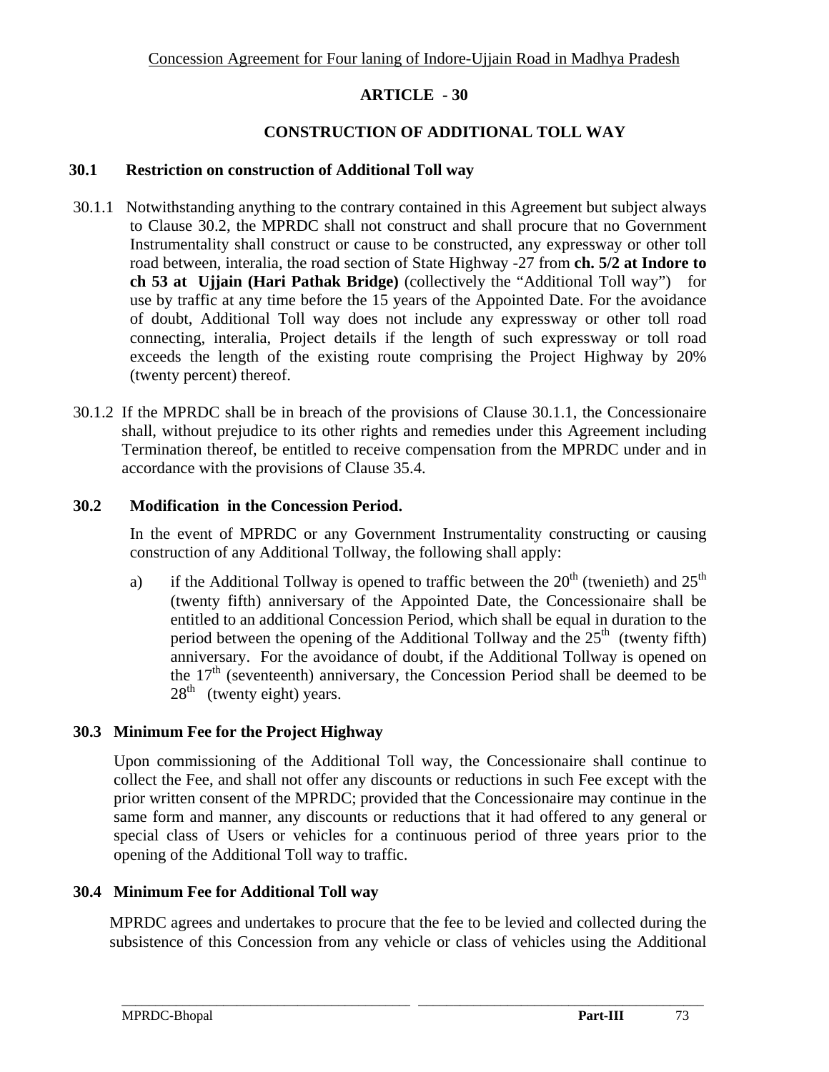## ARTICLE - 30

## CONSTRUCTION OF ADDITIONAL TOLL WAY

### 30.1 Restriction on construction of Additional Toll way

30.1.1 Notwithstanding anything to the contrary contained in this Agreement but subject always to Clause 30.2, the MPRDC shall not construct and shall procure that no Government Instrumentality shall construct or cause to be constructed, any expressway or other toll road between, interalia, the road section of State Highway -27 from **ch. 5/2 at Indore to ch 53 at Ujjain (Hari Pathak Bridge)** (collectively the "Additional Toll way") for use by traffic at any time before the 15 years of the Appointed Date. For the avoidance of doubt, Additional Toll way does not include any expressway or other toll road connecting, interalia, Project details if the length of such expressway or toll road exceeds the length of the existing route comprising the Project Highway by 20% (twenty percent) thereof.

30.1.2 If the MPRDC shall be in breach of the provisions of Clause 30.1.1, the Concessionaire shall, without prejudice to its other rights and remedies under this Agreement including Termination thereof, be entitled to receive compensation from the MPRDC under and in accordance with the provisions of Clause 35.4.

### 30.2 Modification in the Concession Period.

In the event of MPRDC or any Government Instrumentality constructing or causing construction of any Additional Tollway, the following shall apply:

a) if the Additional Tollway is opened to traffic between the 20th (twenieth) and 25th (twenty fifth) anniversary of the Appointed Date, the Concessionaire shall be entitled to an additional Concession Period, which shall be equal in duration to the period between the opening of the Additional Tollway and the 25th (twenty fifth) anniversary. For the avoidance of doubt, if the Additional Tollway is opened on the 17th (seventeenth) anniversary, the Concession Period shall be deemed to be 28th (twenty eight) years.

### 30.3 Minimum Fee for the Project Highway

Upon commissioning of the Additional Toll way, the Concessionaire shall continue to collect the Fee, and shall not offer any discounts or reductions in such Fee except with the prior written consent of the MPRDC; provided that the Concessionaire may continue in the same form and manner, any discounts or reductions that it had offered to any general or special class of Users or vehicles for a continuous period of three years prior to the opening of the Additional Toll way to traffic.

### 30.4 Minimum Fee for Additional Toll way

MPRDC agrees and undertakes to procure that the fee to be levied and collected during the subsistence of this Concession from any vehicle or class of vehicles using the Additional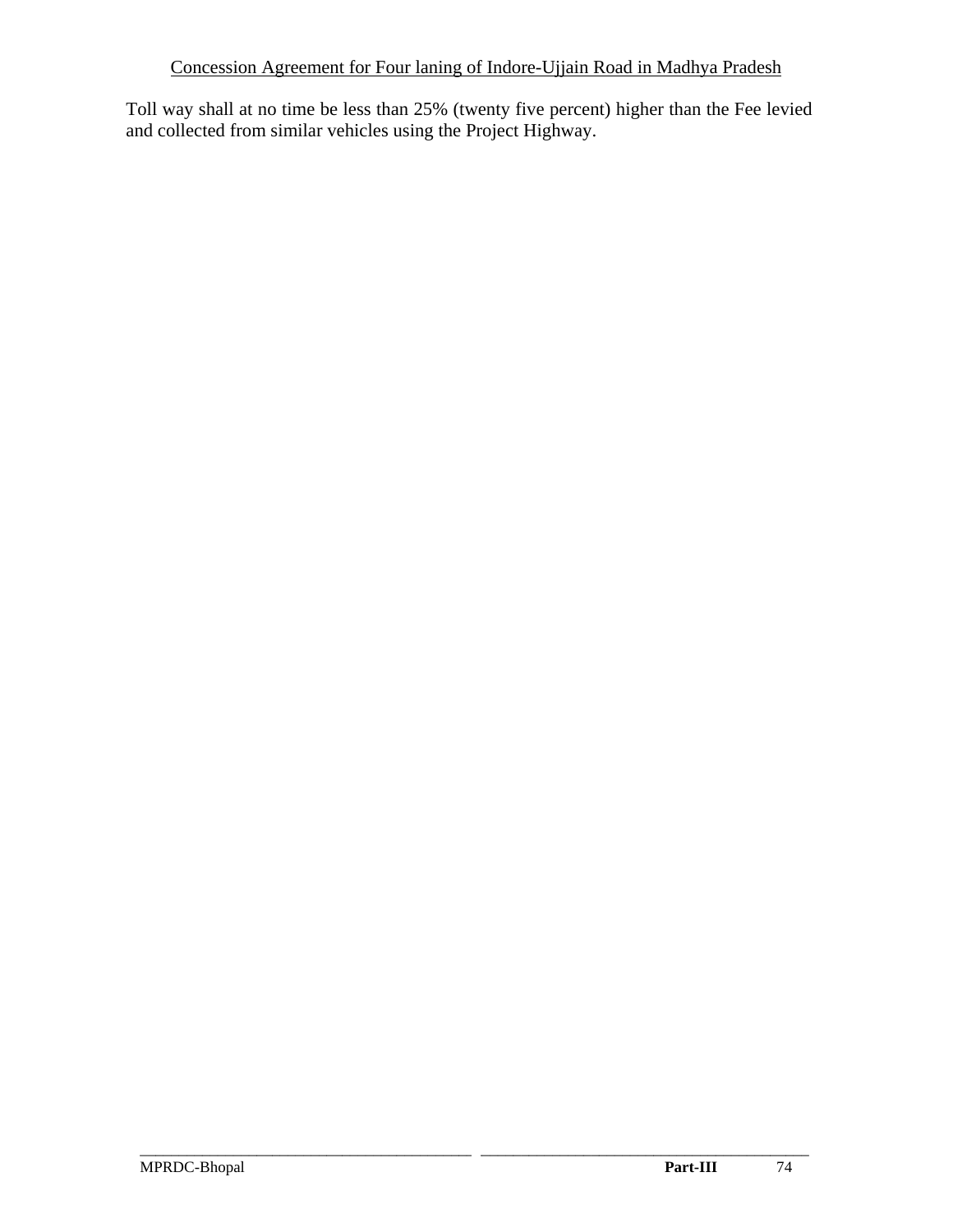Toll way shall at no time be less than 25% (twenty five percent) higher than the Fee levied and collected from similar vehicles using the Project Highway.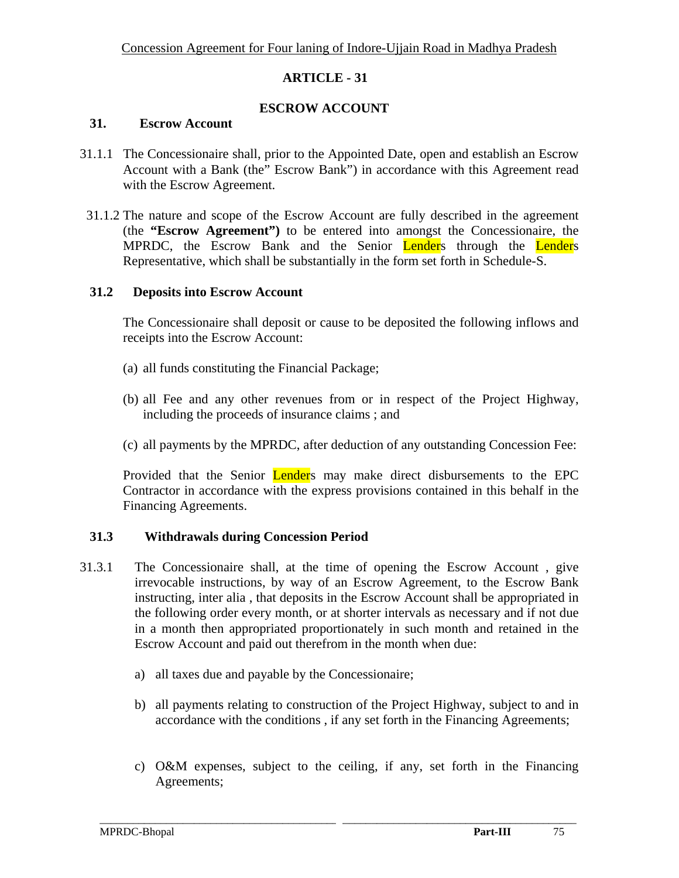## ARTICLE - 31

### ESCROW ACCOUNT

**31. Escrow Account**

31.1.1 The Concessionaire shall, prior to the Appointed Date, open and establish an Escrow Account with a Bank (the" Escrow Bank") in accordance with this Agreement read with the Escrow Agreement.

31.1.2 The nature and scope of the Escrow Account are fully described in the agreement (the **"Escrow Agreement")** to be entered into amongst the Concessionaire, the MPRDC, the Escrow Bank and the Senior Lenders through the Lenders Representative, which shall be substantially in the form set forth in Schedule-S.

**31.2 Deposits into Escrow Account**

The Concessionaire shall deposit or cause to be deposited the following inflows and receipts into the Escrow Account:

(a) all funds constituting the Financial Package;

(b) all Fee and any other revenues from or in respect of the Project Highway, including the proceeds of insurance claims ; and

(c) all payments by the MPRDC, after deduction of any outstanding Concession Fee:

Provided that the Senior Lenders may make direct disbursements to the EPC Contractor in accordance with the express provisions contained in this behalf in the Financing Agreements.

**31.3 Withdrawals during Concession Period**

31.3.1 The Concessionaire shall, at the time of opening the Escrow Account , give irrevocable instructions, by way of an Escrow Agreement, to the Escrow Bank instructing, inter alia , that deposits in the Escrow Account shall be appropriated in the following order every month, or at shorter intervals as necessary and if not due in a month then appropriated proportionately in such month and retained in the Escrow Account and paid out therefrom in the month when due:

a) all taxes due and payable by the Concessionaire;

b) all payments relating to construction of the Project Highway, subject to and in accordance with the conditions , if any set forth in the Financing Agreements;

c) O&M expenses, subject to the ceiling, if any, set forth in the Financing Agreements;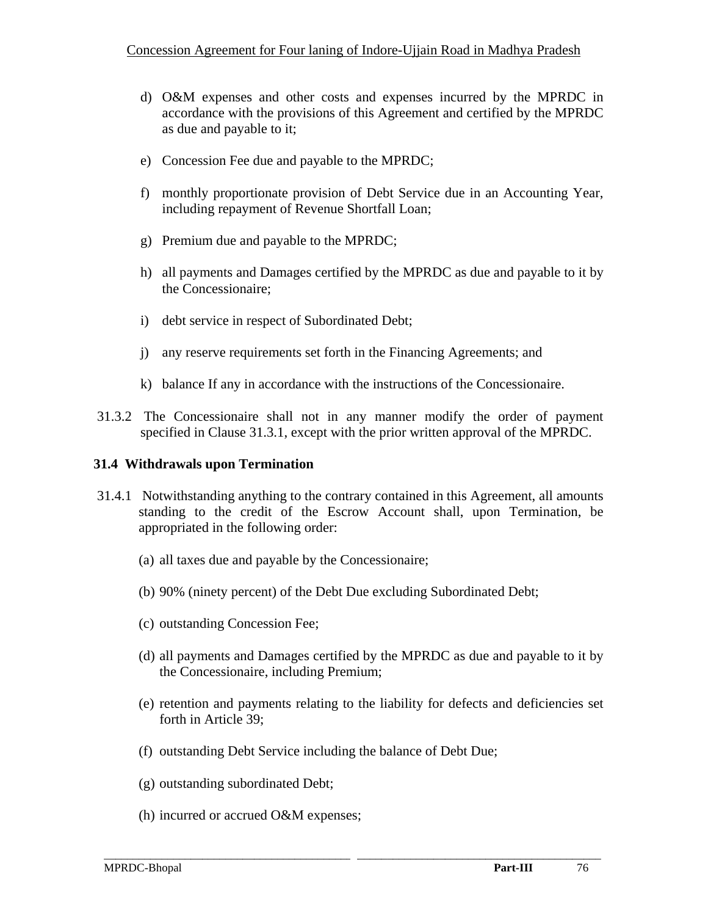d) O&M expenses and other costs and expenses incurred by the MPRDC in accordance with the provisions of this Agreement and certified by the MPRDC as due and payable to it;

e) Concession Fee due and payable to the MPRDC;

f) monthly proportionate provision of Debt Service due in an Accounting Year, including repayment of Revenue Shortfall Loan;

g) Premium due and payable to the MPRDC;

h) all payments and Damages certified by the MPRDC as due and payable to it by the Concessionaire;

i) debt service in respect of Subordinated Debt;

j) any reserve requirements set forth in the Financing Agreements; and

k) balance If any in accordance with the instructions of the Concessionaire.

31.3.2 The Concessionaire shall not in any manner modify the order of payment specified in Clause 31.3.1, except with the prior written approval of the MPRDC.

### 31.4 Withdrawals upon Termination

31.4.1 Notwithstanding anything to the contrary contained in this Agreement, all amounts standing to the credit of the Escrow Account shall, upon Termination, be appropriated in the following order:

(a) all taxes due and payable by the Concessionaire;

(b) 90% (ninety percent) of the Debt Due excluding Subordinated Debt;

(c) outstanding Concession Fee;

(d) all payments and Damages certified by the MPRDC as due and payable to it by the Concessionaire, including Premium;

(e) retention and payments relating to the liability for defects and deficiencies set forth in Article 39;

(f) outstanding Debt Service including the balance of Debt Due;

(g) outstanding subordinated Debt;

(h) incurred or accrued O&M expenses;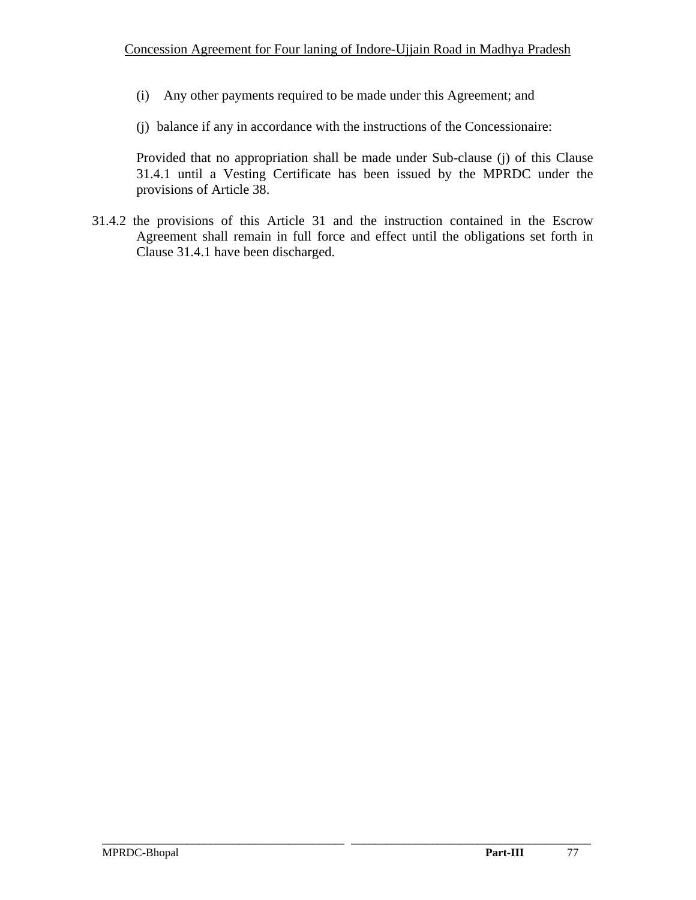(i) Any other payments required to be made under this Agreement; and

(j) balance if any in accordance with the instructions of the Concessionaire:

Provided that no appropriation shall be made under Sub-clause (j) of this Clause 31.4.1 until a Vesting Certificate has been issued by the MPRDC under the provisions of Article 38.

31.4.2 the provisions of this Article 31 and the instruction contained in the Escrow Agreement shall remain in full force and effect until the obligations set forth in Clause 31.4.1 have been discharged.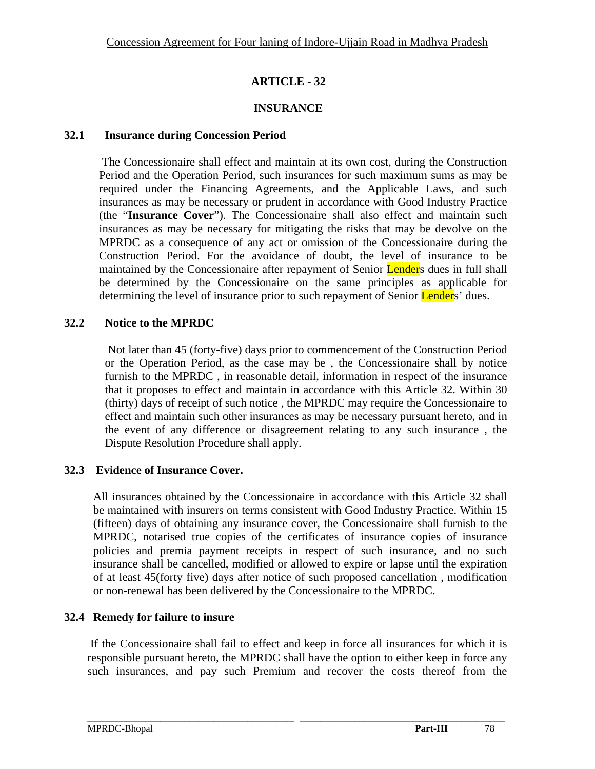# ARTICLE - 32

## INSURANCE

### 32.1 Insurance during Concession Period

The Concessionaire shall effect and maintain at its own cost, during the Construction Period and the Operation Period, such insurances for such maximum sums as may be required under the Financing Agreements, and the Applicable Laws, and such insurances as may be necessary or prudent in accordance with Good Industry Practice (the "**Insurance Cover**"). The Concessionaire shall also effect and maintain such insurances as may be necessary for mitigating the risks that may be devolve on the MPRDC as a consequence of any act or omission of the Concessionaire during the Construction Period. For the avoidance of doubt, the level of insurance to be maintained by the Concessionaire after repayment of Senior Lenders dues in full shall be determined by the Concessionaire on the same principles as applicable for determining the level of insurance prior to such repayment of Senior Lenders' dues.

### 32.2 Notice to the MPRDC

Not later than 45 (forty-five) days prior to commencement of the Construction Period or the Operation Period, as the case may be , the Concessionaire shall by notice furnish to the MPRDC , in reasonable detail, information in respect of the insurance that it proposes to effect and maintain in accordance with this Article 32. Within 30 (thirty) days of receipt of such notice , the MPRDC may require the Concessionaire to effect and maintain such other insurances as may be necessary pursuant hereto, and in the event of any difference or disagreement relating to any such insurance , the Dispute Resolution Procedure shall apply.

### 32.3 Evidence of Insurance Cover.

All insurances obtained by the Concessionaire in accordance with this Article 32 shall be maintained with insurers on terms consistent with Good Industry Practice. Within 15 (fifteen) days of obtaining any insurance cover, the Concessionaire shall furnish to the MPRDC, notarised true copies of the certificates of insurance copies of insurance policies and premia payment receipts in respect of such insurance, and no such insurance shall be cancelled, modified or allowed to expire or lapse until the expiration of at least 45(forty five) days after notice of such proposed cancellation , modification or non-renewal has been delivered by the Concessionaire to the MPRDC.

### 32.4 Remedy for failure to insure

If the Concessionaire shall fail to effect and keep in force all insurances for which it is responsible pursuant hereto, the MPRDC shall have the option to either keep in force any such insurances, and pay such Premium and recover the costs thereof from the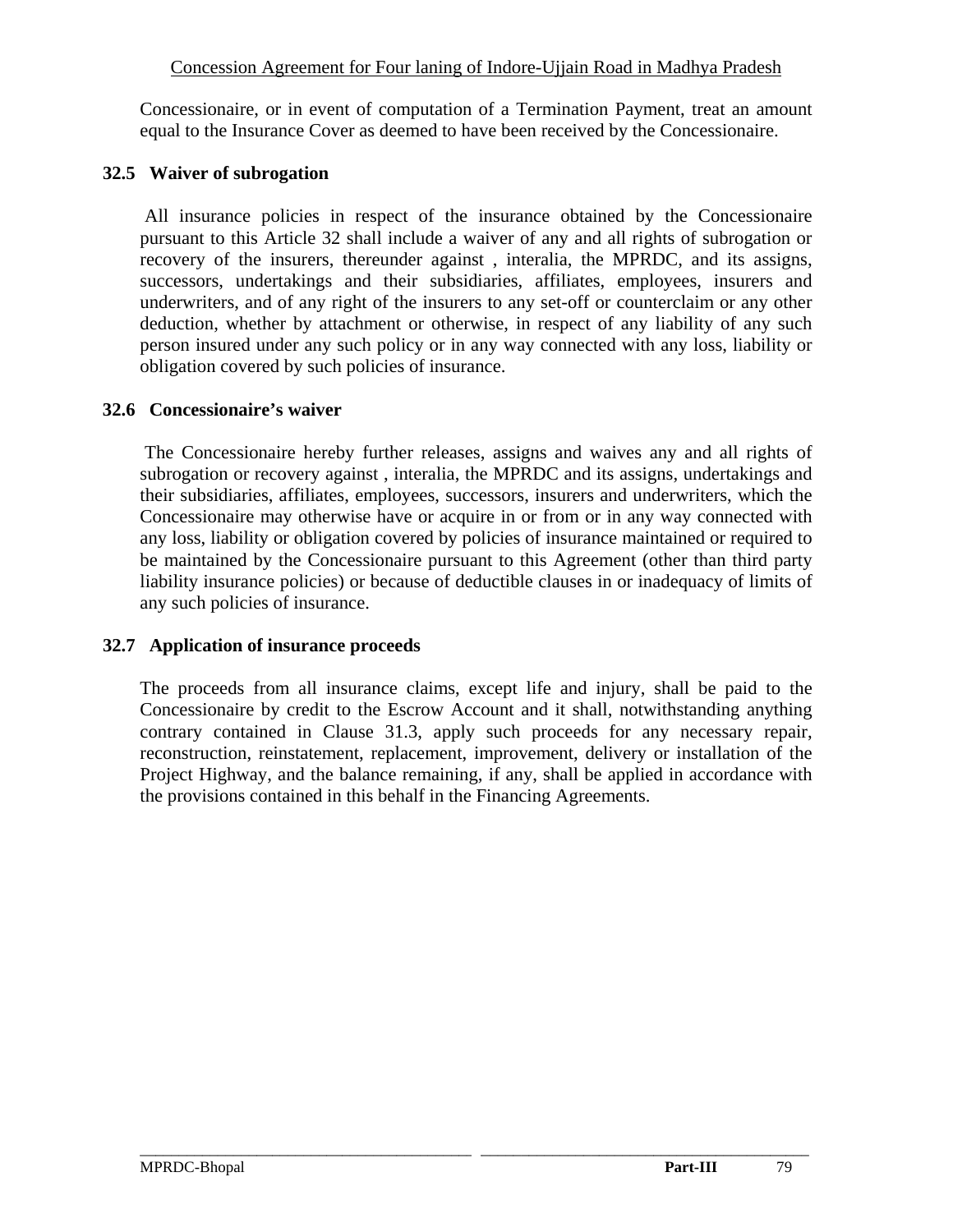Concessionaire, or in event of computation of a Termination Payment, treat an amount equal to the Insurance Cover as deemed to have been received by the Concessionaire.

### 32.5 Waiver of subrogation

All insurance policies in respect of the insurance obtained by the Concessionaire pursuant to this Article 32 shall include a waiver of any and all rights of subrogation or recovery of the insurers, thereunder against , interalia, the MPRDC, and its assigns, successors, undertakings and their subsidiaries, affiliates, employees, insurers and underwriters, and of any right of the insurers to any set-off or counterclaim or any other deduction, whether by attachment or otherwise, in respect of any liability of any such person insured under any such policy or in any way connected with any loss, liability or obligation covered by such policies of insurance.

### 32.6 Concessionaire's waiver

The Concessionaire hereby further releases, assigns and waives any and all rights of subrogation or recovery against , interalia, the MPRDC and its assigns, undertakings and their subsidiaries, affiliates, employees, successors, insurers and underwriters, which the Concessionaire may otherwise have or acquire in or from or in any way connected with any loss, liability or obligation covered by policies of insurance maintained or required to be maintained by the Concessionaire pursuant to this Agreement (other than third party liability insurance policies) or because of deductible clauses in or inadequacy of limits of any such policies of insurance.

### 32.7 Application of insurance proceeds

The proceeds from all insurance claims, except life and injury, shall be paid to the Concessionaire by credit to the Escrow Account and it shall, notwithstanding anything contrary contained in Clause 31.3, apply such proceeds for any necessary repair, reconstruction, reinstatement, replacement, improvement, delivery or installation of the Project Highway, and the balance remaining, if any, shall be applied in accordance with the provisions contained in this behalf in the Financing Agreements.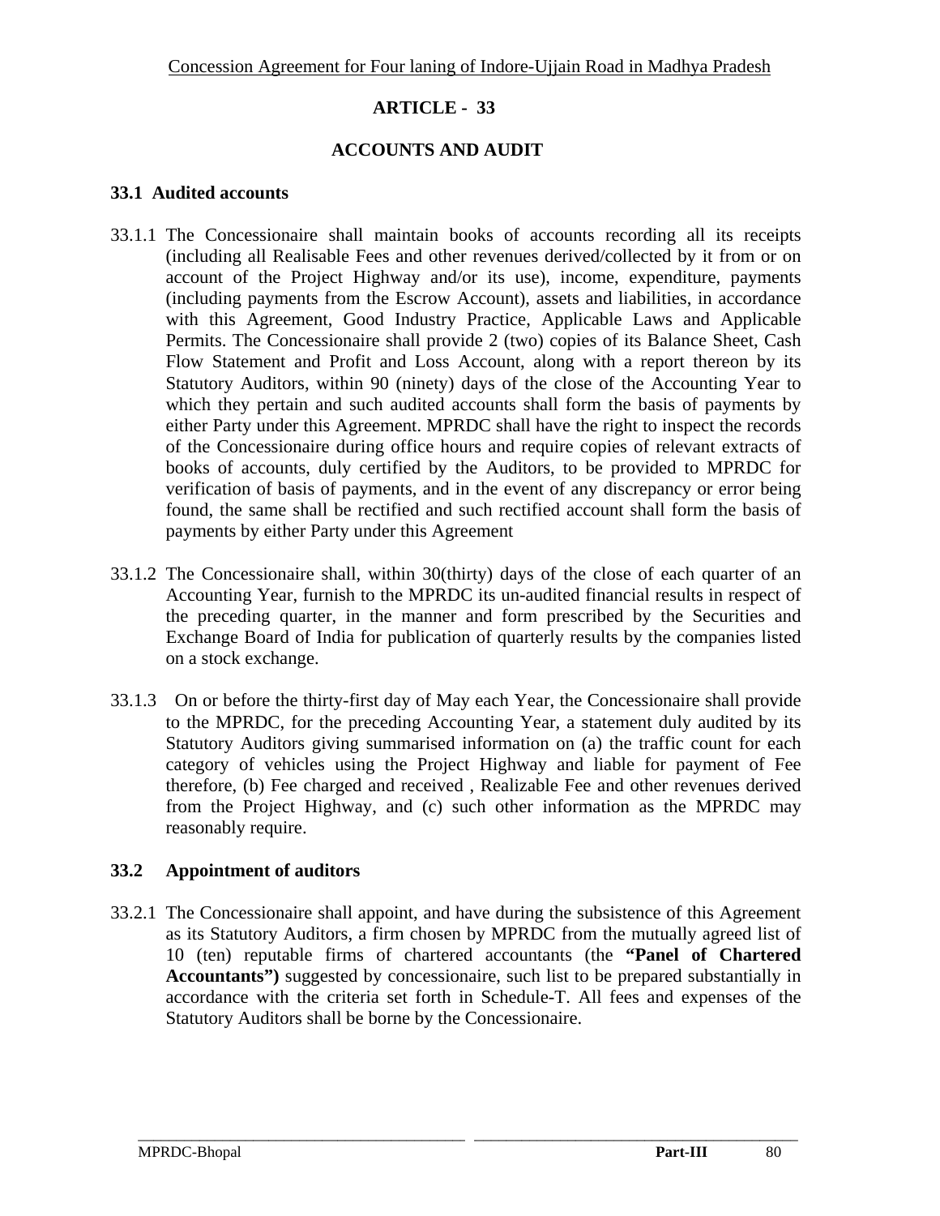# ARTICLE - 33

## ACCOUNTS AND AUDIT

### 33.1 Audited accounts

33.1.1 The Concessionaire shall maintain books of accounts recording all its receipts (including all Realisable Fees and other revenues derived/collected by it from or on account of the Project Highway and/or its use), income, expenditure, payments (including payments from the Escrow Account), assets and liabilities, in accordance with this Agreement, Good Industry Practice, Applicable Laws and Applicable Permits. The Concessionaire shall provide 2 (two) copies of its Balance Sheet, Cash Flow Statement and Profit and Loss Account, along with a report thereon by its Statutory Auditors, within 90 (ninety) days of the close of the Accounting Year to which they pertain and such audited accounts shall form the basis of payments by either Party under this Agreement. MPRDC shall have the right to inspect the records of the Concessionaire during office hours and require copies of relevant extracts of books of accounts, duly certified by the Auditors, to be provided to MPRDC for verification of basis of payments, and in the event of any discrepancy or error being found, the same shall be rectified and such rectified account shall form the basis of payments by either Party under this Agreement

33.1.2 The Concessionaire shall, within 30(thirty) days of the close of each quarter of an Accounting Year, furnish to the MPRDC its un-audited financial results in respect of the preceding quarter, in the manner and form prescribed by the Securities and Exchange Board of India for publication of quarterly results by the companies listed on a stock exchange.

33.1.3 On or before the thirty-first day of May each Year, the Concessionaire shall provide to the MPRDC, for the preceding Accounting Year, a statement duly audited by its Statutory Auditors giving summarised information on (a) the traffic count for each category of vehicles using the Project Highway and liable for payment of Fee therefore, (b) Fee charged and received , Realizable Fee and other revenues derived from the Project Highway, and (c) such other information as the MPRDC may reasonably require.

### 33.2 Appointment of auditors

33.2.1 The Concessionaire shall appoint, and have during the subsistence of this Agreement as its Statutory Auditors, a firm chosen by MPRDC from the mutually agreed list of 10 (ten) reputable firms of chartered accountants (the **"Panel of Chartered Accountants")** suggested by concessionaire, such list to be prepared substantially in accordance with the criteria set forth in Schedule-T. All fees and expenses of the Statutory Auditors shall be borne by the Concessionaire.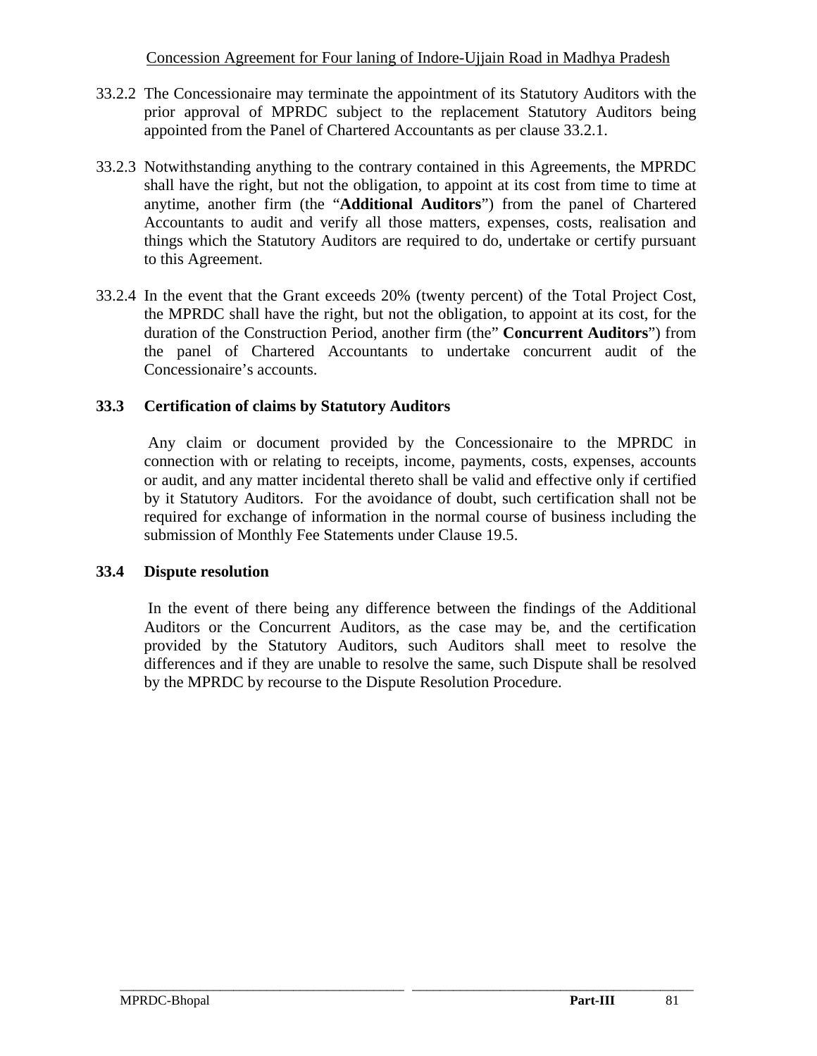33.2.2 The Concessionaire may terminate the appointment of its Statutory Auditors with the prior approval of MPRDC subject to the replacement Statutory Auditors being appointed from the Panel of Chartered Accountants as per clause 33.2.1.

33.2.3 Notwithstanding anything to the contrary contained in this Agreements, the MPRDC shall have the right, but not the obligation, to appoint at its cost from time to time at anytime, another firm (the "**Additional Auditors**") from the panel of Chartered Accountants to audit and verify all those matters, expenses, costs, realisation and things which the Statutory Auditors are required to do, undertake or certify pursuant to this Agreement.

33.2.4 In the event that the Grant exceeds 20% (twenty percent) of the Total Project Cost, the MPRDC shall have the right, but not the obligation, to appoint at its cost, for the duration of the Construction Period, another firm (the" **Concurrent Auditors**") from the panel of Chartered Accountants to undertake concurrent audit of the Concessionaire's accounts.

**33.3 Certification of claims by Statutory Auditors**

Any claim or document provided by the Concessionaire to the MPRDC in connection with or relating to receipts, income, payments, costs, expenses, accounts or audit, and any matter incidental thereto shall be valid and effective only if certified by it Statutory Auditors. For the avoidance of doubt, such certification shall not be required for exchange of information in the normal course of business including the submission of Monthly Fee Statements under Clause 19.5.

**33.4 Dispute resolution**

In the event of there being any difference between the findings of the Additional Auditors or the Concurrent Auditors, as the case may be, and the certification provided by the Statutory Auditors, such Auditors shall meet to resolve the differences and if they are unable to resolve the same, such Dispute shall be resolved by the MPRDC by recourse to the Dispute Resolution Procedure.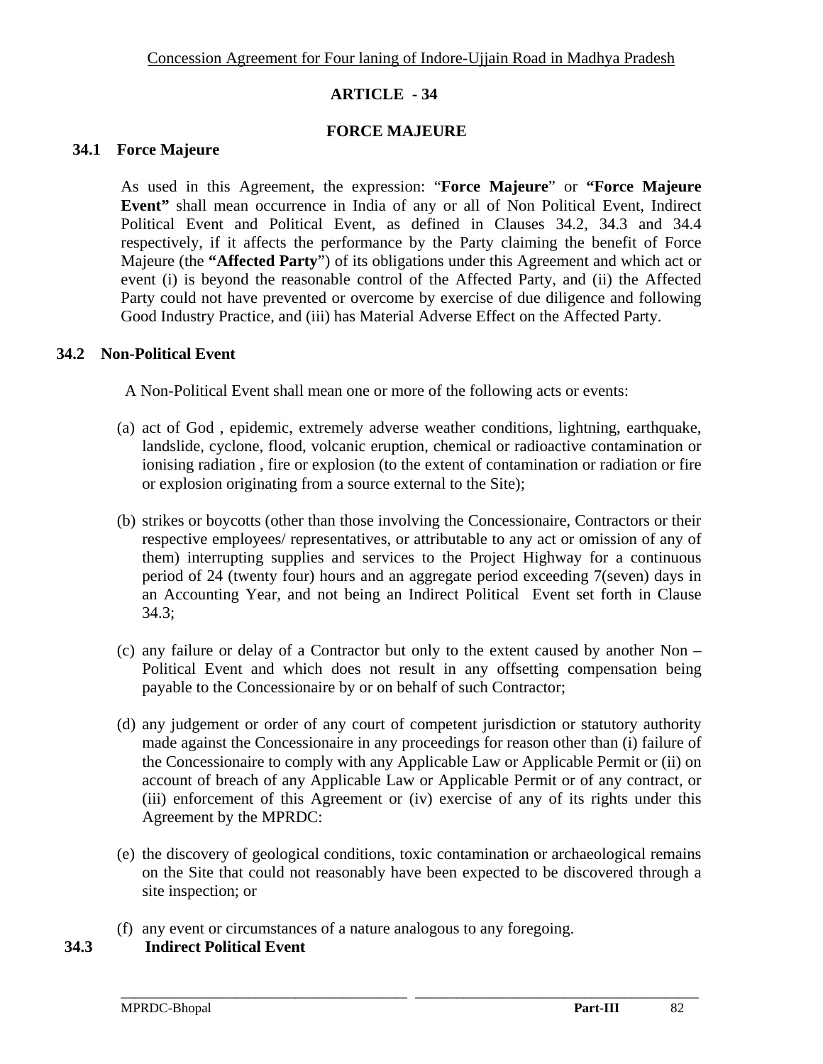## ARTICLE - 34

## FORCE MAJEURE

### 34.1 Force Majeure

As used in this Agreement, the expression: "**Force Majeure**" or **"Force Majeure Event"** shall mean occurrence in India of any or all of Non Political Event, Indirect Political Event and Political Event, as defined in Clauses 34.2, 34.3 and 34.4 respectively, if it affects the performance by the Party claiming the benefit of Force Majeure (the **"Affected Party"**) of its obligations under this Agreement and which act or event (i) is beyond the reasonable control of the Affected Party, and (ii) the Affected Party could not have prevented or overcome by exercise of due diligence and following Good Industry Practice, and (iii) has Material Adverse Effect on the Affected Party.

### 34.2 Non-Political Event

A Non-Political Event shall mean one or more of the following acts or events:

(a) act of God , epidemic, extremely adverse weather conditions, lightning, earthquake, landslide, cyclone, flood, volcanic eruption, chemical or radioactive contamination or ionising radiation , fire or explosion (to the extent of contamination or radiation or fire or explosion originating from a source external to the Site);

(b) strikes or boycotts (other than those involving the Concessionaire, Contractors or their respective employees/ representatives, or attributable to any act or omission of any of them) interrupting supplies and services to the Project Highway for a continuous period of 24 (twenty four) hours and an aggregate period exceeding 7(seven) days in an Accounting Year, and not being an Indirect Political Event set forth in Clause 34.3;

(c) any failure or delay of a Contractor but only to the extent caused by another Non – Political Event and which does not result in any offsetting compensation being payable to the Concessionaire by or on behalf of such Contractor;

(d) any judgement or order of any court of competent jurisdiction or statutory authority made against the Concessionaire in any proceedings for reason other than (i) failure of the Concessionaire to comply with any Applicable Law or Applicable Permit or (ii) on account of breach of any Applicable Law or Applicable Permit or of any contract, or (iii) enforcement of this Agreement or (iv) exercise of any of its rights under this Agreement by the MPRDC:

(e) the discovery of geological conditions, toxic contamination or archaeological remains on the Site that could not reasonably have been expected to be discovered through a site inspection; or

(f) any event or circumstances of a nature analogous to any foregoing.

### 34.3 Indirect Political Event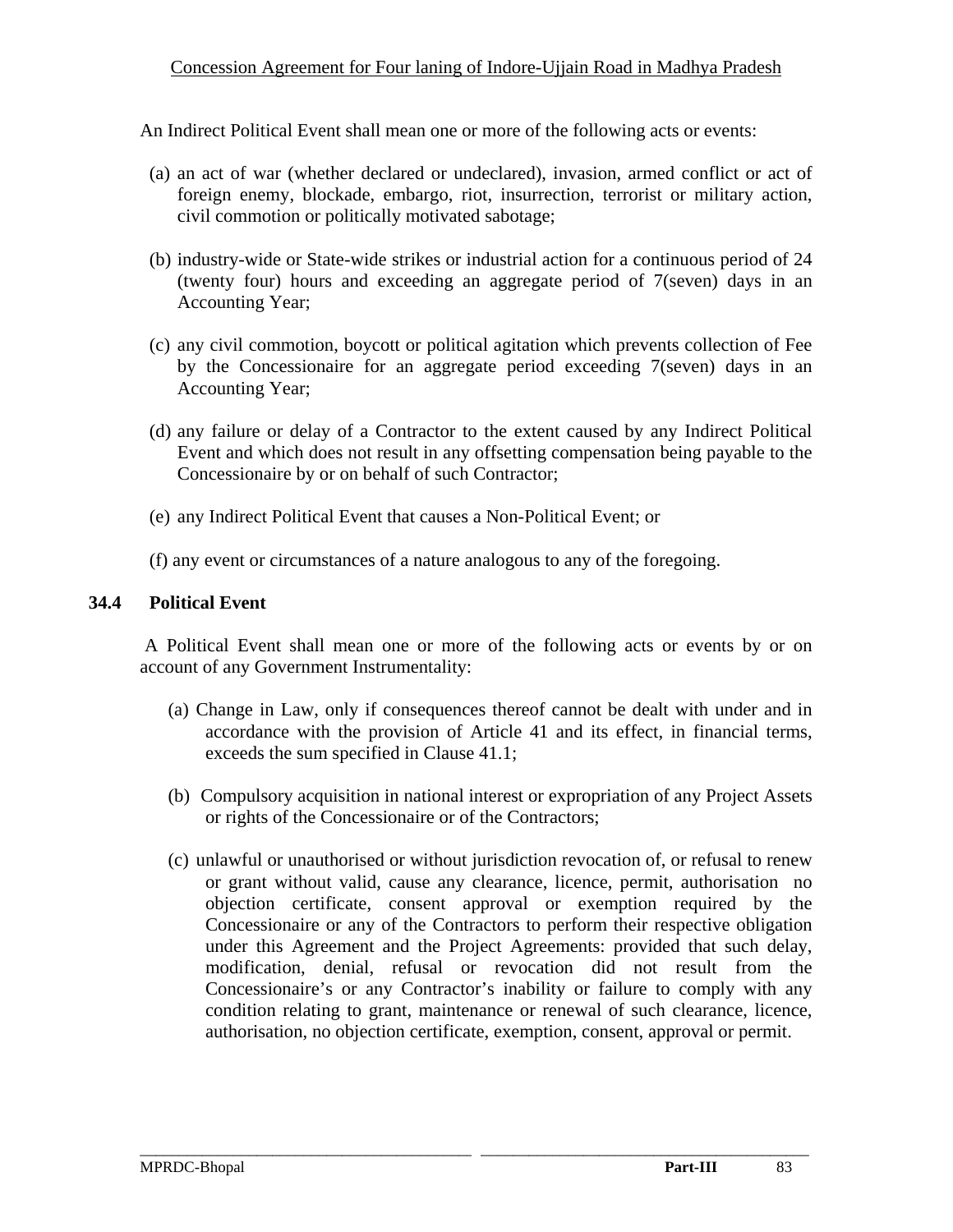An Indirect Political Event shall mean one or more of the following acts or events:

(a) an act of war (whether declared or undeclared), invasion, armed conflict or act of foreign enemy, blockade, embargo, riot, insurrection, terrorist or military action, civil commotion or politically motivated sabotage;

(b) industry-wide or State-wide strikes or industrial action for a continuous period of 24 (twenty four) hours and exceeding an aggregate period of 7(seven) days in an Accounting Year;

(c) any civil commotion, boycott or political agitation which prevents collection of Fee by the Concessionaire for an aggregate period exceeding 7(seven) days in an Accounting Year;

(d) any failure or delay of a Contractor to the extent caused by any Indirect Political Event and which does not result in any offsetting compensation being payable to the Concessionaire by or on behalf of such Contractor;

(e) any Indirect Political Event that causes a Non-Political Event; or

(f) any event or circumstances of a nature analogous to any of the foregoing.

### 34.4 Political Event

A Political Event shall mean one or more of the following acts or events by or on account of any Government Instrumentality:

(a) Change in Law, only if consequences thereof cannot be dealt with under and in accordance with the provision of Article 41 and its effect, in financial terms, exceeds the sum specified in Clause 41.1;

(b) Compulsory acquisition in national interest or expropriation of any Project Assets or rights of the Concessionaire or of the Contractors;

(c) unlawful or unauthorised or without jurisdiction revocation of, or refusal to renew or grant without valid, cause any clearance, licence, permit, authorisation no objection certificate, consent approval or exemption required by the Concessionaire or any of the Contractors to perform their respective obligation under this Agreement and the Project Agreements: provided that such delay, modification, denial, refusal or revocation did not result from the Concessionaire's or any Contractor's inability or failure to comply with any condition relating to grant, maintenance or renewal of such clearance, licence, authorisation, no objection certificate, exemption, consent, approval or permit.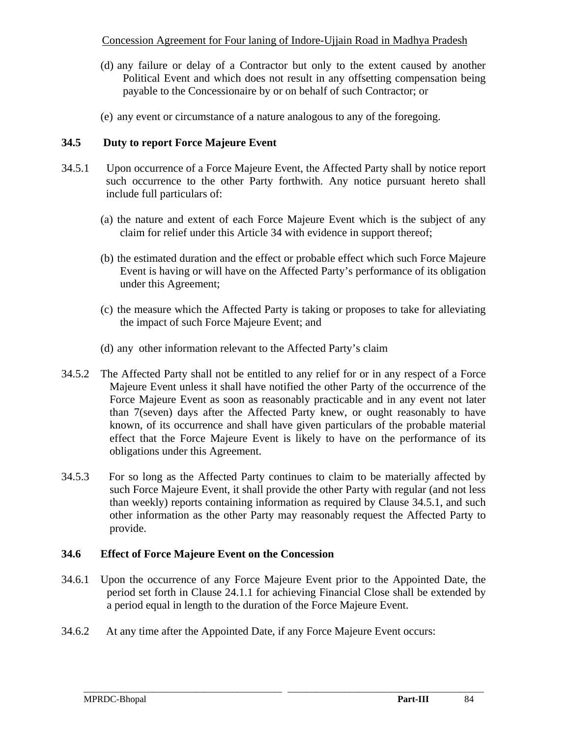(d) any failure or delay of a Contractor but only to the extent caused by another Political Event and which does not result in any offsetting compensation being payable to the Concessionaire by or on behalf of such Contractor; or

(e) any event or circumstance of a nature analogous to any of the foregoing.

**34.5 Duty to report Force Majeure Event**

34.5.1 Upon occurrence of a Force Majeure Event, the Affected Party shall by notice report such occurrence to the other Party forthwith. Any notice pursuant hereto shall include full particulars of:

(a) the nature and extent of each Force Majeure Event which is the subject of any claim for relief under this Article 34 with evidence in support thereof;

(b) the estimated duration and the effect or probable effect which such Force Majeure Event is having or will have on the Affected Party's performance of its obligation under this Agreement;

(c) the measure which the Affected Party is taking or proposes to take for alleviating the impact of such Force Majeure Event; and

(d) any other information relevant to the Affected Party's claim

34.5.2 The Affected Party shall not be entitled to any relief for or in any respect of a Force Majeure Event unless it shall have notified the other Party of the occurrence of the Force Majeure Event as soon as reasonably practicable and in any event not later than 7(seven) days after the Affected Party knew, or ought reasonably to have known, of its occurrence and shall have given particulars of the probable material effect that the Force Majeure Event is likely to have on the performance of its obligations under this Agreement.

34.5.3 For so long as the Affected Party continues to claim to be materially affected by such Force Majeure Event, it shall provide the other Party with regular (and not less than weekly) reports containing information as required by Clause 34.5.1, and such other information as the other Party may reasonably request the Affected Party to provide.

**34.6 Effect of Force Majeure Event on the Concession**

34.6.1 Upon the occurrence of any Force Majeure Event prior to the Appointed Date, the period set forth in Clause 24.1.1 for achieving Financial Close shall be extended by a period equal in length to the duration of the Force Majeure Event.

34.6.2 At any time after the Appointed Date, if any Force Majeure Event occurs: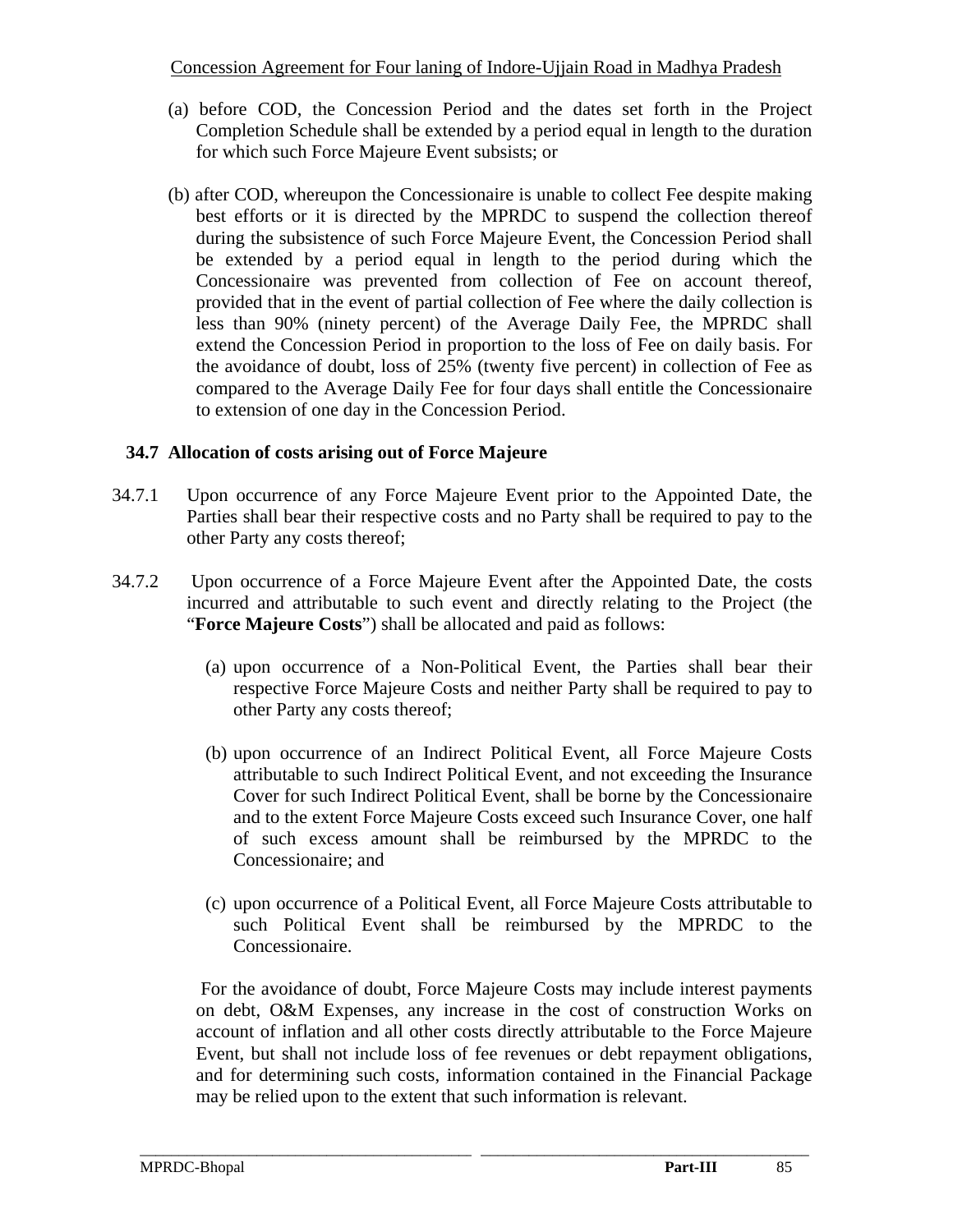(a) before COD, the Concession Period and the dates set forth in the Project Completion Schedule shall be extended by a period equal in length to the duration for which such Force Majeure Event subsists; or

(b) after COD, whereupon the Concessionaire is unable to collect Fee despite making best efforts or it is directed by the MPRDC to suspend the collection thereof during the subsistence of such Force Majeure Event, the Concession Period shall be extended by a period equal in length to the period during which the Concessionaire was prevented from collection of Fee on account thereof, provided that in the event of partial collection of Fee where the daily collection is less than 90% (ninety percent) of the Average Daily Fee, the MPRDC shall extend the Concession Period in proportion to the loss of Fee on daily basis. For the avoidance of doubt, loss of 25% (twenty five percent) in collection of Fee as compared to the Average Daily Fee for four days shall entitle the Concessionaire to extension of one day in the Concession Period.

### 34.7 Allocation of costs arising out of Force Majeure

34.7.1 Upon occurrence of any Force Majeure Event prior to the Appointed Date, the Parties shall bear their respective costs and no Party shall be required to pay to the other Party any costs thereof;

34.7.2 Upon occurrence of a Force Majeure Event after the Appointed Date, the costs incurred and attributable to such event and directly relating to the Project (the "**Force Majeure Costs**") shall be allocated and paid as follows:

(a) upon occurrence of a Non-Political Event, the Parties shall bear their respective Force Majeure Costs and neither Party shall be required to pay to other Party any costs thereof;

(b) upon occurrence of an Indirect Political Event, all Force Majeure Costs attributable to such Indirect Political Event, and not exceeding the Insurance Cover for such Indirect Political Event, shall be borne by the Concessionaire and to the extent Force Majeure Costs exceed such Insurance Cover, one half of such excess amount shall be reimbursed by the MPRDC to the Concessionaire; and

(c) upon occurrence of a Political Event, all Force Majeure Costs attributable to such Political Event shall be reimbursed by the MPRDC to the Concessionaire.

For the avoidance of doubt, Force Majeure Costs may include interest payments on debt, O&M Expenses, any increase in the cost of construction Works on account of inflation and all other costs directly attributable to the Force Majeure Event, but shall not include loss of fee revenues or debt repayment obligations, and for determining such costs, information contained in the Financial Package may be relied upon to the extent that such information is relevant.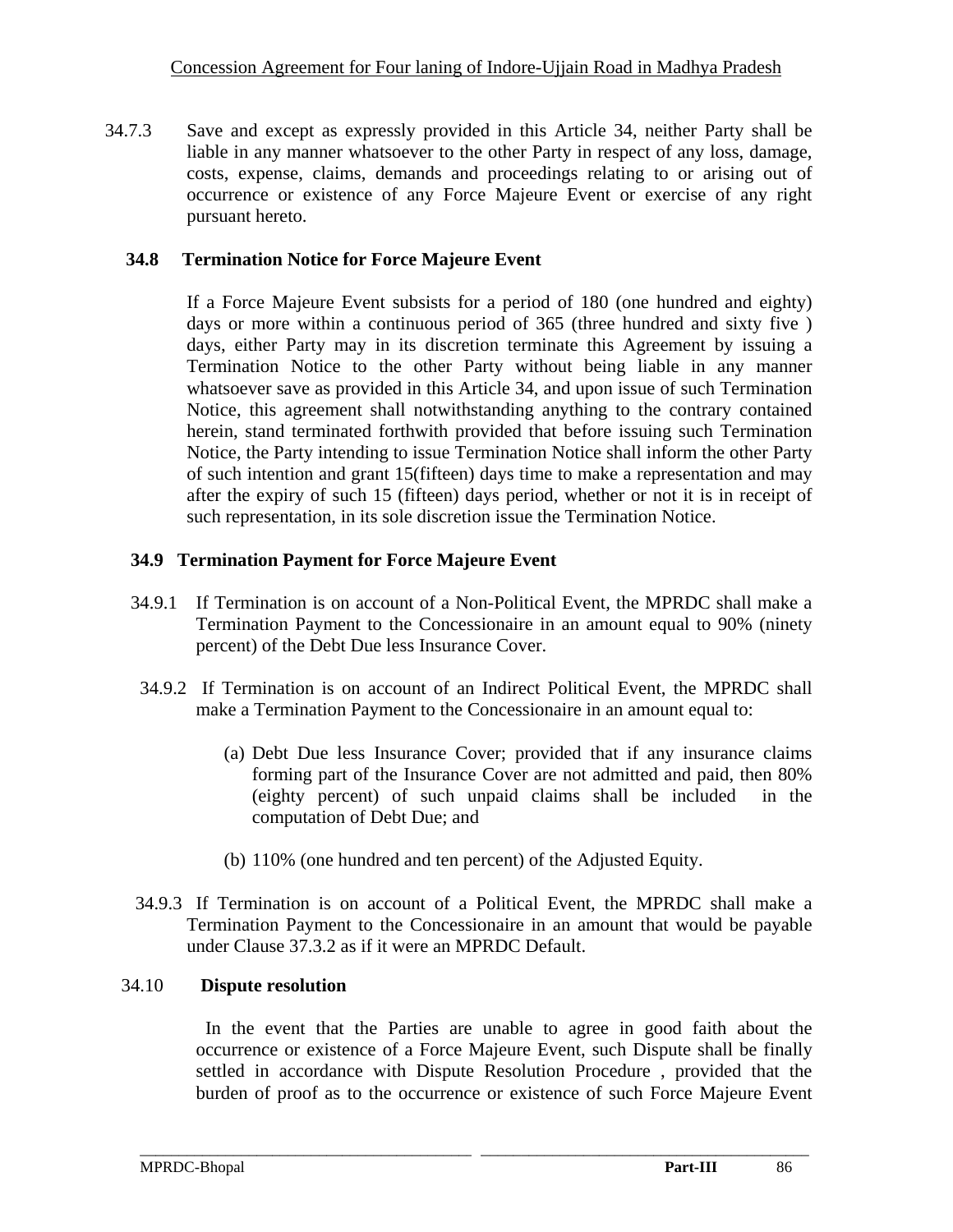34.7.3 Save and except as expressly provided in this Article 34, neither Party shall be liable in any manner whatsoever to the other Party in respect of any loss, damage, costs, expense, claims, demands and proceedings relating to or arising out of occurrence or existence of any Force Majeure Event or exercise of any right pursuant hereto.

### 34.8 Termination Notice for Force Majeure Event

If a Force Majeure Event subsists for a period of 180 (one hundred and eighty) days or more within a continuous period of 365 (three hundred and sixty five ) days, either Party may in its discretion terminate this Agreement by issuing a Termination Notice to the other Party without being liable in any manner whatsoever save as provided in this Article 34, and upon issue of such Termination Notice, this agreement shall notwithstanding anything to the contrary contained herein, stand terminated forthwith provided that before issuing such Termination Notice, the Party intending to issue Termination Notice shall inform the other Party of such intention and grant 15(fifteen) days time to make a representation and may after the expiry of such 15 (fifteen) days period, whether or not it is in receipt of such representation, in its sole discretion issue the Termination Notice.

### 34.9 Termination Payment for Force Majeure Event

34.9.1 If Termination is on account of a Non-Political Event, the MPRDC shall make a Termination Payment to the Concessionaire in an amount equal to 90% (ninety percent) of the Debt Due less Insurance Cover.

34.9.2 If Termination is on account of an Indirect Political Event, the MPRDC shall make a Termination Payment to the Concessionaire in an amount equal to:

(a) Debt Due less Insurance Cover; provided that if any insurance claims forming part of the Insurance Cover are not admitted and paid, then 80% (eighty percent) of such unpaid claims shall be included in the computation of Debt Due; and

(b) 110% (one hundred and ten percent) of the Adjusted Equity.

34.9.3 If Termination is on account of a Political Event, the MPRDC shall make a Termination Payment to the Concessionaire in an amount that would be payable under Clause 37.3.2 as if it were an MPRDC Default.

### 34.10 Dispute resolution

In the event that the Parties are unable to agree in good faith about the occurrence or existence of a Force Majeure Event, such Dispute shall be finally settled in accordance with Dispute Resolution Procedure , provided that the burden of proof as to the occurrence or existence of such Force Majeure Event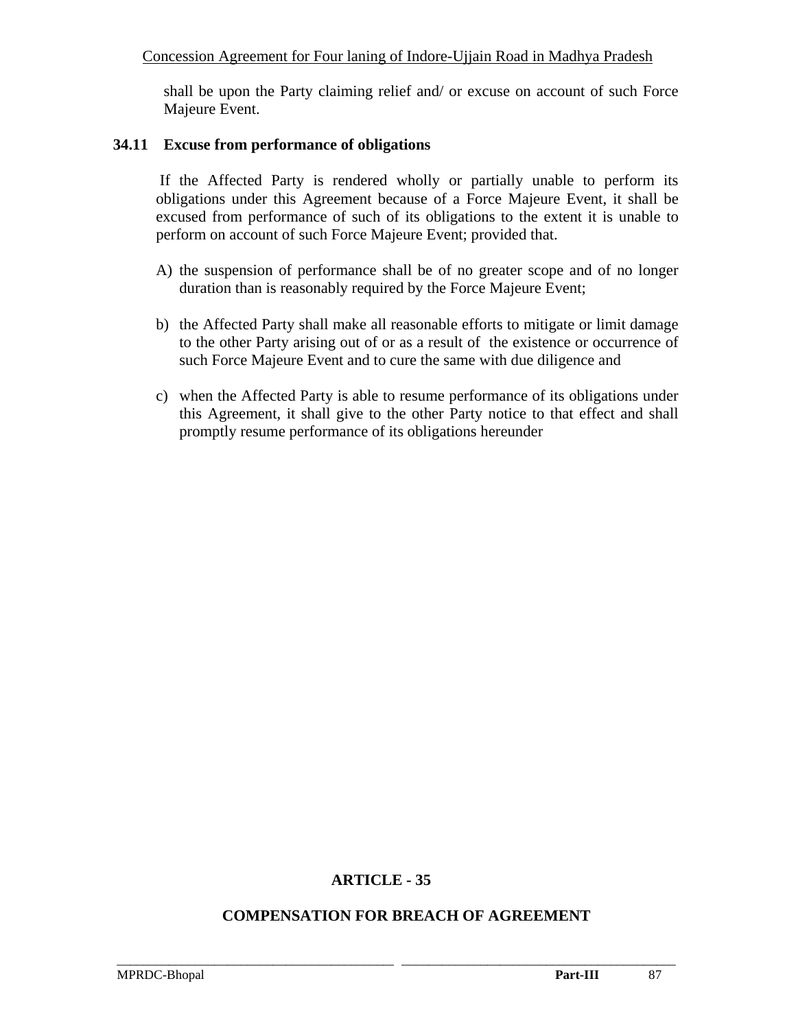shall be upon the Party claiming relief and/ or excuse on account of such Force Majeure Event.

### 34.11 Excuse from performance of obligations

If the Affected Party is rendered wholly or partially unable to perform its obligations under this Agreement because of a Force Majeure Event, it shall be excused from performance of such of its obligations to the extent it is unable to perform on account of such Force Majeure Event; provided that.

A) the suspension of performance shall be of no greater scope and of no longer duration than is reasonably required by the Force Majeure Event;

b) the Affected Party shall make all reasonable efforts to mitigate or limit damage to the other Party arising out of or as a result of the existence or occurrence of such Force Majeure Event and to cure the same with due diligence and

c) when the Affected Party is able to resume performance of its obligations under this Agreement, it shall give to the other Party notice to that effect and shall promptly resume performance of its obligations hereunder

## ARTICLE - 35

## COMPENSATION FOR BREACH OF AGREEMENT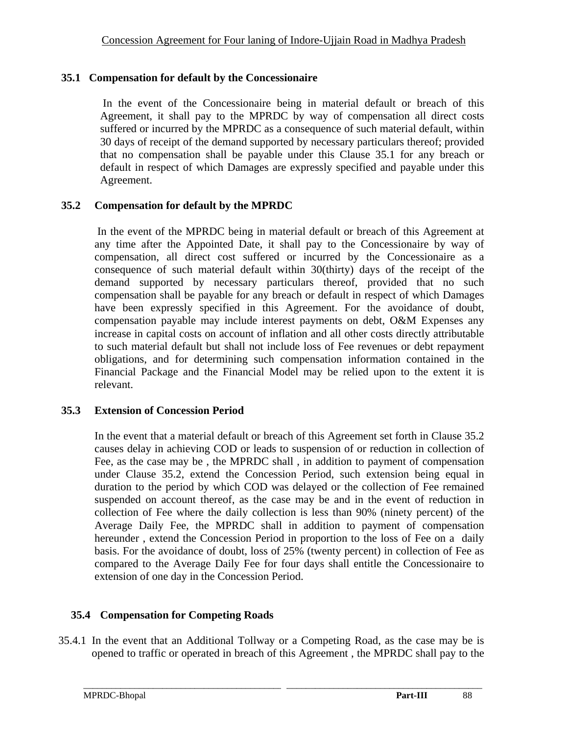### 35.1 Compensation for default by the Concessionaire

In the event of the Concessionaire being in material default or breach of this Agreement, it shall pay to the MPRDC by way of compensation all direct costs suffered or incurred by the MPRDC as a consequence of such material default, within 30 days of receipt of the demand supported by necessary particulars thereof; provided that no compensation shall be payable under this Clause 35.1 for any breach or default in respect of which Damages are expressly specified and payable under this Agreement.

### 35.2 Compensation for default by the MPRDC

In the event of the MPRDC being in material default or breach of this Agreement at any time after the Appointed Date, it shall pay to the Concessionaire by way of compensation, all direct cost suffered or incurred by the Concessionaire as a consequence of such material default within 30(thirty) days of the receipt of the demand supported by necessary particulars thereof, provided that no such compensation shall be payable for any breach or default in respect of which Damages have been expressly specified in this Agreement. For the avoidance of doubt, compensation payable may include interest payments on debt, O&M Expenses any increase in capital costs on account of inflation and all other costs directly attributable to such material default but shall not include loss of Fee revenues or debt repayment obligations, and for determining such compensation information contained in the Financial Package and the Financial Model may be relied upon to the extent it is relevant.

### 35.3 Extension of Concession Period

In the event that a material default or breach of this Agreement set forth in Clause 35.2 causes delay in achieving COD or leads to suspension of or reduction in collection of Fee, as the case may be , the MPRDC shall , in addition to payment of compensation under Clause 35.2, extend the Concession Period, such extension being equal in duration to the period by which COD was delayed or the collection of Fee remained suspended on account thereof, as the case may be and in the event of reduction in collection of Fee where the daily collection is less than 90% (ninety percent) of the Average Daily Fee, the MPRDC shall in addition to payment of compensation hereunder , extend the Concession Period in proportion to the loss of Fee on a daily basis. For the avoidance of doubt, loss of 25% (twenty percent) in collection of Fee as compared to the Average Daily Fee for four days shall entitle the Concessionaire to extension of one day in the Concession Period.

### 35.4 Compensation for Competing Roads

35.4.1 In the event that an Additional Tollway or a Competing Road, as the case may be is opened to traffic or operated in breach of this Agreement , the MPRDC shall pay to the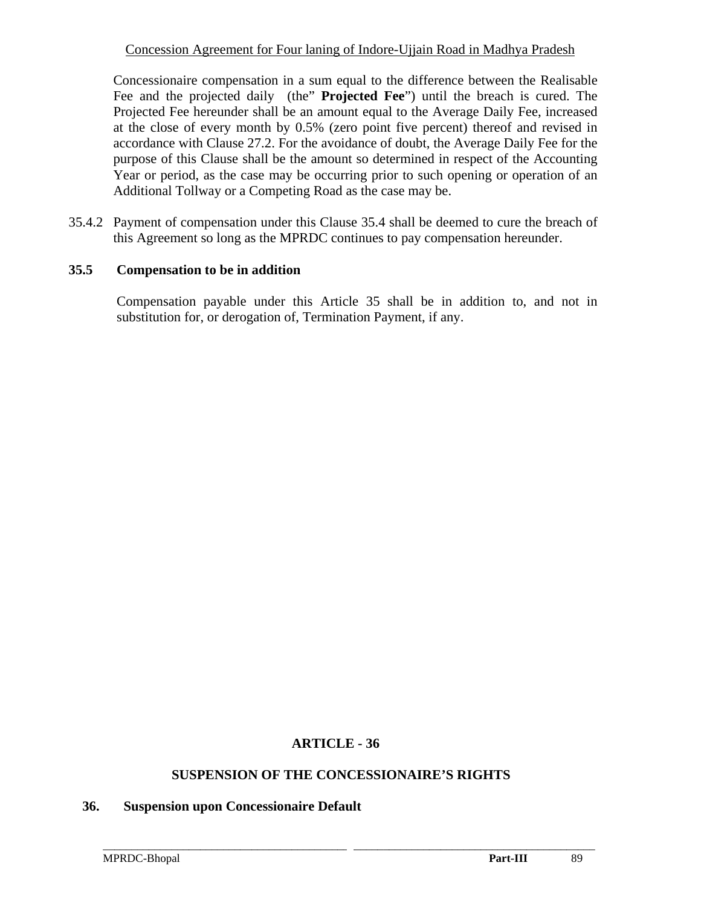Concessionaire compensation in a sum equal to the difference between the Realisable Fee and the projected daily (the" **Projected Fee**") until the breach is cured. The Projected Fee hereunder shall be an amount equal to the Average Daily Fee, increased at the close of every month by 0.5% (zero point five percent) thereof and revised in accordance with Clause 27.2. For the avoidance of doubt, the Average Daily Fee for the purpose of this Clause shall be the amount so determined in respect of the Accounting Year or period, as the case may be occurring prior to such opening or operation of an Additional Tollway or a Competing Road as the case may be.

35.4.2 Payment of compensation under this Clause 35.4 shall be deemed to cure the breach of this Agreement so long as the MPRDC continues to pay compensation hereunder.

**35.5 Compensation to be in addition**

Compensation payable under this Article 35 shall be in addition to, and not in substitution for, or derogation of, Termination Payment, if any.

## ARTICLE - 36

## SUSPENSION OF THE CONCESSIONAIRE'S RIGHTS

**36. Suspension upon Concessionaire Default**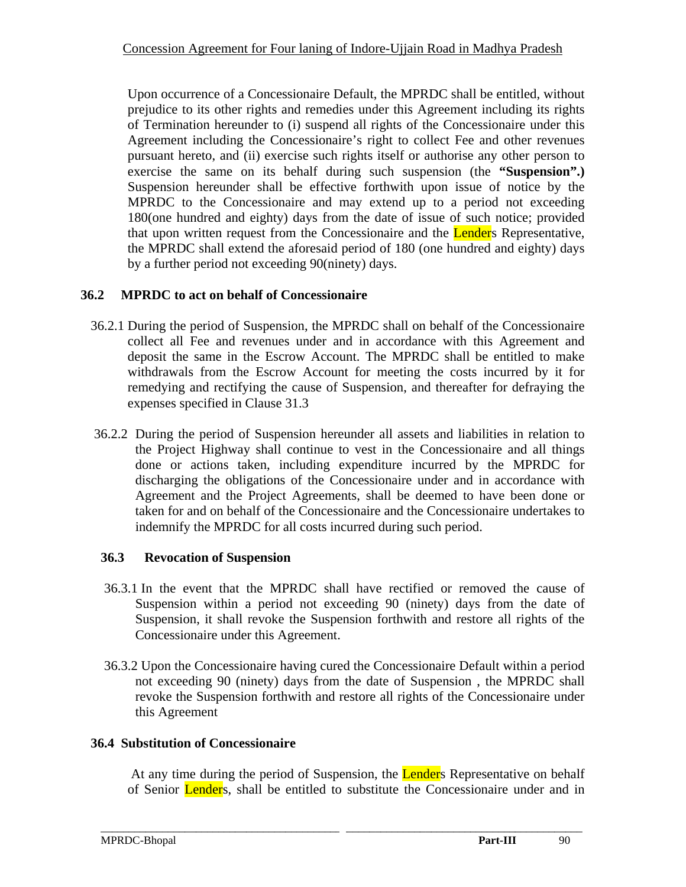Upon occurrence of a Concessionaire Default, the MPRDC shall be entitled, without prejudice to its other rights and remedies under this Agreement including its rights of Termination hereunder to (i) suspend all rights of the Concessionaire under this Agreement including the Concessionaire's right to collect Fee and other revenues pursuant hereto, and (ii) exercise such rights itself or authorise any other person to exercise the same on its behalf during such suspension (the **"Suspension".)** Suspension hereunder shall be effective forthwith upon issue of notice by the MPRDC to the Concessionaire and may extend up to a period not exceeding 180(one hundred and eighty) days from the date of issue of such notice; provided that upon written request from the Concessionaire and the Lenders Representative, the MPRDC shall extend the aforesaid period of 180 (one hundred and eighty) days by a further period not exceeding 90(ninety) days.

### 36.2 MPRDC to act on behalf of Concessionaire

36.2.1 During the period of Suspension, the MPRDC shall on behalf of the Concessionaire collect all Fee and revenues under and in accordance with this Agreement and deposit the same in the Escrow Account. The MPRDC shall be entitled to make withdrawals from the Escrow Account for meeting the costs incurred by it for remedying and rectifying the cause of Suspension, and thereafter for defraying the expenses specified in Clause 31.3

36.2.2 During the period of Suspension hereunder all assets and liabilities in relation to the Project Highway shall continue to vest in the Concessionaire and all things done or actions taken, including expenditure incurred by the MPRDC for discharging the obligations of the Concessionaire under and in accordance with Agreement and the Project Agreements, shall be deemed to have been done or taken for and on behalf of the Concessionaire and the Concessionaire undertakes to indemnify the MPRDC for all costs incurred during such period.

### 36.3 Revocation of Suspension

36.3.1 In the event that the MPRDC shall have rectified or removed the cause of Suspension within a period not exceeding 90 (ninety) days from the date of Suspension, it shall revoke the Suspension forthwith and restore all rights of the Concessionaire under this Agreement.

36.3.2 Upon the Concessionaire having cured the Concessionaire Default within a period not exceeding 90 (ninety) days from the date of Suspension , the MPRDC shall revoke the Suspension forthwith and restore all rights of the Concessionaire under this Agreement

### 36.4 Substitution of Concessionaire

At any time during the period of Suspension, the Lenders Representative on behalf of Senior Lenders, shall be entitled to substitute the Concessionaire under and in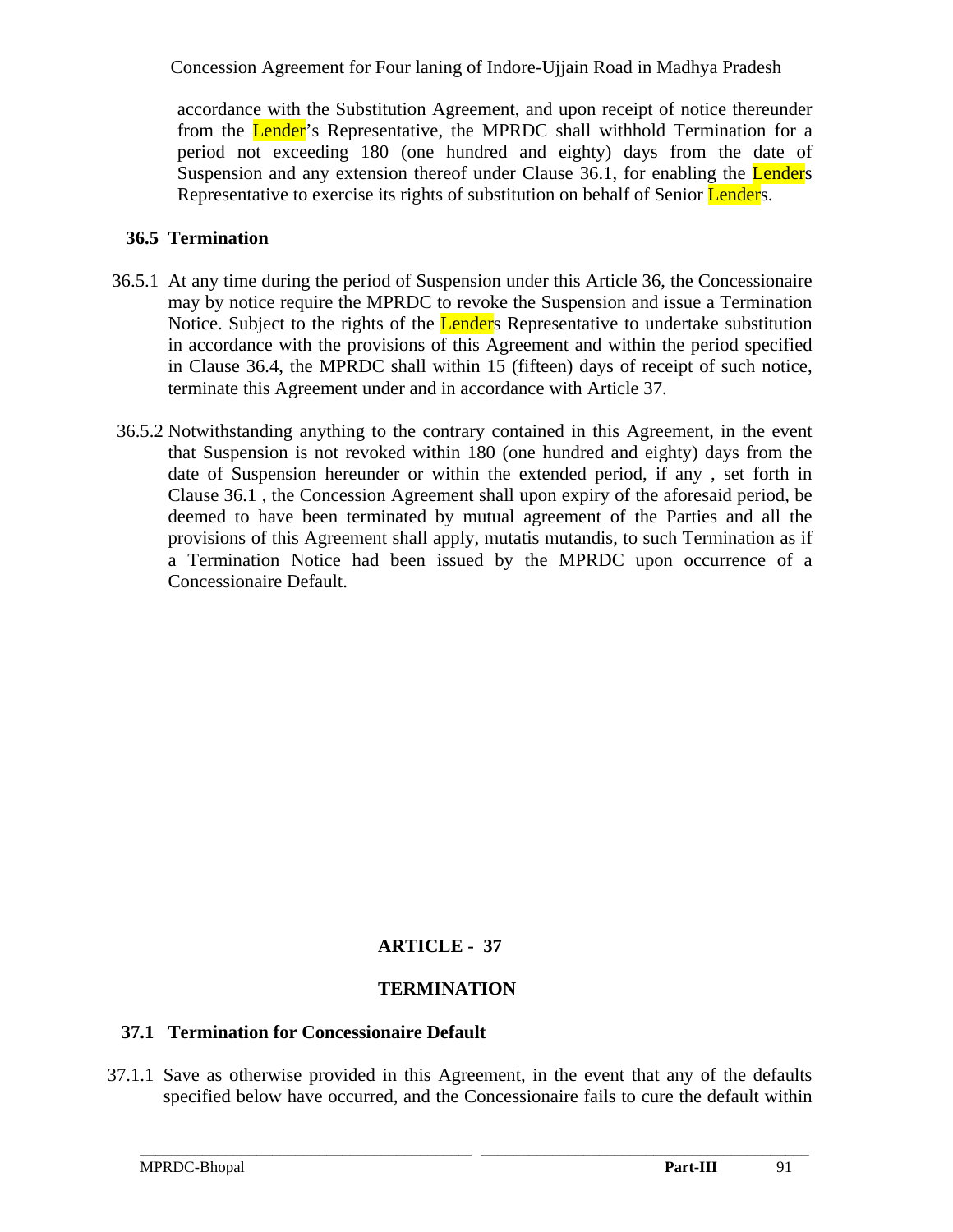accordance with the Substitution Agreement, and upon receipt of notice thereunder from the Lender's Representative, the MPRDC shall withhold Termination for a period not exceeding 180 (one hundred and eighty) days from the date of Suspension and any extension thereof under Clause 36.1, for enabling the Lenders Representative to exercise its rights of substitution on behalf of Senior Lenders.

### 36.5 Termination

36.5.1 At any time during the period of Suspension under this Article 36, the Concessionaire may by notice require the MPRDC to revoke the Suspension and issue a Termination Notice. Subject to the rights of the Lenders Representative to undertake substitution in accordance with the provisions of this Agreement and within the period specified in Clause 36.4, the MPRDC shall within 15 (fifteen) days of receipt of such notice, terminate this Agreement under and in accordance with Article 37.

36.5.2 Notwithstanding anything to the contrary contained in this Agreement, in the event that Suspension is not revoked within 180 (one hundred and eighty) days from the date of Suspension hereunder or within the extended period, if any , set forth in Clause 36.1 , the Concession Agreement shall upon expiry of the aforesaid period, be deemed to have been terminated by mutual agreement of the Parties and all the provisions of this Agreement shall apply, mutatis mutandis, to such Termination as if a Termination Notice had been issued by the MPRDC upon occurrence of a Concessionaire Default.

## ARTICLE - 37

## TERMINATION

### 37.1 Termination for Concessionaire Default

37.1.1 Save as otherwise provided in this Agreement, in the event that any of the defaults specified below have occurred, and the Concessionaire fails to cure the default within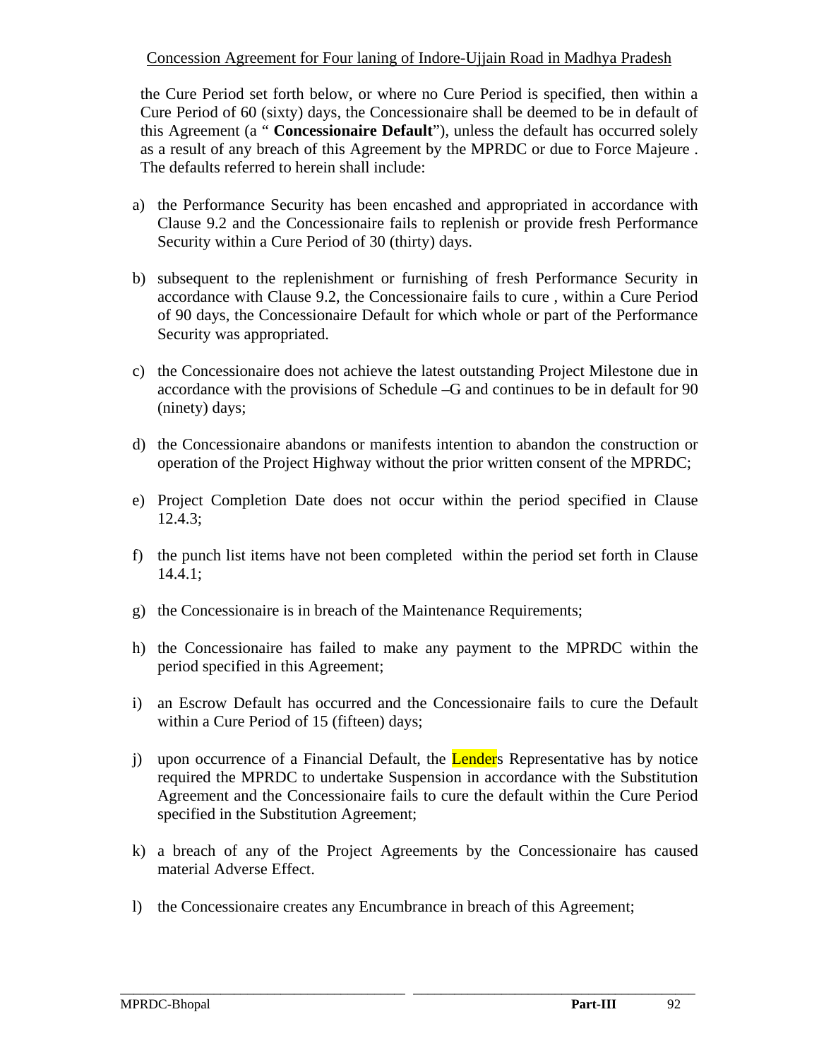the Cure Period set forth below, or where no Cure Period is specified, then within a Cure Period of 60 (sixty) days, the Concessionaire shall be deemed to be in default of this Agreement (a " **Concessionaire Default**"), unless the default has occurred solely as a result of any breach of this Agreement by the MPRDC or due to Force Majeure . The defaults referred to herein shall include:

a) the Performance Security has been encashed and appropriated in accordance with Clause 9.2 and the Concessionaire fails to replenish or provide fresh Performance Security within a Cure Period of 30 (thirty) days.

b) subsequent to the replenishment or furnishing of fresh Performance Security in accordance with Clause 9.2, the Concessionaire fails to cure , within a Cure Period of 90 days, the Concessionaire Default for which whole or part of the Performance Security was appropriated.

c) the Concessionaire does not achieve the latest outstanding Project Milestone due in accordance with the provisions of Schedule –G and continues to be in default for 90 (ninety) days;

d) the Concessionaire abandons or manifests intention to abandon the construction or operation of the Project Highway without the prior written consent of the MPRDC;

e) Project Completion Date does not occur within the period specified in Clause 12.4.3;

f) the punch list items have not been completed within the period set forth in Clause 14.4.1;

g) the Concessionaire is in breach of the Maintenance Requirements;

h) the Concessionaire has failed to make any payment to the MPRDC within the period specified in this Agreement;

i) an Escrow Default has occurred and the Concessionaire fails to cure the Default within a Cure Period of 15 (fifteen) days;

j) upon occurrence of a Financial Default, the Lenders Representative has by notice required the MPRDC to undertake Suspension in accordance with the Substitution Agreement and the Concessionaire fails to cure the default within the Cure Period specified in the Substitution Agreement;

k) a breach of any of the Project Agreements by the Concessionaire has caused material Adverse Effect.

l) the Concessionaire creates any Encumbrance in breach of this Agreement;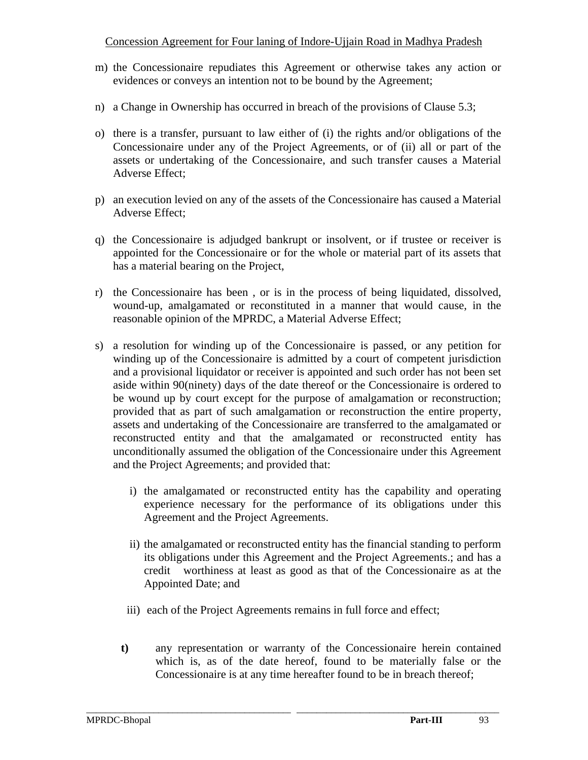m) the Concessionaire repudiates this Agreement or otherwise takes any action or evidences or conveys an intention not to be bound by the Agreement;

n) a Change in Ownership has occurred in breach of the provisions of Clause 5.3;

o) there is a transfer, pursuant to law either of (i) the rights and/or obligations of the Concessionaire under any of the Project Agreements, or of (ii) all or part of the assets or undertaking of the Concessionaire, and such transfer causes a Material Adverse Effect;

p) an execution levied on any of the assets of the Concessionaire has caused a Material Adverse Effect;

q) the Concessionaire is adjudged bankrupt or insolvent, or if trustee or receiver is appointed for the Concessionaire or for the whole or material part of its assets that has a material bearing on the Project,

r) the Concessionaire has been , or is in the process of being liquidated, dissolved, wound-up, amalgamated or reconstituted in a manner that would cause, in the reasonable opinion of the MPRDC, a Material Adverse Effect;

s) a resolution for winding up of the Concessionaire is passed, or any petition for winding up of the Concessionaire is admitted by a court of competent jurisdiction and a provisional liquidator or receiver is appointed and such order has not been set aside within 90(ninety) days of the date thereof or the Concessionaire is ordered to be wound up by court except for the purpose of amalgamation or reconstruction; provided that as part of such amalgamation or reconstruction the entire property, assets and undertaking of the Concessionaire are transferred to the amalgamated or reconstructed entity and that the amalgamated or reconstructed entity has unconditionally assumed the obligation of the Concessionaire under this Agreement and the Project Agreements; and provided that:

   i) the amalgamated or reconstructed entity has the capability and operating experience necessary for the performance of its obligations under this Agreement and the Project Agreements.

   ii) the amalgamated or reconstructed entity has the financial standing to perform its obligations under this Agreement and the Project Agreements.; and has a credit worthiness at least as good as that of the Concessionaire as at the Appointed Date; and

   iii) each of the Project Agreements remains in full force and effect;

**t)** any representation or warranty of the Concessionaire herein contained which is, as of the date hereof, found to be materially false or the Concessionaire is at any time hereafter found to be in breach thereof;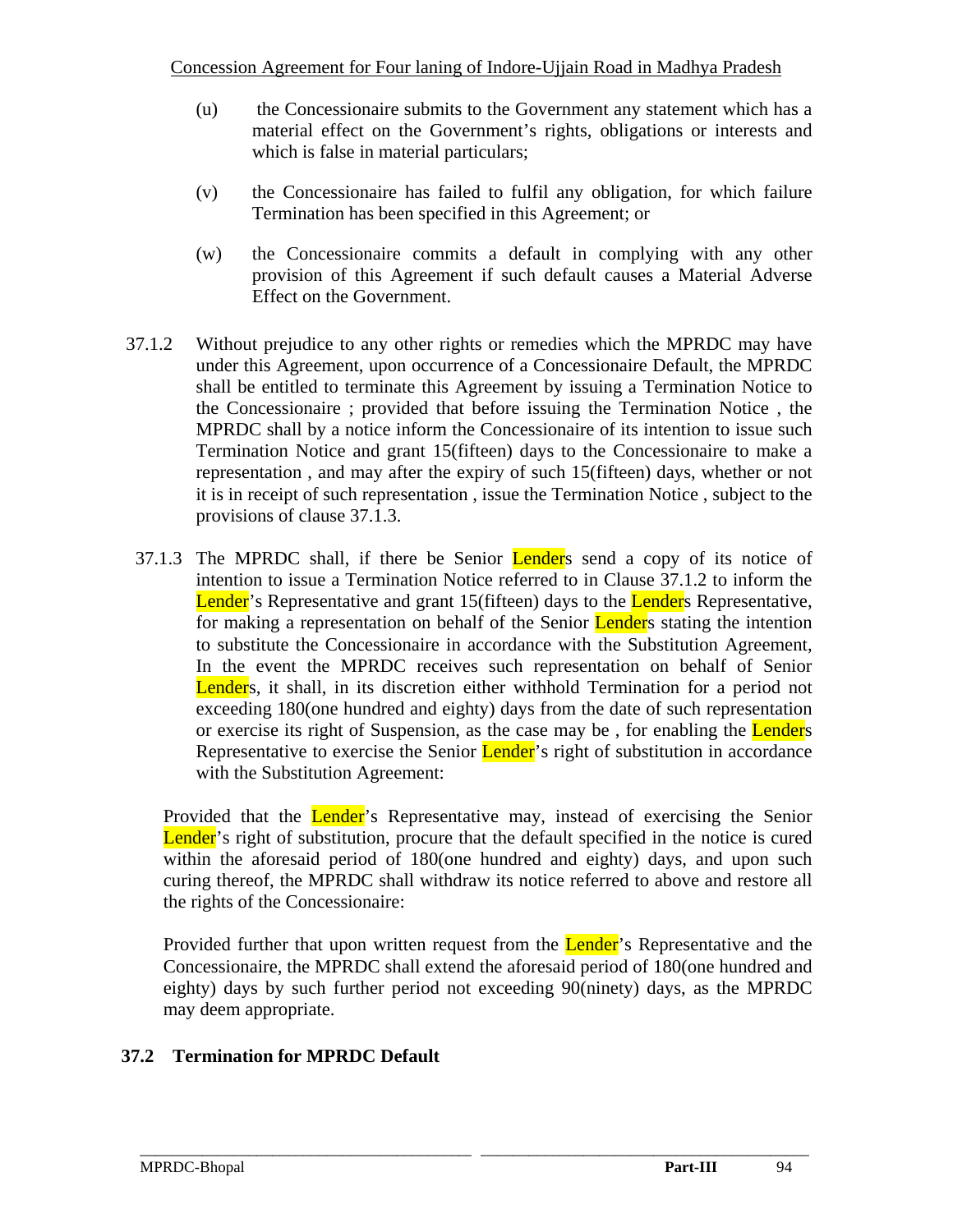(u) the Concessionaire submits to the Government any statement which has a material effect on the Government's rights, obligations or interests and which is false in material particulars;

(v) the Concessionaire has failed to fulfil any obligation, for which failure Termination has been specified in this Agreement; or

(w) the Concessionaire commits a default in complying with any other provision of this Agreement if such default causes a Material Adverse Effect on the Government.

37.1.2 Without prejudice to any other rights or remedies which the MPRDC may have under this Agreement, upon occurrence of a Concessionaire Default, the MPRDC shall be entitled to terminate this Agreement by issuing a Termination Notice to the Concessionaire ; provided that before issuing the Termination Notice , the MPRDC shall by a notice inform the Concessionaire of its intention to issue such Termination Notice and grant 15(fifteen) days to the Concessionaire to make a representation , and may after the expiry of such 15(fifteen) days, whether or not it is in receipt of such representation , issue the Termination Notice , subject to the provisions of clause 37.1.3.

37.1.3 The MPRDC shall, if there be Senior Lenders send a copy of its notice of intention to issue a Termination Notice referred to in Clause 37.1.2 to inform the Lender's Representative and grant 15(fifteen) days to the Lenders Representative, for making a representation on behalf of the Senior Lenders stating the intention to substitute the Concessionaire in accordance with the Substitution Agreement, In the event the MPRDC receives such representation on behalf of Senior Lenders, it shall, in its discretion either withhold Termination for a period not exceeding 180(one hundred and eighty) days from the date of such representation or exercise its right of Suspension, as the case may be , for enabling the Lenders Representative to exercise the Senior Lender's right of substitution in accordance with the Substitution Agreement:

Provided that the Lender's Representative may, instead of exercising the Senior Lender's right of substitution, procure that the default specified in the notice is cured within the aforesaid period of 180(one hundred and eighty) days, and upon such curing thereof, the MPRDC shall withdraw its notice referred to above and restore all the rights of the Concessionaire:

Provided further that upon written request from the Lender's Representative and the Concessionaire, the MPRDC shall extend the aforesaid period of 180(one hundred and eighty) days by such further period not exceeding 90(ninety) days, as the MPRDC may deem appropriate.

## 37.2 Termination for MPRDC Default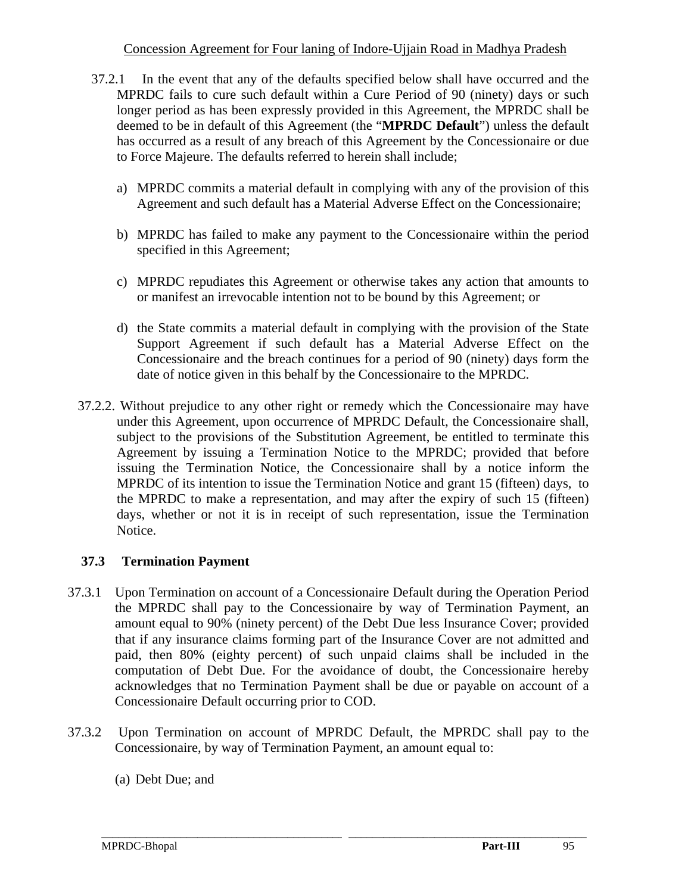37.2.1 In the event that any of the defaults specified below shall have occurred and the MPRDC fails to cure such default within a Cure Period of 90 (ninety) days or such longer period as has been expressly provided in this Agreement, the MPRDC shall be deemed to be in default of this Agreement (the "**MPRDC Default**") unless the default has occurred as a result of any breach of this Agreement by the Concessionaire or due to Force Majeure. The defaults referred to herein shall include;

a) MPRDC commits a material default in complying with any of the provision of this Agreement and such default has a Material Adverse Effect on the Concessionaire;

b) MPRDC has failed to make any payment to the Concessionaire within the period specified in this Agreement;

c) MPRDC repudiates this Agreement or otherwise takes any action that amounts to or manifest an irrevocable intention not to be bound by this Agreement; or

d) the State commits a material default in complying with the provision of the State Support Agreement if such default has a Material Adverse Effect on the Concessionaire and the breach continues for a period of 90 (ninety) days form the date of notice given in this behalf by the Concessionaire to the MPRDC.

37.2.2. Without prejudice to any other right or remedy which the Concessionaire may have under this Agreement, upon occurrence of MPRDC Default, the Concessionaire shall, subject to the provisions of the Substitution Agreement, be entitled to terminate this Agreement by issuing a Termination Notice to the MPRDC; provided that before issuing the Termination Notice, the Concessionaire shall by a notice inform the MPRDC of its intention to issue the Termination Notice and grant 15 (fifteen) days, to the MPRDC to make a representation, and may after the expiry of such 15 (fifteen) days, whether or not it is in receipt of such representation, issue the Termination Notice.

### 37.3 Termination Payment

37.3.1 Upon Termination on account of a Concessionaire Default during the Operation Period the MPRDC shall pay to the Concessionaire by way of Termination Payment, an amount equal to 90% (ninety percent) of the Debt Due less Insurance Cover; provided that if any insurance claims forming part of the Insurance Cover are not admitted and paid, then 80% (eighty percent) of such unpaid claims shall be included in the computation of Debt Due. For the avoidance of doubt, the Concessionaire hereby acknowledges that no Termination Payment shall be due or payable on account of a Concessionaire Default occurring prior to COD.

37.3.2 Upon Termination on account of MPRDC Default, the MPRDC shall pay to the Concessionaire, by way of Termination Payment, an amount equal to:

(a) Debt Due; and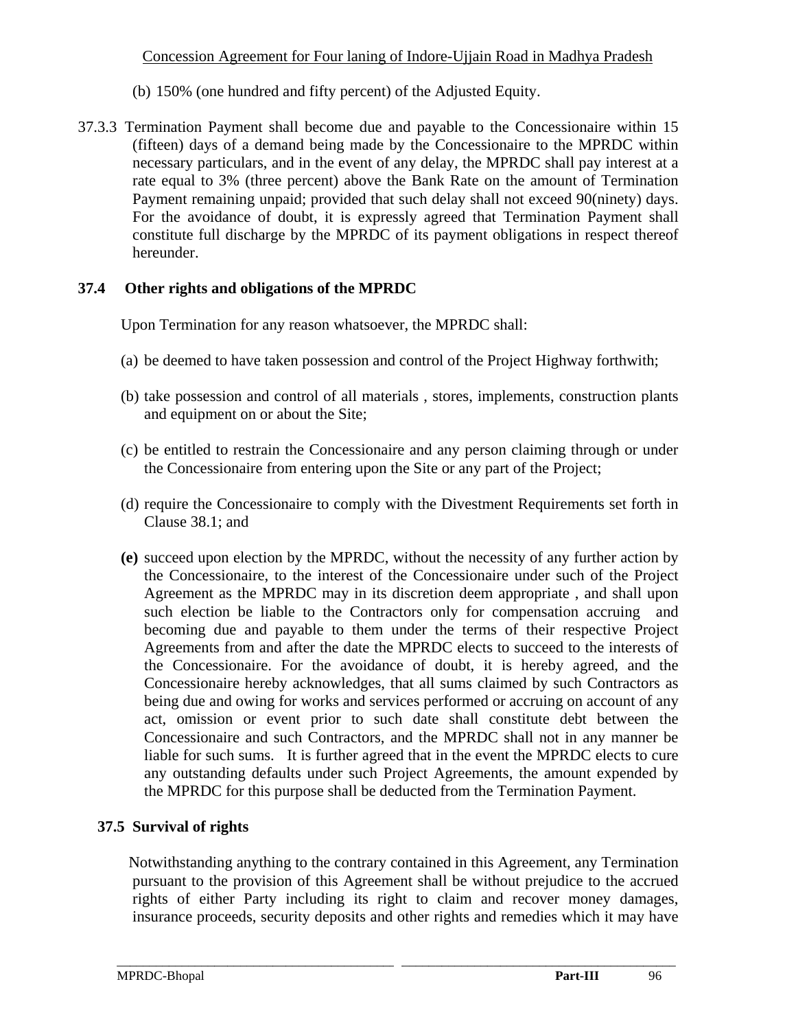(b) 150% (one hundred and fifty percent) of the Adjusted Equity.

37.3.3 Termination Payment shall become due and payable to the Concessionaire within 15 (fifteen) days of a demand being made by the Concessionaire to the MPRDC within necessary particulars, and in the event of any delay, the MPRDC shall pay interest at a rate equal to 3% (three percent) above the Bank Rate on the amount of Termination Payment remaining unpaid; provided that such delay shall not exceed 90(ninety) days. For the avoidance of doubt, it is expressly agreed that Termination Payment shall constitute full discharge by the MPRDC of its payment obligations in respect thereof hereunder.

### 37.4 Other rights and obligations of the MPRDC

Upon Termination for any reason whatsoever, the MPRDC shall:

(a) be deemed to have taken possession and control of the Project Highway forthwith;

(b) take possession and control of all materials , stores, implements, construction plants and equipment on or about the Site;

(c) be entitled to restrain the Concessionaire and any person claiming through or under the Concessionaire from entering upon the Site or any part of the Project;

(d) require the Concessionaire to comply with the Divestment Requirements set forth in Clause 38.1; and

**(e)** succeed upon election by the MPRDC, without the necessity of any further action by the Concessionaire, to the interest of the Concessionaire under such of the Project Agreement as the MPRDC may in its discretion deem appropriate , and shall upon such election be liable to the Contractors only for compensation accruing and becoming due and payable to them under the terms of their respective Project Agreements from and after the date the MPRDC elects to succeed to the interests of the Concessionaire. For the avoidance of doubt, it is hereby agreed, and the Concessionaire hereby acknowledges, that all sums claimed by such Contractors as being due and owing for works and services performed or accruing on account of any act, omission or event prior to such date shall constitute debt between the Concessionaire and such Contractors, and the MPRDC shall not in any manner be liable for such sums. It is further agreed that in the event the MPRDC elects to cure any outstanding defaults under such Project Agreements, the amount expended by the MPRDC for this purpose shall be deducted from the Termination Payment.

### 37.5 Survival of rights

Notwithstanding anything to the contrary contained in this Agreement, any Termination pursuant to the provision of this Agreement shall be without prejudice to the accrued rights of either Party including its right to claim and recover money damages, insurance proceeds, security deposits and other rights and remedies which it may have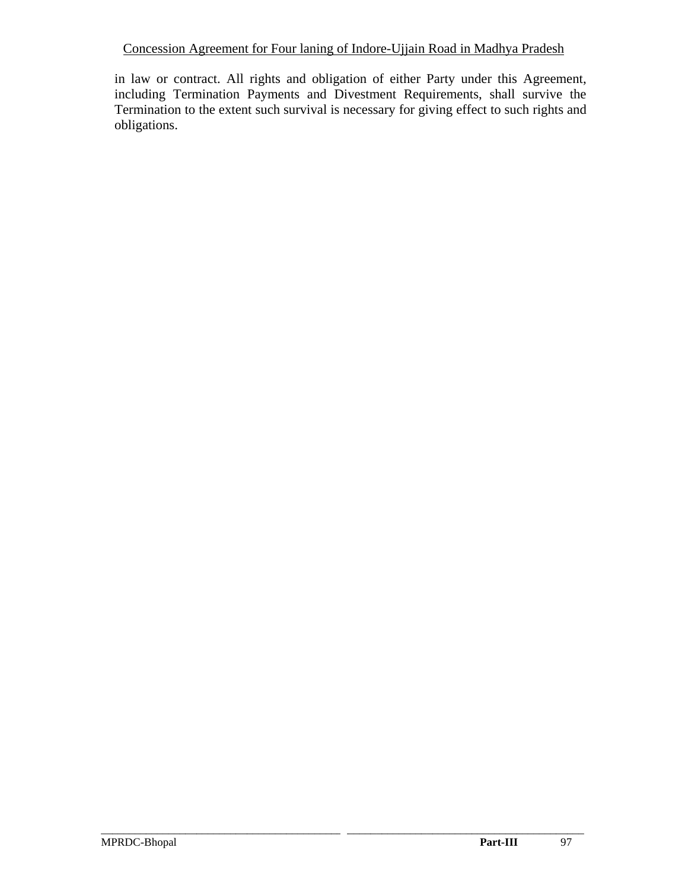in law or contract. All rights and obligation of either Party under this Agreement, including Termination Payments and Divestment Requirements, shall survive the Termination to the extent such survival is necessary for giving effect to such rights and obligations.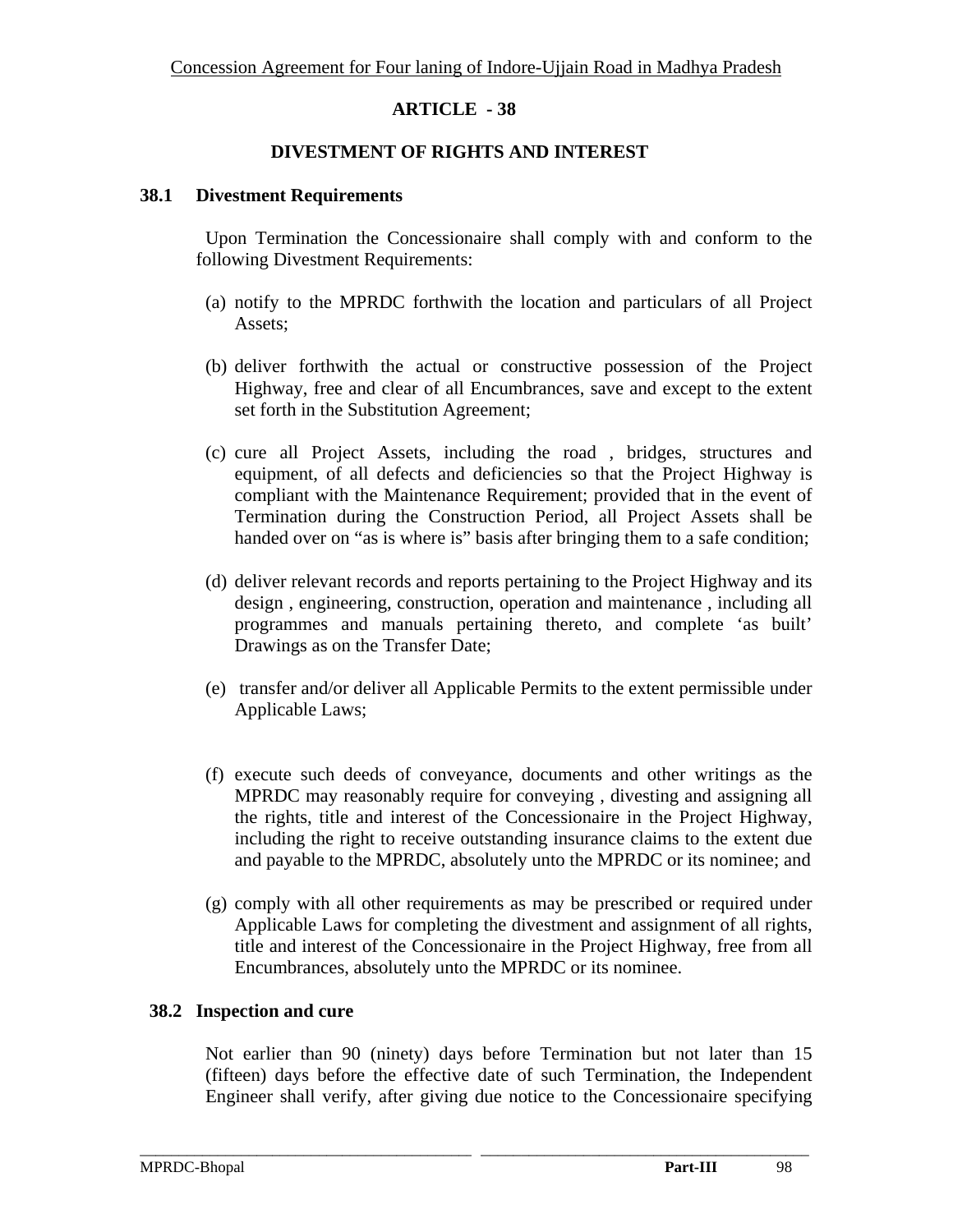# ARTICLE - 38

## DIVESTMENT OF RIGHTS AND INTEREST

### 38.1 Divestment Requirements

Upon Termination the Concessionaire shall comply with and conform to the following Divestment Requirements:

(a) notify to the MPRDC forthwith the location and particulars of all Project Assets;

(b) deliver forthwith the actual or constructive possession of the Project Highway, free and clear of all Encumbrances, save and except to the extent set forth in the Substitution Agreement;

(c) cure all Project Assets, including the road , bridges, structures and equipment, of all defects and deficiencies so that the Project Highway is compliant with the Maintenance Requirement; provided that in the event of Termination during the Construction Period, all Project Assets shall be handed over on "as is where is" basis after bringing them to a safe condition;

(d) deliver relevant records and reports pertaining to the Project Highway and its design , engineering, construction, operation and maintenance , including all programmes and manuals pertaining thereto, and complete 'as built' Drawings as on the Transfer Date;

(e) transfer and/or deliver all Applicable Permits to the extent permissible under Applicable Laws;

(f) execute such deeds of conveyance, documents and other writings as the MPRDC may reasonably require for conveying , divesting and assigning all the rights, title and interest of the Concessionaire in the Project Highway, including the right to receive outstanding insurance claims to the extent due and payable to the MPRDC, absolutely unto the MPRDC or its nominee; and

(g) comply with all other requirements as may be prescribed or required under Applicable Laws for completing the divestment and assignment of all rights, title and interest of the Concessionaire in the Project Highway, free from all Encumbrances, absolutely unto the MPRDC or its nominee.

### 38.2 Inspection and cure

Not earlier than 90 (ninety) days before Termination but not later than 15 (fifteen) days before the effective date of such Termination, the Independent Engineer shall verify, after giving due notice to the Concessionaire specifying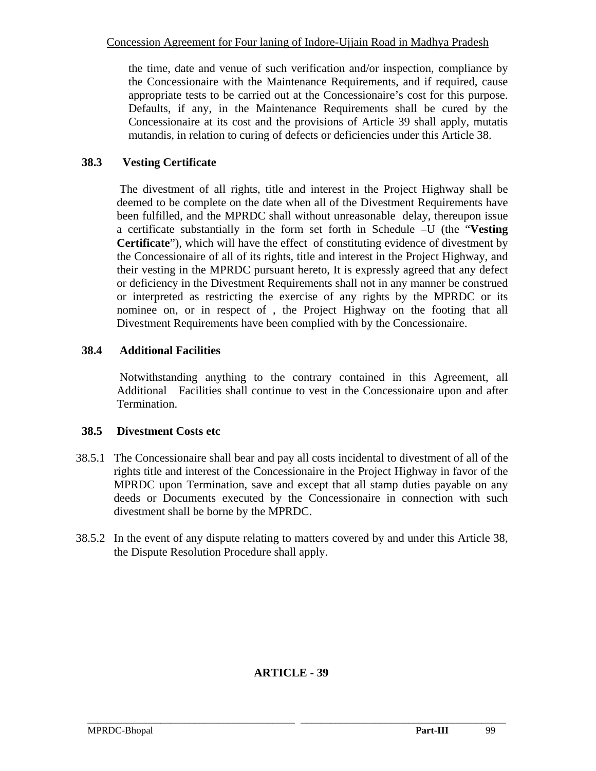the time, date and venue of such verification and/or inspection, compliance by the Concessionaire with the Maintenance Requirements, and if required, cause appropriate tests to be carried out at the Concessionaire's cost for this purpose. Defaults, if any, in the Maintenance Requirements shall be cured by the Concessionaire at its cost and the provisions of Article 39 shall apply, mutatis mutandis, in relation to curing of defects or deficiencies under this Article 38.

### 38.3 Vesting Certificate

The divestment of all rights, title and interest in the Project Highway shall be deemed to be complete on the date when all of the Divestment Requirements have been fulfilled, and the MPRDC shall without unreasonable delay, thereupon issue a certificate substantially in the form set forth in Schedule –U (the "**Vesting Certificate**"), which will have the effect of constituting evidence of divestment by the Concessionaire of all of its rights, title and interest in the Project Highway, and their vesting in the MPRDC pursuant hereto, It is expressly agreed that any defect or deficiency in the Divestment Requirements shall not in any manner be construed or interpreted as restricting the exercise of any rights by the MPRDC or its nominee on, or in respect of , the Project Highway on the footing that all Divestment Requirements have been complied with by the Concessionaire.

### 38.4 Additional Facilities

Notwithstanding anything to the contrary contained in this Agreement, all Additional Facilities shall continue to vest in the Concessionaire upon and after Termination.

### 38.5 Divestment Costs etc

38.5.1 The Concessionaire shall bear and pay all costs incidental to divestment of all of the rights title and interest of the Concessionaire in the Project Highway in favor of the MPRDC upon Termination, save and except that all stamp duties payable on any deeds or Documents executed by the Concessionaire in connection with such divestment shall be borne by the MPRDC.

38.5.2 In the event of any dispute relating to matters covered by and under this Article 38, the Dispute Resolution Procedure shall apply.

## ARTICLE - 39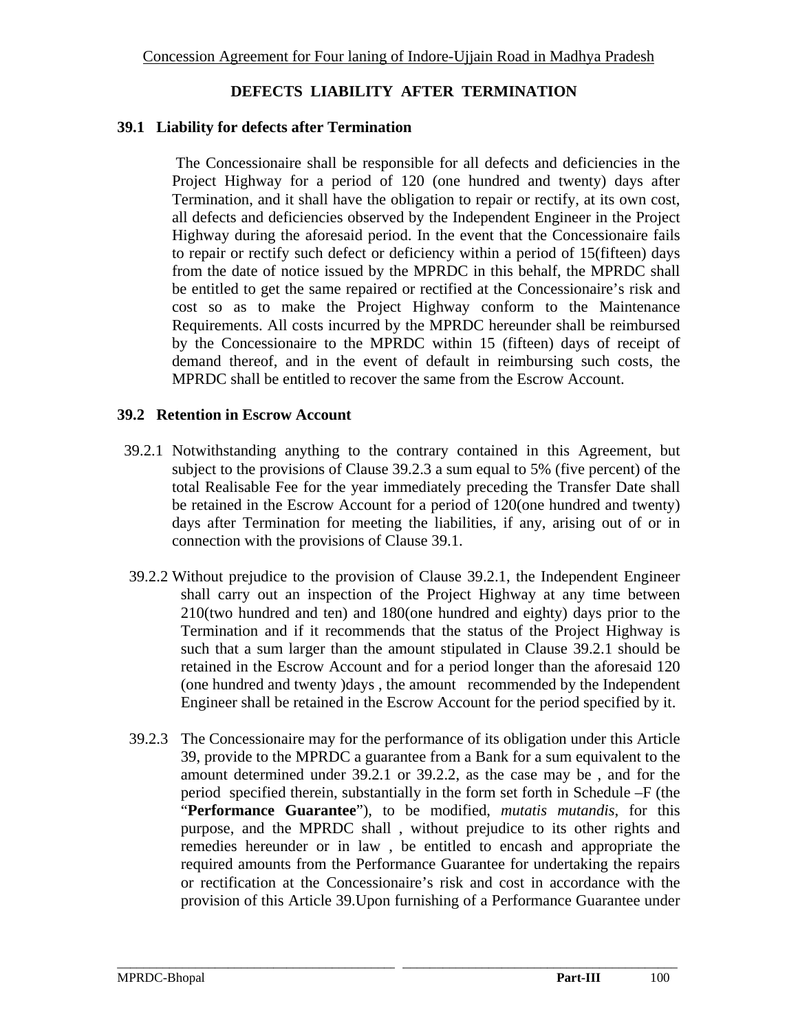## DEFECTS LIABILITY AFTER TERMINATION

### 39.1 Liability for defects after Termination

The Concessionaire shall be responsible for all defects and deficiencies in the Project Highway for a period of 120 (one hundred and twenty) days after Termination, and it shall have the obligation to repair or rectify, at its own cost, all defects and deficiencies observed by the Independent Engineer in the Project Highway during the aforesaid period. In the event that the Concessionaire fails to repair or rectify such defect or deficiency within a period of 15(fifteen) days from the date of notice issued by the MPRDC in this behalf, the MPRDC shall be entitled to get the same repaired or rectified at the Concessionaire's risk and cost so as to make the Project Highway conform to the Maintenance Requirements. All costs incurred by the MPRDC hereunder shall be reimbursed by the Concessionaire to the MPRDC within 15 (fifteen) days of receipt of demand thereof, and in the event of default in reimbursing such costs, the MPRDC shall be entitled to recover the same from the Escrow Account.

### 39.2 Retention in Escrow Account

39.2.1 Notwithstanding anything to the contrary contained in this Agreement, but subject to the provisions of Clause 39.2.3 a sum equal to 5% (five percent) of the total Realisable Fee for the year immediately preceding the Transfer Date shall be retained in the Escrow Account for a period of 120(one hundred and twenty) days after Termination for meeting the liabilities, if any, arising out of or in connection with the provisions of Clause 39.1.

39.2.2 Without prejudice to the provision of Clause 39.2.1, the Independent Engineer shall carry out an inspection of the Project Highway at any time between 210(two hundred and ten) and 180(one hundred and eighty) days prior to the Termination and if it recommends that the status of the Project Highway is such that a sum larger than the amount stipulated in Clause 39.2.1 should be retained in the Escrow Account and for a period longer than the aforesaid 120 (one hundred and twenty )days , the amount recommended by the Independent Engineer shall be retained in the Escrow Account for the period specified by it.

39.2.3 The Concessionaire may for the performance of its obligation under this Article 39, provide to the MPRDC a guarantee from a Bank for a sum equivalent to the amount determined under 39.2.1 or 39.2.2, as the case may be , and for the period specified therein, substantially in the form set forth in Schedule –F (the "**Performance Guarantee**"), to be modified, *mutatis mutandis*, for this purpose, and the MPRDC shall , without prejudice to its other rights and remedies hereunder or in law , be entitled to encash and appropriate the required amounts from the Performance Guarantee for undertaking the repairs or rectification at the Concessionaire's risk and cost in accordance with the provision of this Article 39.Upon furnishing of a Performance Guarantee under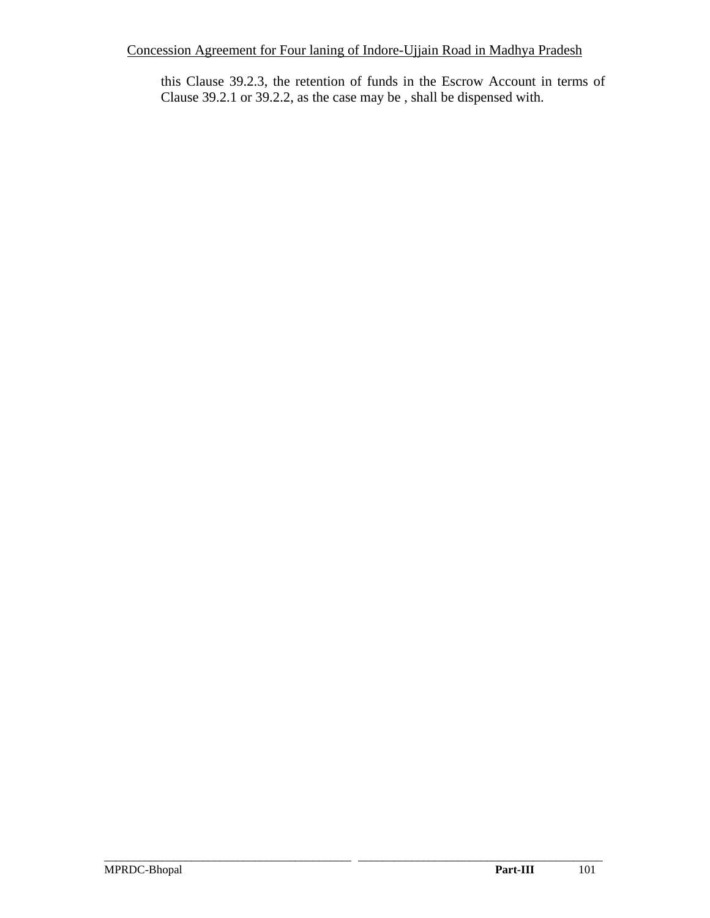this Clause 39.2.3, the retention of funds in the Escrow Account in terms of Clause 39.2.1 or 39.2.2, as the case may be , shall be dispensed with.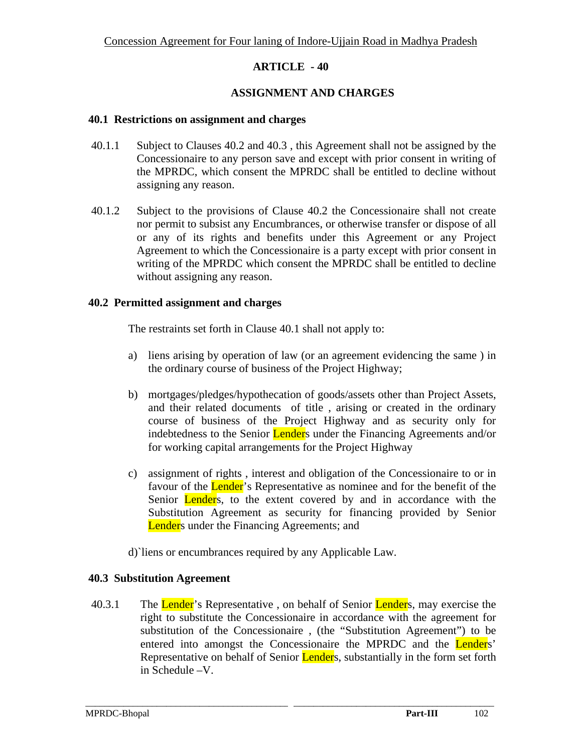## ARTICLE - 40

## ASSIGNMENT AND CHARGES

### 40.1 Restrictions on assignment and charges

40.1.1 Subject to Clauses 40.2 and 40.3 , this Agreement shall not be assigned by the Concessionaire to any person save and except with prior consent in writing of the MPRDC, which consent the MPRDC shall be entitled to decline without assigning any reason.

40.1.2 Subject to the provisions of Clause 40.2 the Concessionaire shall not create nor permit to subsist any Encumbrances, or otherwise transfer or dispose of all or any of its rights and benefits under this Agreement or any Project Agreement to which the Concessionaire is a party except with prior consent in writing of the MPRDC which consent the MPRDC shall be entitled to decline without assigning any reason.

### 40.2 Permitted assignment and charges

The restraints set forth in Clause 40.1 shall not apply to:

a) liens arising by operation of law (or an agreement evidencing the same ) in the ordinary course of business of the Project Highway;

b) mortgages/pledges/hypothecation of goods/assets other than Project Assets, and their related documents of title , arising or created in the ordinary course of business of the Project Highway and as security only for indebtedness to the Senior Lenders under the Financing Agreements and/or for working capital arrangements for the Project Highway

c) assignment of rights , interest and obligation of the Concessionaire to or in favour of the Lender's Representative as nominee and for the benefit of the Senior Lenders, to the extent covered by and in accordance with the Substitution Agreement as security for financing provided by Senior Lenders under the Financing Agreements; and

d)`liens or encumbrances required by any Applicable Law.

### 40.3 Substitution Agreement

40.3.1 The Lender's Representative , on behalf of Senior Lenders, may exercise the right to substitute the Concessionaire in accordance with the agreement for substitution of the Concessionaire , (the "Substitution Agreement") to be entered into amongst the Concessionaire the MPRDC and the Lenders' Representative on behalf of Senior Lenders, substantially in the form set forth in Schedule –V.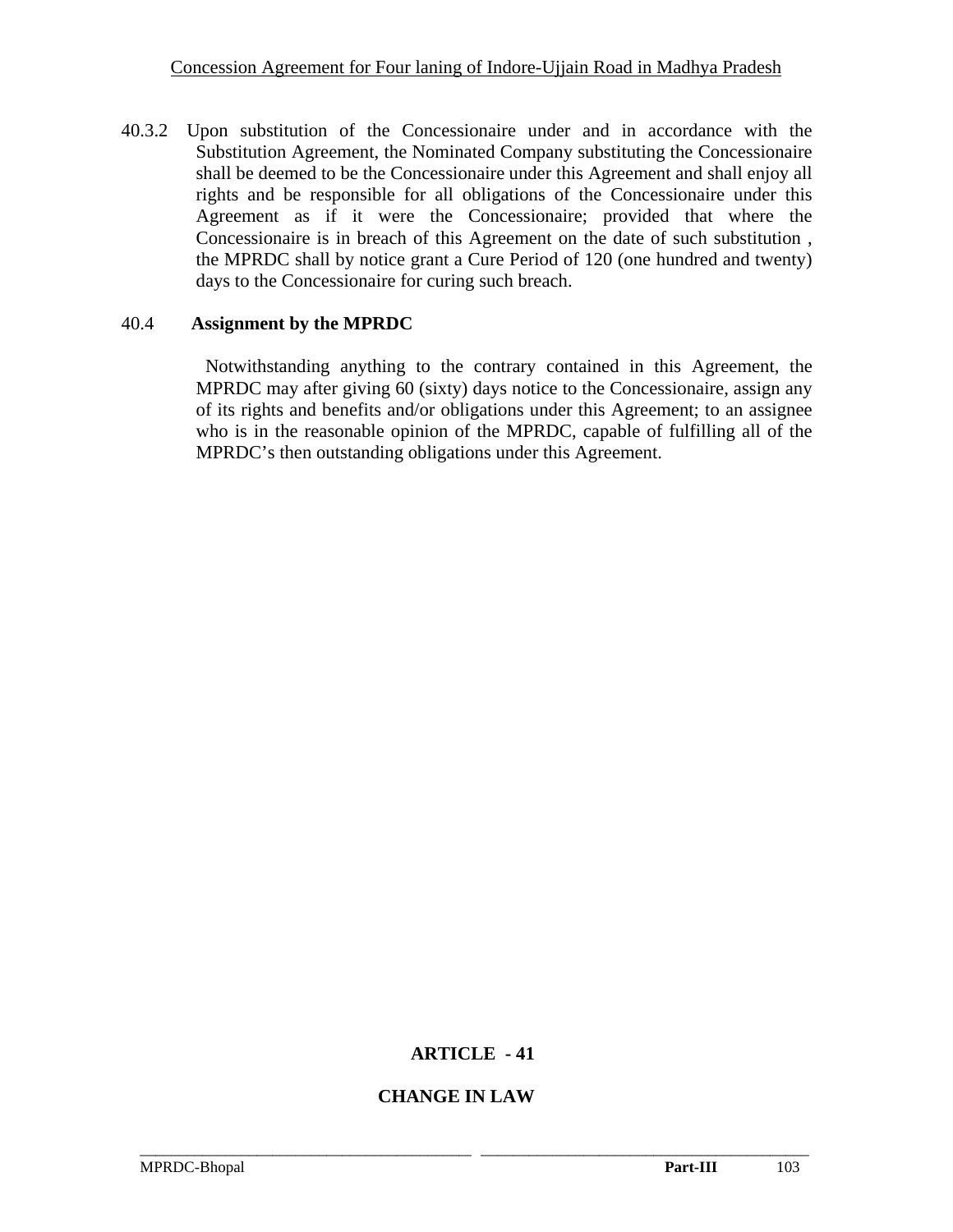40.3.2 Upon substitution of the Concessionaire under and in accordance with the Substitution Agreement, the Nominated Company substituting the Concessionaire shall be deemed to be the Concessionaire under this Agreement and shall enjoy all rights and be responsible for all obligations of the Concessionaire under this Agreement as if it were the Concessionaire; provided that where the Concessionaire is in breach of this Agreement on the date of such substitution , the MPRDC shall by notice grant a Cure Period of 120 (one hundred and twenty) days to the Concessionaire for curing such breach.

### 40.4 Assignment by the MPRDC

Notwithstanding anything to the contrary contained in this Agreement, the MPRDC may after giving 60 (sixty) days notice to the Concessionaire, assign any of its rights and benefits and/or obligations under this Agreement; to an assignee who is in the reasonable opinion of the MPRDC, capable of fulfilling all of the MPRDC's then outstanding obligations under this Agreement.

# ARTICLE - 41

# CHANGE IN LAW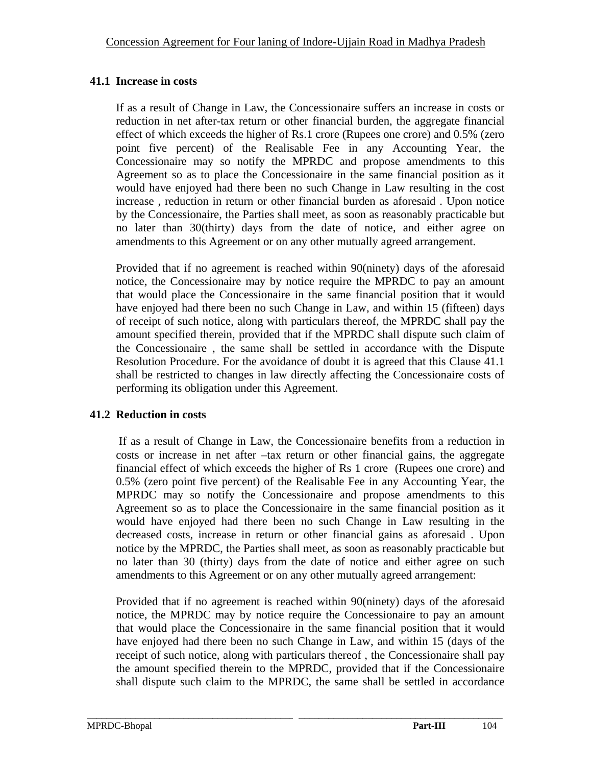### 41.1 Increase in costs

If as a result of Change in Law, the Concessionaire suffers an increase in costs or reduction in net after-tax return or other financial burden, the aggregate financial effect of which exceeds the higher of Rs.1 crore (Rupees one crore) and 0.5% (zero point five percent) of the Realisable Fee in any Accounting Year, the Concessionaire may so notify the MPRDC and propose amendments to this Agreement so as to place the Concessionaire in the same financial position as it would have enjoyed had there been no such Change in Law resulting in the cost increase , reduction in return or other financial burden as aforesaid . Upon notice by the Concessionaire, the Parties shall meet, as soon as reasonably practicable but no later than 30(thirty) days from the date of notice, and either agree on amendments to this Agreement or on any other mutually agreed arrangement.

Provided that if no agreement is reached within 90(ninety) days of the aforesaid notice, the Concessionaire may by notice require the MPRDC to pay an amount that would place the Concessionaire in the same financial position that it would have enjoyed had there been no such Change in Law, and within 15 (fifteen) days of receipt of such notice, along with particulars thereof, the MPRDC shall pay the amount specified therein, provided that if the MPRDC shall dispute such claim of the Concessionaire , the same shall be settled in accordance with the Dispute Resolution Procedure. For the avoidance of doubt it is agreed that this Clause 41.1 shall be restricted to changes in law directly affecting the Concessionaire costs of performing its obligation under this Agreement.

### 41.2 Reduction in costs

If as a result of Change in Law, the Concessionaire benefits from a reduction in costs or increase in net after –tax return or other financial gains, the aggregate financial effect of which exceeds the higher of Rs 1 crore (Rupees one crore) and 0.5% (zero point five percent) of the Realisable Fee in any Accounting Year, the MPRDC may so notify the Concessionaire and propose amendments to this Agreement so as to place the Concessionaire in the same financial position as it would have enjoyed had there been no such Change in Law resulting in the decreased costs, increase in return or other financial gains as aforesaid . Upon notice by the MPRDC, the Parties shall meet, as soon as reasonably practicable but no later than 30 (thirty) days from the date of notice and either agree on such amendments to this Agreement or on any other mutually agreed arrangement:

Provided that if no agreement is reached within 90(ninety) days of the aforesaid notice, the MPRDC may by notice require the Concessionaire to pay an amount that would place the Concessionaire in the same financial position that it would have enjoyed had there been no such Change in Law, and within 15 (days of the receipt of such notice, along with particulars thereof , the Concessionaire shall pay the amount specified therein to the MPRDC, provided that if the Concessionaire shall dispute such claim to the MPRDC, the same shall be settled in accordance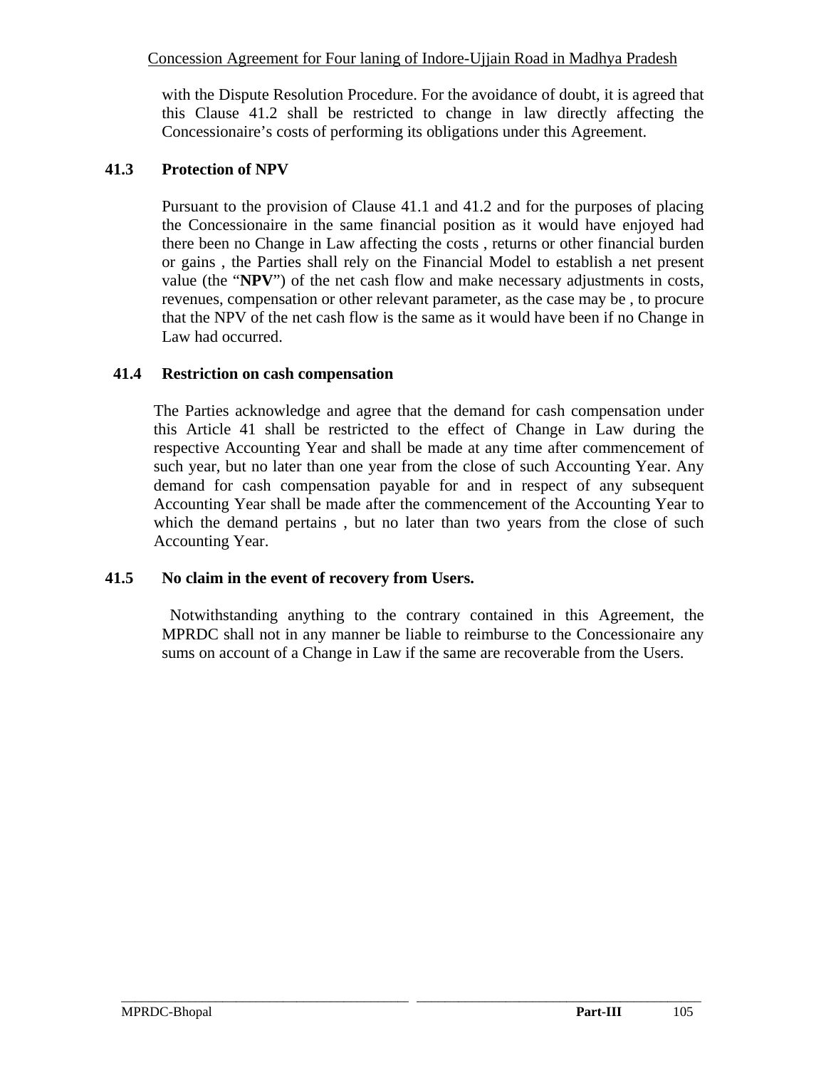with the Dispute Resolution Procedure. For the avoidance of doubt, it is agreed that this Clause 41.2 shall be restricted to change in law directly affecting the Concessionaire's costs of performing its obligations under this Agreement.

### 41.3 Protection of NPV

Pursuant to the provision of Clause 41.1 and 41.2 and for the purposes of placing the Concessionaire in the same financial position as it would have enjoyed had there been no Change in Law affecting the costs , returns or other financial burden or gains , the Parties shall rely on the Financial Model to establish a net present value (the "**NPV**") of the net cash flow and make necessary adjustments in costs, revenues, compensation or other relevant parameter, as the case may be , to procure that the NPV of the net cash flow is the same as it would have been if no Change in Law had occurred.

### 41.4 Restriction on cash compensation

The Parties acknowledge and agree that the demand for cash compensation under this Article 41 shall be restricted to the effect of Change in Law during the respective Accounting Year and shall be made at any time after commencement of such year, but no later than one year from the close of such Accounting Year. Any demand for cash compensation payable for and in respect of any subsequent Accounting Year shall be made after the commencement of the Accounting Year to which the demand pertains , but no later than two years from the close of such Accounting Year.

### 41.5 No claim in the event of recovery from Users.

Notwithstanding anything to the contrary contained in this Agreement, the MPRDC shall not in any manner be liable to reimburse to the Concessionaire any sums on account of a Change in Law if the same are recoverable from the Users.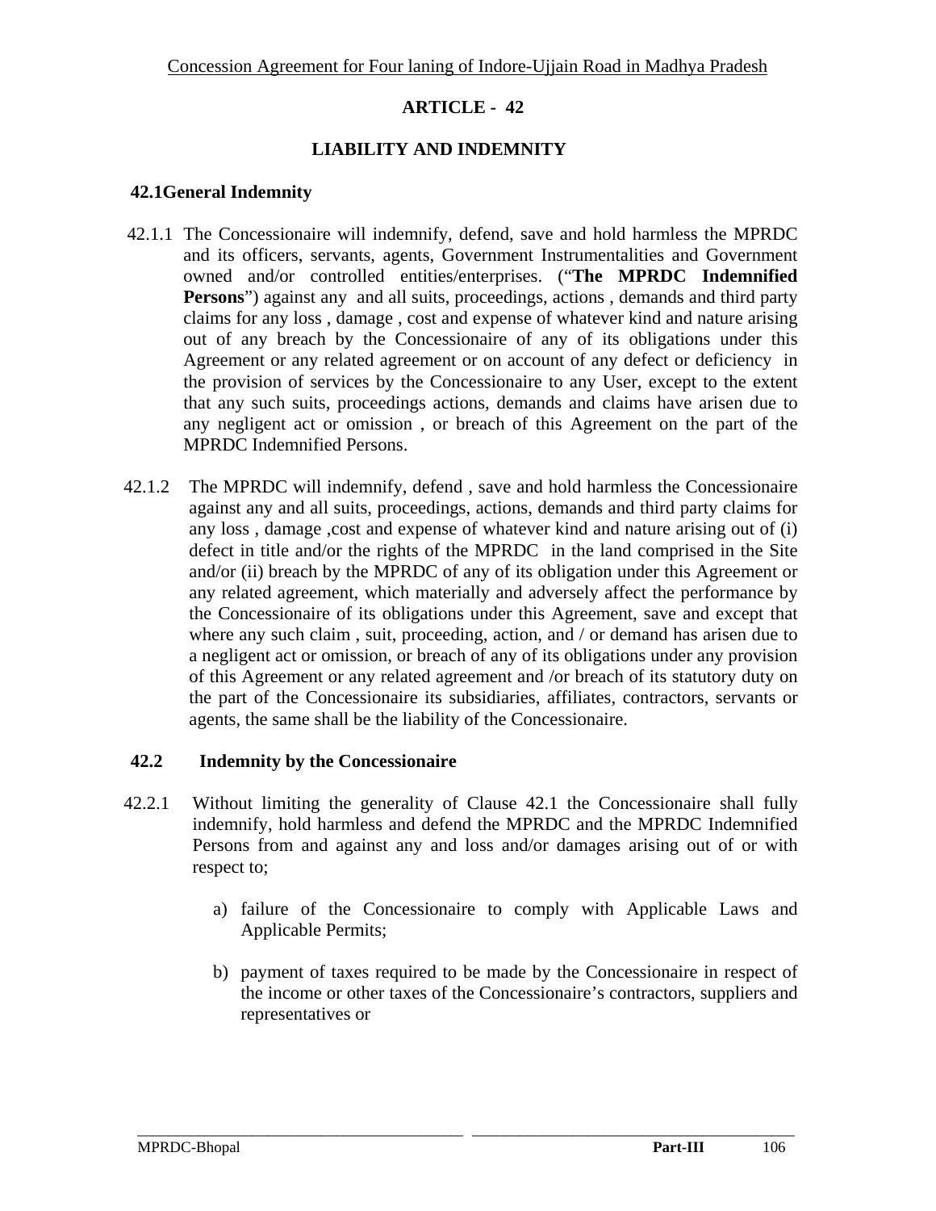# ARTICLE - 42

## LIABILITY AND INDEMNITY

### 42.1 General Indemnity

42.1.1 The Concessionaire will indemnify, defend, save and hold harmless the MPRDC and its officers, servants, agents, Government Instrumentalities and Government owned and/or controlled entities/enterprises. ("**The MPRDC Indemnified Persons**") against any and all suits, proceedings, actions , demands and third party claims for any loss , damage , cost and expense of whatever kind and nature arising out of any breach by the Concessionaire of any of its obligations under this Agreement or any related agreement or on account of any defect or deficiency in the provision of services by the Concessionaire to any User, except to the extent that any such suits, proceedings actions, demands and claims have arisen due to any negligent act or omission , or breach of this Agreement on the part of the MPRDC Indemnified Persons.

42.1.2 The MPRDC will indemnify, defend , save and hold harmless the Concessionaire against any and all suits, proceedings, actions, demands and third party claims for any loss , damage ,cost and expense of whatever kind and nature arising out of (i) defect in title and/or the rights of the MPRDC in the land comprised in the Site and/or (ii) breach by the MPRDC of any of its obligation under this Agreement or any related agreement, which materially and adversely affect the performance by the Concessionaire of its obligations under this Agreement, save and except that where any such claim , suit, proceeding, action, and / or demand has arisen due to a negligent act or omission, or breach of any of its obligations under any provision of this Agreement or any related agreement and /or breach of its statutory duty on the part of the Concessionaire its subsidiaries, affiliates, contractors, servants or agents, the same shall be the liability of the Concessionaire.

### 42.2 Indemnity by the Concessionaire

42.2.1 Without limiting the generality of Clause 42.1 the Concessionaire shall fully indemnify, hold harmless and defend the MPRDC and the MPRDC Indemnified Persons from and against any and loss and/or damages arising out of or with respect to;

a) failure of the Concessionaire to comply with Applicable Laws and Applicable Permits;

b) payment of taxes required to be made by the Concessionaire in respect of the income or other taxes of the Concessionaire's contractors, suppliers and representatives or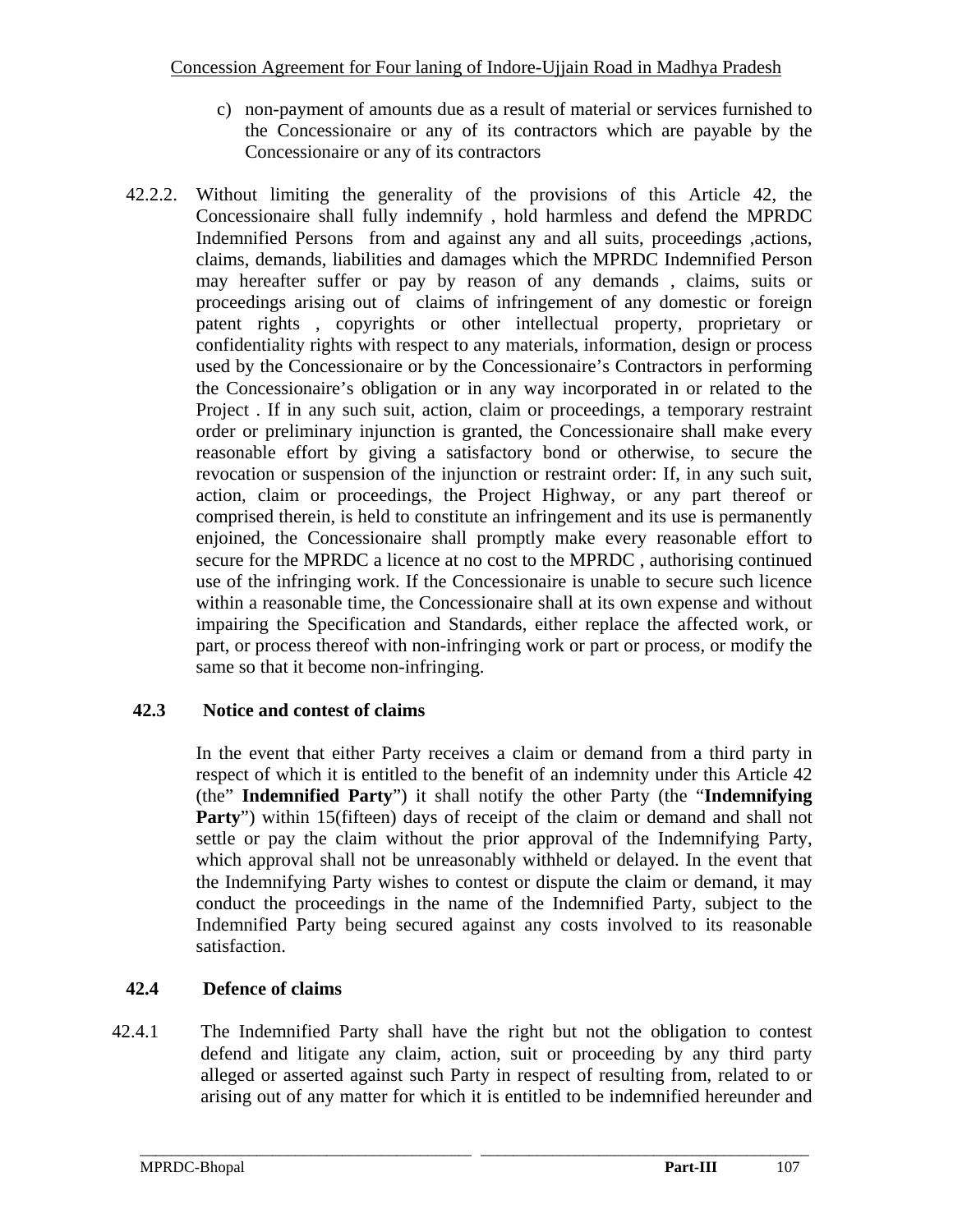c) non-payment of amounts due as a result of material or services furnished to the Concessionaire or any of its contractors which are payable by the Concessionaire or any of its contractors

42.2.2. Without limiting the generality of the provisions of this Article 42, the Concessionaire shall fully indemnify , hold harmless and defend the MPRDC Indemnified Persons from and against any and all suits, proceedings ,actions, claims, demands, liabilities and damages which the MPRDC Indemnified Person may hereafter suffer or pay by reason of any demands , claims, suits or proceedings arising out of claims of infringement of any domestic or foreign patent rights , copyrights or other intellectual property, proprietary or confidentiality rights with respect to any materials, information, design or process used by the Concessionaire or by the Concessionaire's Contractors in performing the Concessionaire's obligation or in any way incorporated in or related to the Project . If in any such suit, action, claim or proceedings, a temporary restraint order or preliminary injunction is granted, the Concessionaire shall make every reasonable effort by giving a satisfactory bond or otherwise, to secure the revocation or suspension of the injunction or restraint order: If, in any such suit, action, claim or proceedings, the Project Highway, or any part thereof or comprised therein, is held to constitute an infringement and its use is permanently enjoined, the Concessionaire shall promptly make every reasonable effort to secure for the MPRDC a licence at no cost to the MPRDC , authorising continued use of the infringing work. If the Concessionaire is unable to secure such licence within a reasonable time, the Concessionaire shall at its own expense and without impairing the Specification and Standards, either replace the affected work, or part, or process thereof with non-infringing work or part or process, or modify the same so that it become non-infringing.

### 42.3 Notice and contest of claims

In the event that either Party receives a claim or demand from a third party in respect of which it is entitled to the benefit of an indemnity under this Article 42 (the" **Indemnified Party**") it shall notify the other Party (the "**Indemnifying Party**") within 15(fifteen) days of receipt of the claim or demand and shall not settle or pay the claim without the prior approval of the Indemnifying Party, which approval shall not be unreasonably withheld or delayed. In the event that the Indemnifying Party wishes to contest or dispute the claim or demand, it may conduct the proceedings in the name of the Indemnified Party, subject to the Indemnified Party being secured against any costs involved to its reasonable satisfaction.

### 42.4 Defence of claims

42.4.1 The Indemnified Party shall have the right but not the obligation to contest defend and litigate any claim, action, suit or proceeding by any third party alleged or asserted against such Party in respect of resulting from, related to or arising out of any matter for which it is entitled to be indemnified hereunder and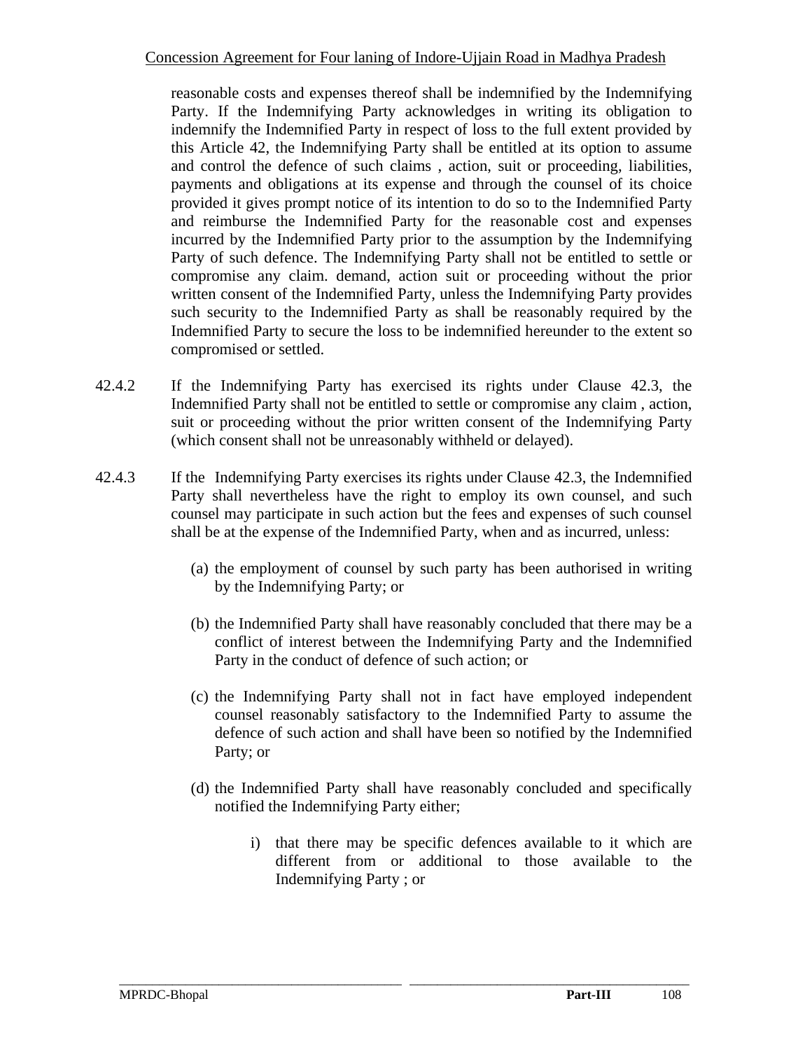reasonable costs and expenses thereof shall be indemnified by the Indemnifying Party. If the Indemnifying Party acknowledges in writing its obligation to indemnify the Indemnified Party in respect of loss to the full extent provided by this Article 42, the Indemnifying Party shall be entitled at its option to assume and control the defence of such claims , action, suit or proceeding, liabilities, payments and obligations at its expense and through the counsel of its choice provided it gives prompt notice of its intention to do so to the Indemnified Party and reimburse the Indemnified Party for the reasonable cost and expenses incurred by the Indemnified Party prior to the assumption by the Indemnifying Party of such defence. The Indemnifying Party shall not be entitled to settle or compromise any claim. demand, action suit or proceeding without the prior written consent of the Indemnified Party, unless the Indemnifying Party provides such security to the Indemnified Party as shall be reasonably required by the Indemnified Party to secure the loss to be indemnified hereunder to the extent so compromised or settled.

42.4.2 If the Indemnifying Party has exercised its rights under Clause 42.3, the Indemnified Party shall not be entitled to settle or compromise any claim , action, suit or proceeding without the prior written consent of the Indemnifying Party (which consent shall not be unreasonably withheld or delayed).

42.4.3 If the Indemnifying Party exercises its rights under Clause 42.3, the Indemnified Party shall nevertheless have the right to employ its own counsel, and such counsel may participate in such action but the fees and expenses of such counsel shall be at the expense of the Indemnified Party, when and as incurred, unless:

(a) the employment of counsel by such party has been authorised in writing by the Indemnifying Party; or

(b) the Indemnified Party shall have reasonably concluded that there may be a conflict of interest between the Indemnifying Party and the Indemnified Party in the conduct of defence of such action; or

(c) the Indemnifying Party shall not in fact have employed independent counsel reasonably satisfactory to the Indemnified Party to assume the defence of such action and shall have been so notified by the Indemnified Party; or

(d) the Indemnified Party shall have reasonably concluded and specifically notified the Indemnifying Party either;

i) that there may be specific defences available to it which are different from or additional to those available to the Indemnifying Party ; or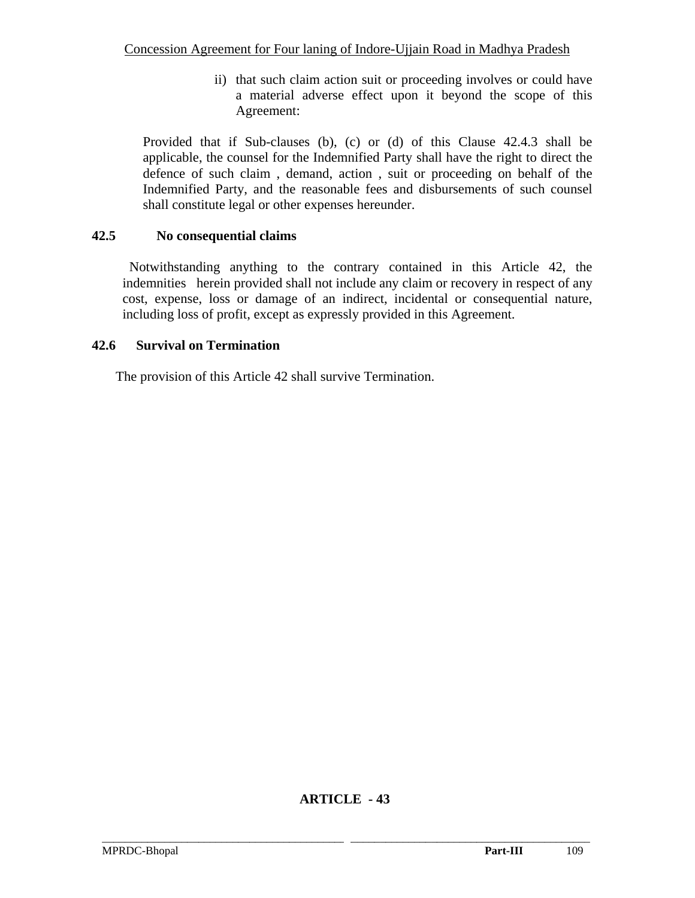ii) that such claim action suit or proceeding involves or could have a material adverse effect upon it beyond the scope of this Agreement:

Provided that if Sub-clauses (b), (c) or (d) of this Clause 42.4.3 shall be applicable, the counsel for the Indemnified Party shall have the right to direct the defence of such claim , demand, action , suit or proceeding on behalf of the Indemnified Party, and the reasonable fees and disbursements of such counsel shall constitute legal or other expenses hereunder.

**42.5 No consequential claims**

Notwithstanding anything to the contrary contained in this Article 42, the indemnities herein provided shall not include any claim or recovery in respect of any cost, expense, loss or damage of an indirect, incidental or consequential nature, including loss of profit, except as expressly provided in this Agreement.

**42.6 Survival on Termination**

The provision of this Article 42 shall survive Termination.

**ARTICLE - 43**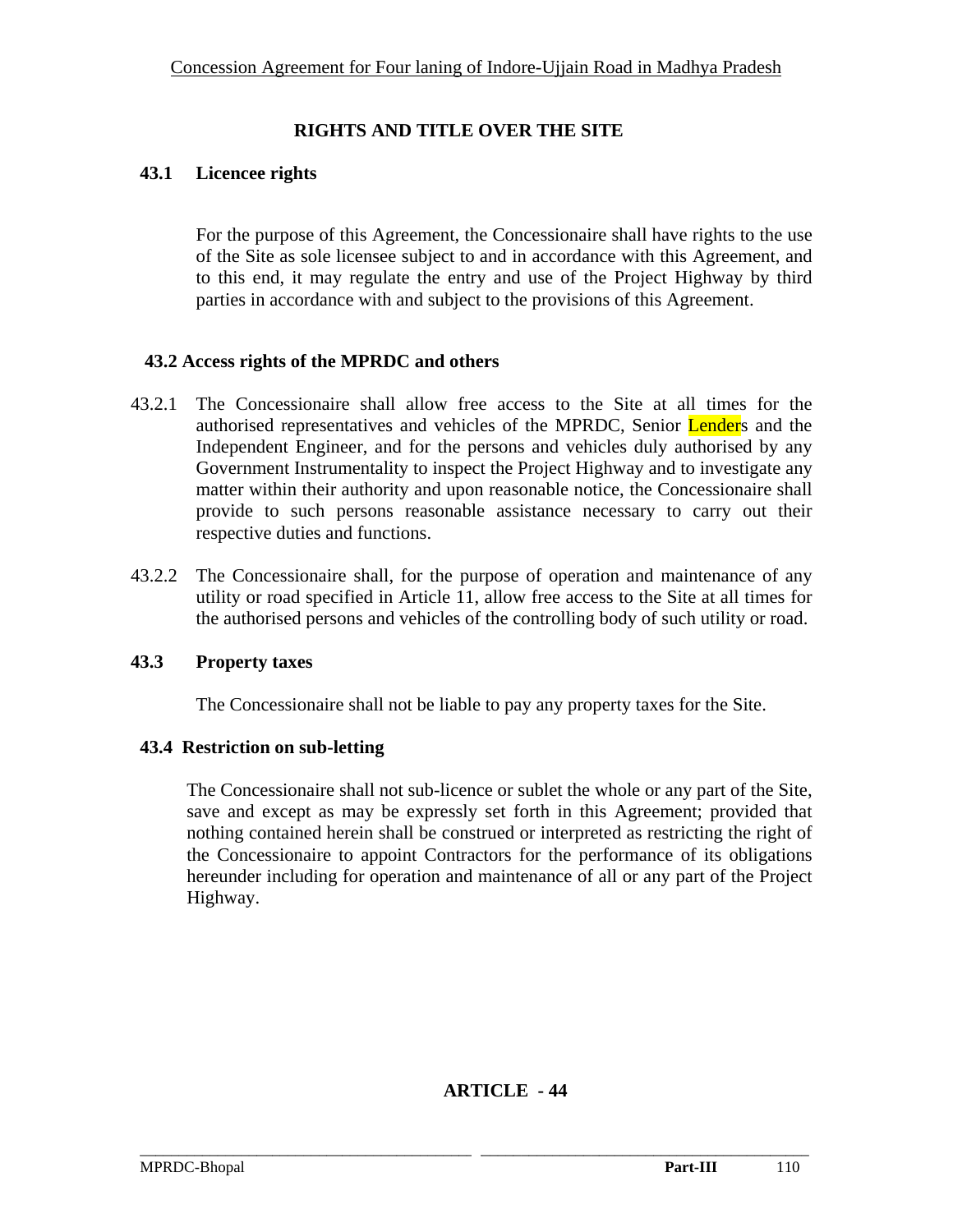## RIGHTS AND TITLE OVER THE SITE

### 43.1 Licencee rights

For the purpose of this Agreement, the Concessionaire shall have rights to the use of the Site as sole licensee subject to and in accordance with this Agreement, and to this end, it may regulate the entry and use of the Project Highway by third parties in accordance with and subject to the provisions of this Agreement.

### 43.2 Access rights of the MPRDC and others

43.2.1 The Concessionaire shall allow free access to the Site at all times for the authorised representatives and vehicles of the MPRDC, Senior Lenders and the Independent Engineer, and for the persons and vehicles duly authorised by any Government Instrumentality to inspect the Project Highway and to investigate any matter within their authority and upon reasonable notice, the Concessionaire shall provide to such persons reasonable assistance necessary to carry out their respective duties and functions.

43.2.2 The Concessionaire shall, for the purpose of operation and maintenance of any utility or road specified in Article 11, allow free access to the Site at all times for the authorised persons and vehicles of the controlling body of such utility or road.

### 43.3 Property taxes

The Concessionaire shall not be liable to pay any property taxes for the Site.

### 43.4 Restriction on sub-letting

The Concessionaire shall not sub-licence or sublet the whole or any part of the Site, save and except as may be expressly set forth in this Agreement; provided that nothing contained herein shall be construed or interpreted as restricting the right of the Concessionaire to appoint Contractors for the performance of its obligations hereunder including for operation and maintenance of all or any part of the Project Highway.

## ARTICLE - 44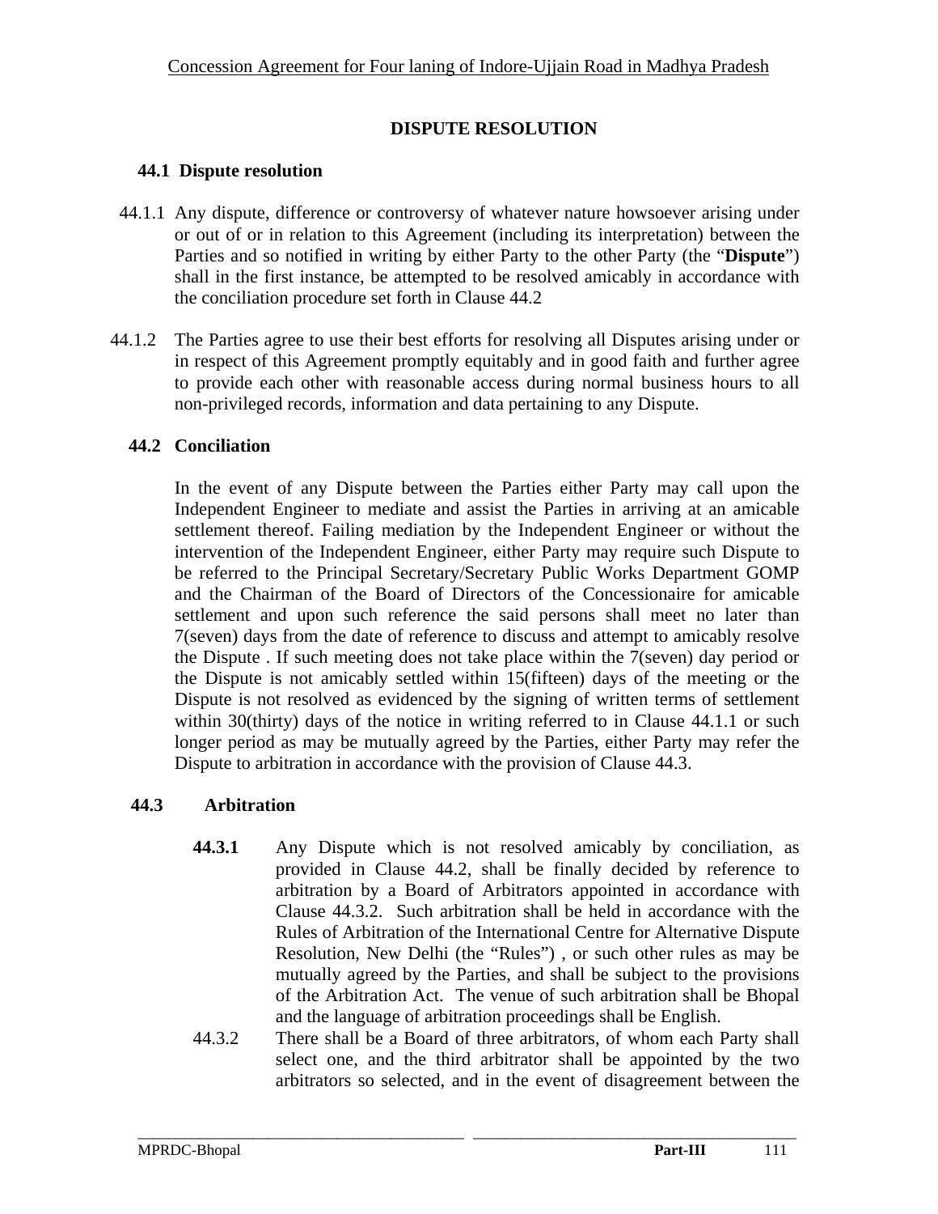## DISPUTE RESOLUTION

### 44.1 Dispute resolution

44.1.1 Any dispute, difference or controversy of whatever nature howsoever arising under or out of or in relation to this Agreement (including its interpretation) between the Parties and so notified in writing by either Party to the other Party (the "**Dispute**") shall in the first instance, be attempted to be resolved amicably in accordance with the conciliation procedure set forth in Clause 44.2

44.1.2 The Parties agree to use their best efforts for resolving all Disputes arising under or in respect of this Agreement promptly equitably and in good faith and further agree to provide each other with reasonable access during normal business hours to all non-privileged records, information and data pertaining to any Dispute.

### 44.2 Conciliation

In the event of any Dispute between the Parties either Party may call upon the Independent Engineer to mediate and assist the Parties in arriving at an amicable settlement thereof. Failing mediation by the Independent Engineer or without the intervention of the Independent Engineer, either Party may require such Dispute to be referred to the Principal Secretary/Secretary Public Works Department GOMP and the Chairman of the Board of Directors of the Concessionaire for amicable settlement and upon such reference the said persons shall meet no later than 7(seven) days from the date of reference to discuss and attempt to amicably resolve the Dispute . If such meeting does not take place within the 7(seven) day period or the Dispute is not amicably settled within 15(fifteen) days of the meeting or the Dispute is not resolved as evidenced by the signing of written terms of settlement within 30(thirty) days of the notice in writing referred to in Clause 44.1.1 or such longer period as may be mutually agreed by the Parties, either Party may refer the Dispute to arbitration in accordance with the provision of Clause 44.3.

### 44.3 Arbitration

**44.3.1** Any Dispute which is not resolved amicably by conciliation, as provided in Clause 44.2, shall be finally decided by reference to arbitration by a Board of Arbitrators appointed in accordance with Clause 44.3.2. Such arbitration shall be held in accordance with the Rules of Arbitration of the International Centre for Alternative Dispute Resolution, New Delhi (the "Rules") , or such other rules as may be mutually agreed by the Parties, and shall be subject to the provisions of the Arbitration Act. The venue of such arbitration shall be Bhopal and the language of arbitration proceedings shall be English.

44.3.2 There shall be a Board of three arbitrators, of whom each Party shall select one, and the third arbitrator shall be appointed by the two arbitrators so selected, and in the event of disagreement between the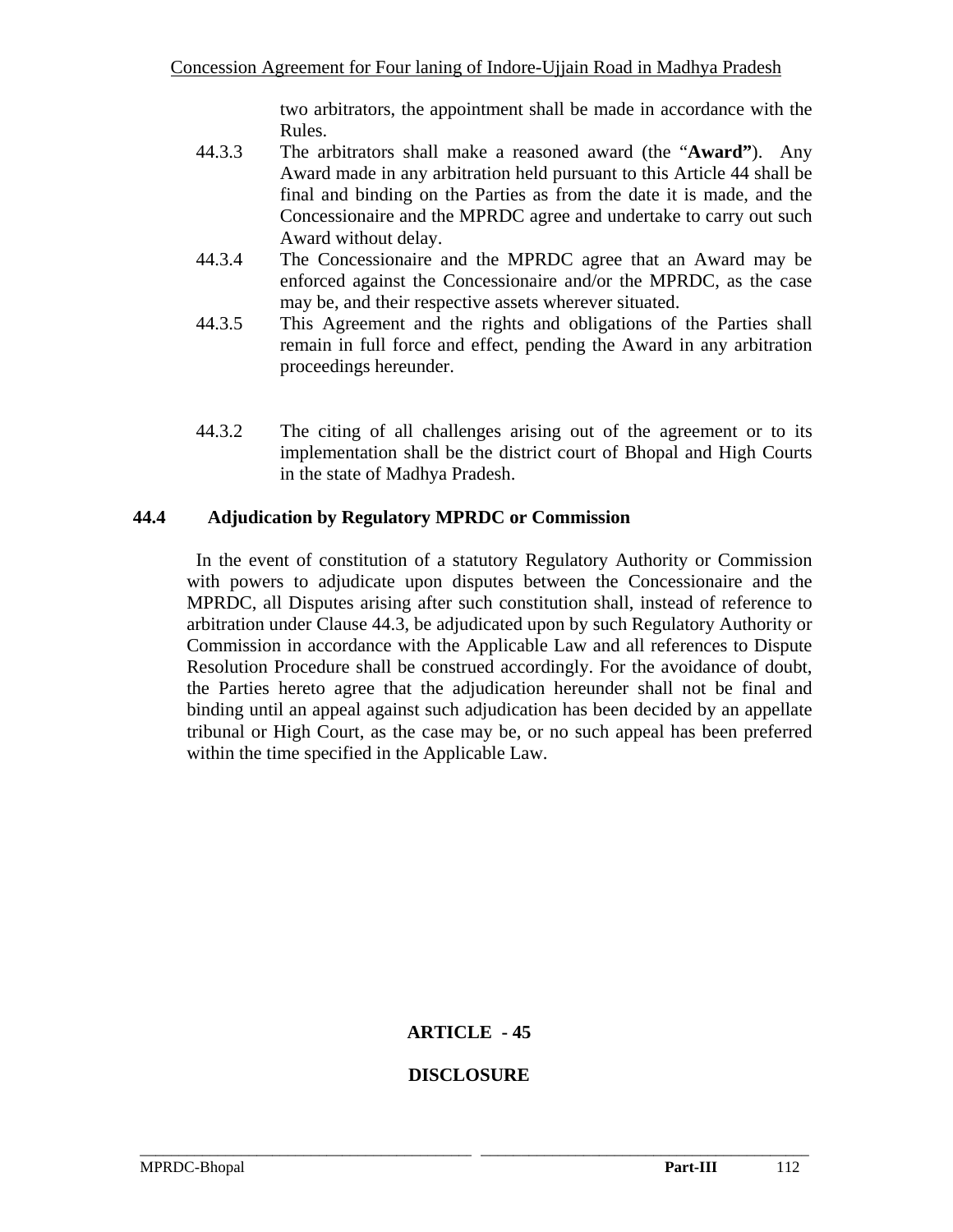two arbitrators, the appointment shall be made in accordance with the Rules.

44.3.3 The arbitrators shall make a reasoned award (the "**Award"**). Any Award made in any arbitration held pursuant to this Article 44 shall be final and binding on the Parties as from the date it is made, and the Concessionaire and the MPRDC agree and undertake to carry out such Award without delay.

44.3.4 The Concessionaire and the MPRDC agree that an Award may be enforced against the Concessionaire and/or the MPRDC, as the case may be, and their respective assets wherever situated.

44.3.5 This Agreement and the rights and obligations of the Parties shall remain in full force and effect, pending the Award in any arbitration proceedings hereunder.

44.3.2 The citing of all challenges arising out of the agreement or to its implementation shall be the district court of Bhopal and High Courts in the state of Madhya Pradesh.

**44.4 Adjudication by Regulatory MPRDC or Commission**

In the event of constitution of a statutory Regulatory Authority or Commission with powers to adjudicate upon disputes between the Concessionaire and the MPRDC, all Disputes arising after such constitution shall, instead of reference to arbitration under Clause 44.3, be adjudicated upon by such Regulatory Authority or Commission in accordance with the Applicable Law and all references to Dispute Resolution Procedure shall be construed accordingly. For the avoidance of doubt, the Parties hereto agree that the adjudication hereunder shall not be final and binding until an appeal against such adjudication has been decided by an appellate tribunal or High Court, as the case may be, or no such appeal has been preferred within the time specified in the Applicable Law.

## ARTICLE - 45

## DISCLOSURE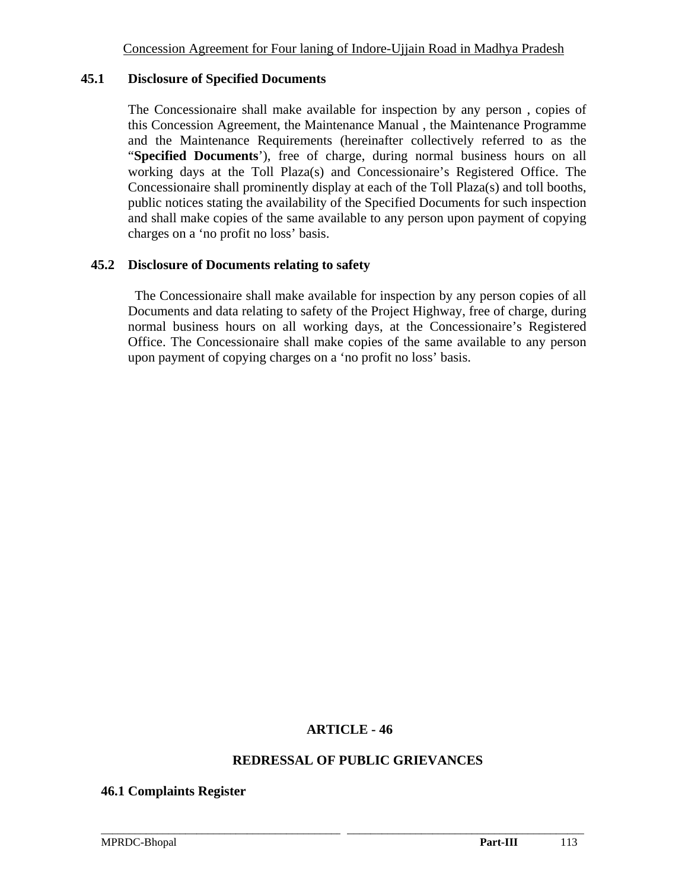### 45.1 Disclosure of Specified Documents

The Concessionaire shall make available for inspection by any person , copies of this Concession Agreement, the Maintenance Manual , the Maintenance Programme and the Maintenance Requirements (hereinafter collectively referred to as the "**Specified Documents**'), free of charge, during normal business hours on all working days at the Toll Plaza(s) and Concessionaire's Registered Office. The Concessionaire shall prominently display at each of the Toll Plaza(s) and toll booths, public notices stating the availability of the Specified Documents for such inspection and shall make copies of the same available to any person upon payment of copying charges on a 'no profit no loss' basis.

### 45.2 Disclosure of Documents relating to safety

The Concessionaire shall make available for inspection by any person copies of all Documents and data relating to safety of the Project Highway, free of charge, during normal business hours on all working days, at the Concessionaire's Registered Office. The Concessionaire shall make copies of the same available to any person upon payment of copying charges on a 'no profit no loss' basis.

## ARTICLE - 46

## REDRESSAL OF PUBLIC GRIEVANCES

### 46.1 Complaints Register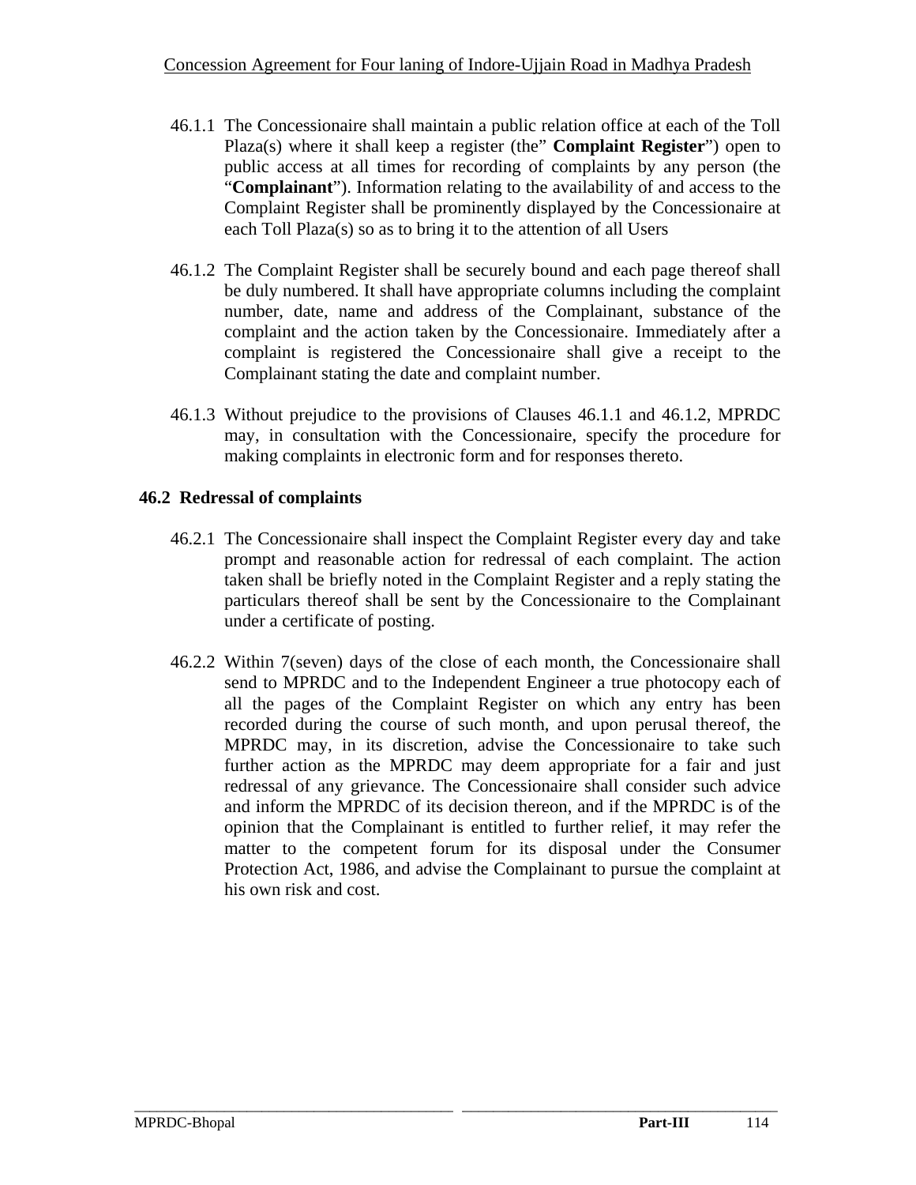46.1.1 The Concessionaire shall maintain a public relation office at each of the Toll Plaza(s) where it shall keep a register (the" **Complaint Register**") open to public access at all times for recording of complaints by any person (the "**Complainant**"). Information relating to the availability of and access to the Complaint Register shall be prominently displayed by the Concessionaire at each Toll Plaza(s) so as to bring it to the attention of all Users

46.1.2 The Complaint Register shall be securely bound and each page thereof shall be duly numbered. It shall have appropriate columns including the complaint number, date, name and address of the Complainant, substance of the complaint and the action taken by the Concessionaire. Immediately after a complaint is registered the Concessionaire shall give a receipt to the Complainant stating the date and complaint number.

46.1.3 Without prejudice to the provisions of Clauses 46.1.1 and 46.1.2, MPRDC may, in consultation with the Concessionaire, specify the procedure for making complaints in electronic form and for responses thereto.

## 46.2 Redressal of complaints

46.2.1 The Concessionaire shall inspect the Complaint Register every day and take prompt and reasonable action for redressal of each complaint. The action taken shall be briefly noted in the Complaint Register and a reply stating the particulars thereof shall be sent by the Concessionaire to the Complainant under a certificate of posting.

46.2.2 Within 7(seven) days of the close of each month, the Concessionaire shall send to MPRDC and to the Independent Engineer a true photocopy each of all the pages of the Complaint Register on which any entry has been recorded during the course of such month, and upon perusal thereof, the MPRDC may, in its discretion, advise the Concessionaire to take such further action as the MPRDC may deem appropriate for a fair and just redressal of any grievance. The Concessionaire shall consider such advice and inform the MPRDC of its decision thereon, and if the MPRDC is of the opinion that the Complainant is entitled to further relief, it may refer the matter to the competent forum for its disposal under the Consumer Protection Act, 1986, and advise the Complainant to pursue the complaint at his own risk and cost.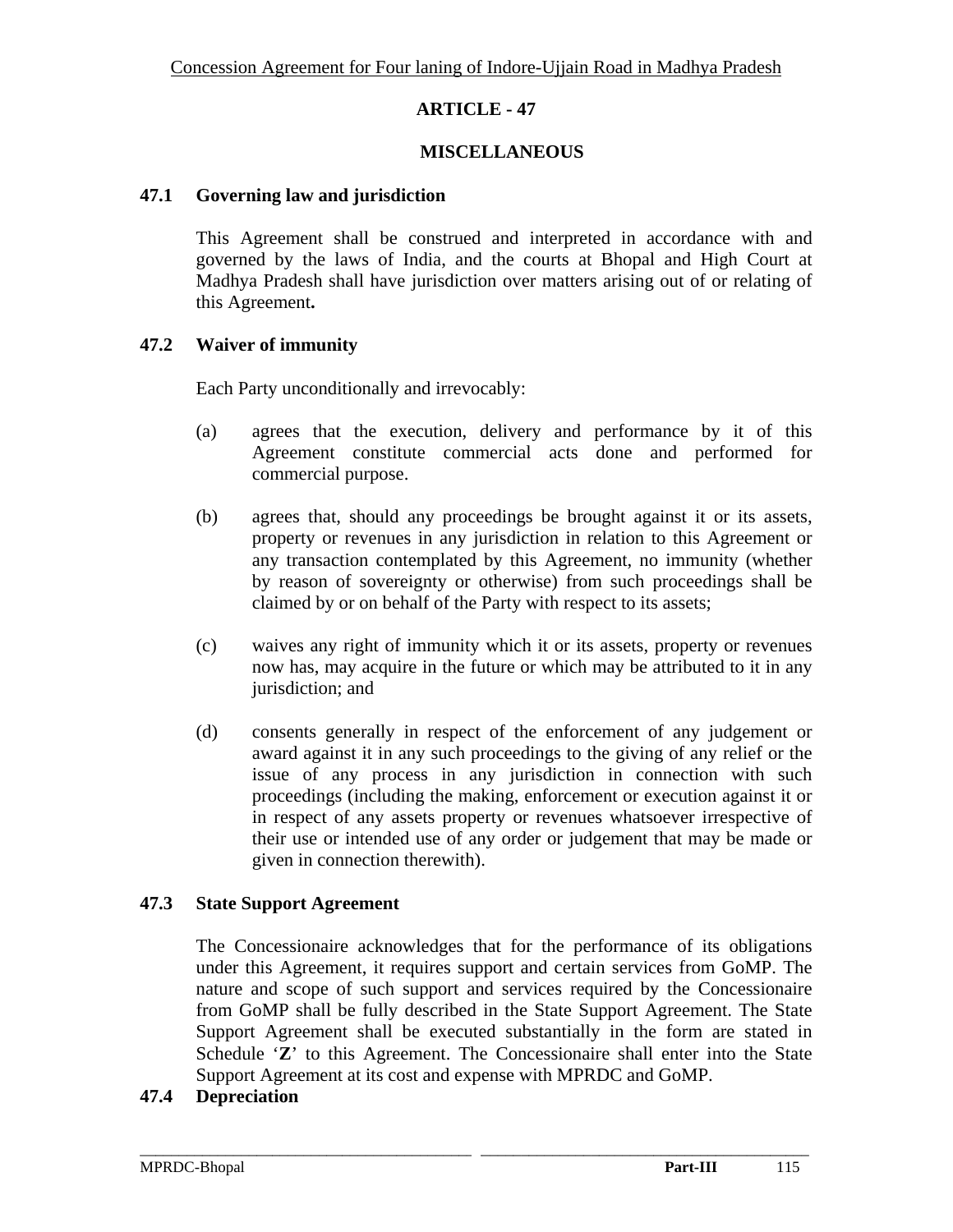## ARTICLE - 47

## MISCELLANEOUS

### 47.1 Governing law and jurisdiction

This Agreement shall be construed and interpreted in accordance with and governed by the laws of India, and the courts at Bhopal and High Court at Madhya Pradesh shall have jurisdiction over matters arising out of or relating of this Agreement**.**

### 47.2 Waiver of immunity

Each Party unconditionally and irrevocably:

(a) agrees that the execution, delivery and performance by it of this Agreement constitute commercial acts done and performed for commercial purpose.

(b) agrees that, should any proceedings be brought against it or its assets, property or revenues in any jurisdiction in relation to this Agreement or any transaction contemplated by this Agreement, no immunity (whether by reason of sovereignty or otherwise) from such proceedings shall be claimed by or on behalf of the Party with respect to its assets;

(c) waives any right of immunity which it or its assets, property or revenues now has, may acquire in the future or which may be attributed to it in any jurisdiction; and

(d) consents generally in respect of the enforcement of any judgement or award against it in any such proceedings to the giving of any relief or the issue of any process in any jurisdiction in connection with such proceedings (including the making, enforcement or execution against it or in respect of any assets property or revenues whatsoever irrespective of their use or intended use of any order or judgement that may be made or given in connection therewith).

### 47.3 State Support Agreement

The Concessionaire acknowledges that for the performance of its obligations under this Agreement, it requires support and certain services from GoMP. The nature and scope of such support and services required by the Concessionaire from GoMP shall be fully described in the State Support Agreement. The State Support Agreement shall be executed substantially in the form are stated in Schedule '**Z**' to this Agreement. The Concessionaire shall enter into the State Support Agreement at its cost and expense with MPRDC and GoMP.

### 47.4 Depreciation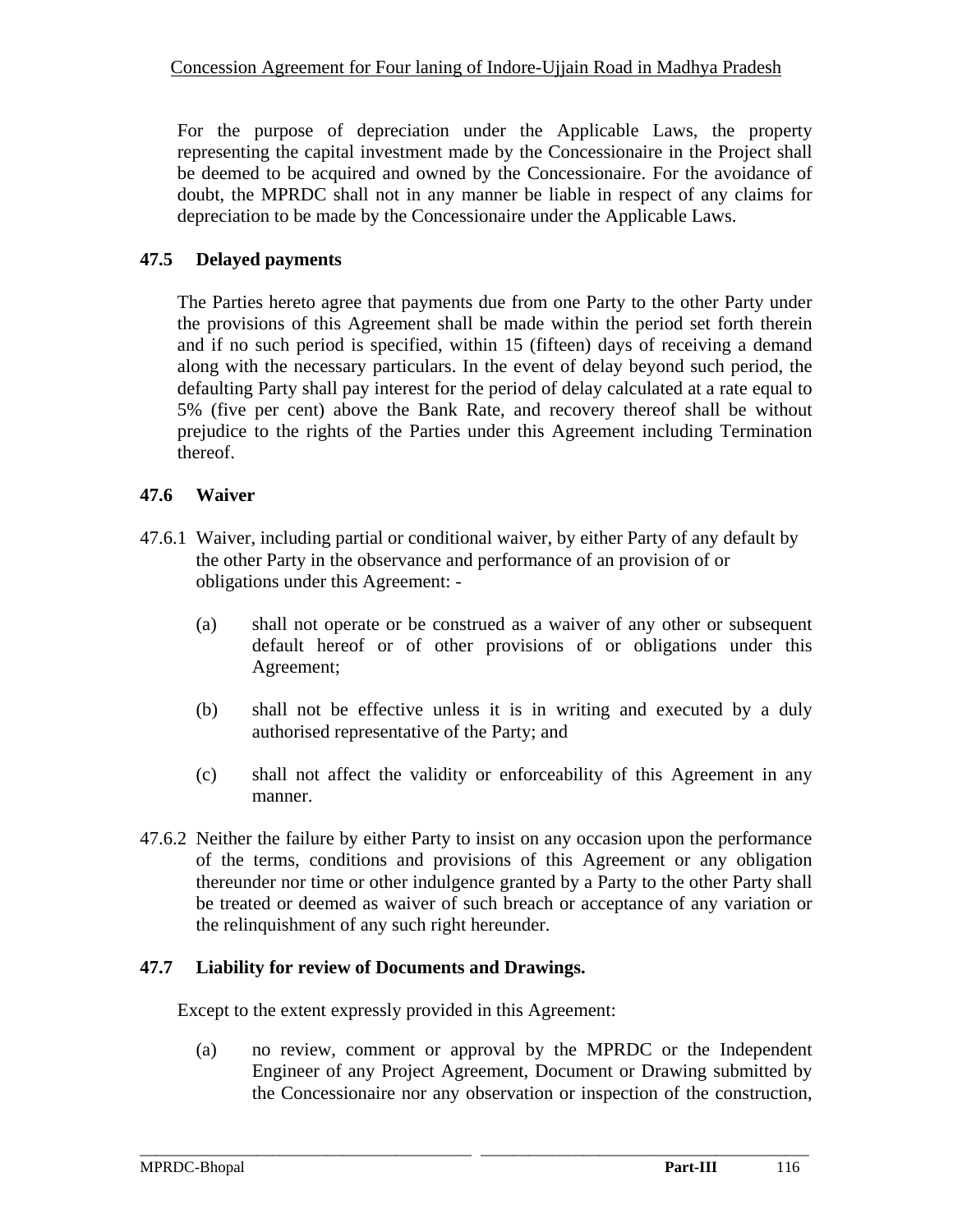For the purpose of depreciation under the Applicable Laws, the property representing the capital investment made by the Concessionaire in the Project shall be deemed to be acquired and owned by the Concessionaire. For the avoidance of doubt, the MPRDC shall not in any manner be liable in respect of any claims for depreciation to be made by the Concessionaire under the Applicable Laws.

### 47.5 Delayed payments

The Parties hereto agree that payments due from one Party to the other Party under the provisions of this Agreement shall be made within the period set forth therein and if no such period is specified, within 15 (fifteen) days of receiving a demand along with the necessary particulars. In the event of delay beyond such period, the defaulting Party shall pay interest for the period of delay calculated at a rate equal to 5% (five per cent) above the Bank Rate, and recovery thereof shall be without prejudice to the rights of the Parties under this Agreement including Termination thereof.

### 47.6 Waiver

47.6.1 Waiver, including partial or conditional waiver, by either Party of any default by the other Party in the observance and performance of an provision of or obligations under this Agreement: -

(a) shall not operate or be construed as a waiver of any other or subsequent default hereof or of other provisions of or obligations under this Agreement;

(b) shall not be effective unless it is in writing and executed by a duly authorised representative of the Party; and

(c) shall not affect the validity or enforceability of this Agreement in any manner.

47.6.2 Neither the failure by either Party to insist on any occasion upon the performance of the terms, conditions and provisions of this Agreement or any obligation thereunder nor time or other indulgence granted by a Party to the other Party shall be treated or deemed as waiver of such breach or acceptance of any variation or the relinquishment of any such right hereunder.

### 47.7 Liability for review of Documents and Drawings.

Except to the extent expressly provided in this Agreement:

(a) no review, comment or approval by the MPRDC or the Independent Engineer of any Project Agreement, Document or Drawing submitted by the Concessionaire nor any observation or inspection of the construction,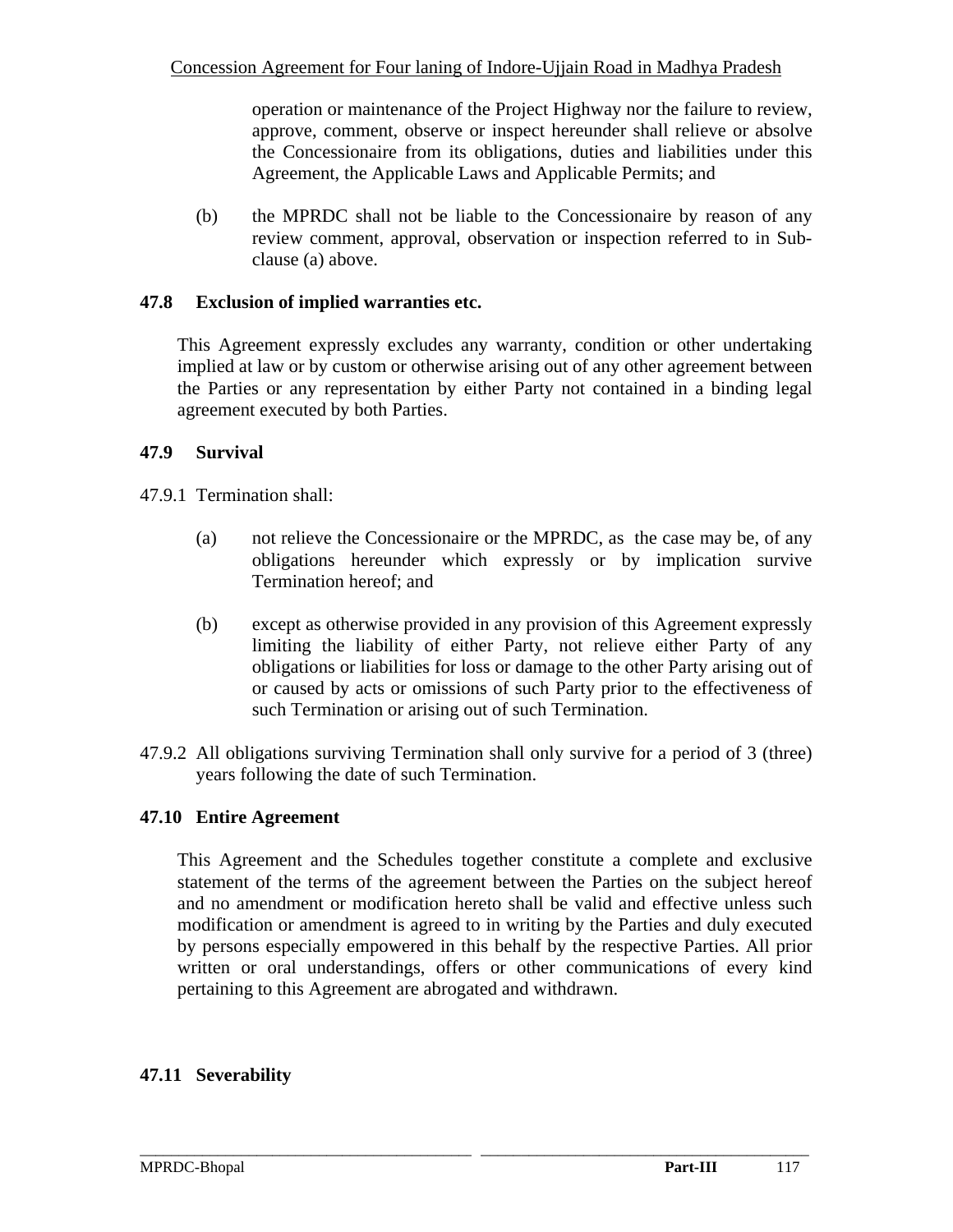operation or maintenance of the Project Highway nor the failure to review, approve, comment, observe or inspect hereunder shall relieve or absolve the Concessionaire from its obligations, duties and liabilities under this Agreement, the Applicable Laws and Applicable Permits; and

(b) the MPRDC shall not be liable to the Concessionaire by reason of any review comment, approval, observation or inspection referred to in Sub-clause (a) above.

### 47.8 Exclusion of implied warranties etc.

This Agreement expressly excludes any warranty, condition or other undertaking implied at law or by custom or otherwise arising out of any other agreement between the Parties or any representation by either Party not contained in a binding legal agreement executed by both Parties.

### 47.9 Survival

47.9.1 Termination shall:

(a) not relieve the Concessionaire or the MPRDC, as the case may be, of any obligations hereunder which expressly or by implication survive Termination hereof; and

(b) except as otherwise provided in any provision of this Agreement expressly limiting the liability of either Party, not relieve either Party of any obligations or liabilities for loss or damage to the other Party arising out of or caused by acts or omissions of such Party prior to the effectiveness of such Termination or arising out of such Termination.

47.9.2 All obligations surviving Termination shall only survive for a period of 3 (three) years following the date of such Termination.

### 47.10 Entire Agreement

This Agreement and the Schedules together constitute a complete and exclusive statement of the terms of the agreement between the Parties on the subject hereof and no amendment or modification hereto shall be valid and effective unless such modification or amendment is agreed to in writing by the Parties and duly executed by persons especially empowered in this behalf by the respective Parties. All prior written or oral understandings, offers or other communications of every kind pertaining to this Agreement are abrogated and withdrawn.

### 47.11 Severability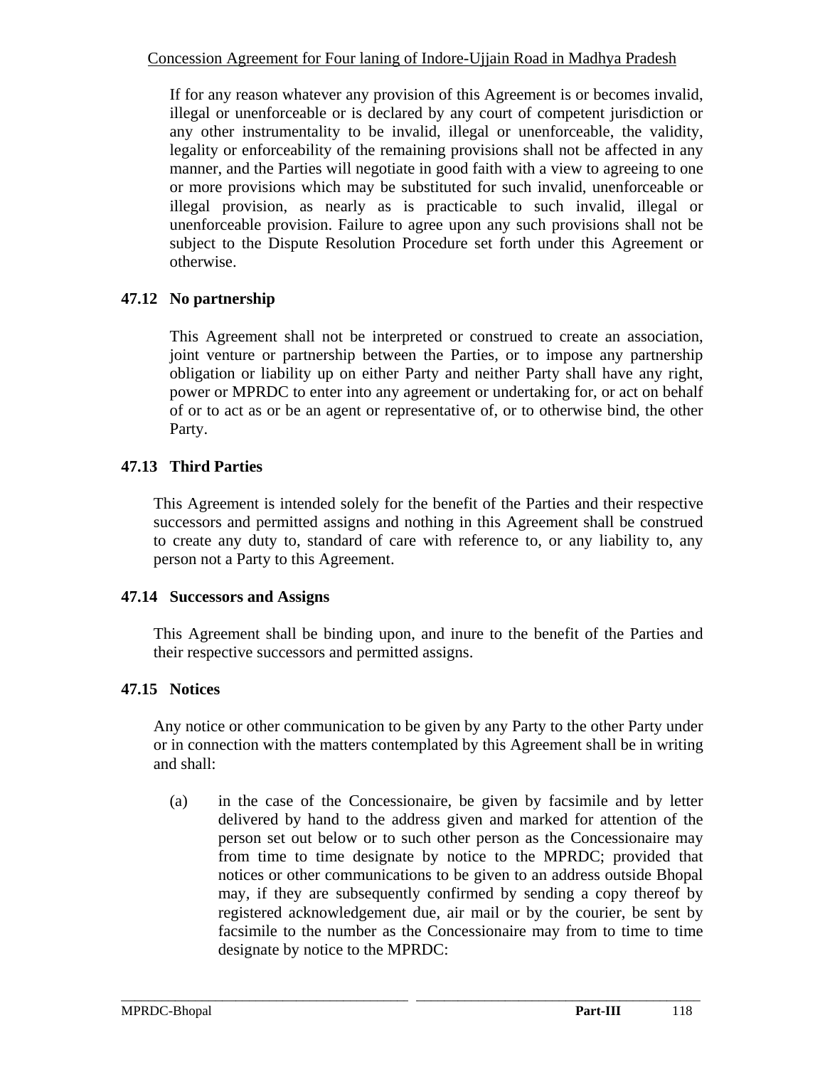If for any reason whatever any provision of this Agreement is or becomes invalid, illegal or unenforceable or is declared by any court of competent jurisdiction or any other instrumentality to be invalid, illegal or unenforceable, the validity, legality or enforceability of the remaining provisions shall not be affected in any manner, and the Parties will negotiate in good faith with a view to agreeing to one or more provisions which may be substituted for such invalid, unenforceable or illegal provision, as nearly as is practicable to such invalid, illegal or unenforceable provision. Failure to agree upon any such provisions shall not be subject to the Dispute Resolution Procedure set forth under this Agreement or otherwise.

### 47.12 No partnership

This Agreement shall not be interpreted or construed to create an association, joint venture or partnership between the Parties, or to impose any partnership obligation or liability up on either Party and neither Party shall have any right, power or MPRDC to enter into any agreement or undertaking for, or act on behalf of or to act as or be an agent or representative of, or to otherwise bind, the other Party.

### 47.13 Third Parties

This Agreement is intended solely for the benefit of the Parties and their respective successors and permitted assigns and nothing in this Agreement shall be construed to create any duty to, standard of care with reference to, or any liability to, any person not a Party to this Agreement.

### 47.14 Successors and Assigns

This Agreement shall be binding upon, and inure to the benefit of the Parties and their respective successors and permitted assigns.

### 47.15 Notices

Any notice or other communication to be given by any Party to the other Party under or in connection with the matters contemplated by this Agreement shall be in writing and shall:

(a) in the case of the Concessionaire, be given by facsimile and by letter delivered by hand to the address given and marked for attention of the person set out below or to such other person as the Concessionaire may from time to time designate by notice to the MPRDC; provided that notices or other communications to be given to an address outside Bhopal may, if they are subsequently confirmed by sending a copy thereof by registered acknowledgement due, air mail or by the courier, be sent by facsimile to the number as the Concessionaire may from to time to time designate by notice to the MPRDC: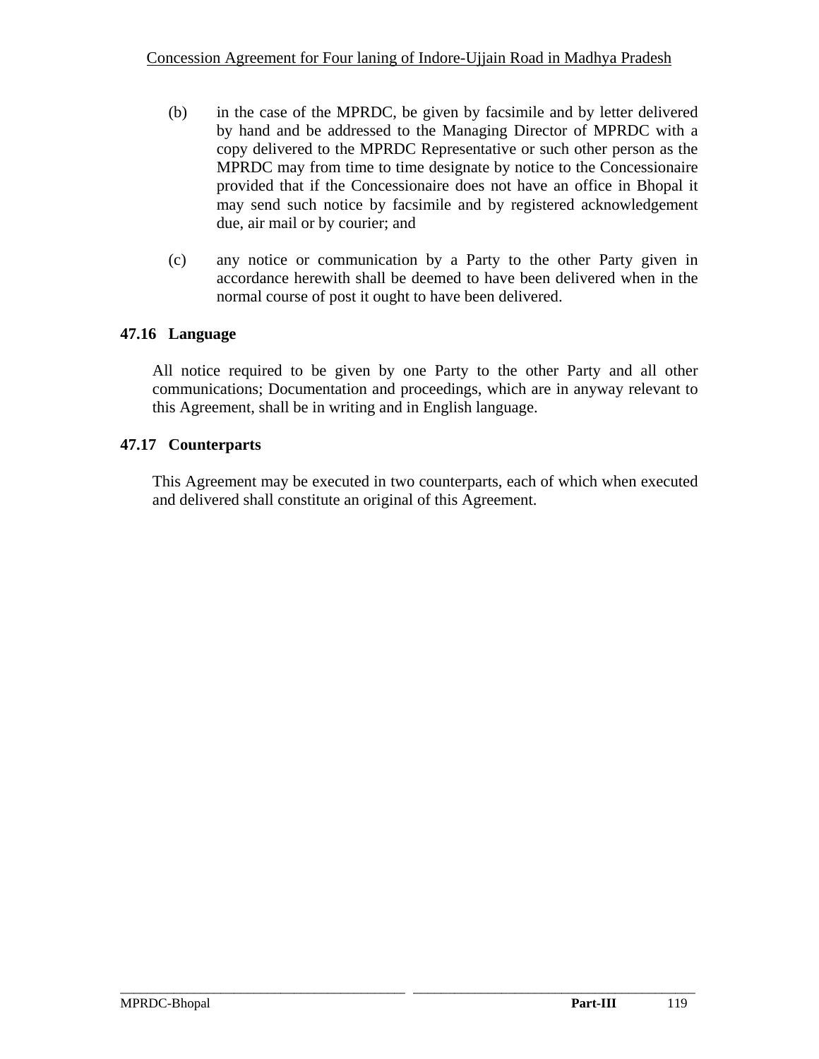(b) in the case of the MPRDC, be given by facsimile and by letter delivered by hand and be addressed to the Managing Director of MPRDC with a copy delivered to the MPRDC Representative or such other person as the MPRDC may from time to time designate by notice to the Concessionaire provided that if the Concessionaire does not have an office in Bhopal it may send such notice by facsimile and by registered acknowledgement due, air mail or by courier; and

(c) any notice or communication by a Party to the other Party given in accordance herewith shall be deemed to have been delivered when in the normal course of post it ought to have been delivered.

### 47.16 Language

All notice required to be given by one Party to the other Party and all other communications; Documentation and proceedings, which are in anyway relevant to this Agreement, shall be in writing and in English language.

### 47.17 Counterparts

This Agreement may be executed in two counterparts, each of which when executed and delivered shall constitute an original of this Agreement.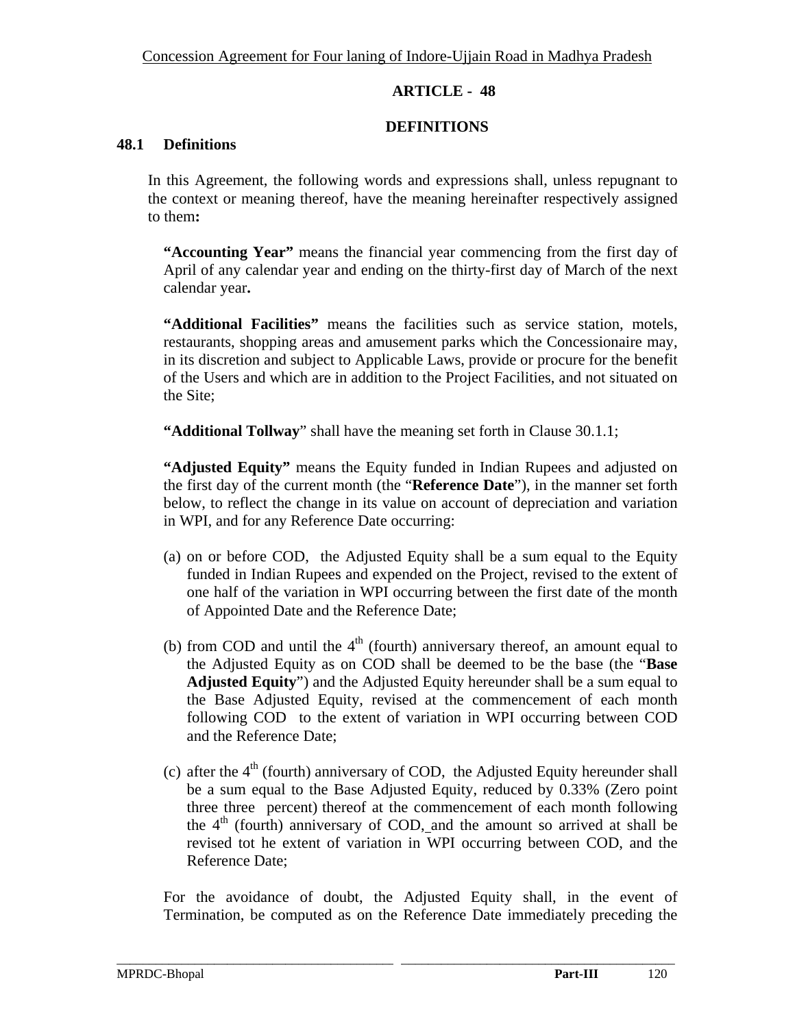## ARTICLE - 48

## DEFINITIONS

### 48.1 Definitions

In this Agreement, the following words and expressions shall, unless repugnant to the context or meaning thereof, have the meaning hereinafter respectively assigned to them**:**

**"Accounting Year"** means the financial year commencing from the first day of April of any calendar year and ending on the thirty-first day of March of the next calendar year**.**

**"Additional Facilities"** means the facilities such as service station, motels, restaurants, shopping areas and amusement parks which the Concessionaire may, in its discretion and subject to Applicable Laws, provide or procure for the benefit of the Users and which are in addition to the Project Facilities, and not situated on the Site;

**"Additional Tollway"** shall have the meaning set forth in Clause 30.1.1;

**"Adjusted Equity"** means the Equity funded in Indian Rupees and adjusted on the first day of the current month (the "**Reference Date**"), in the manner set forth below, to reflect the change in its value on account of depreciation and variation in WPI, and for any Reference Date occurring:

(a) on or before COD, the Adjusted Equity shall be a sum equal to the Equity funded in Indian Rupees and expended on the Project, revised to the extent of one half of the variation in WPI occurring between the first date of the month of Appointed Date and the Reference Date;

(b) from COD and until the 4th (fourth) anniversary thereof, an amount equal to the Adjusted Equity as on COD shall be deemed to be the base (the "**Base Adjusted Equity**") and the Adjusted Equity hereunder shall be a sum equal to the Base Adjusted Equity, revised at the commencement of each month following COD to the extent of variation in WPI occurring between COD and the Reference Date;

(c) after the 4th (fourth) anniversary of COD, the Adjusted Equity hereunder shall be a sum equal to the Base Adjusted Equity, reduced by 0.33% (Zero point three three percent) thereof at the commencement of each month following the 4th (fourth) anniversary of COD, and the amount so arrived at shall be revised tot he extent of variation in WPI occurring between COD, and the Reference Date;

For the avoidance of doubt, the Adjusted Equity shall, in the event of Termination, be computed as on the Reference Date immediately preceding the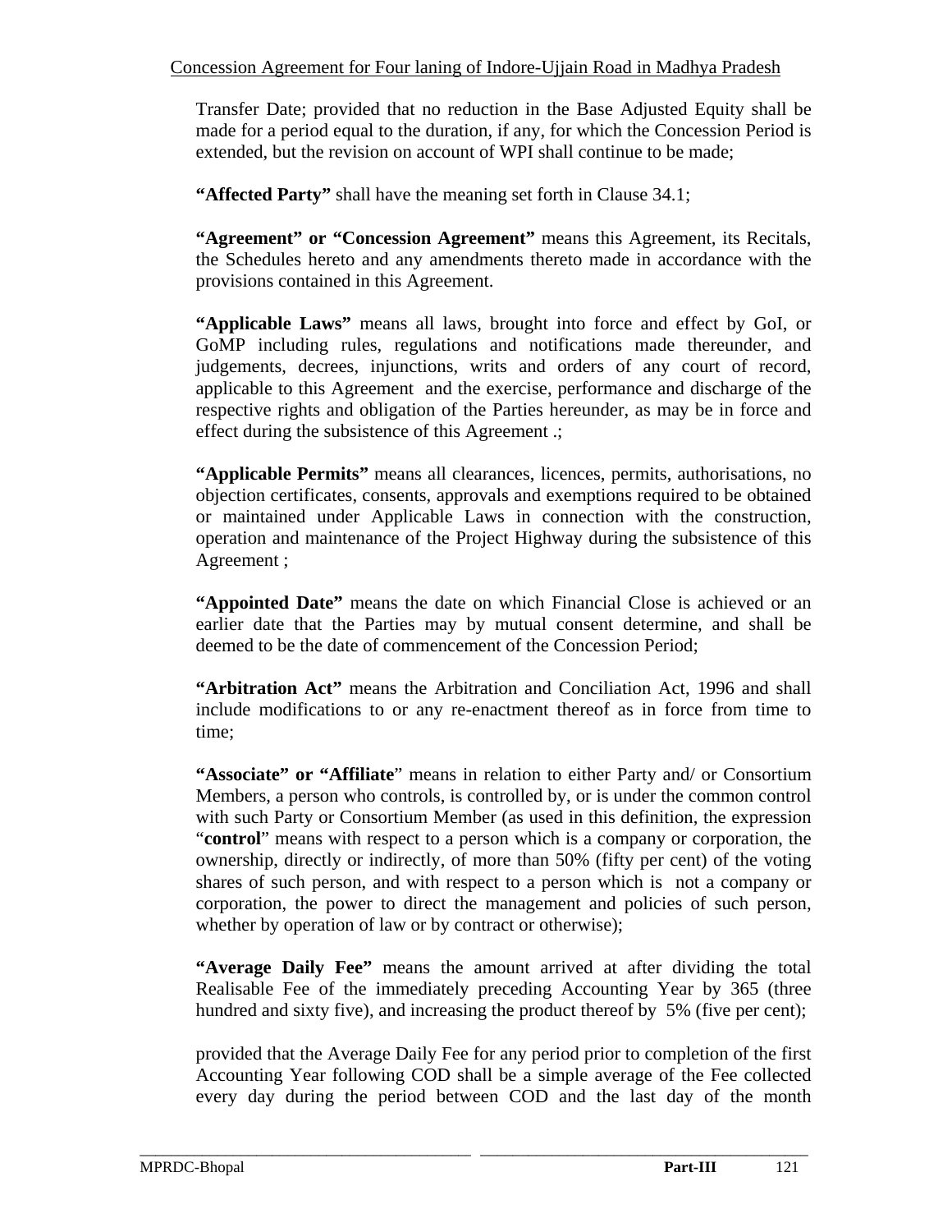Transfer Date; provided that no reduction in the Base Adjusted Equity shall be made for a period equal to the duration, if any, for which the Concession Period is extended, but the revision on account of WPI shall continue to be made;

**"Affected Party"** shall have the meaning set forth in Clause 34.1;

**"Agreement" or "Concession Agreement"** means this Agreement, its Recitals, the Schedules hereto and any amendments thereto made in accordance with the provisions contained in this Agreement.

**"Applicable Laws"** means all laws, brought into force and effect by GoI, or GoMP including rules, regulations and notifications made thereunder, and judgements, decrees, injunctions, writs and orders of any court of record, applicable to this Agreement and the exercise, performance and discharge of the respective rights and obligation of the Parties hereunder, as may be in force and effect during the subsistence of this Agreement .;

**"Applicable Permits"** means all clearances, licences, permits, authorisations, no objection certificates, consents, approvals and exemptions required to be obtained or maintained under Applicable Laws in connection with the construction, operation and maintenance of the Project Highway during the subsistence of this Agreement ;

**"Appointed Date"** means the date on which Financial Close is achieved or an earlier date that the Parties may by mutual consent determine, and shall be deemed to be the date of commencement of the Concession Period;

**"Arbitration Act"** means the Arbitration and Conciliation Act, 1996 and shall include modifications to or any re-enactment thereof as in force from time to time;

**"Associate" or "Affiliate"** means in relation to either Party and/ or Consortium Members, a person who controls, is controlled by, or is under the common control with such Party or Consortium Member (as used in this definition, the expression "**control**" means with respect to a person which is a company or corporation, the ownership, directly or indirectly, of more than 50% (fifty per cent) of the voting shares of such person, and with respect to a person which is not a company or corporation, the power to direct the management and policies of such person, whether by operation of law or by contract or otherwise);

**"Average Daily Fee"** means the amount arrived at after dividing the total Realisable Fee of the immediately preceding Accounting Year by 365 (three hundred and sixty five), and increasing the product thereof by 5% (five per cent);

provided that the Average Daily Fee for any period prior to completion of the first Accounting Year following COD shall be a simple average of the Fee collected every day during the period between COD and the last day of the month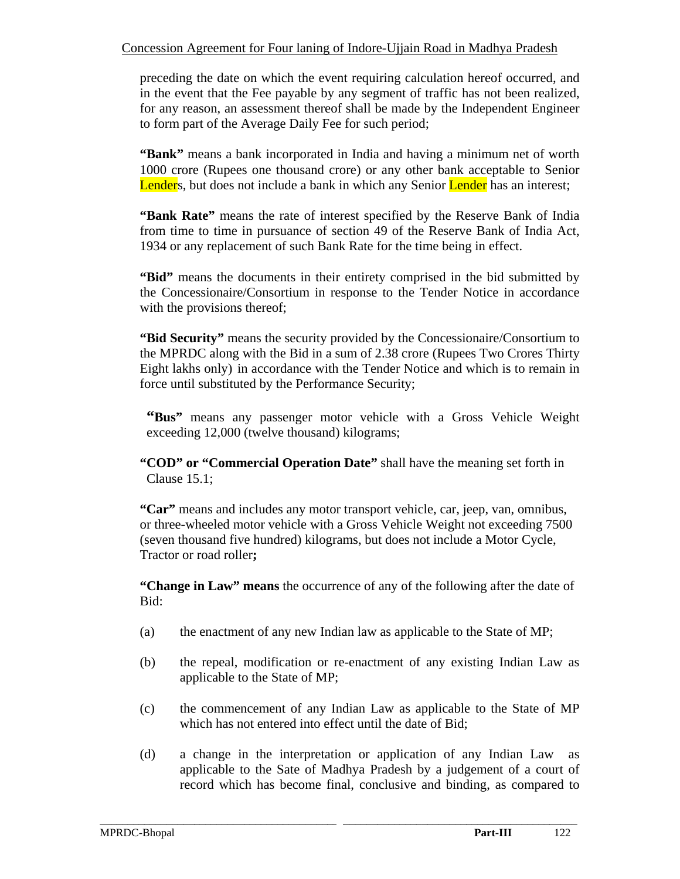preceding the date on which the event requiring calculation hereof occurred, and in the event that the Fee payable by any segment of traffic has not been realized, for any reason, an assessment thereof shall be made by the Independent Engineer to form part of the Average Daily Fee for such period;

**"Bank"** means a bank incorporated in India and having a minimum net of worth 1000 crore (Rupees one thousand crore) or any other bank acceptable to Senior Lenders, but does not include a bank in which any Senior Lender has an interest;

**"Bank Rate"** means the rate of interest specified by the Reserve Bank of India from time to time in pursuance of section 49 of the Reserve Bank of India Act, 1934 or any replacement of such Bank Rate for the time being in effect.

**"Bid"** means the documents in their entirety comprised in the bid submitted by the Concessionaire/Consortium in response to the Tender Notice in accordance with the provisions thereof;

**"Bid Security"** means the security provided by the Concessionaire/Consortium to the MPRDC along with the Bid in a sum of 2.38 crore (Rupees Two Crores Thirty Eight lakhs only) in accordance with the Tender Notice and which is to remain in force until substituted by the Performance Security;

**"Bus"** means any passenger motor vehicle with a Gross Vehicle Weight exceeding 12,000 (twelve thousand) kilograms;

**"COD" or "Commercial Operation Date"** shall have the meaning set forth in Clause 15.1;

**"Car"** means and includes any motor transport vehicle, car, jeep, van, omnibus, or three-wheeled motor vehicle with a Gross Vehicle Weight not exceeding 7500 (seven thousand five hundred) kilograms, but does not include a Motor Cycle, Tractor or road roller**;**

**"Change in Law" means** the occurrence of any of the following after the date of Bid:

(a) the enactment of any new Indian law as applicable to the State of MP;

(b) the repeal, modification or re-enactment of any existing Indian Law as applicable to the State of MP;

(c) the commencement of any Indian Law as applicable to the State of MP which has not entered into effect until the date of Bid;

(d) a change in the interpretation or application of any Indian Law as applicable to the Sate of Madhya Pradesh by a judgement of a court of record which has become final, conclusive and binding, as compared to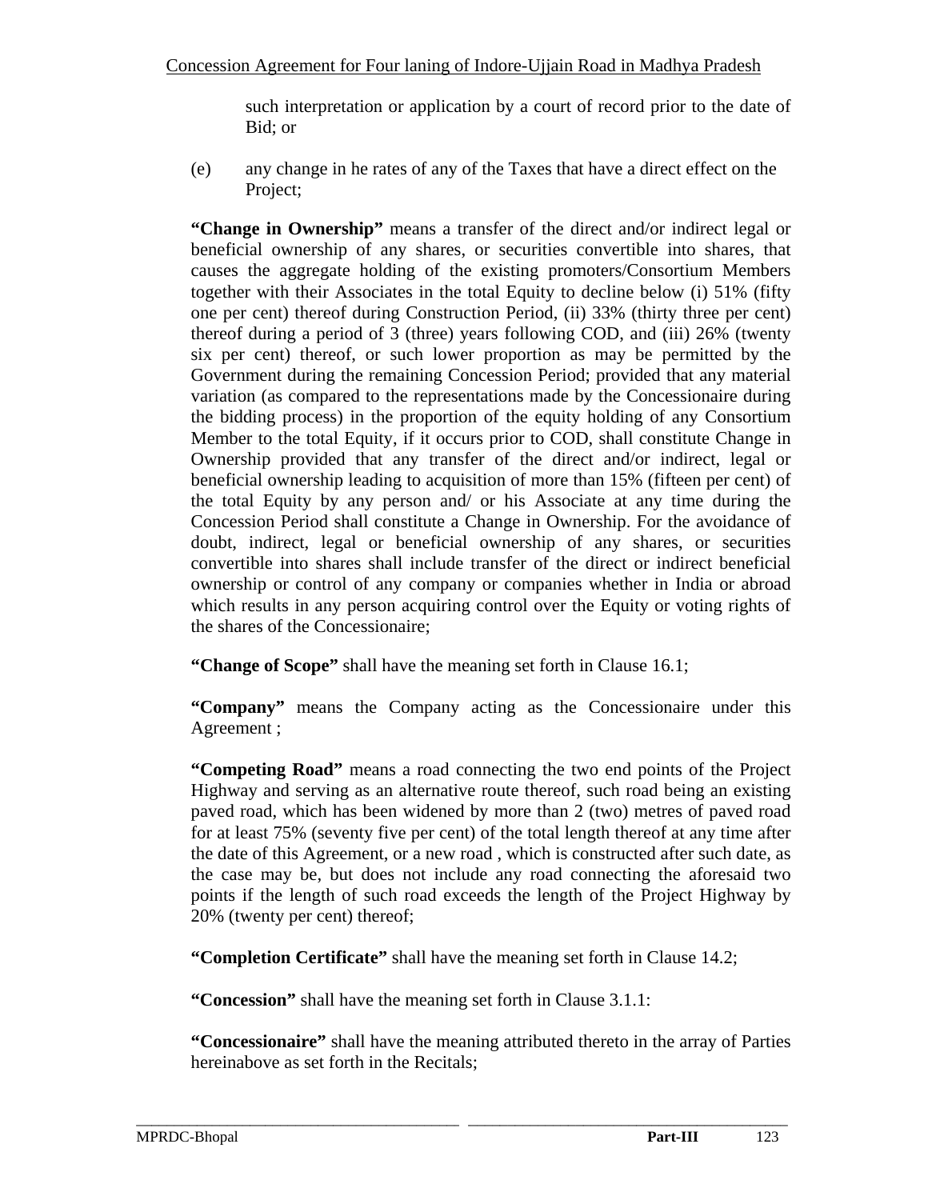such interpretation or application by a court of record prior to the date of Bid; or

(e) any change in he rates of any of the Taxes that have a direct effect on the Project;

**"Change in Ownership"** means a transfer of the direct and/or indirect legal or beneficial ownership of any shares, or securities convertible into shares, that causes the aggregate holding of the existing promoters/Consortium Members together with their Associates in the total Equity to decline below (i) 51% (fifty one per cent) thereof during Construction Period, (ii) 33% (thirty three per cent) thereof during a period of 3 (three) years following COD, and (iii) 26% (twenty six per cent) thereof, or such lower proportion as may be permitted by the Government during the remaining Concession Period; provided that any material variation (as compared to the representations made by the Concessionaire during the bidding process) in the proportion of the equity holding of any Consortium Member to the total Equity, if it occurs prior to COD, shall constitute Change in Ownership provided that any transfer of the direct and/or indirect, legal or beneficial ownership leading to acquisition of more than 15% (fifteen per cent) of the total Equity by any person and/ or his Associate at any time during the Concession Period shall constitute a Change in Ownership. For the avoidance of doubt, indirect, legal or beneficial ownership of any shares, or securities convertible into shares shall include transfer of the direct or indirect beneficial ownership or control of any company or companies whether in India or abroad which results in any person acquiring control over the Equity or voting rights of the shares of the Concessionaire;

**"Change of Scope"** shall have the meaning set forth in Clause 16.1;

**"Company"** means the Company acting as the Concessionaire under this Agreement ;

**"Competing Road"** means a road connecting the two end points of the Project Highway and serving as an alternative route thereof, such road being an existing paved road, which has been widened by more than 2 (two) metres of paved road for at least 75% (seventy five per cent) of the total length thereof at any time after the date of this Agreement, or a new road , which is constructed after such date, as the case may be, but does not include any road connecting the aforesaid two points if the length of such road exceeds the length of the Project Highway by 20% (twenty per cent) thereof;

**"Completion Certificate"** shall have the meaning set forth in Clause 14.2;

**"Concession"** shall have the meaning set forth in Clause 3.1.1:

**"Concessionaire"** shall have the meaning attributed thereto in the array of Parties hereinabove as set forth in the Recitals;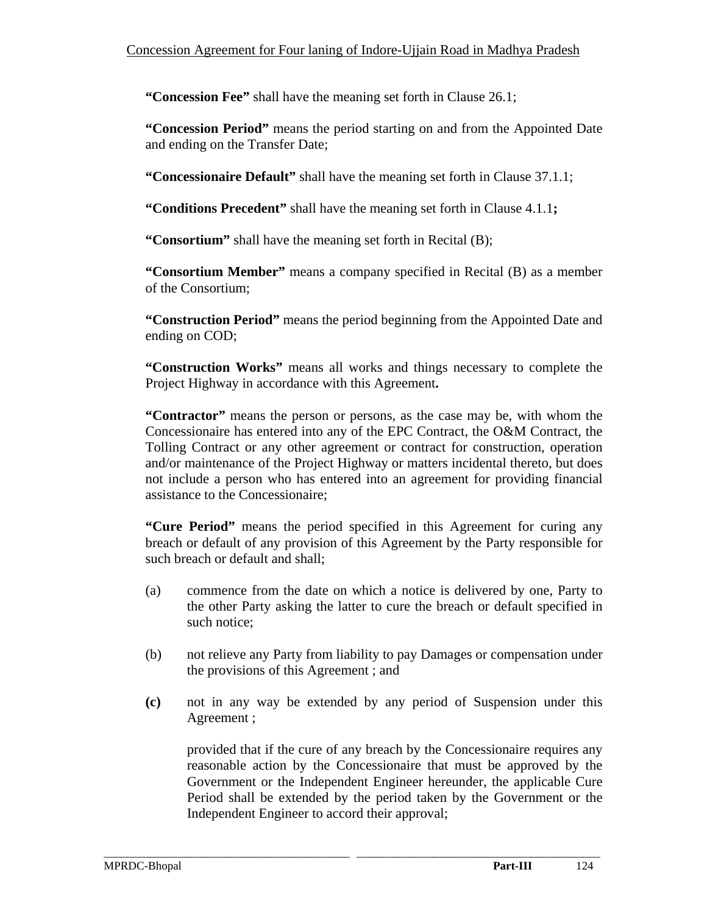**“Concession Fee”** shall have the meaning set forth in Clause 26.1;

**“Concession Period”** means the period starting on and from the Appointed Date and ending on the Transfer Date;

**“Concessionaire Default”** shall have the meaning set forth in Clause 37.1.1;

**“Conditions Precedent”** shall have the meaning set forth in Clause 4.1.1**;**

**“Consortium”** shall have the meaning set forth in Recital (B);

**“Consortium Member”** means a company specified in Recital (B) as a member of the Consortium;

**“Construction Period”** means the period beginning from the Appointed Date and ending on COD;

**“Construction Works”** means all works and things necessary to complete the Project Highway in accordance with this Agreement**.**

**“Contractor”** means the person or persons, as the case may be, with whom the Concessionaire has entered into any of the EPC Contract, the O&M Contract, the Tolling Contract or any other agreement or contract for construction, operation and/or maintenance of the Project Highway or matters incidental thereto, but does not include a person who has entered into an agreement for providing financial assistance to the Concessionaire;

**“Cure Period”** means the period specified in this Agreement for curing any breach or default of any provision of this Agreement by the Party responsible for such breach or default and shall;

(a) commence from the date on which a notice is delivered by one, Party to the other Party asking the latter to cure the breach or default specified in such notice;

(b) not relieve any Party from liability to pay Damages or compensation under the provisions of this Agreement ; and

**(c)** not in any way be extended by any period of Suspension under this Agreement ;

provided that if the cure of any breach by the Concessionaire requires any reasonable action by the Concessionaire that must be approved by the Government or the Independent Engineer hereunder, the applicable Cure Period shall be extended by the period taken by the Government or the Independent Engineer to accord their approval;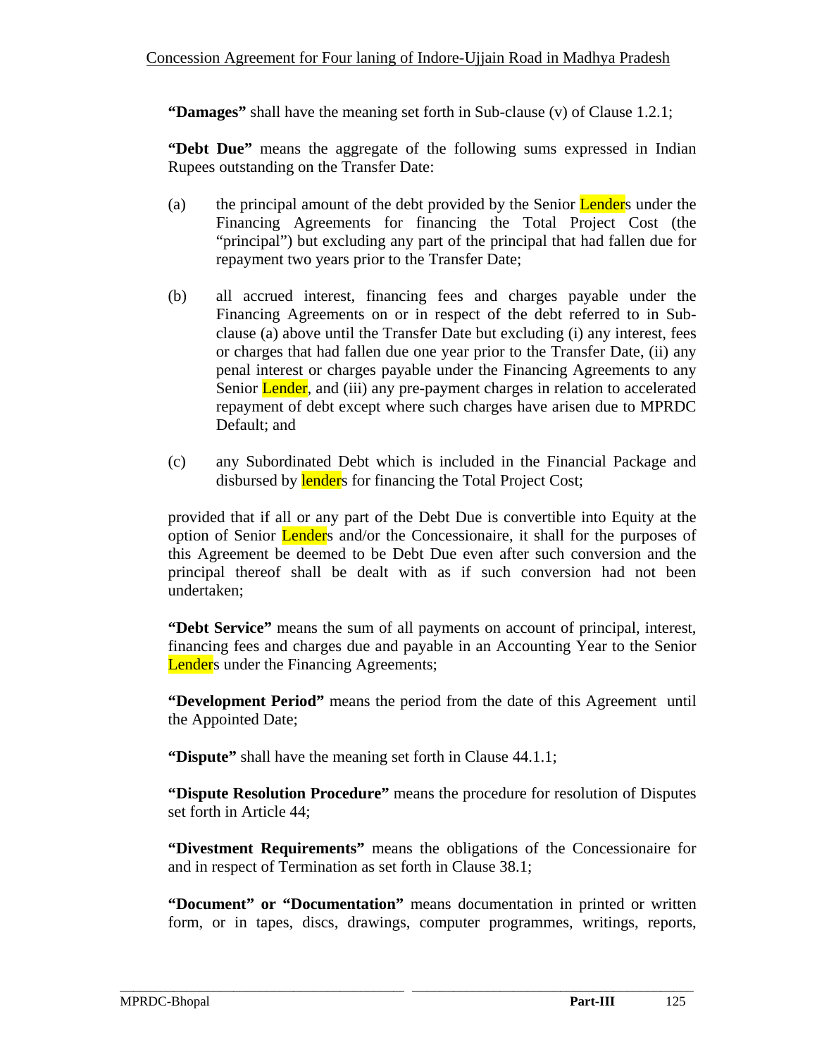**"Damages"** shall have the meaning set forth in Sub-clause (v) of Clause 1.2.1;

**"Debt Due"** means the aggregate of the following sums expressed in Indian Rupees outstanding on the Transfer Date:

(a) the principal amount of the debt provided by the Senior Lenders under the Financing Agreements for financing the Total Project Cost (the "principal") but excluding any part of the principal that had fallen due for repayment two years prior to the Transfer Date;

(b) all accrued interest, financing fees and charges payable under the Financing Agreements on or in respect of the debt referred to in Sub-clause (a) above until the Transfer Date but excluding (i) any interest, fees or charges that had fallen due one year prior to the Transfer Date, (ii) any penal interest or charges payable under the Financing Agreements to any Senior Lender, and (iii) any pre-payment charges in relation to accelerated repayment of debt except where such charges have arisen due to MPRDC Default; and

(c) any Subordinated Debt which is included in the Financial Package and disbursed by lenders for financing the Total Project Cost;

provided that if all or any part of the Debt Due is convertible into Equity at the option of Senior Lenders and/or the Concessionaire, it shall for the purposes of this Agreement be deemed to be Debt Due even after such conversion and the principal thereof shall be dealt with as if such conversion had not been undertaken;

**"Debt Service"** means the sum of all payments on account of principal, interest, financing fees and charges due and payable in an Accounting Year to the Senior Lenders under the Financing Agreements;

**"Development Period"** means the period from the date of this Agreement until the Appointed Date;

**"Dispute"** shall have the meaning set forth in Clause 44.1.1;

**"Dispute Resolution Procedure"** means the procedure for resolution of Disputes set forth in Article 44;

**"Divestment Requirements"** means the obligations of the Concessionaire for and in respect of Termination as set forth in Clause 38.1;

**"Document" or "Documentation"** means documentation in printed or written form, or in tapes, discs, drawings, computer programmes, writings, reports,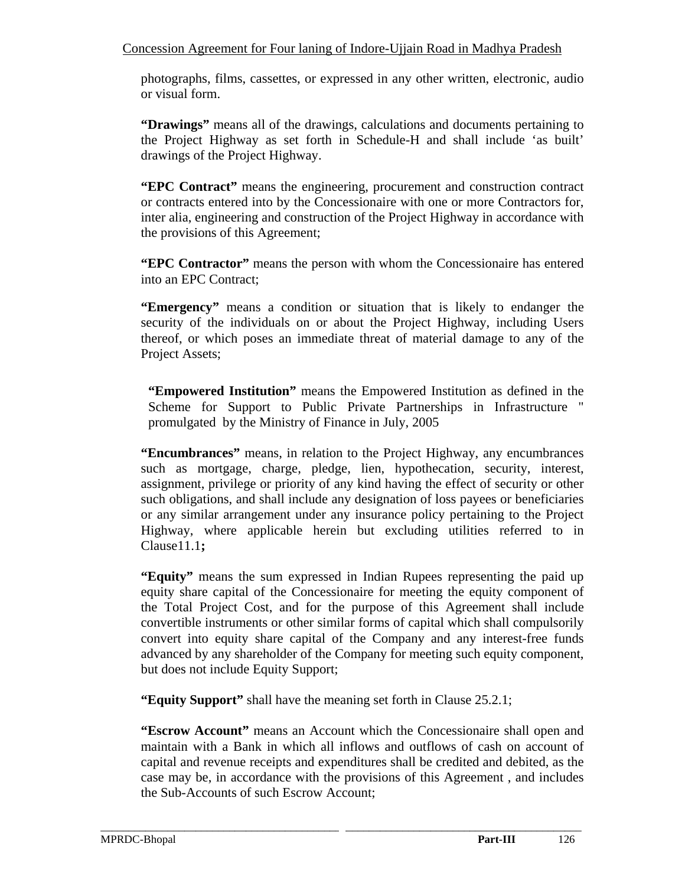photographs, films, cassettes, or expressed in any other written, electronic, audio or visual form.

**"Drawings"** means all of the drawings, calculations and documents pertaining to the Project Highway as set forth in Schedule-H and shall include 'as built' drawings of the Project Highway.

**"EPC Contract"** means the engineering, procurement and construction contract or contracts entered into by the Concessionaire with one or more Contractors for, inter alia, engineering and construction of the Project Highway in accordance with the provisions of this Agreement;

**"EPC Contractor"** means the person with whom the Concessionaire has entered into an EPC Contract;

**"Emergency"** means a condition or situation that is likely to endanger the security of the individuals on or about the Project Highway, including Users thereof, or which poses an immediate threat of material damage to any of the Project Assets;

**"Empowered Institution"** means the Empowered Institution as defined in the Scheme for Support to Public Private Partnerships in Infrastructure " promulgated by the Ministry of Finance in July, 2005

**"Encumbrances"** means, in relation to the Project Highway, any encumbrances such as mortgage, charge, pledge, lien, hypothecation, security, interest, assignment, privilege or priority of any kind having the effect of security or other such obligations, and shall include any designation of loss payees or beneficiaries or any similar arrangement under any insurance policy pertaining to the Project Highway, where applicable herein but excluding utilities referred to in Clause11.1**;**

**"Equity"** means the sum expressed in Indian Rupees representing the paid up equity share capital of the Concessionaire for meeting the equity component of the Total Project Cost, and for the purpose of this Agreement shall include convertible instruments or other similar forms of capital which shall compulsorily convert into equity share capital of the Company and any interest-free funds advanced by any shareholder of the Company for meeting such equity component, but does not include Equity Support;

**"Equity Support"** shall have the meaning set forth in Clause 25.2.1;

**"Escrow Account"** means an Account which the Concessionaire shall open and maintain with a Bank in which all inflows and outflows of cash on account of capital and revenue receipts and expenditures shall be credited and debited, as the case may be, in accordance with the provisions of this Agreement , and includes the Sub-Accounts of such Escrow Account;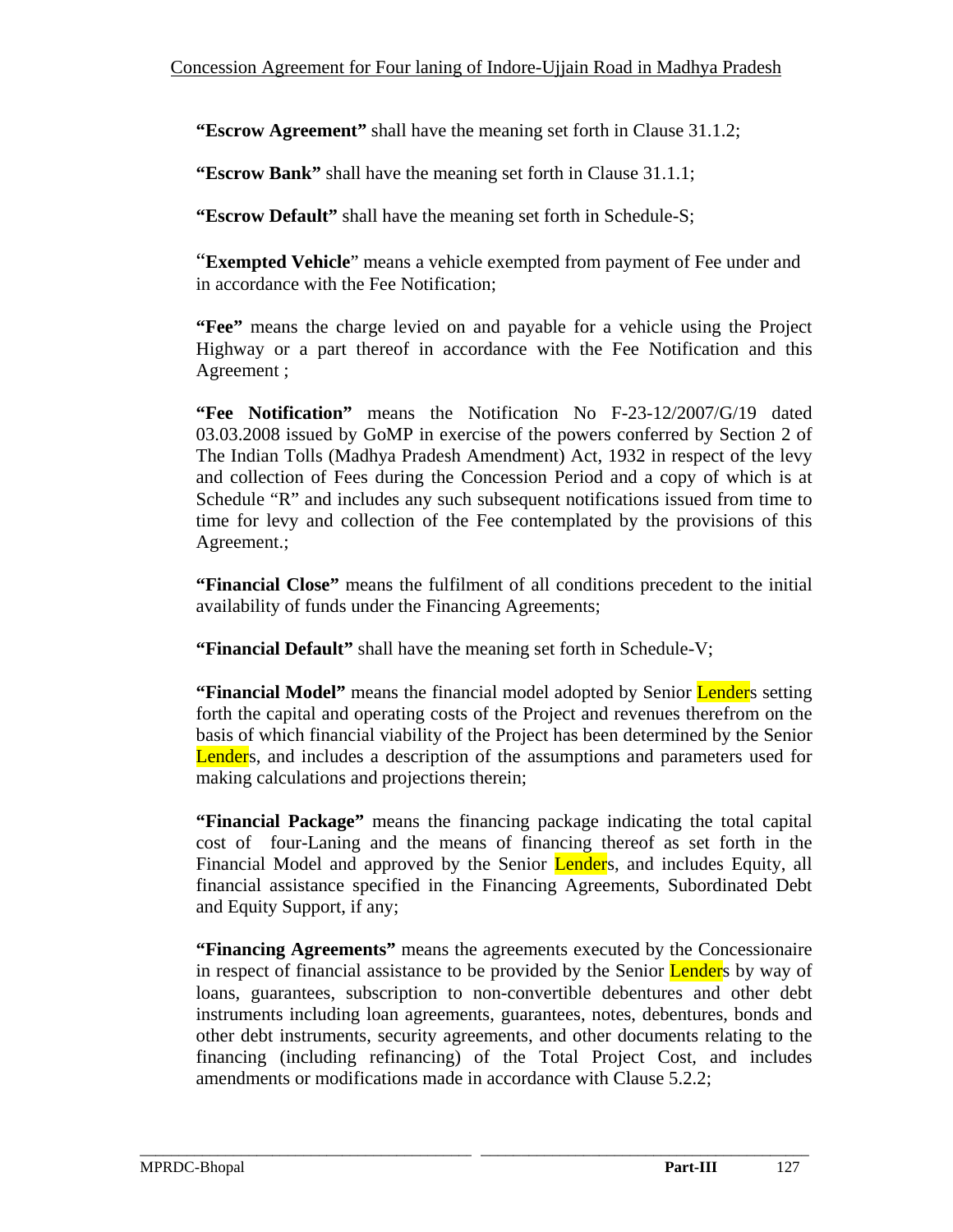**"Escrow Agreement"** shall have the meaning set forth in Clause 31.1.2;

**"Escrow Bank"** shall have the meaning set forth in Clause 31.1.1;

**"Escrow Default"** shall have the meaning set forth in Schedule-S;

"**Exempted Vehicle**" means a vehicle exempted from payment of Fee under and in accordance with the Fee Notification;

**"Fee"** means the charge levied on and payable for a vehicle using the Project Highway or a part thereof in accordance with the Fee Notification and this Agreement ;

**"Fee Notification"** means the Notification No F-23-12/2007/G/19 dated 03.03.2008 issued by GoMP in exercise of the powers conferred by Section 2 of The Indian Tolls (Madhya Pradesh Amendment) Act, 1932 in respect of the levy and collection of Fees during the Concession Period and a copy of which is at Schedule "R" and includes any such subsequent notifications issued from time to time for levy and collection of the Fee contemplated by the provisions of this Agreement.;

**"Financial Close"** means the fulfilment of all conditions precedent to the initial availability of funds under the Financing Agreements;

**"Financial Default"** shall have the meaning set forth in Schedule-V;

**"Financial Model"** means the financial model adopted by Senior Lenders setting forth the capital and operating costs of the Project and revenues therefrom on the basis of which financial viability of the Project has been determined by the Senior Lenders, and includes a description of the assumptions and parameters used for making calculations and projections therein;

**"Financial Package"** means the financing package indicating the total capital cost of four-Laning and the means of financing thereof as set forth in the Financial Model and approved by the Senior Lenders, and includes Equity, all financial assistance specified in the Financing Agreements, Subordinated Debt and Equity Support, if any;

**"Financing Agreements"** means the agreements executed by the Concessionaire in respect of financial assistance to be provided by the Senior Lenders by way of loans, guarantees, subscription to non-convertible debentures and other debt instruments including loan agreements, guarantees, notes, debentures, bonds and other debt instruments, security agreements, and other documents relating to the financing (including refinancing) of the Total Project Cost, and includes amendments or modifications made in accordance with Clause 5.2.2;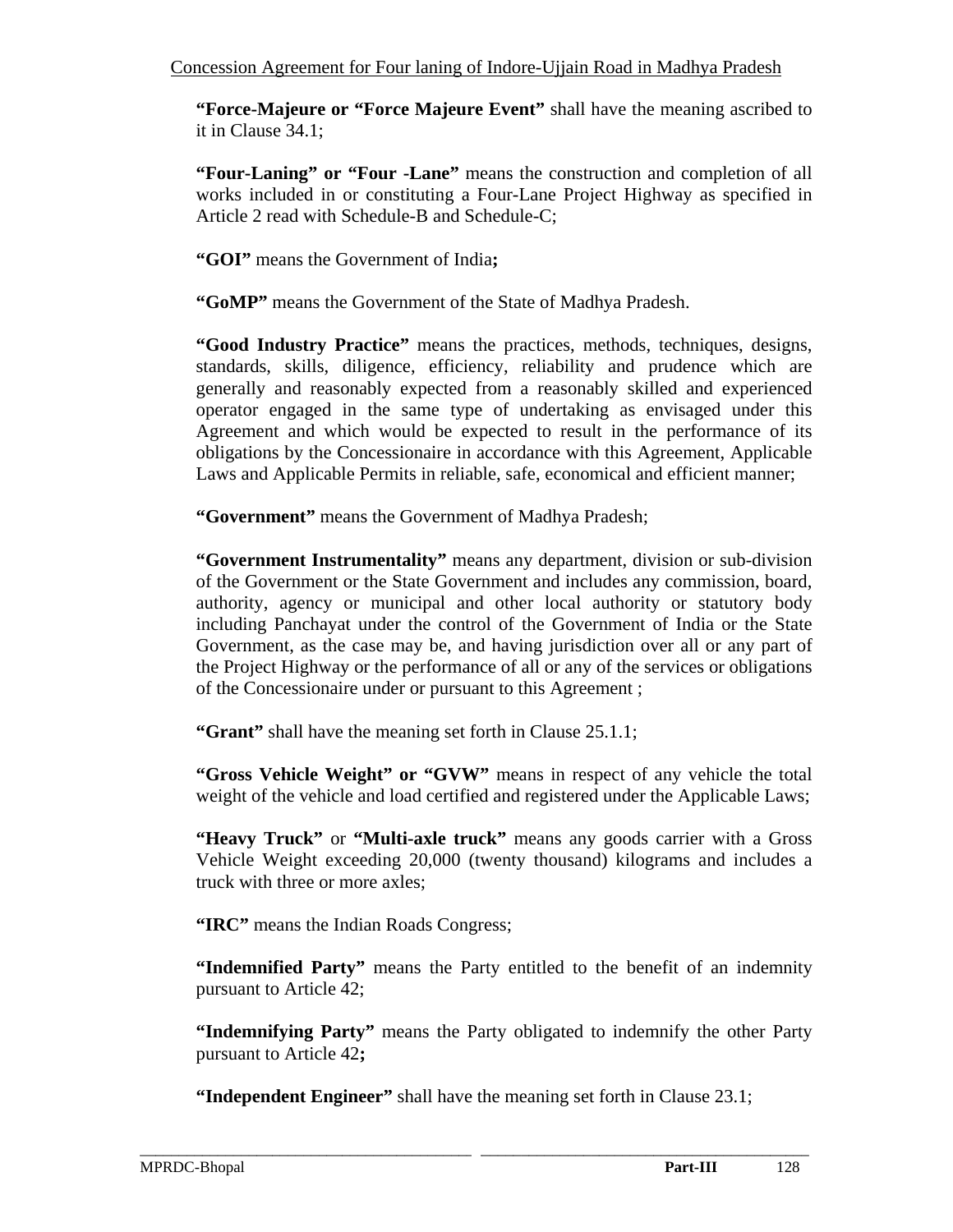**"Force-Majeure or "Force Majeure Event"** shall have the meaning ascribed to it in Clause 34.1;

**"Four-Laning" or "Four -Lane"** means the construction and completion of all works included in or constituting a Four-Lane Project Highway as specified in Article 2 read with Schedule-B and Schedule-C;

**"GOI"** means the Government of India**;**

**"GoMP"** means the Government of the State of Madhya Pradesh.

**"Good Industry Practice"** means the practices, methods, techniques, designs, standards, skills, diligence, efficiency, reliability and prudence which are generally and reasonably expected from a reasonably skilled and experienced operator engaged in the same type of undertaking as envisaged under this Agreement and which would be expected to result in the performance of its obligations by the Concessionaire in accordance with this Agreement, Applicable Laws and Applicable Permits in reliable, safe, economical and efficient manner;

**"Government"** means the Government of Madhya Pradesh;

**"Government Instrumentality"** means any department, division or sub-division of the Government or the State Government and includes any commission, board, authority, agency or municipal and other local authority or statutory body including Panchayat under the control of the Government of India or the State Government, as the case may be, and having jurisdiction over all or any part of the Project Highway or the performance of all or any of the services or obligations of the Concessionaire under or pursuant to this Agreement ;

**"Grant"** shall have the meaning set forth in Clause 25.1.1;

**"Gross Vehicle Weight" or "GVW"** means in respect of any vehicle the total weight of the vehicle and load certified and registered under the Applicable Laws;

**"Heavy Truck"** or **"Multi-axle truck"** means any goods carrier with a Gross Vehicle Weight exceeding 20,000 (twenty thousand) kilograms and includes a truck with three or more axles;

**"IRC"** means the Indian Roads Congress;

**"Indemnified Party"** means the Party entitled to the benefit of an indemnity pursuant to Article 42;

**"Indemnifying Party"** means the Party obligated to indemnify the other Party pursuant to Article 42**;**

**"Independent Engineer"** shall have the meaning set forth in Clause 23.1;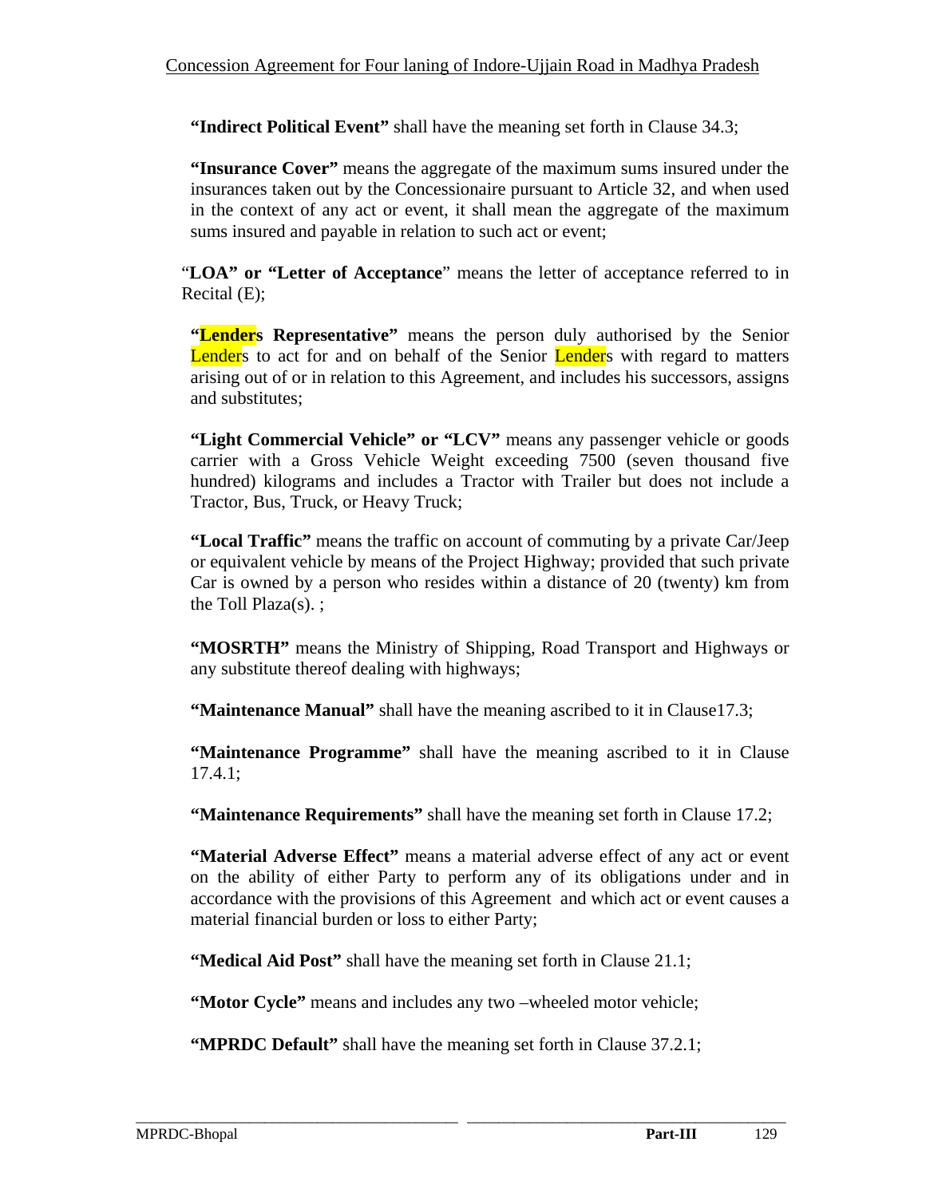**"Indirect Political Event"** shall have the meaning set forth in Clause 34.3;

**"Insurance Cover"** means the aggregate of the maximum sums insured under the insurances taken out by the Concessionaire pursuant to Article 32, and when used in the context of any act or event, it shall mean the aggregate of the maximum sums insured and payable in relation to such act or event;

"**LOA" or "Letter of Acceptance**" means the letter of acceptance referred to in Recital (E);

**"Lenders Representative"** means the person duly authorised by the Senior Lenders to act for and on behalf of the Senior Lenders with regard to matters arising out of or in relation to this Agreement, and includes his successors, assigns and substitutes;

**"Light Commercial Vehicle" or "LCV"** means any passenger vehicle or goods carrier with a Gross Vehicle Weight exceeding 7500 (seven thousand five hundred) kilograms and includes a Tractor with Trailer but does not include a Tractor, Bus, Truck, or Heavy Truck;

**"Local Traffic"** means the traffic on account of commuting by a private Car/Jeep or equivalent vehicle by means of the Project Highway; provided that such private Car is owned by a person who resides within a distance of 20 (twenty) km from the Toll Plaza(s). ;

**"MOSRTH"** means the Ministry of Shipping, Road Transport and Highways or any substitute thereof dealing with highways;

**"Maintenance Manual"** shall have the meaning ascribed to it in Clause17.3;

**"Maintenance Programme"** shall have the meaning ascribed to it in Clause 17.4.1;

**"Maintenance Requirements"** shall have the meaning set forth in Clause 17.2;

**"Material Adverse Effect"** means a material adverse effect of any act or event on the ability of either Party to perform any of its obligations under and in accordance with the provisions of this Agreement and which act or event causes a material financial burden or loss to either Party;

**"Medical Aid Post"** shall have the meaning set forth in Clause 21.1;

**"Motor Cycle"** means and includes any two –wheeled motor vehicle;

**"MPRDC Default"** shall have the meaning set forth in Clause 37.2.1;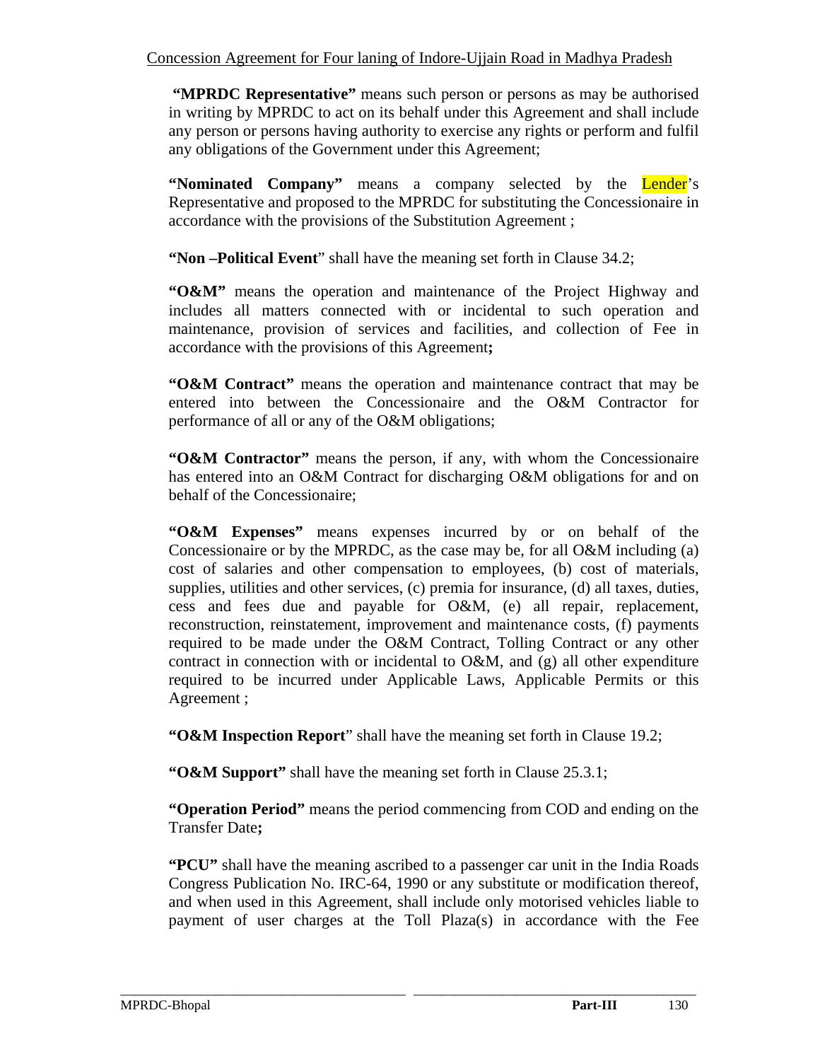**"MPRDC Representative"** means such person or persons as may be authorised in writing by MPRDC to act on its behalf under this Agreement and shall include any person or persons having authority to exercise any rights or perform and fulfil any obligations of the Government under this Agreement;

**"Nominated Company"** means a company selected by the Lender's Representative and proposed to the MPRDC for substituting the Concessionaire in accordance with the provisions of the Substitution Agreement ;

**"Non –Political Event"** shall have the meaning set forth in Clause 34.2;

**"O&M"** means the operation and maintenance of the Project Highway and includes all matters connected with or incidental to such operation and maintenance, provision of services and facilities, and collection of Fee in accordance with the provisions of this Agreement**;**

**"O&M Contract"** means the operation and maintenance contract that may be entered into between the Concessionaire and the O&M Contractor for performance of all or any of the O&M obligations;

**"O&M Contractor"** means the person, if any, with whom the Concessionaire has entered into an O&M Contract for discharging O&M obligations for and on behalf of the Concessionaire;

**"O&M Expenses"** means expenses incurred by or on behalf of the Concessionaire or by the MPRDC, as the case may be, for all O&M including (a) cost of salaries and other compensation to employees, (b) cost of materials, supplies, utilities and other services, (c) premia for insurance, (d) all taxes, duties, cess and fees due and payable for O&M, (e) all repair, replacement, reconstruction, reinstatement, improvement and maintenance costs, (f) payments required to be made under the O&M Contract, Tolling Contract or any other contract in connection with or incidental to O&M, and (g) all other expenditure required to be incurred under Applicable Laws, Applicable Permits or this Agreement ;

**"O&M Inspection Report"** shall have the meaning set forth in Clause 19.2;

**"O&M Support"** shall have the meaning set forth in Clause 25.3.1;

**"Operation Period"** means the period commencing from COD and ending on the Transfer Date**;**

**"PCU"** shall have the meaning ascribed to a passenger car unit in the India Roads Congress Publication No. IRC-64, 1990 or any substitute or modification thereof, and when used in this Agreement, shall include only motorised vehicles liable to payment of user charges at the Toll Plaza(s) in accordance with the Fee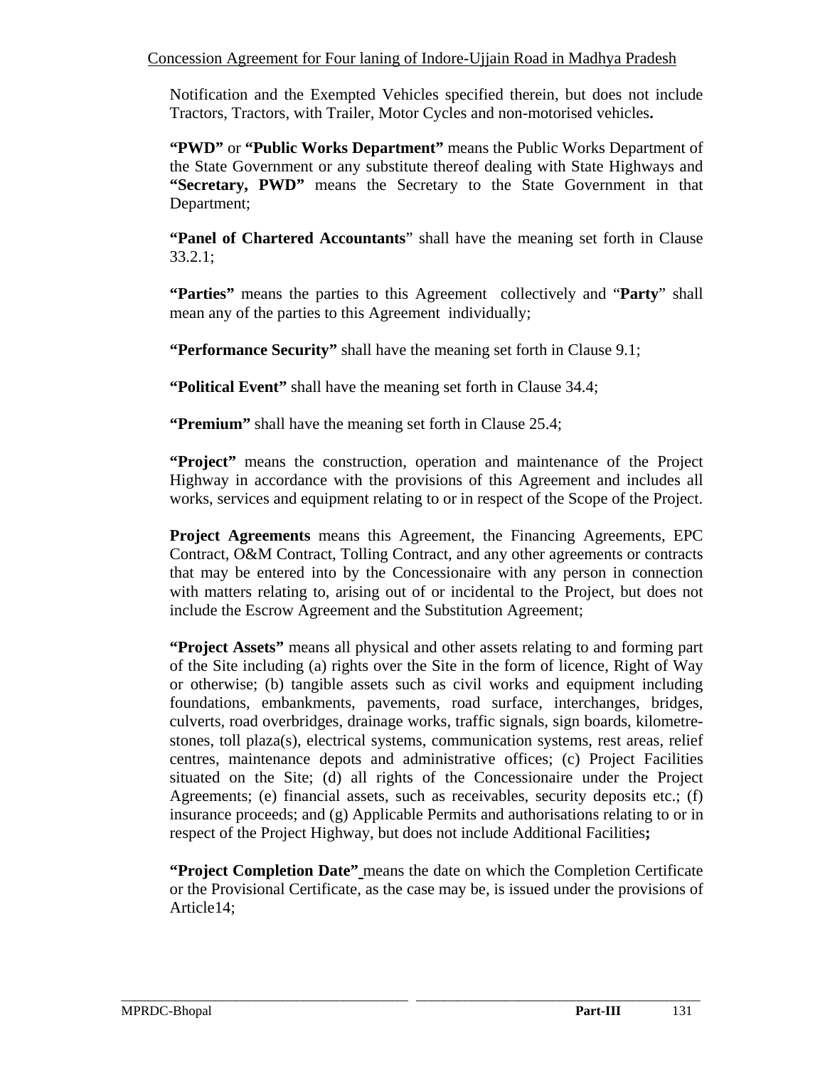Notification and the Exempted Vehicles specified therein, but does not include Tractors, Tractors, with Trailer, Motor Cycles and non-motorised vehicles**.**

**"PWD"** or **"Public Works Department"** means the Public Works Department of the State Government or any substitute thereof dealing with State Highways and **"Secretary, PWD"** means the Secretary to the State Government in that Department;

**"Panel of Chartered Accountants**" shall have the meaning set forth in Clause 33.2.1;

**"Parties"** means the parties to this Agreement collectively and "**Party**" shall mean any of the parties to this Agreement individually;

**"Performance Security"** shall have the meaning set forth in Clause 9.1;

**"Political Event"** shall have the meaning set forth in Clause 34.4;

**"Premium"** shall have the meaning set forth in Clause 25.4;

**"Project"** means the construction, operation and maintenance of the Project Highway in accordance with the provisions of this Agreement and includes all works, services and equipment relating to or in respect of the Scope of the Project.

**Project Agreements** means this Agreement, the Financing Agreements, EPC Contract, O&M Contract, Tolling Contract, and any other agreements or contracts that may be entered into by the Concessionaire with any person in connection with matters relating to, arising out of or incidental to the Project, but does not include the Escrow Agreement and the Substitution Agreement;

**"Project Assets"** means all physical and other assets relating to and forming part of the Site including (a) rights over the Site in the form of licence, Right of Way or otherwise; (b) tangible assets such as civil works and equipment including foundations, embankments, pavements, road surface, interchanges, bridges, culverts, road overbridges, drainage works, traffic signals, sign boards, kilometre-stones, toll plaza(s), electrical systems, communication systems, rest areas, relief centres, maintenance depots and administrative offices; (c) Project Facilities situated on the Site; (d) all rights of the Concessionaire under the Project Agreements; (e) financial assets, such as receivables, security deposits etc.; (f) insurance proceeds; and (g) Applicable Permits and authorisations relating to or in respect of the Project Highway, but does not include Additional Facilities**;**

**"Project Completion Date"** means the date on which the Completion Certificate or the Provisional Certificate, as the case may be, is issued under the provisions of Article14;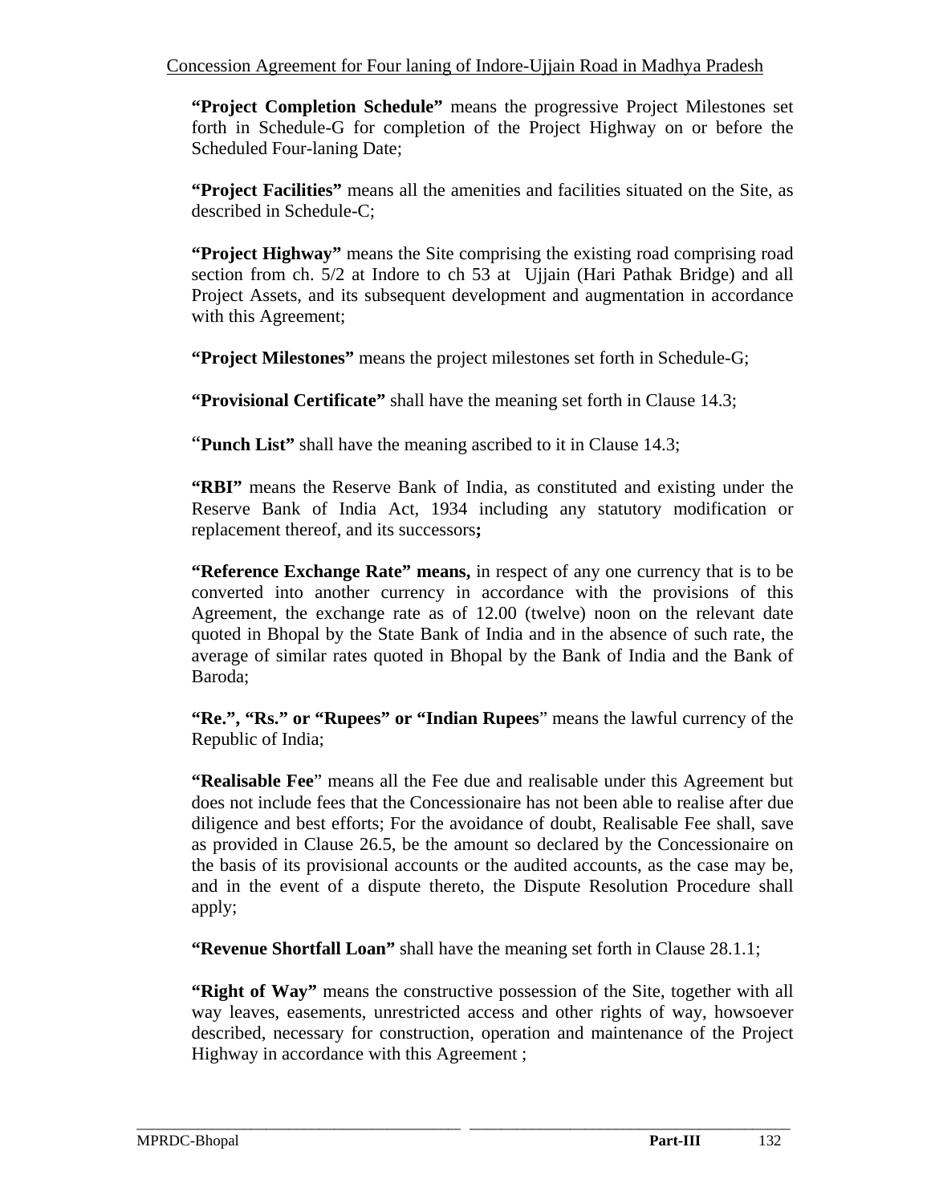**"Project Completion Schedule"** means the progressive Project Milestones set forth in Schedule-G for completion of the Project Highway on or before the Scheduled Four-laning Date;

**"Project Facilities"** means all the amenities and facilities situated on the Site, as described in Schedule-C;

**"Project Highway"** means the Site comprising the existing road comprising road section from ch. 5/2 at Indore to ch 53 at Ujjain (Hari Pathak Bridge) and all Project Assets, and its subsequent development and augmentation in accordance with this Agreement;

**"Project Milestones"** means the project milestones set forth in Schedule-G;

**"Provisional Certificate"** shall have the meaning set forth in Clause 14.3;

"**Punch List"** shall have the meaning ascribed to it in Clause 14.3;

**"RBI"** means the Reserve Bank of India, as constituted and existing under the Reserve Bank of India Act, 1934 including any statutory modification or replacement thereof, and its successors**;**

**"Reference Exchange Rate" means,** in respect of any one currency that is to be converted into another currency in accordance with the provisions of this Agreement, the exchange rate as of 12.00 (twelve) noon on the relevant date quoted in Bhopal by the State Bank of India and in the absence of such rate, the average of similar rates quoted in Bhopal by the Bank of India and the Bank of Baroda;

**"Re.", "Rs." or "Rupees" or "Indian Rupees**" means the lawful currency of the Republic of India;

**"Realisable Fee**" means all the Fee due and realisable under this Agreement but does not include fees that the Concessionaire has not been able to realise after due diligence and best efforts; For the avoidance of doubt, Realisable Fee shall, save as provided in Clause 26.5, be the amount so declared by the Concessionaire on the basis of its provisional accounts or the audited accounts, as the case may be, and in the event of a dispute thereto, the Dispute Resolution Procedure shall apply;

**"Revenue Shortfall Loan"** shall have the meaning set forth in Clause 28.1.1;

**"Right of Way"** means the constructive possession of the Site, together with all way leaves, easements, unrestricted access and other rights of way, howsoever described, necessary for construction, operation and maintenance of the Project Highway in accordance with this Agreement ;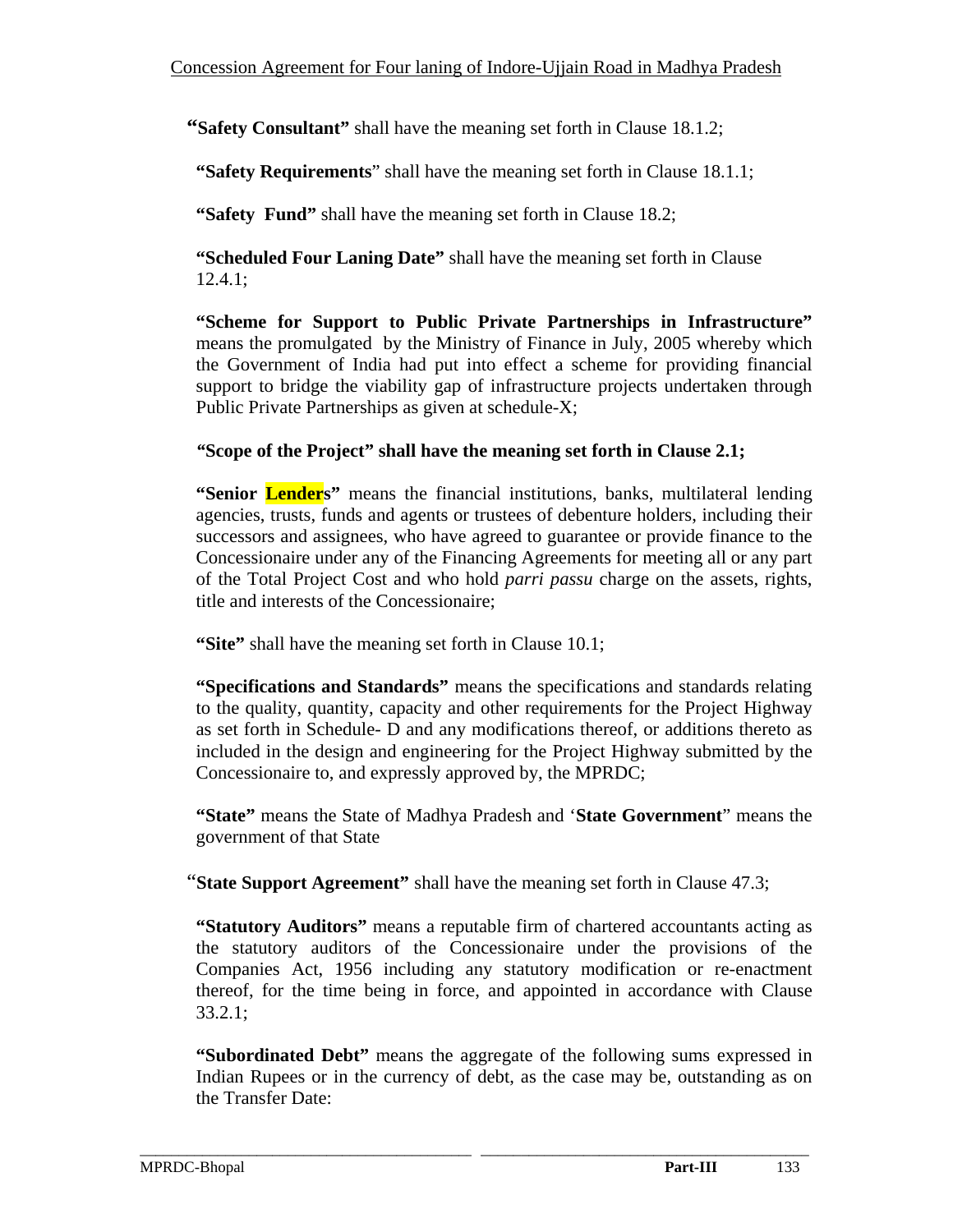**"Safety Consultant"** shall have the meaning set forth in Clause 18.1.2;

**"Safety Requirements"** shall have the meaning set forth in Clause 18.1.1;

**"Safety Fund"** shall have the meaning set forth in Clause 18.2;

**"Scheduled Four Laning Date"** shall have the meaning set forth in Clause 12.4.1;

**"Scheme for Support to Public Private Partnerships in Infrastructure"** means the promulgated by the Ministry of Finance in July, 2005 whereby which the Government of India had put into effect a scheme for providing financial support to bridge the viability gap of infrastructure projects undertaken through Public Private Partnerships as given at schedule-X;

**"Scope of the Project" shall have the meaning set forth in Clause 2.1;**

**"Senior Lenders"** means the financial institutions, banks, multilateral lending agencies, trusts, funds and agents or trustees of debenture holders, including their successors and assignees, who have agreed to guarantee or provide finance to the Concessionaire under any of the Financing Agreements for meeting all or any part of the Total Project Cost and who hold *parri passu* charge on the assets, rights, title and interests of the Concessionaire;

**"Site"** shall have the meaning set forth in Clause 10.1;

**"Specifications and Standards"** means the specifications and standards relating to the quality, quantity, capacity and other requirements for the Project Highway as set forth in Schedule- D and any modifications thereof, or additions thereto as included in the design and engineering for the Project Highway submitted by the Concessionaire to, and expressly approved by, the MPRDC;

**"State"** means the State of Madhya Pradesh and '**State Government**" means the government of that State

"**State Support Agreement"** shall have the meaning set forth in Clause 47.3;

**"Statutory Auditors"** means a reputable firm of chartered accountants acting as the statutory auditors of the Concessionaire under the provisions of the Companies Act, 1956 including any statutory modification or re-enactment thereof, for the time being in force, and appointed in accordance with Clause 33.2.1;

**"Subordinated Debt"** means the aggregate of the following sums expressed in Indian Rupees or in the currency of debt, as the case may be, outstanding as on the Transfer Date: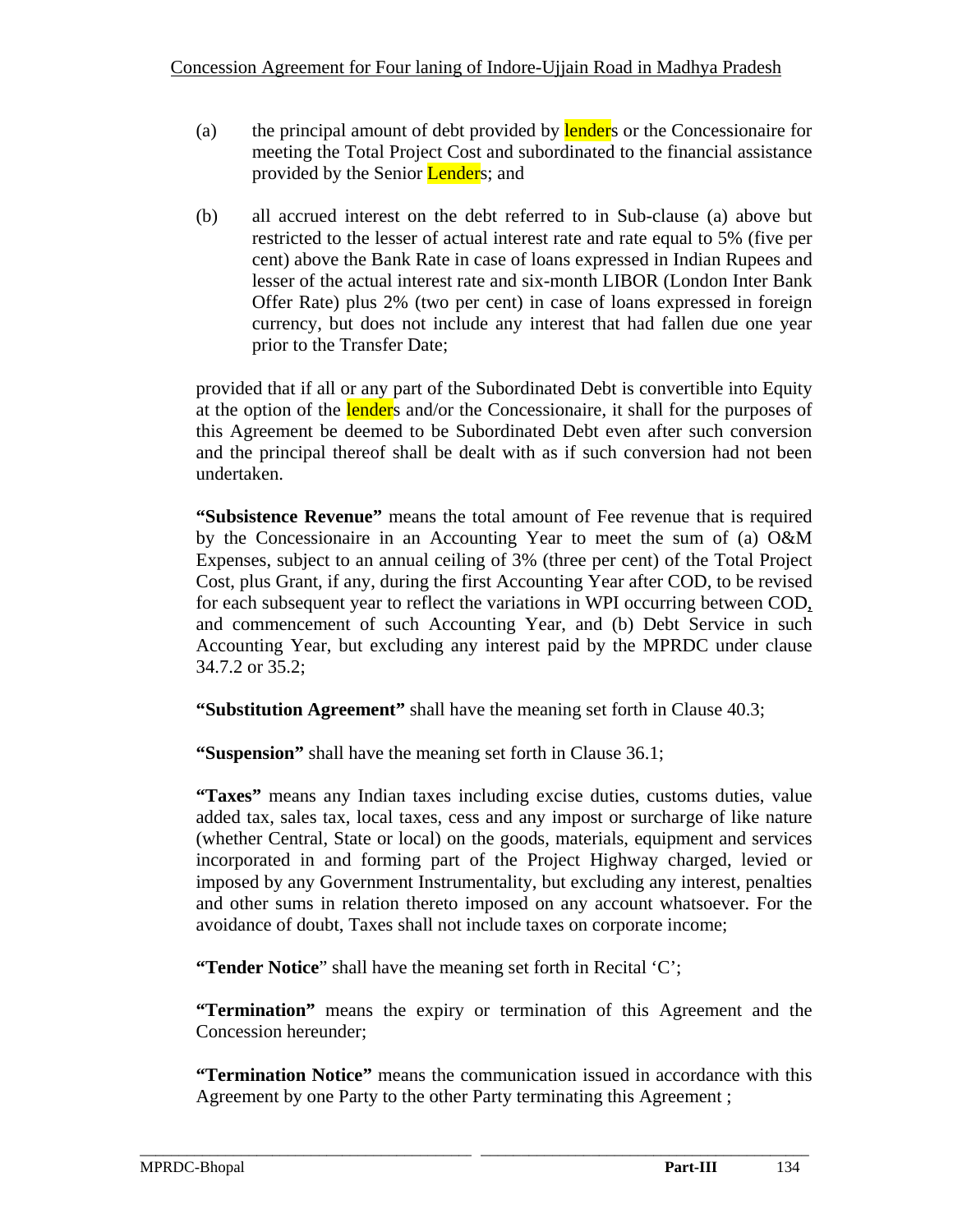(a) the principal amount of debt provided by lenders or the Concessionaire for meeting the Total Project Cost and subordinated to the financial assistance provided by the Senior Lenders; and

(b) all accrued interest on the debt referred to in Sub-clause (a) above but restricted to the lesser of actual interest rate and rate equal to 5% (five per cent) above the Bank Rate in case of loans expressed in Indian Rupees and lesser of the actual interest rate and six-month LIBOR (London Inter Bank Offer Rate) plus 2% (two per cent) in case of loans expressed in foreign currency, but does not include any interest that had fallen due one year prior to the Transfer Date;

provided that if all or any part of the Subordinated Debt is convertible into Equity at the option of the lenders and/or the Concessionaire, it shall for the purposes of this Agreement be deemed to be Subordinated Debt even after such conversion and the principal thereof shall be dealt with as if such conversion had not been undertaken.

**"Subsistence Revenue"** means the total amount of Fee revenue that is required by the Concessionaire in an Accounting Year to meet the sum of (a) O&M Expenses, subject to an annual ceiling of 3% (three per cent) of the Total Project Cost, plus Grant, if any, during the first Accounting Year after COD, to be revised for each subsequent year to reflect the variations in WPI occurring between COD, and commencement of such Accounting Year, and (b) Debt Service in such Accounting Year, but excluding any interest paid by the MPRDC under clause 34.7.2 or 35.2;

**"Substitution Agreement"** shall have the meaning set forth in Clause 40.3;

**"Suspension"** shall have the meaning set forth in Clause 36.1;

**"Taxes"** means any Indian taxes including excise duties, customs duties, value added tax, sales tax, local taxes, cess and any impost or surcharge of like nature (whether Central, State or local) on the goods, materials, equipment and services incorporated in and forming part of the Project Highway charged, levied or imposed by any Government Instrumentality, but excluding any interest, penalties and other sums in relation thereto imposed on any account whatsoever. For the avoidance of doubt, Taxes shall not include taxes on corporate income;

**"Tender Notice"** shall have the meaning set forth in Recital 'C';

**"Termination"** means the expiry or termination of this Agreement and the Concession hereunder;

**"Termination Notice"** means the communication issued in accordance with this Agreement by one Party to the other Party terminating this Agreement ;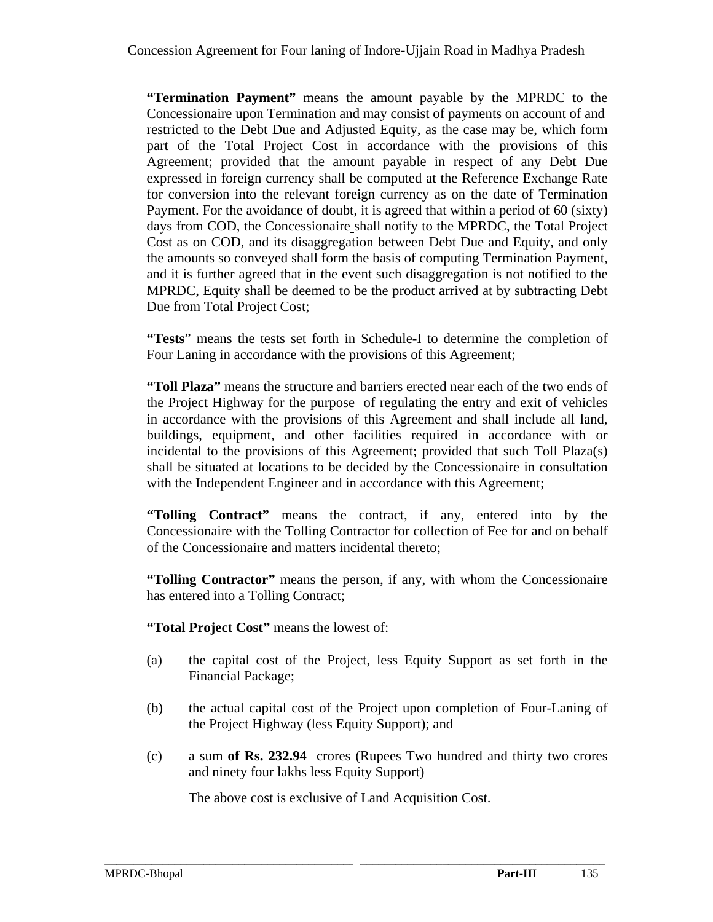**"Termination Payment"** means the amount payable by the MPRDC to the Concessionaire upon Termination and may consist of payments on account of and restricted to the Debt Due and Adjusted Equity, as the case may be, which form part of the Total Project Cost in accordance with the provisions of this Agreement; provided that the amount payable in respect of any Debt Due expressed in foreign currency shall be computed at the Reference Exchange Rate for conversion into the relevant foreign currency as on the date of Termination Payment. For the avoidance of doubt, it is agreed that within a period of 60 (sixty) days from COD, the Concessionaire shall notify to the MPRDC, the Total Project Cost as on COD, and its disaggregation between Debt Due and Equity, and only the amounts so conveyed shall form the basis of computing Termination Payment, and it is further agreed that in the event such disaggregation is not notified to the MPRDC, Equity shall be deemed to be the product arrived at by subtracting Debt Due from Total Project Cost;

**"Tests"** means the tests set forth in Schedule-I to determine the completion of Four Laning in accordance with the provisions of this Agreement;

**"Toll Plaza"** means the structure and barriers erected near each of the two ends of the Project Highway for the purpose of regulating the entry and exit of vehicles in accordance with the provisions of this Agreement and shall include all land, buildings, equipment, and other facilities required in accordance with or incidental to the provisions of this Agreement; provided that such Toll Plaza(s) shall be situated at locations to be decided by the Concessionaire in consultation with the Independent Engineer and in accordance with this Agreement;

**"Tolling Contract"** means the contract, if any, entered into by the Concessionaire with the Tolling Contractor for collection of Fee for and on behalf of the Concessionaire and matters incidental thereto;

**"Tolling Contractor"** means the person, if any, with whom the Concessionaire has entered into a Tolling Contract;

**"Total Project Cost"** means the lowest of:

(a) the capital cost of the Project, less Equity Support as set forth in the Financial Package;

(b) the actual capital cost of the Project upon completion of Four-Laning of the Project Highway (less Equity Support); and

(c) a sum **of Rs. 232.94** crores (Rupees Two hundred and thirty two crores and ninety four lakhs less Equity Support)

The above cost is exclusive of Land Acquisition Cost.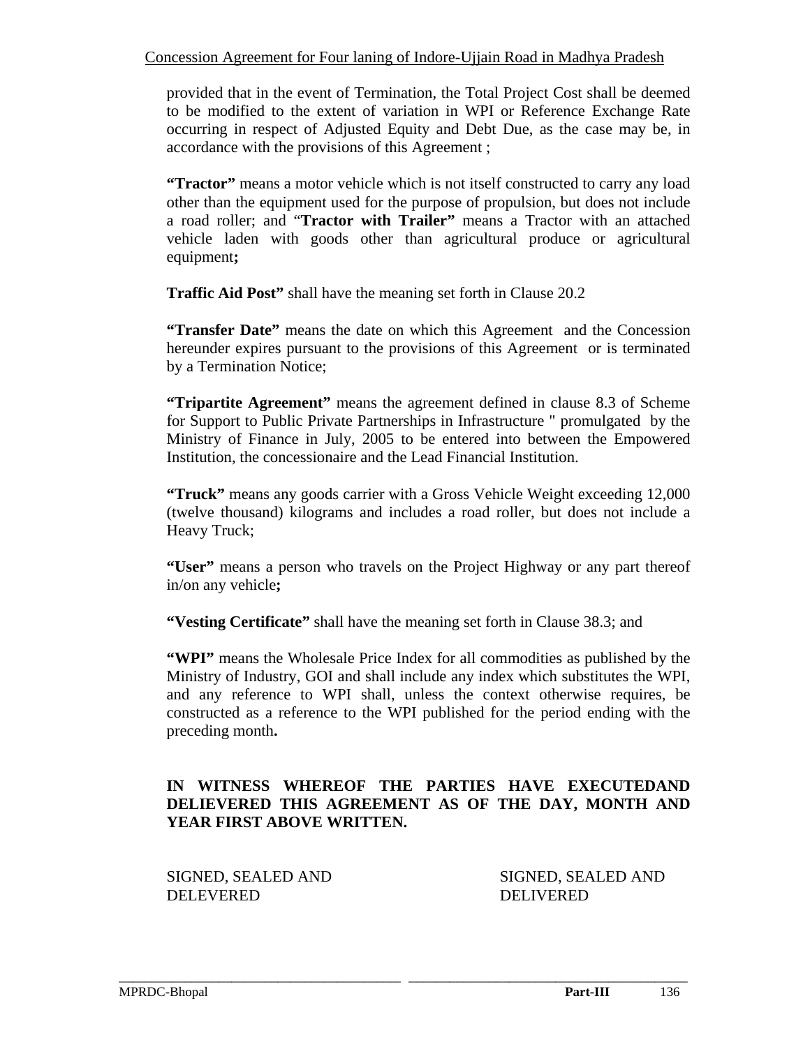provided that in the event of Termination, the Total Project Cost shall be deemed to be modified to the extent of variation in WPI or Reference Exchange Rate occurring in respect of Adjusted Equity and Debt Due, as the case may be, in accordance with the provisions of this Agreement ;

**"Tractor"** means a motor vehicle which is not itself constructed to carry any load other than the equipment used for the purpose of propulsion, but does not include a road roller; and "**Tractor with Trailer"** means a Tractor with an attached vehicle laden with goods other than agricultural produce or agricultural equipment**;**

**Traffic Aid Post"** shall have the meaning set forth in Clause 20.2

**"Transfer Date"** means the date on which this Agreement and the Concession hereunder expires pursuant to the provisions of this Agreement or is terminated by a Termination Notice;

**"Tripartite Agreement"** means the agreement defined in clause 8.3 of Scheme for Support to Public Private Partnerships in Infrastructure " promulgated by the Ministry of Finance in July, 2005 to be entered into between the Empowered Institution, the concessionaire and the Lead Financial Institution.

**"Truck"** means any goods carrier with a Gross Vehicle Weight exceeding 12,000 (twelve thousand) kilograms and includes a road roller, but does not include a Heavy Truck;

**"User"** means a person who travels on the Project Highway or any part thereof in/on any vehicle**;**

**"Vesting Certificate"** shall have the meaning set forth in Clause 38.3; and

**"WPI"** means the Wholesale Price Index for all commodities as published by the Ministry of Industry, GOI and shall include any index which substitutes the WPI, and any reference to WPI shall, unless the context otherwise requires, be constructed as a reference to the WPI published for the period ending with the preceding month**.**

**IN WITNESS WHEREOF THE PARTIES HAVE EXECUTEDAND DELIEVERED THIS AGREEMENT AS OF THE DAY, MONTH AND YEAR FIRST ABOVE WRITTEN.**

SIGNED, SEALED AND DELEVERED

SIGNED, SEALED AND DELIVERED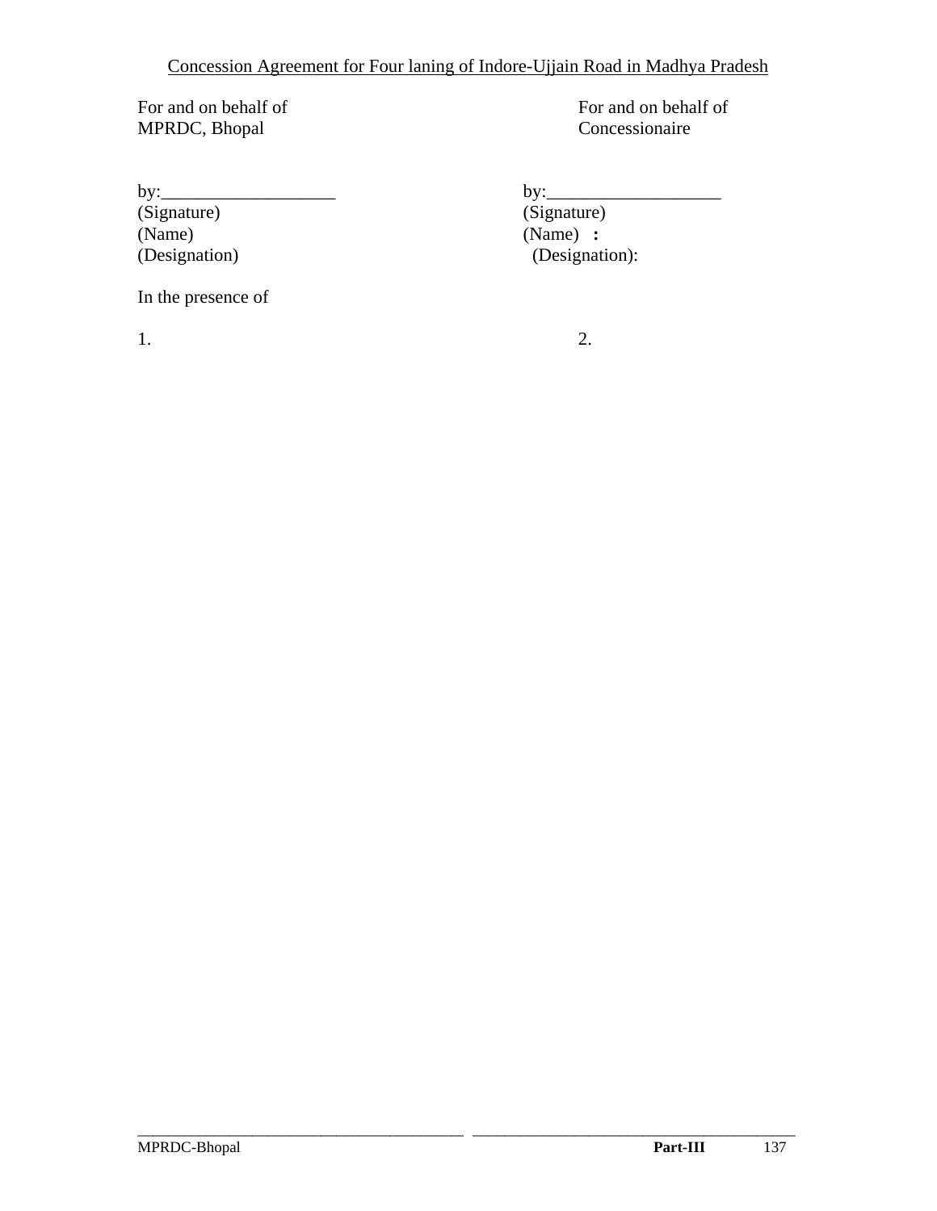| For and on behalf of MPRDC, Bhopal | For and on behalf of Concessionaire |
|---|---|
| by:___________________ | by:___________________ |
| (Signature) | (Signature) |
| (Name) | (Name) : |
| (Designation) | (Designation): |

In the presence of

1.

2.